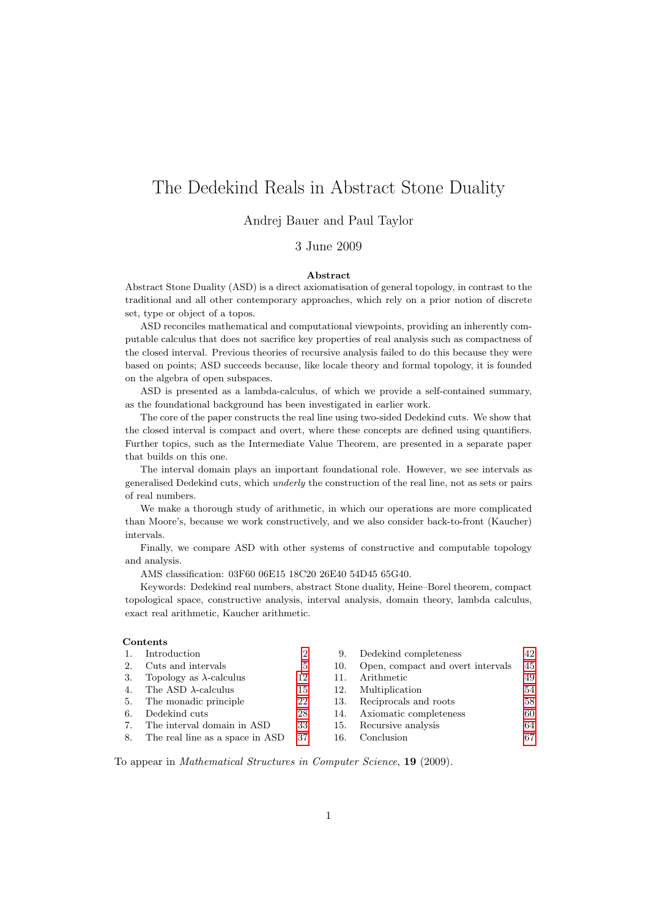# The Dedekind Reals in Abstract Stone Duality

Andrej Bauer and Paul Taylor

3 June 2009

### Abstract

Abstract Stone Duality (ASD) is a direct axiomatisation of general topology, in contrast to the traditional and all other contemporary approaches, which rely on a prior notion of discrete set, type or object of a topos.

ASD reconciles mathematical and computational viewpoints, providing an inherently computable calculus that does not sacrifice key properties of real analysis such as compactness of the closed interval. Previous theories of recursive analysis failed to do this because they were based on points; ASD succeeds because, like locale theory and formal topology, it is founded on the algebra of open subspaces.

ASD is presented as a lambda-calculus, of which we provide a self-contained summary, as the foundational background has been investigated in earlier work.

The core of the paper constructs the real line using two-sided Dedekind cuts. We show that the closed interval is compact and overt, where these concepts are defined using quantifiers. Further topics, such as the Intermediate Value Theorem, are presented in a separate paper that builds on this one.

The interval domain plays an important foundational role. However, we see intervals as generalised Dedekind cuts, which *underly* the construction of the real line, not as sets or pairs of real numbers.

We make a thorough study of arithmetic, in which our operations are more complicated than Moore's, because we work constructively, and we also consider back-to-front (Kaucher) intervals.

Finally, we compare ASD with other systems of constructive and computable topology and analysis.

AMS classification: 03F60 06E15 18C20 26E40 54D45 65G40.

Keywords: Dedekind real numbers, abstract Stone duality, Heine–Borel theorem, compact topological space, constructive analysis, interval analysis, domain theory, lambda calculus, exact real arithmetic, Kaucher arithmetic.

### Contents

| | | |
|---|---|---|
| 1. | Introduction | 2 |
| 2. | Cuts and intervals | 5 |
| 3. | Topology as $\lambda$-calculus | 12 |
| 4. | The ASD $\lambda$-calculus | 15 |
| 5. | The monadic principle | 22 |
| 6. | Dedekind cuts | 28 |
| 7. | The interval domain in ASD | 33 |
| 8. | The real line as a space in ASD | 37 |
| 9. | Dedekind completeness | 42 |
| 10. | Open, compact and overt intervals | 45 |
| 11. | Arithmetic | 49 |
| 12. | Multiplication | 54 |
| 13. | Reciprocals and roots | 58 |
| 14. | Axiomatic completeness | 60 |
| 15. | Recursive analysis | 64 |
| 16. | Conclusion | 67 |

To appear in *Mathematical Structures in Computer Science*, **19** (2009).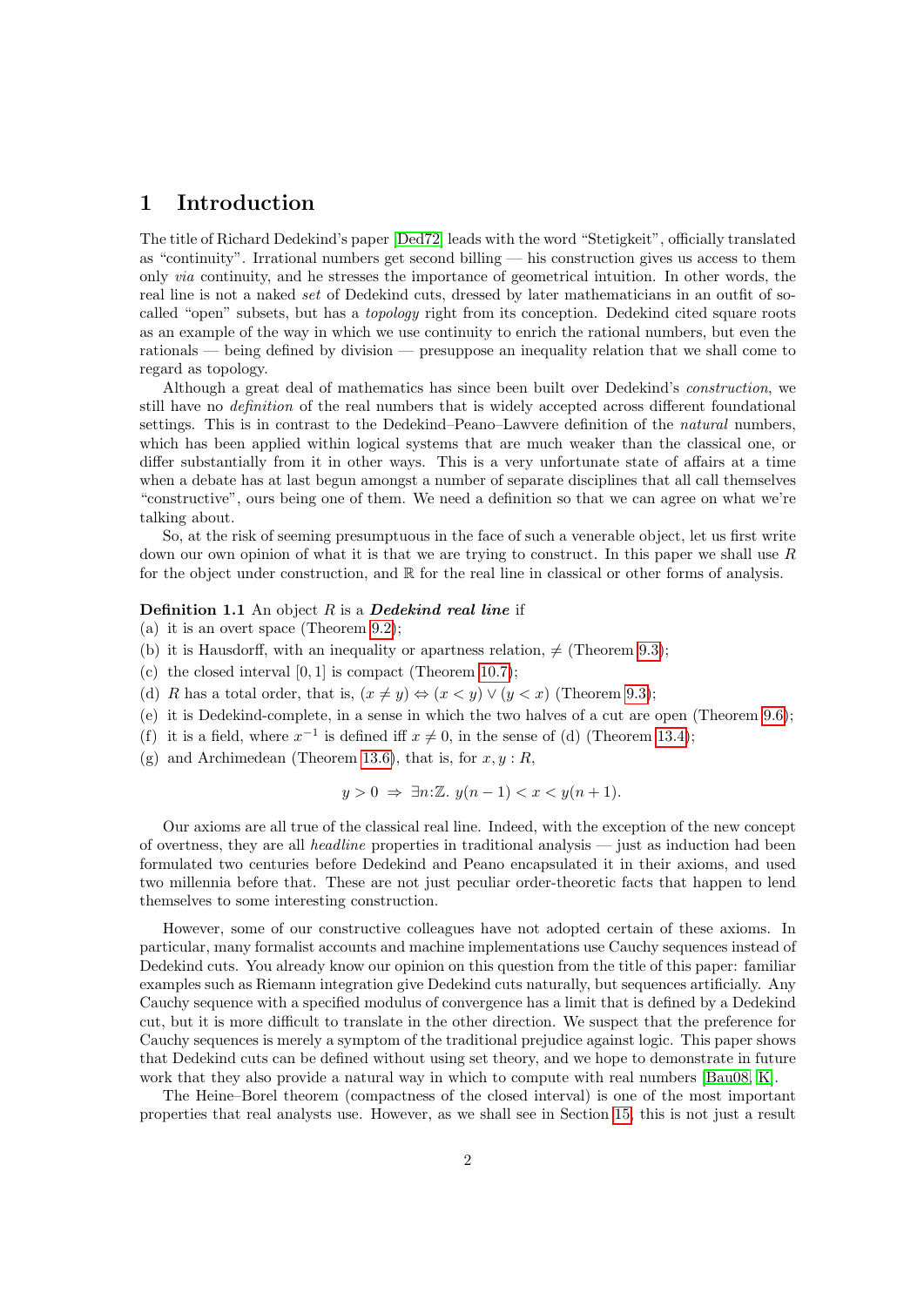# 1 Introduction

The title of Richard Dedekind's paper [Ded72] leads with the word "Stetigkeit", officially translated as "continuity". Irrational numbers get second billing — his construction gives us access to them only *via* continuity, and he stresses the importance of geometrical intuition. In other words, the real line is not a naked *set* of Dedekind cuts, dressed by later mathematicians in an outfit of so-called "open" subsets, but has a *topology* right from its conception. Dedekind cited square roots as an example of the way in which we use continuity to enrich the rational numbers, but even the rationals — being defined by division — presuppose an inequality relation that we shall come to regard as topology.

Although a great deal of mathematics has since been built over Dedekind's *construction*, we still have no *definition* of the real numbers that is widely accepted across different foundational settings. This is in contrast to the Dedekind–Peano–Lawvere definition of the *natural* numbers, which has been applied within logical systems that are much weaker than the classical one, or differ substantially from it in other ways. This is a very unfortunate state of affairs at a time when a debate has at last begun amongst a number of separate disciplines that all call themselves "constructive", ours being one of them. We need a definition so that we can agree on what we're talking about.

So, at the risk of seeming presumptuous in the face of such a venerable object, let us first write down our own opinion of what it is that we are trying to construct. In this paper we shall use $R$ for the object under construction, and $\mathbb{R}$ for the real line in classical or other forms of analysis.

**Definition 1.1** An object $R$ is a ***Dedekind real line*** if
(a) it is an overt space (Theorem 9.2);
(b) it is Hausdorff, with an inequality or apartness relation, $\neq$ (Theorem 9.3);
(c) the closed interval $[0,1]$ is compact (Theorem 10.7);
(d) $R$ has a total order, that is, $(x \neq y) \Leftrightarrow (x < y) \vee (y < x)$ (Theorem 9.3);
(e) it is Dedekind-complete, in a sense in which the two halves of a cut are open (Theorem 9.6);
(f) it is a field, where $x^{-1}$ is defined iff $x \neq 0$, in the sense of (d) (Theorem 13.4);
(g) and Archimedean (Theorem 13.6), that is, for $x, y : R$,

$$y > 0 \;\Rightarrow\; \exists n{:}\mathbb{Z}.\; y(n-1) < x < y(n+1).$$

Our axioms are all true of the classical real line. Indeed, with the exception of the new concept of overtness, they are all *headline* properties in traditional analysis — just as induction had been formulated two centuries before Dedekind and Peano encapsulated it in their axioms, and used two millennia before that. These are not just peculiar order-theoretic facts that happen to lend themselves to some interesting construction.

However, some of our constructive colleagues have not adopted certain of these axioms. In particular, many formalist accounts and machine implementations use Cauchy sequences instead of Dedekind cuts. You already know our opinion on this question from the title of this paper: familiar examples such as Riemann integration give Dedekind cuts naturally, but sequences artificially. Any Cauchy sequence with a specified modulus of convergence has a limit that is defined by a Dedekind cut, but it is more difficult to translate in the other direction. We suspect that the preference for Cauchy sequences is merely a symptom of the traditional prejudice against logic. This paper shows that Dedekind cuts can be defined without using set theory, and we hope to demonstrate in future work that they also provide a natural way in which to compute with real numbers [Bau08, K].

The Heine–Borel theorem (compactness of the closed interval) is one of the most important properties that real analysts use. However, as we shall see in Section 15, this is not just a result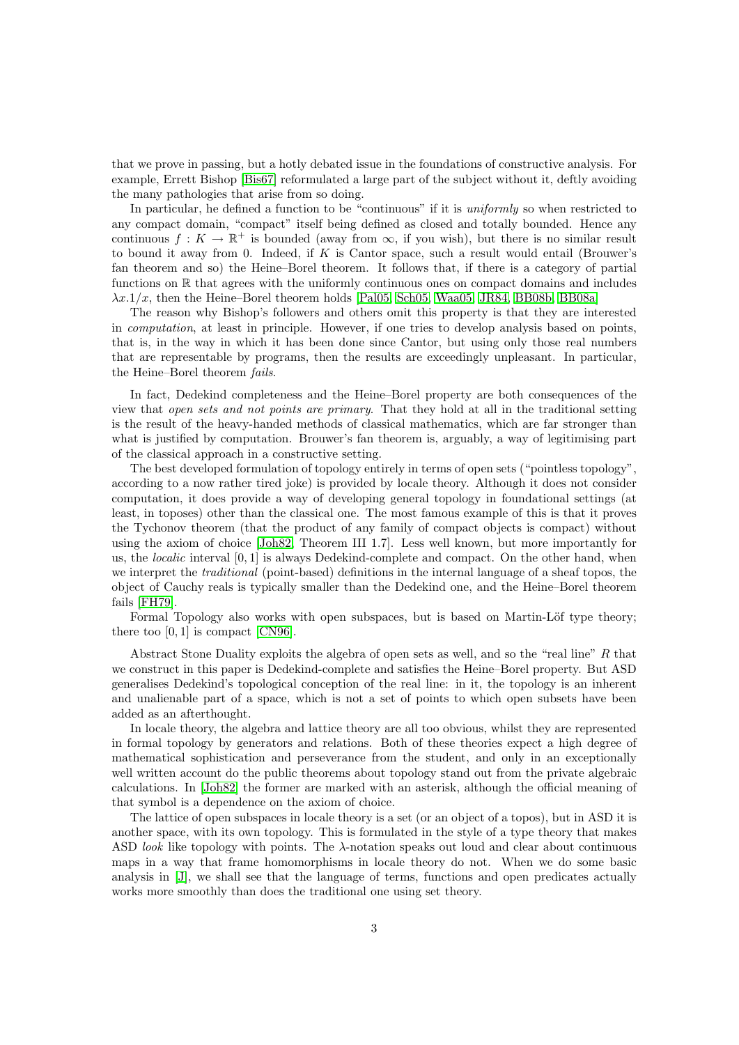that we prove in passing, but a hotly debated issue in the foundations of constructive analysis. For example, Errett Bishop [Bis67] reformulated a large part of the subject without it, deftly avoiding the many pathologies that arise from so doing.

In particular, he defined a function to be "continuous" if it is *uniformly* so when restricted to any compact domain, "compact" itself being defined as closed and totally bounded. Hence any continuous $f : K \to \mathbb{R}^+$ is bounded (away from $\infty$, if you wish), but there is no similar result to bound it away from 0. Indeed, if $K$ is Cantor space, such a result would entail (Brouwer's fan theorem and so) the Heine–Borel theorem. It follows that, if there is a category of partial functions on $\mathbb{R}$ that agrees with the uniformly continuous ones on compact domains and includes $\lambda x.1/x$, then the Heine–Borel theorem holds [Pal05, Sch05, Waa05, JR84, BB08b, BB08a].

The reason why Bishop's followers and others omit this property is that they are interested in *computation*, at least in principle. However, if one tries to develop analysis based on points, that is, in the way in which it has been done since Cantor, but using only those real numbers that are representable by programs, then the results are exceedingly unpleasant. In particular, the Heine–Borel theorem *fails*.

In fact, Dedekind completeness and the Heine–Borel property are both consequences of the view that *open sets and not points are primary*. That they hold at all in the traditional setting is the result of the heavy-handed methods of classical mathematics, which are far stronger than what is justified by computation. Brouwer's fan theorem is, arguably, a way of legitimising part of the classical approach in a constructive setting.

The best developed formulation of topology entirely in terms of open sets ("pointless topology", according to a now rather tired joke) is provided by locale theory. Although it does not consider computation, it does provide a way of developing general topology in foundational settings (at least, in toposes) other than the classical one. The most famous example of this is that it proves the Tychonov theorem (that the product of any family of compact objects is compact) without using the axiom of choice [Joh82, Theorem III 1.7]. Less well known, but more importantly for us, the *localic* interval $[0, 1]$ is always Dedekind-complete and compact. On the other hand, when we interpret the *traditional* (point-based) definitions in the internal language of a sheaf topos, the object of Cauchy reals is typically smaller than the Dedekind one, and the Heine–Borel theorem fails [FH79].

Formal Topology also works with open subspaces, but is based on Martin-Löf type theory; there too $[0, 1]$ is compact [CN96].

Abstract Stone Duality exploits the algebra of open sets as well, and so the "real line" $R$ that we construct in this paper is Dedekind-complete and satisfies the Heine–Borel property. But ASD generalises Dedekind's topological conception of the real line: in it, the topology is an inherent and unalienable part of a space, which is not a set of points to which open subsets have been added as an afterthought.

In locale theory, the algebra and lattice theory are all too obvious, whilst they are represented in formal topology by generators and relations. Both of these theories expect a high degree of mathematical sophistication and perseverance from the student, and only in an exceptionally well written account do the public theorems about topology stand out from the private algebraic calculations. In [Joh82] the former are marked with an asterisk, although the official meaning of that symbol is a dependence on the axiom of choice.

The lattice of open subspaces in locale theory is a set (or an object of a topos), but in ASD it is another space, with its own topology. This is formulated in the style of a type theory that makes ASD *look* like topology with points. The $\lambda$-notation speaks out loud and clear about continuous maps in a way that frame homomorphisms in locale theory do not. When we do some basic analysis in [J], we shall see that the language of terms, functions and open predicates actually works more smoothly than does the traditional one using set theory.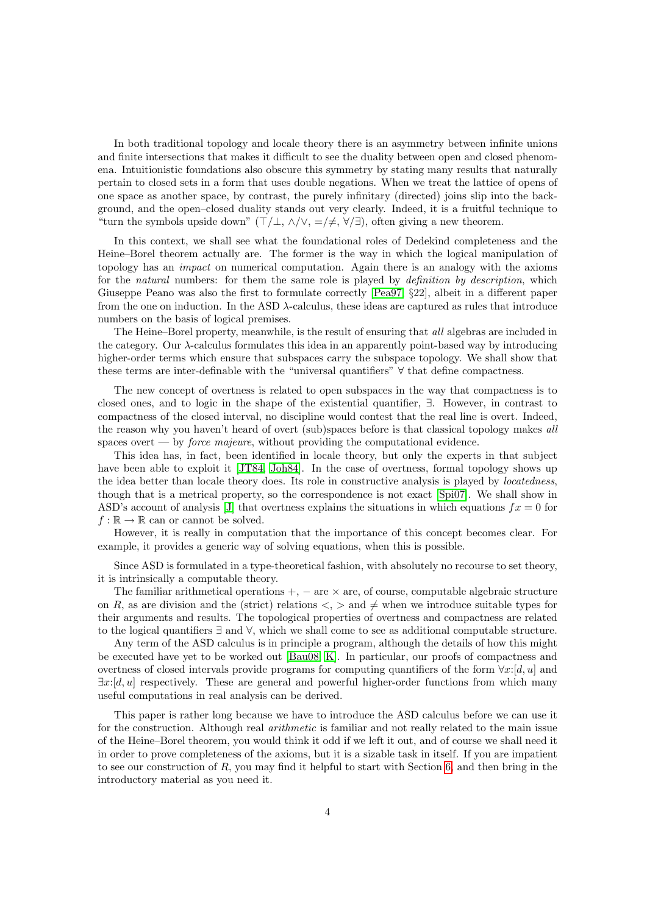In both traditional topology and locale theory there is an asymmetry between infinite unions and finite intersections that makes it difficult to see the duality between open and closed phenomena. Intuitionistic foundations also obscure this symmetry by stating many results that naturally pertain to closed sets in a form that uses double negations. When we treat the lattice of opens of one space as another space, by contrast, the purely infinitary (directed) joins slip into the background, and the open–closed duality stands out very clearly. Indeed, it is a fruitful technique to "turn the symbols upside down" ($\top/\bot$, $\wedge/\vee$, $=/\neq$, $\forall/\exists$), often giving a new theorem.

In this context, we shall see what the foundational roles of Dedekind completeness and the Heine–Borel theorem actually are. The former is the way in which the logical manipulation of topology has an *impact* on numerical computation. Again there is an analogy with the axioms for the *natural* numbers: for them the same role is played by *definition by description*, which Giuseppe Peano was also the first to formulate correctly [Pea97, §22], albeit in a different paper from the one on induction. In the ASD $\lambda$-calculus, these ideas are captured as rules that introduce numbers on the basis of logical premises.

The Heine–Borel property, meanwhile, is the result of ensuring that *all* algebras are included in the category. Our $\lambda$-calculus formulates this idea in an apparently point-based way by introducing higher-order terms which ensure that subspaces carry the subspace topology. We shall show that these terms are inter-definable with the "universal quantifiers" $\forall$ that define compactness.

The new concept of overtness is related to open subspaces in the way that compactness is to closed ones, and to logic in the shape of the existential quantifier, $\exists$. However, in contrast to compactness of the closed interval, no discipline would contest that the real line is overt. Indeed, the reason why you haven't heard of overt (sub)spaces before is that classical topology makes *all* spaces overt — by *force majeure*, without providing the computational evidence.

This idea has, in fact, been identified in locale theory, but only the experts in that subject have been able to exploit it [JT84, Joh84]. In the case of overtness, formal topology shows up the idea better than locale theory does. Its role in constructive analysis is played by *locatedness*, though that is a metrical property, so the correspondence is not exact [Spi07]. We shall show in ASD's account of analysis [J] that overtness explains the situations in which equations $fx = 0$ for $f : \mathbb{R} \to \mathbb{R}$ can or cannot be solved.

However, it is really in computation that the importance of this concept becomes clear. For example, it provides a generic way of solving equations, when this is possible.

Since ASD is formulated in a type-theoretical fashion, with absolutely no recourse to set theory, it is intrinsically a computable theory.

The familiar arithmetical operations $+$, $-$ are $\times$ are, of course, computable algebraic structure on $R$, as are division and the (strict) relations $<$, $>$ and $\neq$ when we introduce suitable types for their arguments and results. The topological properties of overtness and compactness are related to the logical quantifiers $\exists$ and $\forall$, which we shall come to see as additional computable structure.

Any term of the ASD calculus is in principle a program, although the details of how this might be executed have yet to be worked out [Bau08, K]. In particular, our proofs of compactness and overtness of closed intervals provide programs for computing quantifiers of the form $\forall x{:}[d, u]$ and $\exists x{:}[d, u]$ respectively. These are general and powerful higher-order functions from which many useful computations in real analysis can be derived.

This paper is rather long because we have to introduce the ASD calculus before we can use it for the construction. Although real *arithmetic* is familiar and not really related to the main issue of the Heine–Borel theorem, you would think it odd if we left it out, and of course we shall need it in order to prove completeness of the axioms, but it is a sizable task in itself. If you are impatient to see our construction of $R$, you may find it helpful to start with Section 6, and then bring in the introductory material as you need it.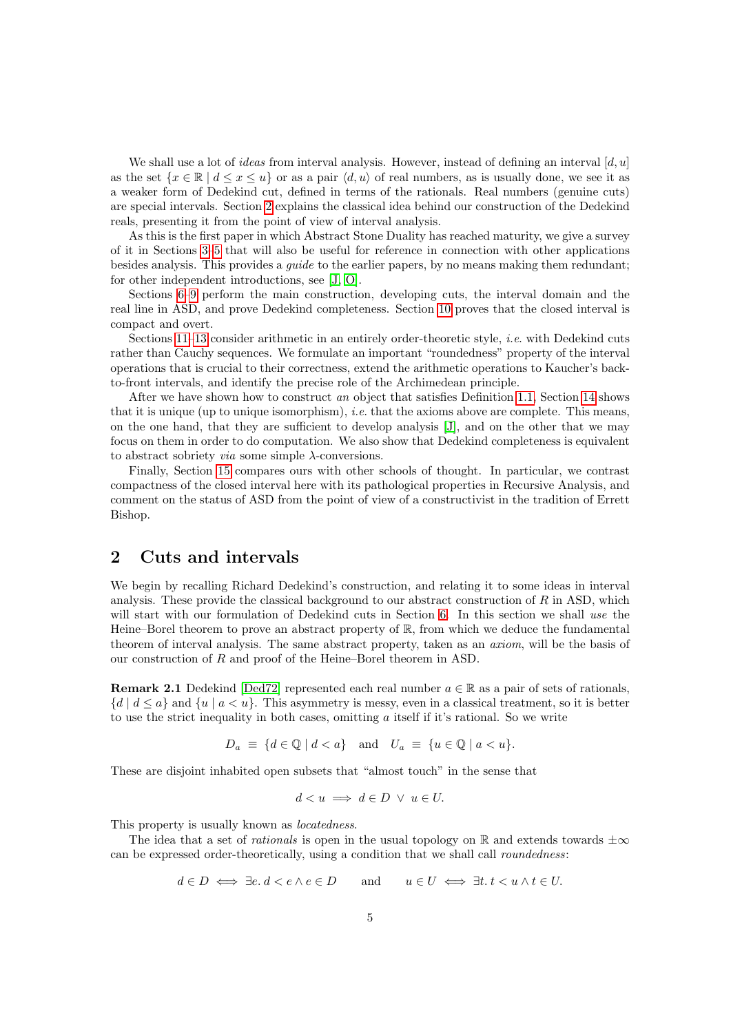We shall use a lot of *ideas* from interval analysis. However, instead of defining an interval $[d, u]$ as the set $\{x \in \mathbb{R} \mid d \le x \le u\}$ or as a pair $\langle d, u\rangle$ of real numbers, as is usually done, we see it as a weaker form of Dedekind cut, defined in terms of the rationals. Real numbers (genuine cuts) are special intervals. Section 2 explains the classical idea behind our construction of the Dedekind reals, presenting it from the point of view of interval analysis.

As this is the first paper in which Abstract Stone Duality has reached maturity, we give a survey of it in Sections 3–5 that will also be useful for reference in connection with other applications besides analysis. This provides a *guide* to the earlier papers, by no means making them redundant; for other independent introductions, see [J, O].

Sections 6–9 perform the main construction, developing cuts, the interval domain and the real line in ASD, and prove Dedekind completeness. Section 10 proves that the closed interval is compact and overt.

Sections 11–13 consider arithmetic in an entirely order-theoretic style, *i.e.* with Dedekind cuts rather than Cauchy sequences. We formulate an important "roundedness" property of the interval operations that is crucial to their correctness, extend the arithmetic operations to Kaucher's back-to-front intervals, and identify the precise role of the Archimedean principle.

After we have shown how to construct *an* object that satisfies Definition 1.1, Section 14 shows that it is unique (up to unique isomorphism), *i.e.* that the axioms above are complete. This means, on the one hand, that they are sufficient to develop analysis [J], and on the other that we may focus on them in order to do computation. We also show that Dedekind completeness is equivalent to abstract sobriety *via* some simple $\lambda$-conversions.

Finally, Section 15 compares ours with other schools of thought. In particular, we contrast compactness of the closed interval here with its pathological properties in Recursive Analysis, and comment on the status of ASD from the point of view of a constructivist in the tradition of Errett Bishop.

## 2 Cuts and intervals

We begin by recalling Richard Dedekind's construction, and relating it to some ideas in interval analysis. These provide the classical background to our abstract construction of $R$ in ASD, which will start with our formulation of Dedekind cuts in Section 6. In this section we shall *use* the Heine–Borel theorem to prove an abstract property of $\mathbb{R}$, from which we deduce the fundamental theorem of interval analysis. The same abstract property, taken as an *axiom*, will be the basis of our construction of $R$ and proof of the Heine–Borel theorem in ASD.

**Remark 2.1** Dedekind [Ded72] represented each real number $a \in \mathbb{R}$ as a pair of sets of rationals, $\{d \mid d \le a\}$ and $\{u \mid a < u\}$. This asymmetry is messy, even in a classical treatment, so it is better to use the strict inequality in both cases, omitting $a$ itself if it's rational. So we write

$$D_a \;\equiv\; \{d \in \mathbb{Q} \mid d < a\} \quad \text{and} \quad U_a \;\equiv\; \{u \in \mathbb{Q} \mid a < u\}.$$

These are disjoint inhabited open subsets that "almost touch" in the sense that

$$d < u \implies d \in D \;\vee\; u \in U.$$

This property is usually known as *locatedness*.

The idea that a set of *rationals* is open in the usual topology on $\mathbb{R}$ and extends towards $\pm\infty$ can be expressed order-theoretically, using a condition that we shall call *roundedness*:

$$d \in D \iff \exists e.\, d < e \wedge e \in D \qquad \text{and} \qquad u \in U \iff \exists t.\, t < u \wedge t \in U.$$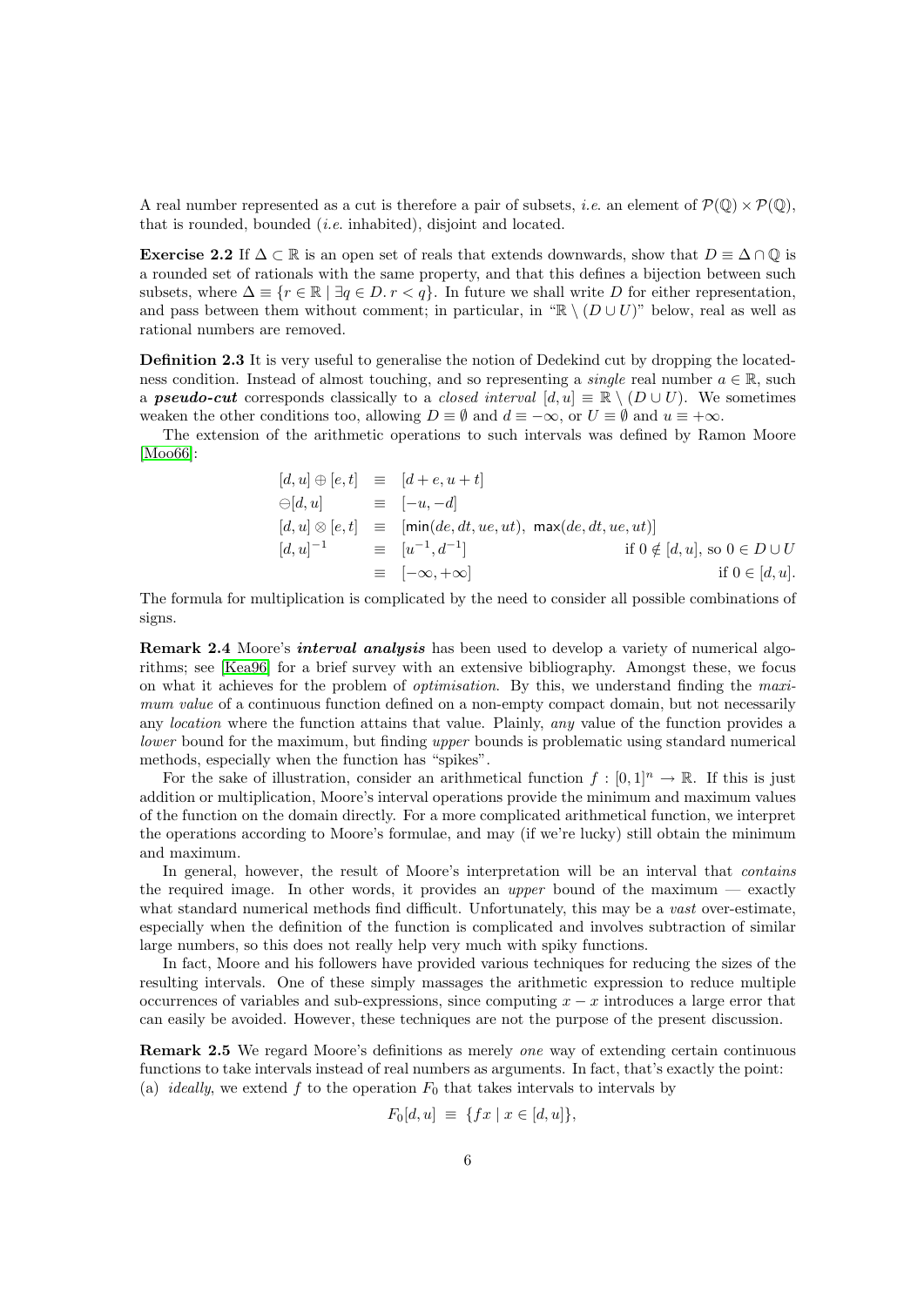A real number represented as a cut is therefore a pair of subsets, *i.e.* an element of $\mathcal{P}(\mathbb{Q}) \times \mathcal{P}(\mathbb{Q})$, that is rounded, bounded (*i.e.* inhabited), disjoint and located.

**Exercise 2.2** If $\Delta \subset \mathbb{R}$ is an open set of reals that extends downwards, show that $D \equiv \Delta \cap \mathbb{Q}$ is a rounded set of rationals with the same property, and that this defines a bijection between such subsets, where $\Delta \equiv \{r \in \mathbb{R} \mid \exists q \in D.\, r < q\}$. In future we shall write $D$ for either representation, and pass between them without comment; in particular, in "$\mathbb{R} \setminus (D \cup U)$" below, real as well as rational numbers are removed.

**Definition 2.3** It is very useful to generalise the notion of Dedekind cut by dropping the locatedness condition. Instead of almost touching, and so representing a *single* real number $a \in \mathbb{R}$, such a ***pseudo-cut*** corresponds classically to a *closed interval* $[d, u] \equiv \mathbb{R} \setminus (D \cup U)$. We sometimes weaken the other conditions too, allowing $D \equiv \emptyset$ and $d \equiv -\infty$, or $U \equiv \emptyset$ and $u \equiv +\infty$.

The extension of the arithmetic operations to such intervals was defined by Ramon Moore [Moo66]:

$$
\begin{array}{lcll}
[d,u] \oplus [e,t] & \equiv & [d+e, u+t] & \\
\ominus [d,u] & \equiv & [-u, -d] & \\
[d,u] \otimes [e,t] & \equiv & [\min(de, dt, ue, ut),\ \max(de, dt, ue, ut)] & \\
[d,u]^{-1} & \equiv & [u^{-1}, d^{-1}] & \text{if } 0 \notin [d,u], \text{ so } 0 \in D \cup U \\
 & \equiv & [-\infty, +\infty] & \text{if } 0 \in [d,u].
\end{array}
$$

The formula for multiplication is complicated by the need to consider all possible combinations of signs.

**Remark 2.4** Moore's ***interval analysis*** has been used to develop a variety of numerical algorithms; see [Kea96] for a brief survey with an extensive bibliography. Amongst these, we focus on what it achieves for the problem of *optimisation*. By this, we understand finding the *maximum value* of a continuous function defined on a non-empty compact domain, but not necessarily any *location* where the function attains that value. Plainly, *any* value of the function provides a *lower* bound for the maximum, but finding *upper* bounds is problematic using standard numerical methods, especially when the function has "spikes".

For the sake of illustration, consider an arithmetical function $f : [0,1]^n \to \mathbb{R}$. If this is just addition or multiplication, Moore's interval operations provide the minimum and maximum values of the function on the domain directly. For a more complicated arithmetical function, we interpret the operations according to Moore's formulae, and may (if we're lucky) still obtain the minimum and maximum.

In general, however, the result of Moore's interpretation will be an interval that *contains* the required image. In other words, it provides an *upper* bound of the maximum — exactly what standard numerical methods find difficult. Unfortunately, this may be a *vast* over-estimate, especially when the definition of the function is complicated and involves subtraction of similar large numbers, so this does not really help very much with spiky functions.

In fact, Moore and his followers have provided various techniques for reducing the sizes of the resulting intervals. One of these simply massages the arithmetic expression to reduce multiple occurrences of variables and sub-expressions, since computing $x - x$ introduces a large error that can easily be avoided. However, these techniques are not the purpose of the present discussion.

**Remark 2.5** We regard Moore's definitions as merely *one* way of extending certain continuous functions to take intervals instead of real numbers as arguments. In fact, that's exactly the point:
(a) *ideally*, we extend $f$ to the operation $F_0$ that takes intervals to intervals by

$$F_0[d,u] \equiv \{fx \mid x \in [d,u]\},$$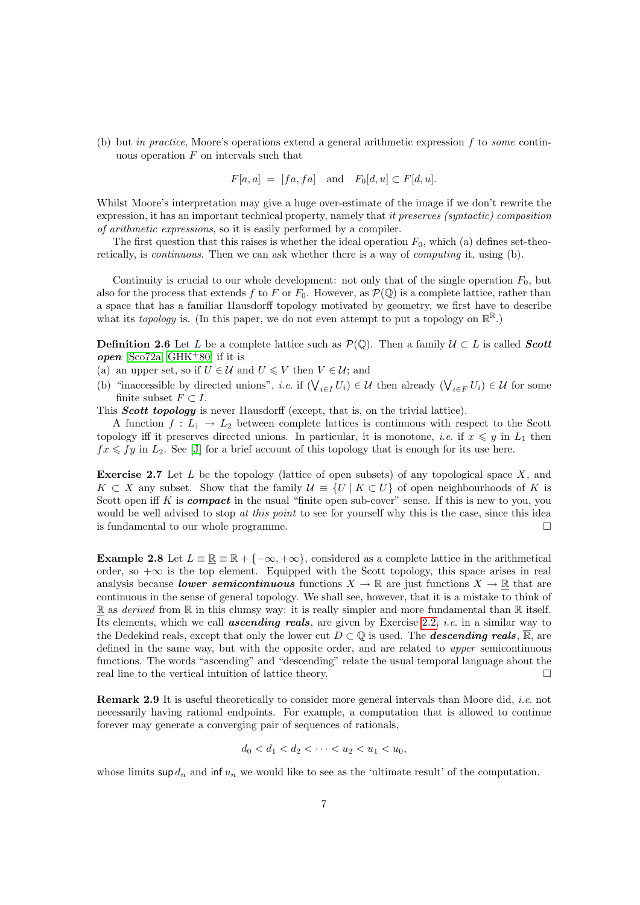(b) but *in practice*, Moore's operations extend a general arithmetic expression $f$ to *some* continuous operation $F$ on intervals such that

$$F[a,a] \;=\; [fa, fa] \quad \text{and} \quad F_0[d,u] \subset F[d,u].$$

Whilst Moore's interpretation may give a huge over-estimate of the image if we don't rewrite the expression, it has an important technical property, namely that *it preserves (syntactic) composition of arithmetic expressions*, so it is easily performed by a compiler.

The first question that this raises is whether the ideal operation $F_0$, which (a) defines set-theoretically, is *continuous*. Then we can ask whether there is a way of *computing* it, using (b).

Continuity is crucial to our whole development: not only that of the single operation $F_0$, but also for the process that extends $f$ to $F$ or $F_0$. However, as $\mathcal{P}(\mathbb{Q})$ is a complete lattice, rather than a space that has a familiar Hausdorff topology motivated by geometry, we first have to describe what its *topology* is. (In this paper, we do not even attempt to put a topology on $\mathbb{R}^{\mathbb{R}}$.)

**Definition 2.6** Let $L$ be a complete lattice such as $\mathcal{P}(\mathbb{Q})$. Then a family $\mathcal{U} \subset L$ is called ***Scott open*** [Sco72a, GHK+80] if it is

(a) an upper set, so if $U \in \mathcal{U}$ and $U \leqslant V$ then $V \in \mathcal{U}$; and

(b) "inaccessible by directed unions", *i.e.* if $(\bigvee_{i\in I} U_i) \in \mathcal{U}$ then already $(\bigvee_{i\in F} U_i) \in \mathcal{U}$ for some finite subset $F \subset I$.

This ***Scott topology*** is never Hausdorff (except, that is, on the trivial lattice).

A function $f : L_1 \to L_2$ between complete lattices is continuous with respect to the Scott topology iff it preserves directed unions. In particular, it is monotone, *i.e.* if $x \leqslant y$ in $L_1$ then $fx \leqslant fy$ in $L_2$. See [J] for a brief account of this topology that is enough for its use here.

**Exercise 2.7** Let $L$ be the topology (lattice of open subsets) of any topological space $X$, and $K \subset X$ any subset. Show that the family $\mathcal{U} \equiv \{U \mid K \subset U\}$ of open neighbourhoods of $K$ is Scott open iff $K$ is ***compact*** in the usual "finite open sub-cover" sense. If this is new to you, you would be well advised to stop *at this point* to see for yourself why this is the case, since this idea is fundamental to our whole programme. $\square$

**Example 2.8** Let $L \equiv \underline{\mathbb{R}} \equiv \mathbb{R} + \{-\infty, +\infty\}$, considered as a complete lattice in the arithmetical order, so $+\infty$ is the top element. Equipped with the Scott topology, this space arises in real analysis because ***lower semicontinuous*** functions $X \to \mathbb{R}$ are just functions $X \to \underline{\mathbb{R}}$ that are continuous in the sense of general topology. We shall see, however, that it is a mistake to think of $\underline{\mathbb{R}}$ as *derived* from $\mathbb{R}$ in this clumsy way: it is really simpler and more fundamental than $\mathbb{R}$ itself. Its elements, which we call ***ascending reals***, are given by Exercise 2.2, *i.e.* in a similar way to the Dedekind reals, except that only the lower cut $D \subset \mathbb{Q}$ is used. The ***descending reals***, $\overline{\mathbb{R}}$, are defined in the same way, but with the opposite order, and are related to *upper* semicontinuous functions. The words "ascending" and "descending" relate the usual temporal language about the real line to the vertical intuition of lattice theory. $\square$

**Remark 2.9** It is useful theoretically to consider more general intervals than Moore did, *i.e.* not necessarily having rational endpoints. For example, a computation that is allowed to continue forever may generate a converging pair of sequences of rationals,

$$d_0 < d_1 < d_2 < \cdots < u_2 < u_1 < u_0,$$

whose limits $\sup d_n$ and $\inf u_n$ we would like to see as the 'ultimate result' of the computation.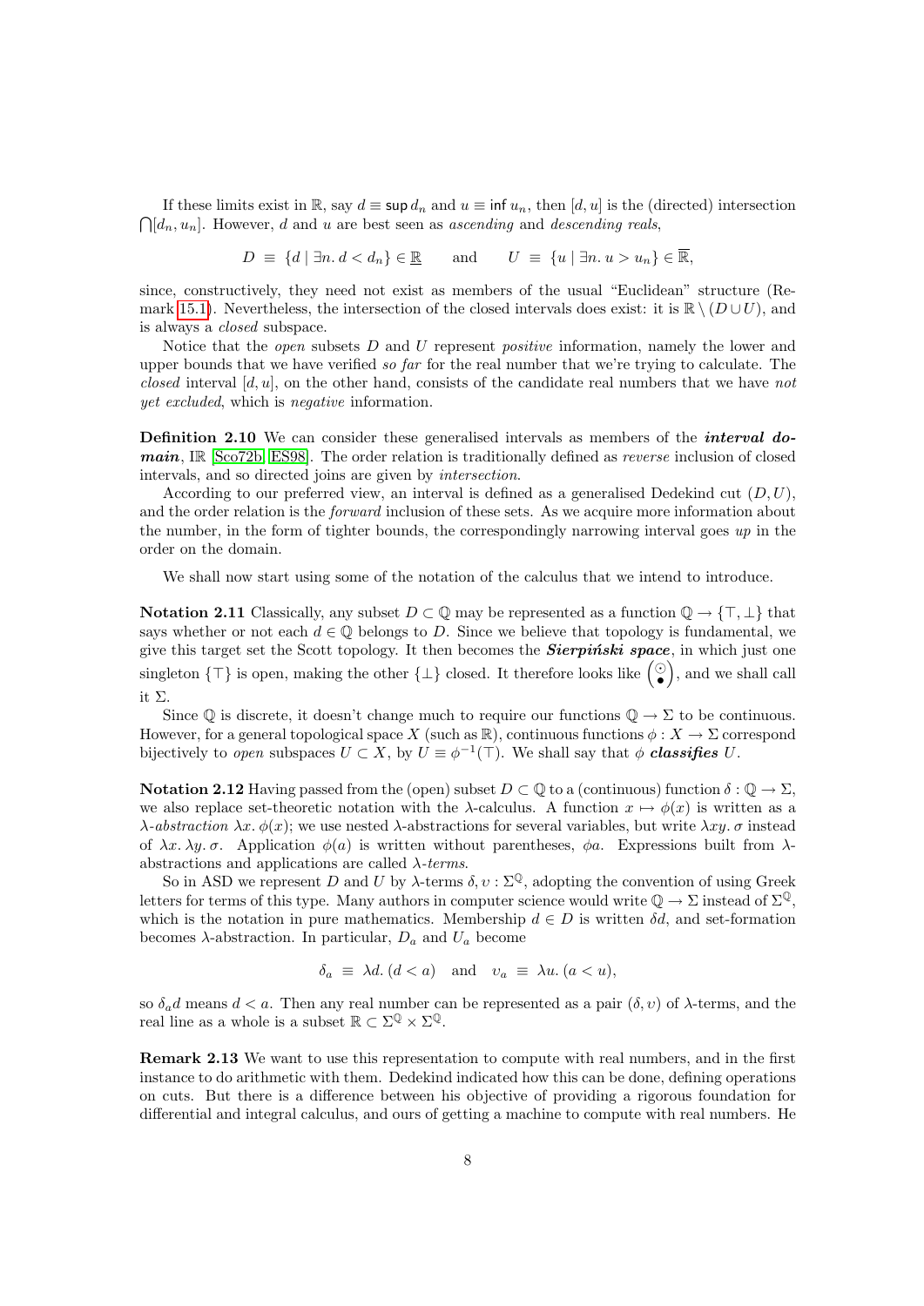If these limits exist in $\mathbb{R}$, say $d \equiv \mathsf{sup}\, d_n$ and $u \equiv \mathsf{inf}\, u_n$, then $[d, u]$ is the (directed) intersection $\bigcap [d_n, u_n]$. However, $d$ and $u$ are best seen as *ascending* and *descending reals*,

$$D \;\equiv\; \{d \mid \exists n.\, d < d_n\} \in \underline{\mathbb{R}} \qquad \text{and} \qquad U \;\equiv\; \{u \mid \exists n.\, u > u_n\} \in \overline{\mathbb{R}},$$

since, constructively, they need not exist as members of the usual "Euclidean" structure (Remark 15.1). Nevertheless, the intersection of the closed intervals does exist: it is $\mathbb{R} \setminus (D \cup U)$, and is always a *closed* subspace.

Notice that the *open* subsets $D$ and $U$ represent *positive* information, namely the lower and upper bounds that we have verified *so far* for the real number that we're trying to calculate. The *closed* interval $[d, u]$, on the other hand, consists of the candidate real numbers that we have *not yet excluded*, which is *negative* information.

**Definition 2.10** We can consider these generalised intervals as members of the ***interval domain***, $\mathbb{IR}$ [Sco72b, ES98]. The order relation is traditionally defined as *reverse* inclusion of closed intervals, and so directed joins are given by *intersection*.

According to our preferred view, an interval is defined as a generalised Dedekind cut $(D, U)$, and the order relation is the *forward* inclusion of these sets. As we acquire more information about the number, in the form of tighter bounds, the correspondingly narrowing interval goes *up* in the order on the domain.

We shall now start using some of the notation of the calculus that we intend to introduce.

**Notation 2.11** Classically, any subset $D \subset \mathbb{Q}$ may be represented as a function $\mathbb{Q} \to \{\top, \bot\}$ that says whether or not each $d \in \mathbb{Q}$ belongs to $D$. Since we believe that topology is fundamental, we give this target set the Scott topology. It then becomes the ***Sierpiński space***, in which just one singleton $\{\top\}$ is open, making the other $\{\bot\}$ closed. It therefore looks like $\binom{\odot}{\bullet}$, and we shall call it $\Sigma$.

Since $\mathbb{Q}$ is discrete, it doesn't change much to require our functions $\mathbb{Q} \to \Sigma$ to be continuous. However, for a general topological space $X$ (such as $\mathbb{R}$), continuous functions $\phi : X \to \Sigma$ correspond bijectively to *open* subspaces $U \subset X$, by $U \equiv \phi^{-1}(\top)$. We shall say that $\phi$ ***classifies*** $U$.

**Notation 2.12** Having passed from the (open) subset $D \subset \mathbb{Q}$ to a (continuous) function $\delta : \mathbb{Q} \to \Sigma$, we also replace set-theoretic notation with the $\lambda$-calculus. A function $x \mapsto \phi(x)$ is written as a $\lambda$-*abstraction* $\lambda x.\, \phi(x)$; we use nested $\lambda$-abstractions for several variables, but write $\lambda xy.\, \sigma$ instead of $\lambda x.\, \lambda y.\, \sigma$. Application $\phi(a)$ is written without parentheses, $\phi a$. Expressions built from $\lambda$-abstractions and applications are called $\lambda$-*terms*.

So in ASD we represent $D$ and $U$ by $\lambda$-terms $\delta, \upsilon : \Sigma^{\mathbb{Q}}$, adopting the convention of using Greek letters for terms of this type. Many authors in computer science would write $\mathbb{Q} \to \Sigma$ instead of $\Sigma^{\mathbb{Q}}$, which is the notation in pure mathematics. Membership $d \in D$ is written $\delta d$, and set-formation becomes $\lambda$-abstraction. In particular, $D_a$ and $U_a$ become

$$\delta_a \;\equiv\; \lambda d.\, (d < a) \quad \text{and} \quad \upsilon_a \;\equiv\; \lambda u.\, (a < u),$$

so $\delta_a d$ means $d < a$. Then any real number can be represented as a pair $(\delta, \upsilon)$ of $\lambda$-terms, and the real line as a whole is a subset $\mathbb{R} \subset \Sigma^{\mathbb{Q}} \times \Sigma^{\mathbb{Q}}$.

**Remark 2.13** We want to use this representation to compute with real numbers, and in the first instance to do arithmetic with them. Dedekind indicated how this can be done, defining operations on cuts. But there is a difference between his objective of providing a rigorous foundation for differential and integral calculus, and ours of getting a machine to compute with real numbers. He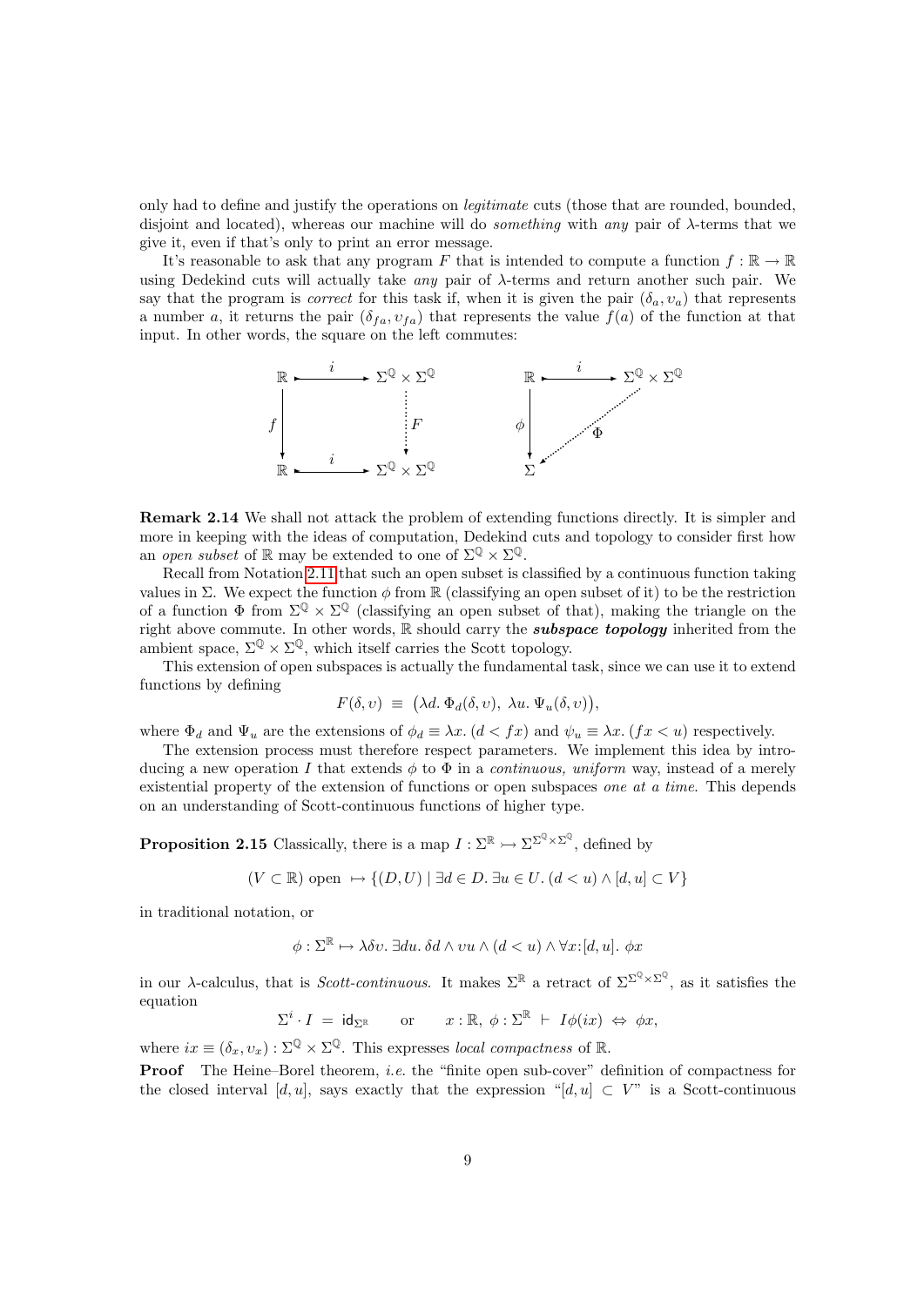only had to define and justify the operations on *legitimate* cuts (those that are rounded, bounded, disjoint and located), whereas our machine will do *something* with *any* pair of λ-terms that we give it, even if that's only to print an error message.

It's reasonable to ask that any program $F$ that is intended to compute a function $f : \mathbb{R} \to \mathbb{R}$ using Dedekind cuts will actually take *any* pair of λ-terms and return another such pair. We say that the program is *correct* for this task if, when it is given the pair $(\delta_a, \upsilon_a)$ that represents a number $a$, it returns the pair $(\delta_{fa}, \upsilon_{fa})$ that represents the value $f(a)$ of the function at that input. In other words, the square on the left commutes:

$$
\begin{array}{ccc}
\mathbb{R} & \xrightarrow{\;i\;} & \Sigma^{\mathbb{Q}} \times \Sigma^{\mathbb{Q}} \\
{\scriptstyle f}\downarrow & & \vdots\, {\scriptstyle F} \\
\mathbb{R} & \xrightarrow{\;i\;} & \Sigma^{\mathbb{Q}} \times \Sigma^{\mathbb{Q}}
\end{array}
\qquad\qquad
\begin{array}{ccc}
\mathbb{R} & \xrightarrow{\;i\;} & \Sigma^{\mathbb{Q}} \times \Sigma^{\mathbb{Q}} \\
{\scriptstyle \phi}\downarrow & \swarrow {\scriptstyle \Phi} & \\
\Sigma & &
\end{array}
$$

**Remark 2.14** We shall not attack the problem of extending functions directly. It is simpler and more in keeping with the ideas of computation, Dedekind cuts and topology to consider first how an *open subset* of $\mathbb{R}$ may be extended to one of $\Sigma^{\mathbb{Q}} \times \Sigma^{\mathbb{Q}}$.

Recall from Notation 2.11 that such an open subset is classified by a continuous function taking values in $\Sigma$. We expect the function $\phi$ from $\mathbb{R}$ (classifying an open subset of it) to be the restriction of a function $\Phi$ from $\Sigma^{\mathbb{Q}} \times \Sigma^{\mathbb{Q}}$ (classifying an open subset of that), making the triangle on the right above commute. In other words, $\mathbb{R}$ should carry the ***subspace topology*** inherited from the ambient space, $\Sigma^{\mathbb{Q}} \times \Sigma^{\mathbb{Q}}$, which itself carries the Scott topology.

This extension of open subspaces is actually the fundamental task, since we can use it to extend functions by defining

$$F(\delta, \upsilon) \;\equiv\; \big(\lambda d.\, \Phi_d(\delta, \upsilon),\; \lambda u.\, \Psi_u(\delta, \upsilon)\big),$$

where $\Phi_d$ and $\Psi_u$ are the extensions of $\phi_d \equiv \lambda x.\,(d < fx)$ and $\psi_u \equiv \lambda x.\,(fx < u)$ respectively.

The extension process must therefore respect parameters. We implement this idea by introducing a new operation $I$ that extends $\phi$ to $\Phi$ in a *continuous, uniform* way, instead of a merely existential property of the extension of functions or open subspaces *one at a time*. This depends on an understanding of Scott-continuous functions of higher type.

**Proposition 2.15** Classically, there is a map $I : \Sigma^{\mathbb{R}} \rightarrowtail \Sigma^{\Sigma^{\mathbb{Q}} \times \Sigma^{\mathbb{Q}}}$, defined by

$$(V \subset \mathbb{R}) \text{ open } \mapsto \{(D, U) \mid \exists d \in D.\, \exists u \in U.\, (d < u) \wedge [d, u] \subset V\}$$

in traditional notation, or

$$\phi : \Sigma^{\mathbb{R}} \mapsto \lambda\delta\upsilon.\, \exists du.\, \delta d \wedge \upsilon u \wedge (d < u) \wedge \forall x{:}[d, u].\, \phi x$$

in our λ-calculus, that is *Scott-continuous*. It makes $\Sigma^{\mathbb{R}}$ a retract of $\Sigma^{\Sigma^{\mathbb{Q}} \times \Sigma^{\mathbb{Q}}}$, as it satisfies the equation

$$\Sigma^i \cdot I \;=\; \mathsf{id}_{\Sigma^{\mathbb{R}}} \qquad \text{or} \qquad x : \mathbb{R},\ \phi : \Sigma^{\mathbb{R}} \;\vdash\; I\phi(ix) \;\Leftrightarrow\; \phi x,$$

where $ix \equiv (\delta_x, \upsilon_x) : \Sigma^{\mathbb{Q}} \times \Sigma^{\mathbb{Q}}$. This expresses *local compactness* of $\mathbb{R}$.

**Proof** The Heine–Borel theorem, *i.e.* the "finite open sub-cover" definition of compactness for the closed interval $[d, u]$, says exactly that the expression "$[d, u] \subset V$" is a Scott-continuous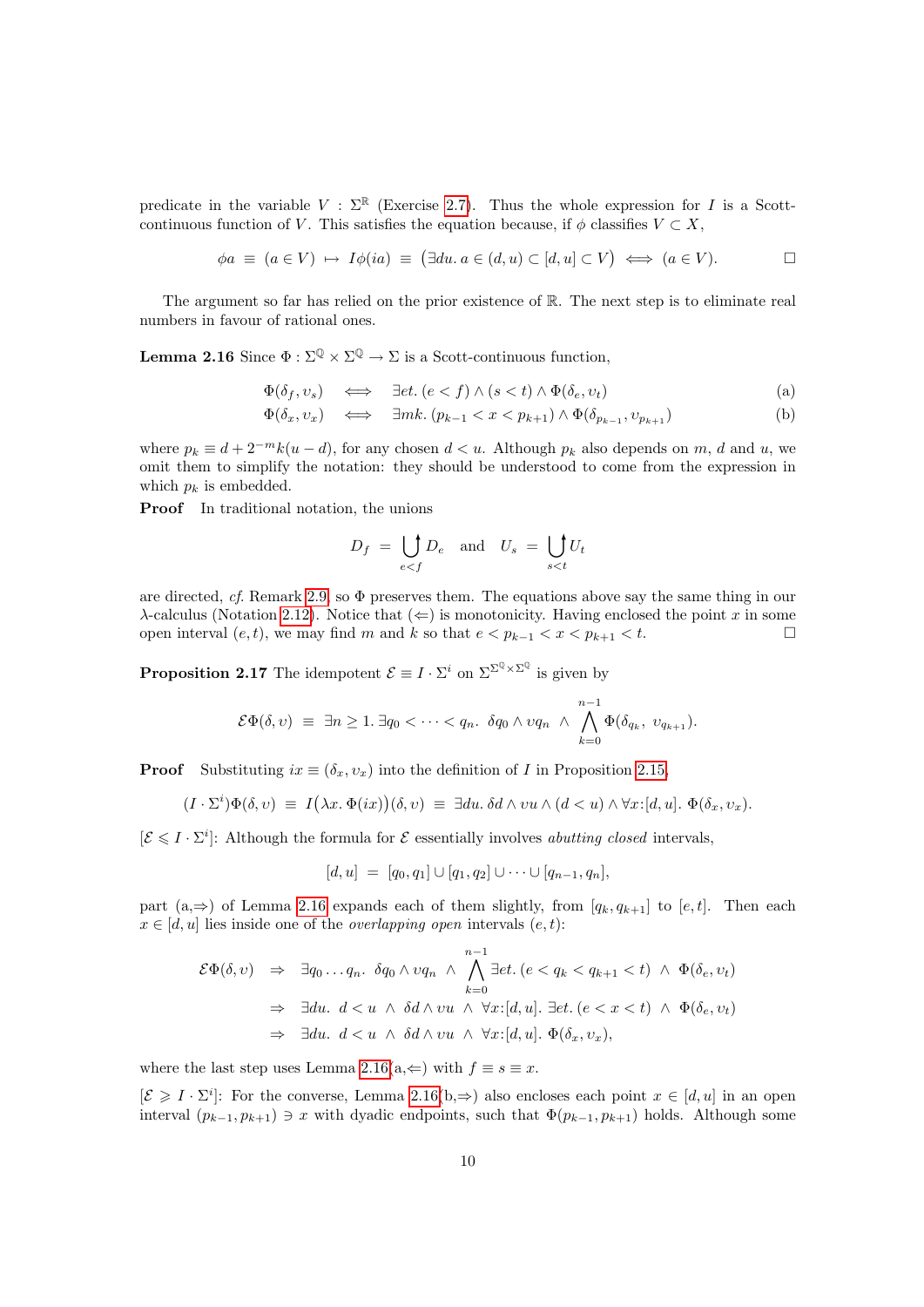predicate in the variable $V : \Sigma^{\mathbb{R}}$ (Exercise 2.7). Thus the whole expression for $I$ is a Scott-continuous function of $V$. This satisfies the equation because, if $\phi$ classifies $V \subset X$,

$$\phi a \;\equiv\; (a \in V) \;\mapsto\; I\phi(ia) \;\equiv\; \big(\exists du.\, a \in (d,u) \subset [d,u] \subset V\big) \;\Longleftrightarrow\; (a \in V). \qquad \square$$

The argument so far has relied on the prior existence of $\mathbb{R}$. The next step is to eliminate real numbers in favour of rational ones.

**Lemma 2.16** Since $\Phi : \Sigma^{\mathbb{Q}} \times \Sigma^{\mathbb{Q}} \to \Sigma$ is a Scott-continuous function,

$$\Phi(\delta_f, \upsilon_s) \quad\Longleftrightarrow\quad \exists et.\, (e < f) \wedge (s < t) \wedge \Phi(\delta_e, \upsilon_t) \tag{a}$$

$$\Phi(\delta_x, \upsilon_x) \quad\Longleftrightarrow\quad \exists mk.\, (p_{k-1} < x < p_{k+1}) \wedge \Phi(\delta_{p_{k-1}}, \upsilon_{p_{k+1}}) \tag{b}$$

where $p_k \equiv d + 2^{-m}k(u-d)$, for any chosen $d < u$. Although $p_k$ also depends on $m$, $d$ and $u$, we omit them to simplify the notation: they should be understood to come from the expression in which $p_k$ is embedded.

**Proof** In traditional notation, the unions

$$D_f \;=\; \bigcup^{\uparrow}_{e<f} D_e \quad\text{and}\quad U_s \;=\; \bigcup^{\uparrow}_{s<t} U_t$$

are directed, *cf.* Remark 2.9, so $\Phi$ preserves them. The equations above say the same thing in our $\lambda$-calculus (Notation 2.12). Notice that $(\Leftarrow)$ is monotonicity. Having enclosed the point $x$ in some open interval $(e,t)$, we may find $m$ and $k$ so that $e < p_{k-1} < x < p_{k+1} < t$. $\square$

**Proposition 2.17** The idempotent $\mathcal{E} \equiv I \cdot \Sigma^i$ on $\Sigma^{\Sigma^{\mathbb{Q}} \times \Sigma^{\mathbb{Q}}}$ is given by

$$\mathcal{E}\Phi(\delta,\upsilon) \;\equiv\; \exists n \geq 1.\, \exists q_0 < \cdots < q_n.\;\; \delta q_0 \wedge \upsilon q_n \;\wedge\; \bigwedge_{k=0}^{n-1} \Phi(\delta_{q_k},\; \upsilon_{q_{k+1}}).$$

**Proof** Substituting $ix \equiv (\delta_x, \upsilon_x)$ into the definition of $I$ in Proposition 2.15,

$$(I \cdot \Sigma^i)\Phi(\delta,\upsilon) \;\equiv\; I\big(\lambda x.\, \Phi(ix)\big)(\delta,\upsilon) \;\equiv\; \exists du.\, \delta d \wedge \upsilon u \wedge (d<u) \wedge \forall x{:}[d,u].\; \Phi(\delta_x, \upsilon_x).$$

$[\mathcal{E} \leqslant I \cdot \Sigma^i]$: Although the formula for $\mathcal{E}$ essentially involves *abutting closed* intervals,

$$[d,u] \;=\; [q_0,q_1] \cup [q_1,q_2] \cup \cdots \cup [q_{n-1},q_n],$$

part $(\text{a},\Rightarrow)$ of Lemma 2.16 expands each of them slightly, from $[q_k, q_{k+1}]$ to $[e,t]$. Then each $x \in [d,u]$ lies inside one of the *overlapping open* intervals $(e,t)$:

$$\begin{aligned}
\mathcal{E}\Phi(\delta,\upsilon) \;&\Rightarrow\; \exists q_0 \ldots q_n.\;\, \delta q_0 \wedge \upsilon q_n \;\wedge\; \bigwedge_{k=0}^{n-1} \exists et.\, (e < q_k < q_{k+1} < t) \;\wedge\; \Phi(\delta_e, \upsilon_t) \\
&\Rightarrow\; \exists du.\;\, d < u \;\wedge\; \delta d \wedge \upsilon u \;\wedge\; \forall x{:}[d,u].\; \exists et.\, (e < x < t) \;\wedge\; \Phi(\delta_e, \upsilon_t) \\
&\Rightarrow\; \exists du.\;\, d < u \;\wedge\; \delta d \wedge \upsilon u \;\wedge\; \forall x{:}[d,u].\; \Phi(\delta_x, \upsilon_x),
\end{aligned}$$

where the last step uses Lemma 2.16$(\text{a},\Leftarrow)$ with $f \equiv s \equiv x$.

$[\mathcal{E} \geqslant I \cdot \Sigma^i]$: For the converse, Lemma 2.16$(\text{b},\Rightarrow)$ also encloses each point $x \in [d,u]$ in an open interval $(p_{k-1}, p_{k+1}) \ni x$ with dyadic endpoints, such that $\Phi(p_{k-1}, p_{k+1})$ holds. Although some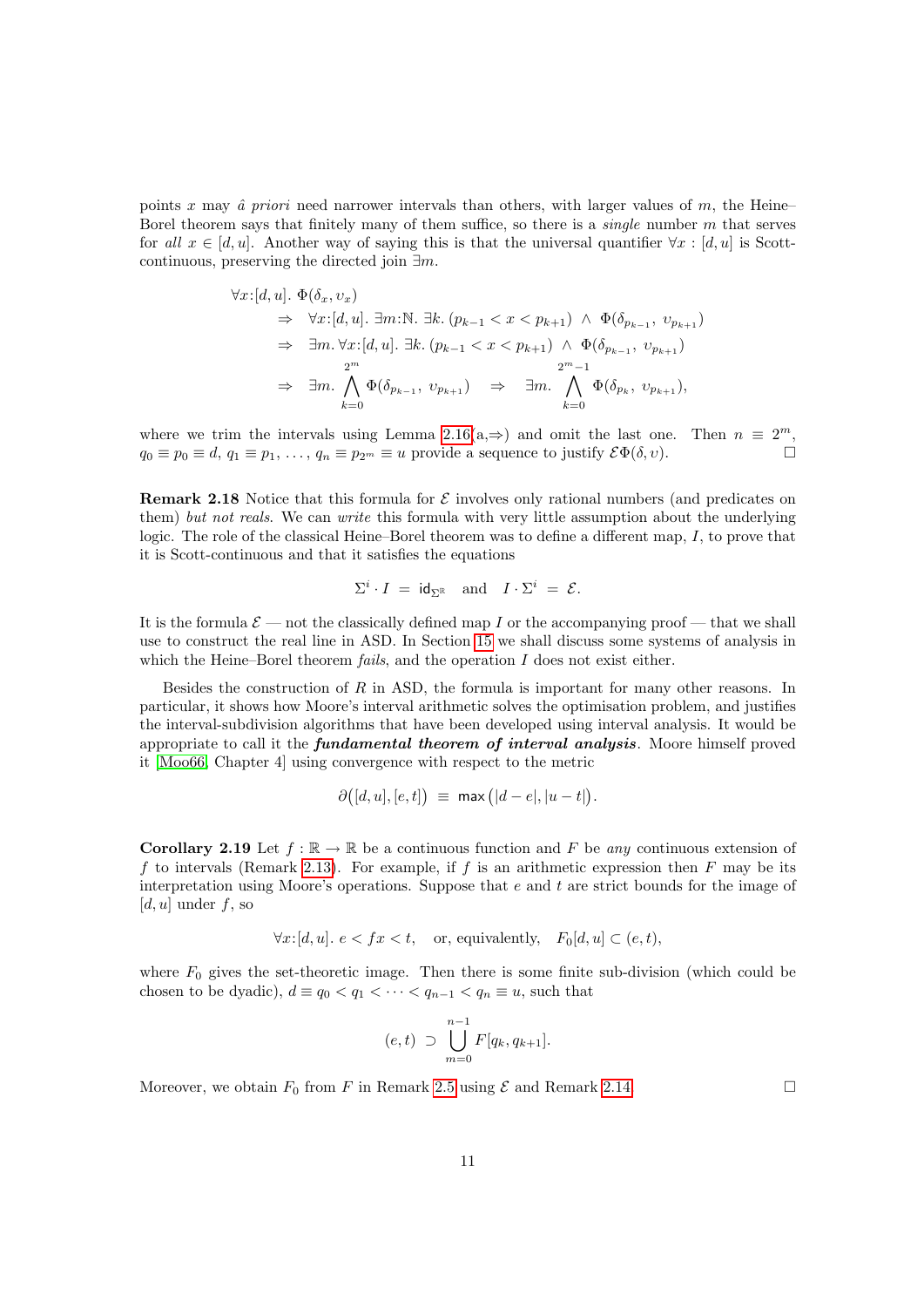points $x$ may *â priori* need narrower intervals than others, with larger values of $m$, the Heine–Borel theorem says that finitely many of them suffice, so there is a *single* number $m$ that serves for *all* $x \in [d,u]$. Another way of saying this is that the universal quantifier $\forall x : [d,u]$ is Scott-continuous, preserving the directed join $\exists m$.

$$
\begin{aligned}
&\forall x{:}[d,u].\ \Phi(\delta_x, \upsilon_x) \\
&\quad\Rightarrow\quad \forall x{:}[d,u].\ \exists m{:}\mathbb{N}.\ \exists k.\ (p_{k-1} < x < p_{k+1})\ \wedge\ \Phi(\delta_{p_{k-1}},\ \upsilon_{p_{k+1}}) \\
&\quad\Rightarrow\quad \exists m.\, \forall x{:}[d,u].\ \exists k.\ (p_{k-1} < x < p_{k+1})\ \wedge\ \Phi(\delta_{p_{k-1}},\ \upsilon_{p_{k+1}}) \\
&\quad\Rightarrow\quad \exists m.\ \bigwedge_{k=0}^{2^m} \Phi(\delta_{p_{k-1}},\ \upsilon_{p_{k+1}}) \quad\Rightarrow\quad \exists m.\ \bigwedge_{k=0}^{2^m-1} \Phi(\delta_{p_k},\ \upsilon_{p_{k+1}}),
\end{aligned}
$$

where we trim the intervals using Lemma 2.16(a,$\Rightarrow$) and omit the last one. Then $n \equiv 2^m$, $q_0 \equiv p_0 \equiv d$, $q_1 \equiv p_1, \ldots, q_n \equiv p_{2^m} \equiv u$ provide a sequence to justify $\mathcal{E}\Phi(\delta, \upsilon)$. $\square$

**Remark 2.18** Notice that this formula for $\mathcal{E}$ involves only rational numbers (and predicates on them) *but not reals*. We can *write* this formula with very little assumption about the underlying logic. The role of the classical Heine–Borel theorem was to define a different map, $I$, to prove that it is Scott-continuous and that it satisfies the equations

$$
\Sigma^i \cdot I \;=\; \mathsf{id}_{\Sigma^{\mathbb{R}}} \quad\text{and}\quad I \cdot \Sigma^i \;=\; \mathcal{E}.
$$

It is the formula $\mathcal{E}$ — not the classically defined map $I$ or the accompanying proof — that we shall use to construct the real line in ASD. In Section 15 we shall discuss some systems of analysis in which the Heine–Borel theorem *fails*, and the operation $I$ does not exist either.

Besides the construction of $R$ in ASD, the formula is important for many other reasons. In particular, it shows how Moore's interval arithmetic solves the optimisation problem, and justifies the interval-subdivision algorithms that have been developed using interval analysis. It would be appropriate to call it the ***fundamental theorem of interval analysis***. Moore himself proved it [Moo66, Chapter 4] using convergence with respect to the metric

$$
\partial\big([d,u],[e,t]\big) \;\equiv\; \mathsf{max}\big(|d-e|, |u-t|\big).
$$

**Corollary 2.19** Let $f : \mathbb{R} \to \mathbb{R}$ be a continuous function and $F$ be *any* continuous extension of $f$ to intervals (Remark 2.13). For example, if $f$ is an arithmetic expression then $F$ may be its interpretation using Moore's operations. Suppose that $e$ and $t$ are strict bounds for the image of $[d,u]$ under $f$, so

$$
\forall x{:}[d,u].\ e < fx < t, \quad\text{or, equivalently,}\quad F_0[d,u] \subset (e,t),
$$

where $F_0$ gives the set-theoretic image. Then there is some finite sub-division (which could be chosen to be dyadic), $d \equiv q_0 < q_1 < \cdots < q_{n-1} < q_n \equiv u$, such that

$$
(e,t) \;\supset\; \bigcup_{m=0}^{n-1} F[q_k, q_{k+1}].
$$

Moreover, we obtain $F_0$ from $F$ in Remark 2.5 using $\mathcal{E}$ and Remark 2.14. $\square$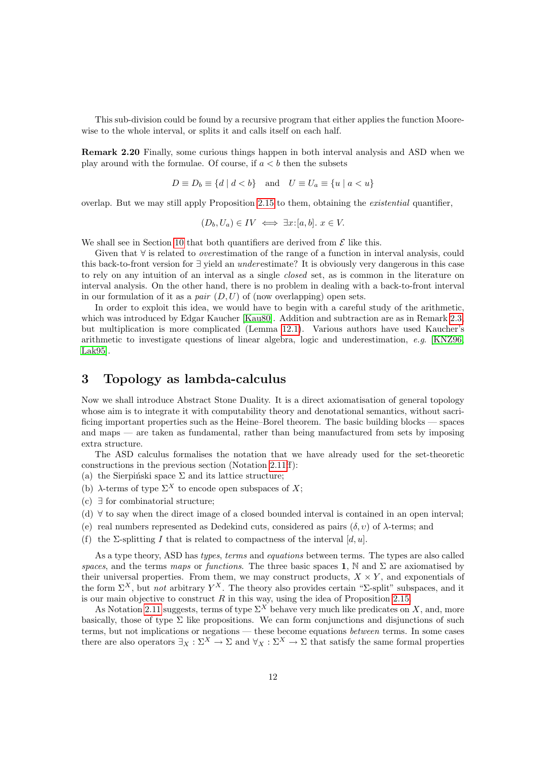This sub-division could be found by a recursive program that either applies the function Moore-wise to the whole interval, or splits it and calls itself on each half.

**Remark 2.20** Finally, some curious things happen in both interval analysis and ASD when we play around with the formulae. Of course, if $a < b$ then the subsets

$$D \equiv D_b \equiv \{d \mid d < b\} \quad \text{and} \quad U \equiv U_a \equiv \{u \mid a < u\}$$

overlap. But we may still apply Proposition 2.15 to them, obtaining the *existential* quantifier,

$$(D_b, U_a) \in IV \iff \exists x{:}[a, b].\ x \in V.$$

We shall see in Section 10 that both quantifiers are derived from $\mathcal{E}$ like this.

Given that $\forall$ is related to *over*estimation of the range of a function in interval analysis, could this back-to-front version for $\exists$ yield an *under*estimate? It is obviously very dangerous in this case to rely on any intuition of an interval as a single *closed* set, as is common in the literature on interval analysis. On the other hand, there is no problem in dealing with a back-to-front interval in our formulation of it as a *pair* $(D, U)$ of (now overlapping) open sets.

In order to exploit this idea, we would have to begin with a careful study of the arithmetic, which was introduced by Edgar Kaucher [Kau80]. Addition and subtraction are as in Remark 2.3, but multiplication is more complicated (Lemma 12.1). Various authors have used Kaucher's arithmetic to investigate questions of linear algebra, logic and underestimation, *e.g.* [KNZ96, Lak95].

# 3 Topology as lambda-calculus

Now we shall introduce Abstract Stone Duality. It is a direct axiomatisation of general topology whose aim is to integrate it with computability theory and denotational semantics, without sacrificing important properties such as the Heine–Borel theorem. The basic building blocks — spaces and maps — are taken as fundamental, rather than being manufactured from sets by imposing extra structure.

The ASD calculus formalises the notation that we have already used for the set-theoretic constructions in the previous section (Notation 2.11f):

(a) the Sierpiński space $\Sigma$ and its lattice structure;
(b) $\lambda$-terms of type $\Sigma^X$ to encode open subspaces of $X$;
(c) $\exists$ for combinatorial structure;
(d) $\forall$ to say when the direct image of a closed bounded interval is contained in an open interval;
(e) real numbers represented as Dedekind cuts, considered as pairs $(\delta, \upsilon)$ of $\lambda$-terms; and
(f) the $\Sigma$-splitting $I$ that is related to compactness of the interval $[d, u]$.

As a type theory, ASD has *types*, *terms* and *equations* between terms. The types are also called *spaces*, and the terms *maps* or *functions*. The three basic spaces $\mathbf{1}$, $\mathbb{N}$ and $\Sigma$ are axiomatised by their universal properties. From them, we may construct products, $X \times Y$, and exponentials of the form $\Sigma^X$, but *not* arbitrary $Y^X$. The theory also provides certain "$\Sigma$-split" subspaces, and it is our main objective to construct $R$ in this way, using the idea of Proposition 2.15.

As Notation 2.11 suggests, terms of type $\Sigma^X$ behave very much like predicates on $X$, and, more basically, those of type $\Sigma$ like propositions. We can form conjunctions and disjunctions of such terms, but not implications or negations — these become equations *between* terms. In some cases there are also operators $\exists_X : \Sigma^X \to \Sigma$ and $\forall_X : \Sigma^X \to \Sigma$ that satisfy the same formal properties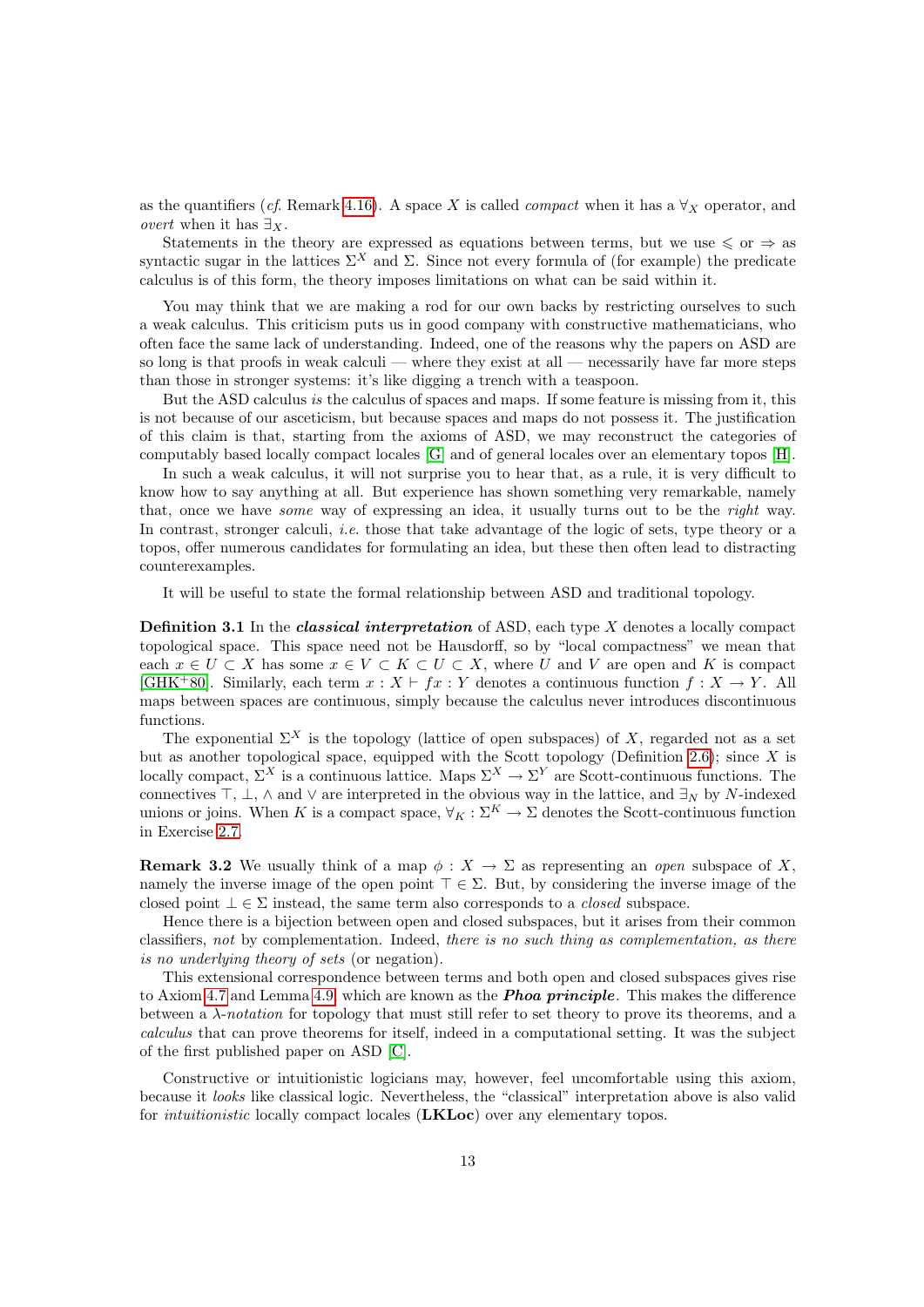as the quantifiers (*cf.* Remark 4.16). A space $X$ is called *compact* when it has a $\forall_X$ operator, and *overt* when it has $\exists_X$.

Statements in the theory are expressed as equations between terms, but we use $\leqslant$ or $\Rightarrow$ as syntactic sugar in the lattices $\Sigma^X$ and $\Sigma$. Since not every formula of (for example) the predicate calculus is of this form, the theory imposes limitations on what can be said within it.

You may think that we are making a rod for our own backs by restricting ourselves to such a weak calculus. This criticism puts us in good company with constructive mathematicians, who often face the same lack of understanding. Indeed, one of the reasons why the papers on ASD are so long is that proofs in weak calculi — where they exist at all — necessarily have far more steps than those in stronger systems: it's like digging a trench with a teaspoon.

But the ASD calculus *is* the calculus of spaces and maps. If some feature is missing from it, this is not because of our asceticism, but because spaces and maps do not possess it. The justification of this claim is that, starting from the axioms of ASD, we may reconstruct the categories of computably based locally compact locales [G] and of general locales over an elementary topos [H].

In such a weak calculus, it will not surprise you to hear that, as a rule, it is very difficult to know how to say anything at all. But experience has shown something very remarkable, namely that, once we have *some* way of expressing an idea, it usually turns out to be the *right* way. In contrast, stronger calculi, *i.e.* those that take advantage of the logic of sets, type theory or a topos, offer numerous candidates for formulating an idea, but these then often lead to distracting counterexamples.

It will be useful to state the formal relationship between ASD and traditional topology.

**Definition 3.1** In the ***classical interpretation*** of ASD, each type $X$ denotes a locally compact topological space. This space need not be Hausdorff, so by "local compactness" we mean that each $x \in U \subset X$ has some $x \in V \subset K \subset U \subset X$, where $U$ and $V$ are open and $K$ is compact [GHK+80]. Similarly, each term $x : X \vdash fx : Y$ denotes a continuous function $f : X \to Y$. All maps between spaces are continuous, simply because the calculus never introduces discontinuous functions.

The exponential $\Sigma^X$ is the topology (lattice of open subspaces) of $X$, regarded not as a set but as another topological space, equipped with the Scott topology (Definition 2.6); since $X$ is locally compact, $\Sigma^X$ is a continuous lattice. Maps $\Sigma^X \to \Sigma^Y$ are Scott-continuous functions. The connectives $\top$, $\bot$, $\wedge$ and $\vee$ are interpreted in the obvious way in the lattice, and $\exists_N$ by $N$-indexed unions or joins. When $K$ is a compact space, $\forall_K : \Sigma^K \to \Sigma$ denotes the Scott-continuous function in Exercise 2.7.

**Remark 3.2** We usually think of a map $\phi : X \to \Sigma$ as representing an *open* subspace of $X$, namely the inverse image of the open point $\top \in \Sigma$. But, by considering the inverse image of the closed point $\bot \in \Sigma$ instead, the same term also corresponds to a *closed* subspace.

Hence there is a bijection between open and closed subspaces, but it arises from their common classifiers, *not* by complementation. Indeed, *there is no such thing as complementation, as there is no underlying theory of sets* (or negation).

This extensional correspondence between terms and both open and closed subspaces gives rise to Axiom 4.7 and Lemma 4.9, which are known as the ***Phoa principle***. This makes the difference between a *λ-notation* for topology that must still refer to set theory to prove its theorems, and a *calculus* that can prove theorems for itself, indeed in a computational setting. It was the subject of the first published paper on ASD [C].

Constructive or intuitionistic logicians may, however, feel uncomfortable using this axiom, because it *looks* like classical logic. Nevertheless, the "classical" interpretation above is also valid for *intuitionistic* locally compact locales (**LKLoc**) over any elementary topos.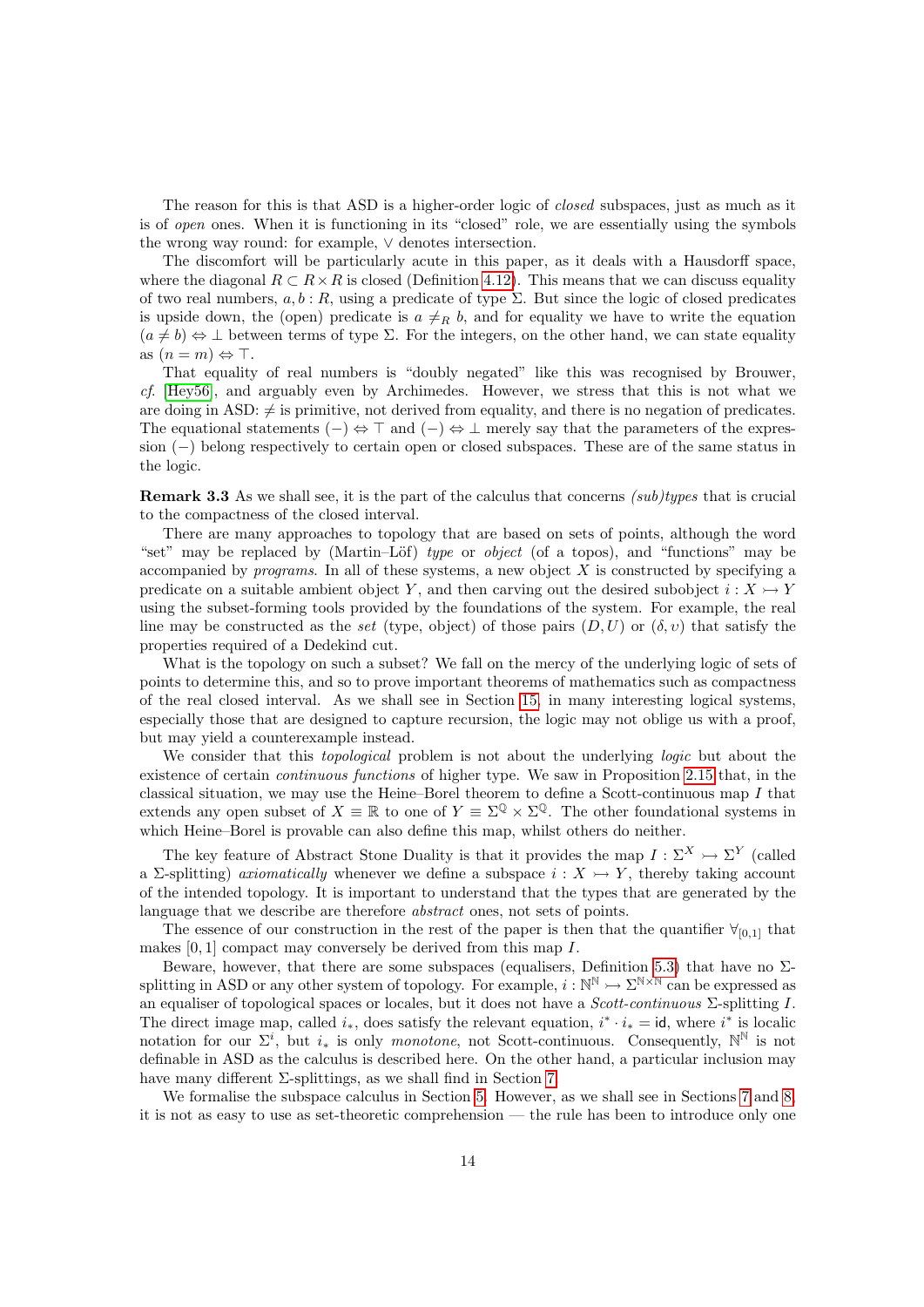The reason for this is that ASD is a higher-order logic of *closed* subspaces, just as much as it is of *open* ones. When it is functioning in its "closed" role, we are essentially using the symbols the wrong way round: for example, $\vee$ denotes intersection.

The discomfort will be particularly acute in this paper, as it deals with a Hausdorff space, where the diagonal $R \subset R \times R$ is closed (Definition 4.12). This means that we can discuss equality of two real numbers, $a, b : R$, using a predicate of type $\Sigma$. But since the logic of closed predicates is upside down, the (open) predicate is $a \neq_R b$, and for equality we have to write the equation $(a \neq b) \Leftrightarrow \bot$ between terms of type $\Sigma$. For the integers, on the other hand, we can state equality as $(n = m) \Leftrightarrow \top$.

That equality of real numbers is "doubly negated" like this was recognised by Brouwer, *cf.* [Hey56], and arguably even by Archimedes. However, we stress that this is not what we are doing in ASD: $\neq$ is primitive, not derived from equality, and there is no negation of predicates. The equational statements $(-) \Leftrightarrow \top$ and $(-) \Leftrightarrow \bot$ merely say that the parameters of the expression $(-)$ belong respectively to certain open or closed subspaces. These are of the same status in the logic.

**Remark 3.3** As we shall see, it is the part of the calculus that concerns *(sub)types* that is crucial to the compactness of the closed interval.

There are many approaches to topology that are based on sets of points, although the word "set" may be replaced by (Martin–Löf) *type* or *object* (of a topos), and "functions" may be accompanied by *programs*. In all of these systems, a new object $X$ is constructed by specifying a predicate on a suitable ambient object $Y$, and then carving out the desired subobject $i : X \rightarrowtail Y$ using the subset-forming tools provided by the foundations of the system. For example, the real line may be constructed as the *set* (type, object) of those pairs $(D, U)$ or $(\delta, \upsilon)$ that satisfy the properties required of a Dedekind cut.

What is the topology on such a subset? We fall on the mercy of the underlying logic of sets of points to determine this, and so to prove important theorems of mathematics such as compactness of the real closed interval. As we shall see in Section 15, in many interesting logical systems, especially those that are designed to capture recursion, the logic may not oblige us with a proof, but may yield a counterexample instead.

We consider that this *topological* problem is not about the underlying *logic* but about the existence of certain *continuous functions* of higher type. We saw in Proposition 2.15 that, in the classical situation, we may use the Heine–Borel theorem to define a Scott-continuous map $I$ that extends any open subset of $X \equiv \mathbb{R}$ to one of $Y \equiv \Sigma^{\mathbb{Q}} \times \Sigma^{\mathbb{Q}}$. The other foundational systems in which Heine–Borel is provable can also define this map, whilst others do neither.

The key feature of Abstract Stone Duality is that it provides the map $I : \Sigma^X \rightarrowtail \Sigma^Y$ (called a $\Sigma$-splitting) *axiomatically* whenever we define a subspace $i : X \rightarrowtail Y$, thereby taking account of the intended topology. It is important to understand that the types that are generated by the language that we describe are therefore *abstract* ones, not sets of points.

The essence of our construction in the rest of the paper is then that the quantifier $\forall_{[0,1]}$ that makes $[0, 1]$ compact may conversely be derived from this map $I$.

Beware, however, that there are some subspaces (equalisers, Definition 5.3) that have no $\Sigma$-splitting in ASD or any other system of topology. For example, $i : \mathbb{N}^{\mathbb{N}} \rightarrowtail \Sigma^{\mathbb{N} \times \mathbb{N}}$ can be expressed as an equaliser of topological spaces or locales, but it does not have a *Scott-continuous* $\Sigma$-splitting $I$. The direct image map, called $i_*$, does satisfy the relevant equation, $i^* \cdot i_* = \mathsf{id}$, where $i^*$ is localic notation for our $\Sigma^i$, but $i_*$ is only *monotone*, not Scott-continuous. Consequently, $\mathbb{N}^{\mathbb{N}}$ is not definable in ASD as the calculus is described here. On the other hand, a particular inclusion may have many different $\Sigma$-splittings, as we shall find in Section 7.

We formalise the subspace calculus in Section 5. However, as we shall see in Sections 7 and 8, it is not as easy to use as set-theoretic comprehension — the rule has been to introduce only one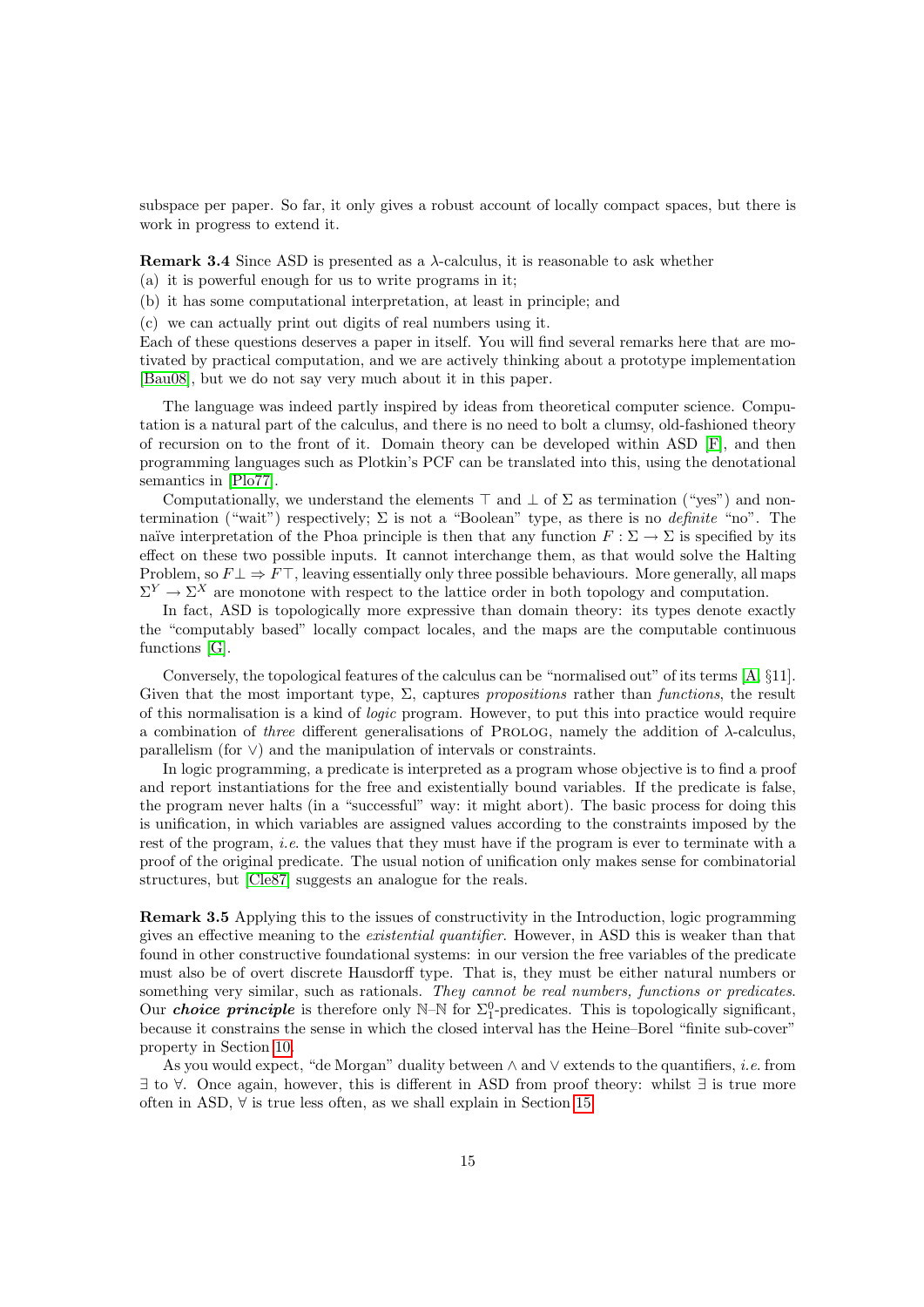subspace per paper. So far, it only gives a robust account of locally compact spaces, but there is work in progress to extend it.

**Remark 3.4** Since ASD is presented as a $\lambda$-calculus, it is reasonable to ask whether
(a) it is powerful enough for us to write programs in it;
(b) it has some computational interpretation, at least in principle; and
(c) we can actually print out digits of real numbers using it.
Each of these questions deserves a paper in itself. You will find several remarks here that are motivated by practical computation, and we are actively thinking about a prototype implementation [Bau08], but we do not say very much about it in this paper.

The language was indeed partly inspired by ideas from theoretical computer science. Computation is a natural part of the calculus, and there is no need to bolt a clumsy, old-fashioned theory of recursion on to the front of it. Domain theory can be developed within ASD [F], and then programming languages such as Plotkin's PCF can be translated into this, using the denotational semantics in [Plo77].

Computationally, we understand the elements $\top$ and $\bot$ of $\Sigma$ as termination ("yes") and non-termination ("wait") respectively; $\Sigma$ is not a "Boolean" type, as there is no *definite* "no". The naïve interpretation of the Phoa principle is then that any function $F : \Sigma \to \Sigma$ is specified by its effect on these two possible inputs. It cannot interchange them, as that would solve the Halting Problem, so $F\bot \Rightarrow F\top$, leaving essentially only three possible behaviours. More generally, all maps $\Sigma^Y \to \Sigma^X$ are monotone with respect to the lattice order in both topology and computation.

In fact, ASD is topologically more expressive than domain theory: its types denote exactly the "computably based" locally compact locales, and the maps are the computable continuous functions [G].

Conversely, the topological features of the calculus can be "normalised out" of its terms [A, §11]. Given that the most important type, $\Sigma$, captures *propositions* rather than *functions*, the result of this normalisation is a kind of *logic* program. However, to put this into practice would require a combination of *three* different generalisations of PROLOG, namely the addition of $\lambda$-calculus, parallelism (for $\vee$) and the manipulation of intervals or constraints.

In logic programming, a predicate is interpreted as a program whose objective is to find a proof and report instantiations for the free and existentially bound variables. If the predicate is false, the program never halts (in a "successful" way: it might abort). The basic process for doing this is unification, in which variables are assigned values according to the constraints imposed by the rest of the program, *i.e.* the values that they must have if the program is ever to terminate with a proof of the original predicate. The usual notion of unification only makes sense for combinatorial structures, but [Cle87] suggests an analogue for the reals.

**Remark 3.5** Applying this to the issues of constructivity in the Introduction, logic programming gives an effective meaning to the *existential quantifier*. However, in ASD this is weaker than that found in other constructive foundational systems: in our version the free variables of the predicate must also be of overt discrete Hausdorff type. That is, they must be either natural numbers or something very similar, such as rationals. *They cannot be real numbers, functions or predicates.* Our ***choice principle*** is therefore only $\mathbb{N}$–$\mathbb{N}$ for $\Sigma^0_1$-predicates. This is topologically significant, because it constrains the sense in which the closed interval has the Heine–Borel "finite sub-cover" property in Section 10.

As you would expect, "de Morgan" duality between $\wedge$ and $\vee$ extends to the quantifiers, *i.e.* from $\exists$ to $\forall$. Once again, however, this is different in ASD from proof theory: whilst $\exists$ is true more often in ASD, $\forall$ is true less often, as we shall explain in Section 15.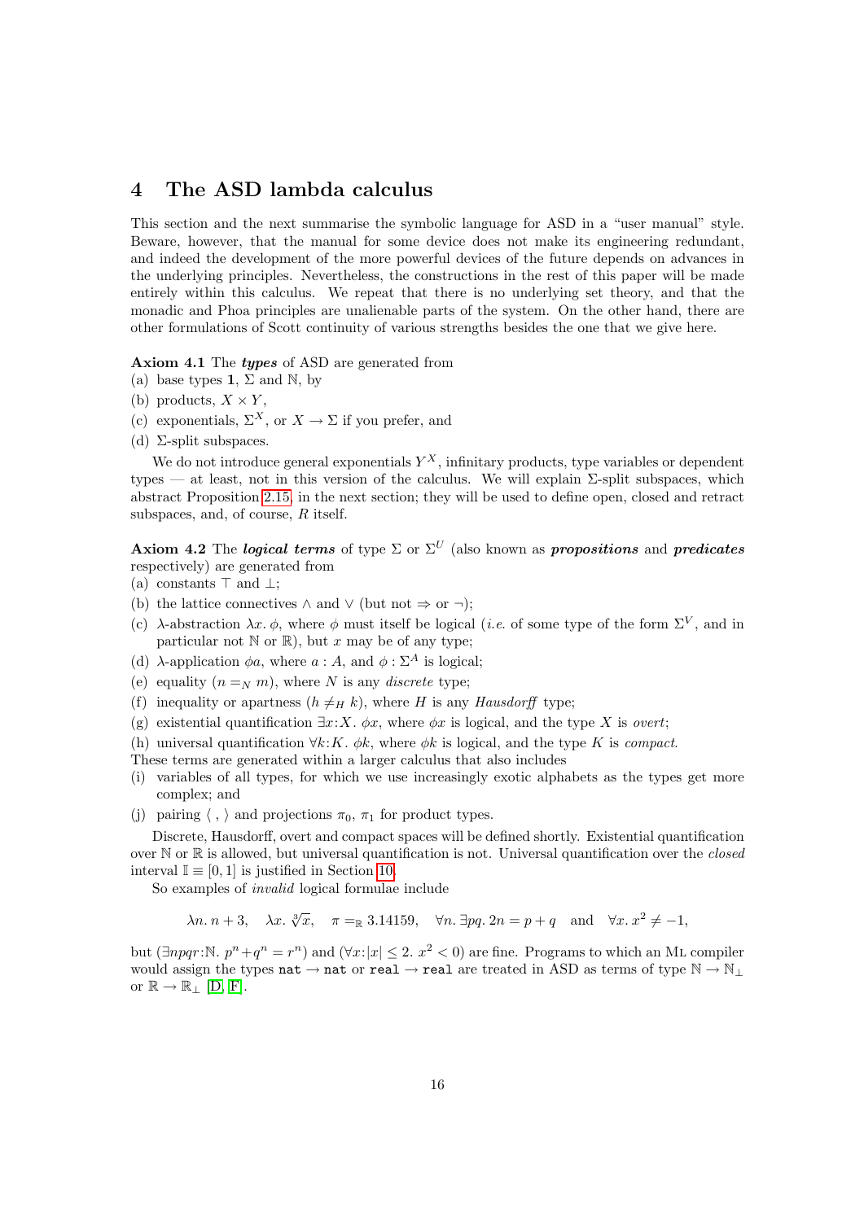## 4 The ASD lambda calculus

This section and the next summarise the symbolic language for ASD in a "user manual" style. Beware, however, that the manual for some device does not make its engineering redundant, and indeed the development of the more powerful devices of the future depends on advances in the underlying principles. Nevertheless, the constructions in the rest of this paper will be made entirely within this calculus. We repeat that there is no underlying set theory, and that the monadic and Phoa principles are unalienable parts of the system. On the other hand, there are other formulations of Scott continuity of various strengths besides the one that we give here.

**Axiom 4.1** The ***types*** of ASD are generated from

(a) base types $\mathbf{1}$, $\Sigma$ and $\mathbb{N}$, by

(b) products, $X \times Y$,

(c) exponentials, $\Sigma^X$, or $X \to \Sigma$ if you prefer, and

(d) $\Sigma$-split subspaces.

We do not introduce general exponentials $Y^X$, infinitary products, type variables or dependent types — at least, not in this version of the calculus. We will explain $\Sigma$-split subspaces, which abstract Proposition 2.15, in the next section; they will be used to define open, closed and retract subspaces, and, of course, $R$ itself.

**Axiom 4.2** The ***logical terms*** of type $\Sigma$ or $\Sigma^U$ (also known as ***propositions*** and ***predicates*** respectively) are generated from

(a) constants $\top$ and $\bot$;

(b) the lattice connectives $\wedge$ and $\vee$ (but not $\Rightarrow$ or $\neg$);

(c) $\lambda$-abstraction $\lambda x.\ \phi$, where $\phi$ must itself be logical (*i.e.* of some type of the form $\Sigma^V$, and in particular not $\mathbb{N}$ or $\mathbb{R}$), but $x$ may be of any type;

(d) $\lambda$-application $\phi a$, where $a : A$, and $\phi : \Sigma^A$ is logical;

(e) equality $(n =_N m)$, where $N$ is any *discrete* type;

(f) inequality or apartness $(h \neq_H k)$, where $H$ is any *Hausdorff* type;

(g) existential quantification $\exists x{:}X.\ \phi x$, where $\phi x$ is logical, and the type $X$ is *overt*;

(h) universal quantification $\forall k{:}K.\ \phi k$, where $\phi k$ is logical, and the type $K$ is *compact*.

These terms are generated within a larger calculus that also includes

(i) variables of all types, for which we use increasingly exotic alphabets as the types get more complex; and

(j) pairing $\langle\ ,\ \rangle$ and projections $\pi_0$, $\pi_1$ for product types.

Discrete, Hausdorff, overt and compact spaces will be defined shortly. Existential quantification over $\mathbb{N}$ or $\mathbb{R}$ is allowed, but universal quantification is not. Universal quantification over the *closed* interval $\mathbb{I} \equiv [0, 1]$ is justified in Section 10.

So examples of *invalid* logical formulae include

$$\lambda n.\ n+3, \quad \lambda x.\ \sqrt[3]{x}, \quad \pi =_{\mathbb{R}} 3.14159, \quad \forall n.\ \exists pq.\ 2n = p+q \quad \text{and} \quad \forall x.\ x^2 \neq -1,$$

but $(\exists npqr{:}\mathbb{N}.\ p^n + q^n = r^n)$ and $(\forall x{:}|x| \leq 2.\ x^2 < 0)$ are fine. Programs to which an ML compiler would assign the types `nat` $\to$ `nat` or `real` $\to$ `real` are treated in ASD as terms of type $\mathbb{N} \to \mathbb{N}_\bot$ or $\mathbb{R} \to \mathbb{R}_\bot$ [D, F].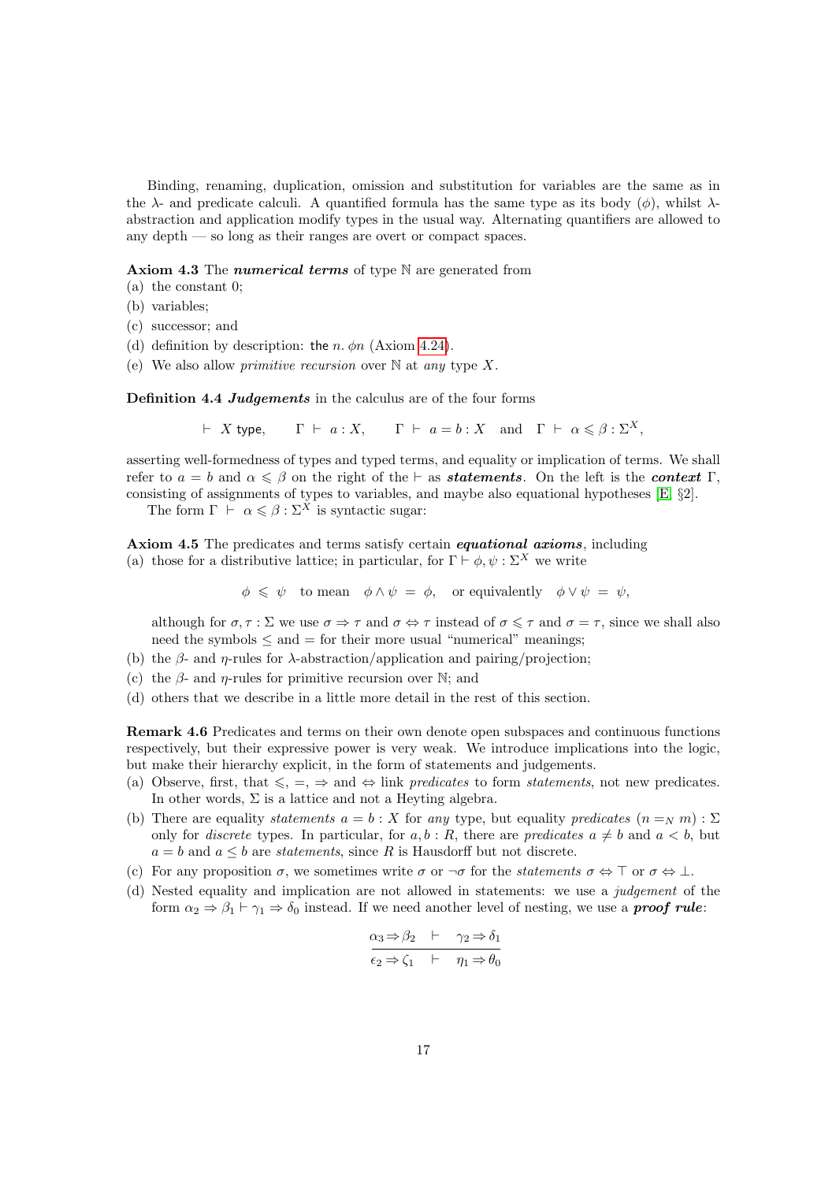Binding, renaming, duplication, omission and substitution for variables are the same as in the $\lambda$- and predicate calculi. A quantified formula has the same type as its body ($\phi$), whilst $\lambda$-abstraction and application modify types in the usual way. Alternating quantifiers are allowed to any depth — so long as their ranges are overt or compact spaces.

**Axiom 4.3** The ***numerical terms*** of type $\mathbb{N}$ are generated from

(a) the constant 0;
(b) variables;
(c) successor; and
(d) definition by description: $\mathsf{the}\ n.\ \phi n$ (Axiom 4.24).
(e) We also allow *primitive recursion* over $\mathbb{N}$ at *any* type $X$.

**Definition 4.4** ***Judgements*** in the calculus are of the four forms

$$\vdash\ X\ \mathsf{type}, \qquad \Gamma\ \vdash\ a : X, \qquad \Gamma\ \vdash\ a = b : X \quad \text{and} \quad \Gamma\ \vdash\ \alpha \leqslant \beta : \Sigma^X,$$

asserting well-formedness of types and typed terms, and equality or implication of terms. We shall refer to $a = b$ and $\alpha \leqslant \beta$ on the right of the $\vdash$ as ***statements***. On the left is the ***context*** $\Gamma$, consisting of assignments of types to variables, and maybe also equational hypotheses [E §2].

The form $\Gamma\ \vdash\ \alpha \leqslant \beta : \Sigma^X$ is syntactic sugar:

**Axiom 4.5** The predicates and terms satisfy certain ***equational axioms***, including

(a) those for a distributive lattice; in particular, for $\Gamma \vdash \phi, \psi : \Sigma^X$ we write

$$\phi\ \leqslant\ \psi \quad \text{to mean} \quad \phi \wedge \psi\ =\ \phi, \quad \text{or equivalently} \quad \phi \vee \psi\ =\ \psi,$$

although for $\sigma, \tau : \Sigma$ we use $\sigma \Rightarrow \tau$ and $\sigma \Leftrightarrow \tau$ instead of $\sigma \leqslant \tau$ and $\sigma = \tau$, since we shall also need the symbols $\leq$ and $=$ for their more usual "numerical" meanings;
(b) the $\beta$- and $\eta$-rules for $\lambda$-abstraction/application and pairing/projection;
(c) the $\beta$- and $\eta$-rules for primitive recursion over $\mathbb{N}$; and
(d) others that we describe in a little more detail in the rest of this section.

**Remark 4.6** Predicates and terms on their own denote open subspaces and continuous functions respectively, but their expressive power is very weak. We introduce implications into the logic, but make their hierarchy explicit, in the form of statements and judgements.

(a) Observe, first, that $\leqslant$, $=$, $\Rightarrow$ and $\Leftrightarrow$ link *predicates* to form *statements*, not new predicates. In other words, $\Sigma$ is a lattice and not a Heyting algebra.
(b) There are equality *statements* $a = b : X$ for *any* type, but equality *predicates* $(n =_N m) : \Sigma$ only for *discrete* types. In particular, for $a, b : R$, there are *predicates* $a \neq b$ and $a < b$, but $a = b$ and $a \leq b$ are *statements*, since $R$ is Hausdorff but not discrete.
(c) For any proposition $\sigma$, we sometimes write $\sigma$ or $\neg\sigma$ for the *statements* $\sigma \Leftrightarrow \top$ or $\sigma \Leftrightarrow \bot$.
(d) Nested equality and implication are not allowed in statements: we use a *judgement* of the form $\alpha_2 \Rightarrow \beta_1 \vdash \gamma_1 \Rightarrow \delta_0$ instead. If we need another level of nesting, we use a ***proof rule***:

$$\frac{\alpha_3 \Rightarrow \beta_2 \quad \vdash \quad \gamma_2 \Rightarrow \delta_1}{\epsilon_2 \Rightarrow \zeta_1 \quad \vdash \quad \eta_1 \Rightarrow \theta_0}$$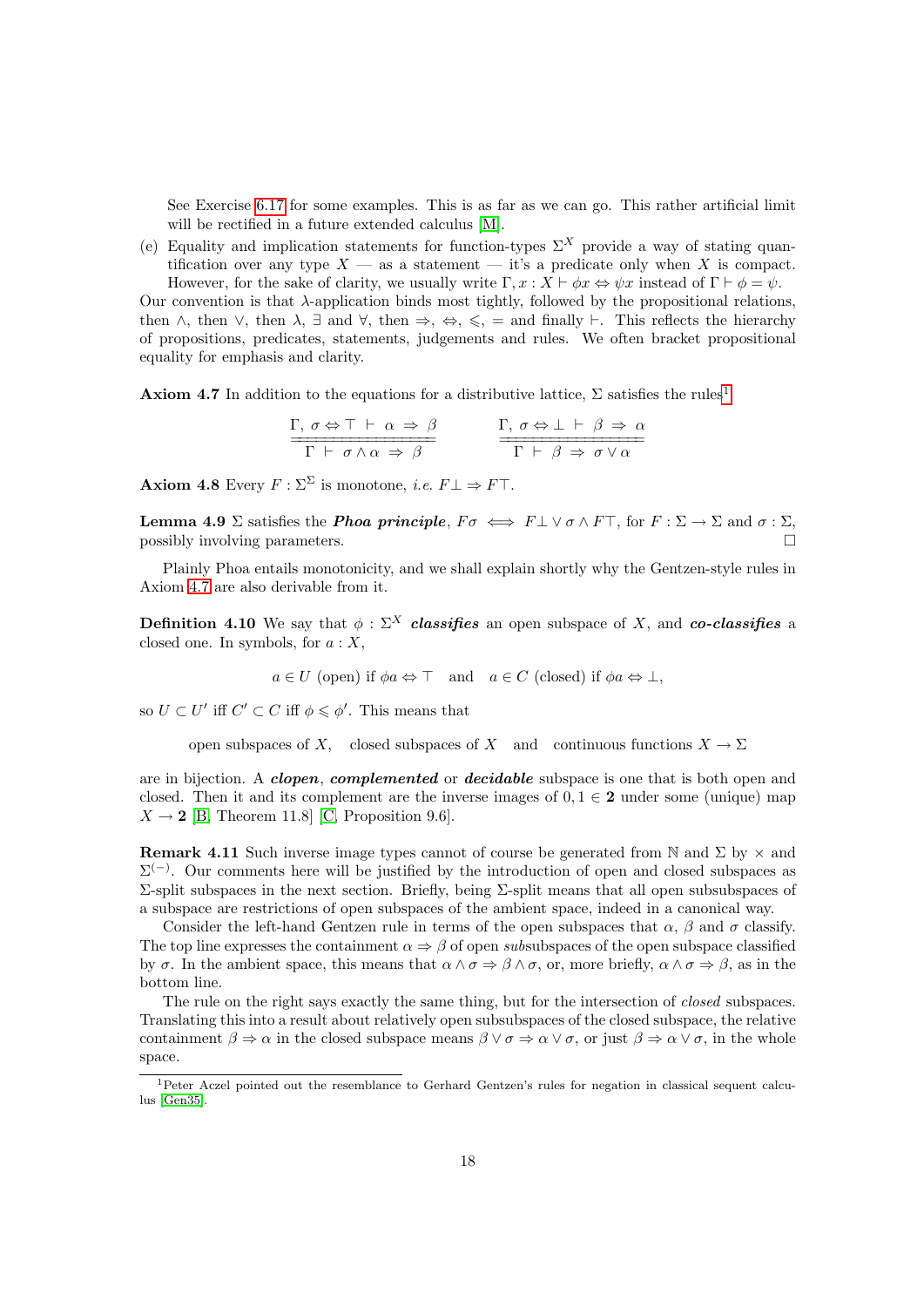See Exercise 6.17 for some examples. This is as far as we can go. This rather artificial limit will be rectified in a future extended calculus [M].

(e) Equality and implication statements for function-types $\Sigma^X$ provide a way of stating quantification over any type $X$ — as a statement — it's a predicate only when $X$ is compact. However, for the sake of clarity, we usually write $\Gamma, x : X \vdash \phi x \Leftrightarrow \psi x$ instead of $\Gamma \vdash \phi = \psi$.

Our convention is that $\lambda$-application binds most tightly, followed by the propositional relations, then $\wedge$, then $\vee$, then $\lambda$, $\exists$ and $\forall$, then $\Rightarrow$, $\Leftrightarrow$, $\leqslant$, $=$ and finally $\vdash$. This reflects the hierarchy of propositions, predicates, statements, judgements and rules. We often bracket propositional equality for emphasis and clarity.

**Axiom 4.7** In addition to the equations for a distributive lattice, $\Sigma$ satisfies the rules[1]

$$\frac{\Gamma,\ \sigma \Leftrightarrow \top\ \vdash\ \alpha\ \Rightarrow\ \beta}{\Gamma\ \vdash\ \sigma \wedge \alpha\ \Rightarrow\ \beta} \qquad\qquad \frac{\Gamma,\ \sigma \Leftrightarrow \bot\ \vdash\ \beta\ \Rightarrow\ \alpha}{\Gamma\ \vdash\ \beta\ \Rightarrow\ \sigma \vee \alpha}$$

**Axiom 4.8** Every $F : \Sigma^\Sigma$ is monotone, *i.e.* $F\bot \Rightarrow F\top$.

**Lemma 4.9** $\Sigma$ satisfies the ***Phoa principle***, $F\sigma \iff F\bot \vee \sigma \wedge F\top$, for $F : \Sigma \to \Sigma$ and $\sigma : \Sigma$, possibly involving parameters. □

Plainly Phoa entails monotonicity, and we shall explain shortly why the Gentzen-style rules in Axiom 4.7 are also derivable from it.

**Definition 4.10** We say that $\phi : \Sigma^X$ ***classifies*** an open subspace of $X$, and ***co-classifies*** a closed one. In symbols, for $a : X$,

$$a \in U \text{ (open) if } \phi a \Leftrightarrow \top \quad \text{and} \quad a \in C \text{ (closed) if } \phi a \Leftrightarrow \bot,$$

so $U \subset U'$ iff $C' \subset C$ iff $\phi \leqslant \phi'$. This means that

open subspaces of $X$, closed subspaces of $X$ and continuous functions $X \to \Sigma$

are in bijection. A ***clopen***, ***complemented*** or ***decidable*** subspace is one that is both open and closed. Then it and its complement are the inverse images of $0, 1 \in \mathbf{2}$ under some (unique) map $X \to \mathbf{2}$ [B, Theorem 11.8] [C, Proposition 9.6].

**Remark 4.11** Such inverse image types cannot of course be generated from $\mathbb{N}$ and $\Sigma$ by $\times$ and $\Sigma^{(-)}$. Our comments here will be justified by the introduction of open and closed subspaces as $\Sigma$-split subspaces in the next section. Briefly, being $\Sigma$-split means that all open subsubspaces of a subspace are restrictions of open subspaces of the ambient space, indeed in a canonical way.

Consider the left-hand Gentzen rule in terms of the open subspaces that $\alpha$, $\beta$ and $\sigma$ classify. The top line expresses the containment $\alpha \Rightarrow \beta$ of open *sub*subspaces of the open subspace classified by $\sigma$. In the ambient space, this means that $\alpha \wedge \sigma \Rightarrow \beta \wedge \sigma$, or, more briefly, $\alpha \wedge \sigma \Rightarrow \beta$, as in the bottom line.

The rule on the right says exactly the same thing, but for the intersection of *closed* subspaces. Translating this into a result about relatively open subsubspaces of the closed subspace, the relative containment $\beta \Rightarrow \alpha$ in the closed subspace means $\beta \vee \sigma \Rightarrow \alpha \vee \sigma$, or just $\beta \Rightarrow \alpha \vee \sigma$, in the whole space.

---

[1] Peter Aczel pointed out the resemblance to Gerhard Gentzen's rules for negation in classical sequent calculus [Gen35].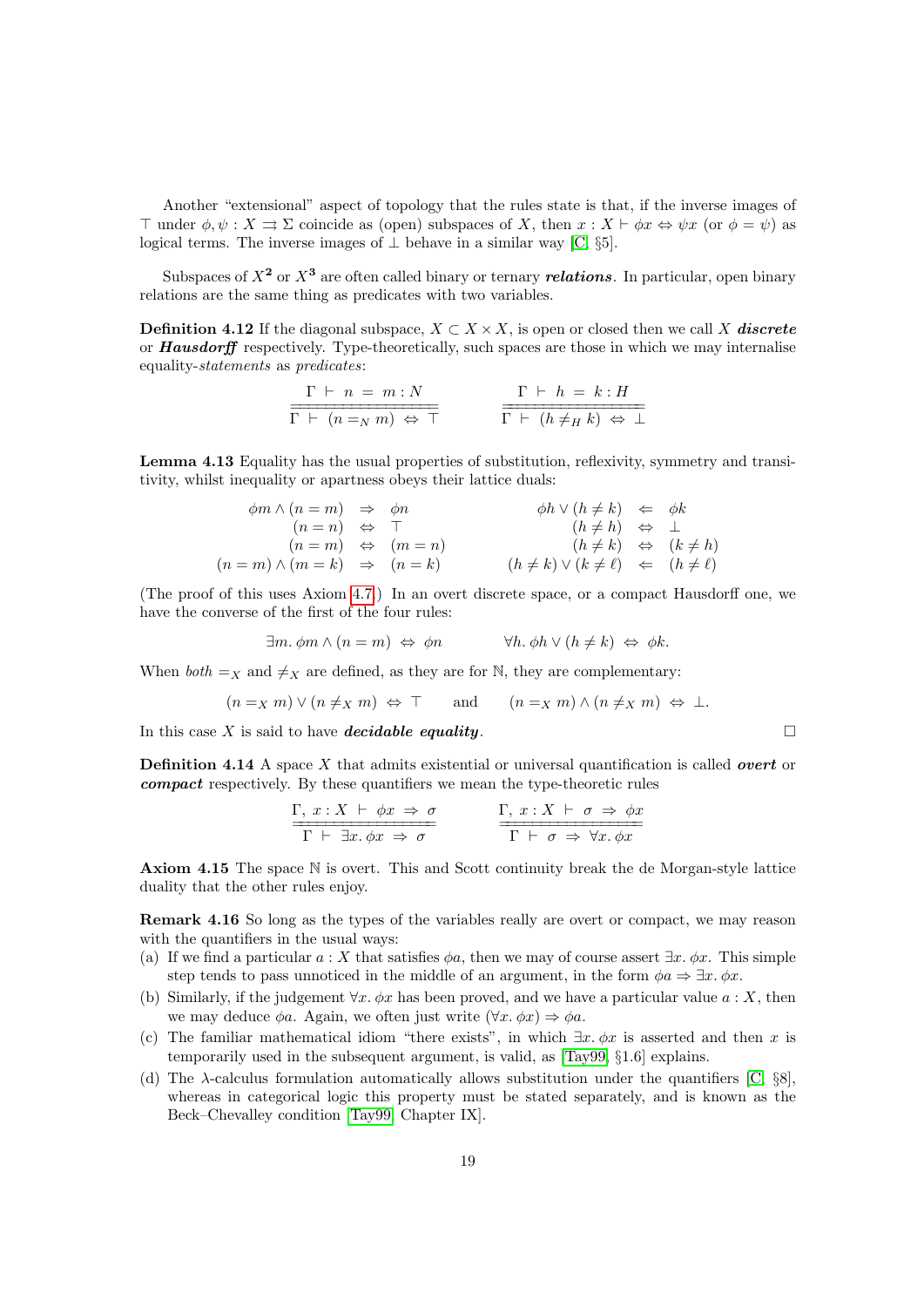Another "extensional" aspect of topology that the rules state is that, if the inverse images of $\top$ under $\phi, \psi : X \rightrightarrows \Sigma$ coincide as (open) subspaces of $X$, then $x : X \vdash \phi x \Leftrightarrow \psi x$ (or $\phi = \psi$) as logical terms. The inverse images of $\bot$ behave in a similar way [C, §5].

Subspaces of $X^{\mathbf{2}}$ or $X^{\mathbf{3}}$ are often called binary or ternary ***relations***. In particular, open binary relations are the same thing as predicates with two variables.

**Definition 4.12** If the diagonal subspace, $X \subset X \times X$, is open or closed then we call $X$ ***discrete*** or ***Hausdorff*** respectively. Type-theoretically, such spaces are those in which we may internalise equality-*statements* as *predicates*:

$$\frac{\Gamma \vdash n = m : N}{\overline{\overline{\Gamma \vdash (n =_N m) \Leftrightarrow \top}}} \qquad\qquad \frac{\Gamma \vdash h = k : H}{\overline{\overline{\Gamma \vdash (h \neq_H k) \Leftrightarrow \bot}}}$$

**Lemma 4.13** Equality has the usual properties of substitution, reflexivity, symmetry and transitivity, whilst inequality or apartness obeys their lattice duals:

$$\begin{array}{rcl} \phi m \wedge (n = m) & \Rightarrow & \phi n \\ (n = n) & \Leftrightarrow & \top \\ (n = m) & \Leftrightarrow & (m = n) \\ (n = m) \wedge (m = k) & \Rightarrow & (n = k) \end{array} \qquad\qquad \begin{array}{rcl} \phi h \vee (h \neq k) & \Leftarrow & \phi k \\ (h \neq h) & \Leftrightarrow & \bot \\ (h \neq k) & \Leftrightarrow & (k \neq h) \\ (h \neq k) \vee (k \neq \ell) & \Leftarrow & (h \neq \ell) \end{array}$$

(The proof of this uses Axiom 4.7.) In an overt discrete space, or a compact Hausdorff one, we have the converse of the first of the four rules:

$$\exists m.\ \phi m \wedge (n = m) \Leftrightarrow \phi n \qquad\qquad \forall h.\ \phi h \vee (h \neq k) \Leftrightarrow \phi k.$$

When *both* $=_X$ and $\neq_X$ are defined, as they are for $\mathbb{N}$, they are complementary:

$$(n =_X m) \vee (n \neq_X m) \Leftrightarrow \top \qquad \text{and} \qquad (n =_X m) \wedge (n \neq_X m) \Leftrightarrow \bot.$$

In this case $X$ is said to have ***decidable equality***. □

**Definition 4.14** A space $X$ that admits existential or universal quantification is called ***overt*** or ***compact*** respectively. By these quantifiers we mean the type-theoretic rules

$$\frac{\Gamma,\ x : X \vdash \phi x \Rightarrow \sigma}{\overline{\overline{\Gamma \vdash \exists x.\ \phi x \Rightarrow \sigma}}} \qquad\qquad \frac{\Gamma,\ x : X \vdash \sigma \Rightarrow \phi x}{\overline{\overline{\Gamma \vdash \sigma \Rightarrow \forall x.\ \phi x}}}$$

**Axiom 4.15** The space $\mathbb{N}$ is overt. This and Scott continuity break the de Morgan-style lattice duality that the other rules enjoy.

**Remark 4.16** So long as the types of the variables really are overt or compact, we may reason with the quantifiers in the usual ways:

(a) If we find a particular $a : X$ that satisfies $\phi a$, then we may of course assert $\exists x.\ \phi x$. This simple step tends to pass unnoticed in the middle of an argument, in the form $\phi a \Rightarrow \exists x.\ \phi x$.

(b) Similarly, if the judgement $\forall x.\ \phi x$ has been proved, and we have a particular value $a : X$, then we may deduce $\phi a$. Again, we often just write $(\forall x.\ \phi x) \Rightarrow \phi a$.

(c) The familiar mathematical idiom "there exists", in which $\exists x.\ \phi x$ is asserted and then $x$ is temporarily used in the subsequent argument, is valid, as [Tay99, §1.6] explains.

(d) The $\lambda$-calculus formulation automatically allows substitution under the quantifiers [C, §8], whereas in categorical logic this property must be stated separately, and is known as the Beck–Chevalley condition [Tay99, Chapter IX].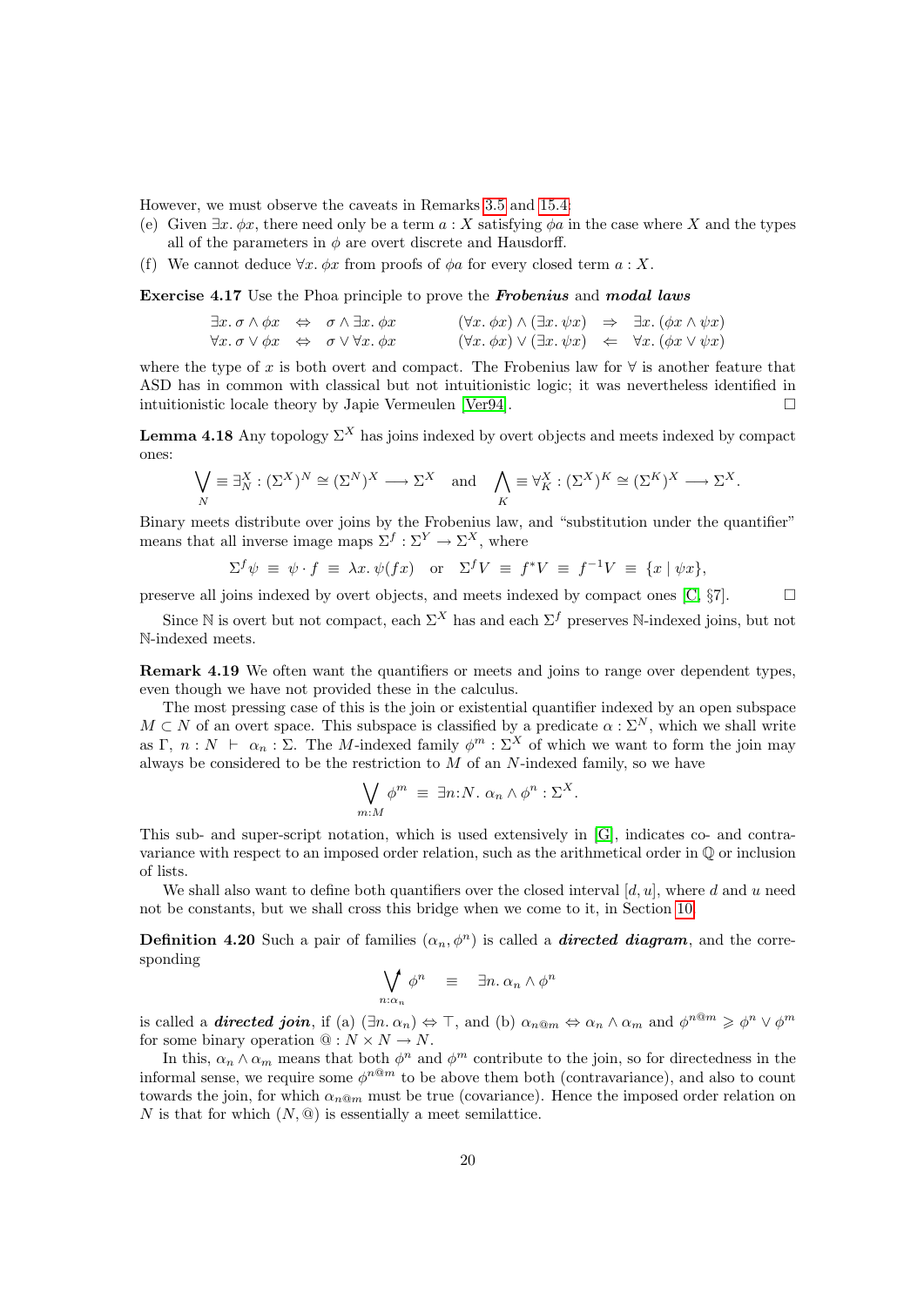However, we must observe the caveats in Remarks 3.5 and 15.4:

(e) Given $\exists x.\ \phi x$, there need only be a term $a : X$ satisfying $\phi a$ in the case where $X$ and the types all of the parameters in $\phi$ are overt discrete and Hausdorff.

(f) We cannot deduce $\forall x.\ \phi x$ from proofs of $\phi a$ for every closed term $a : X$.

**Exercise 4.17** Use the Phoa principle to prove the ***Frobenius*** and ***modal laws***

$$\begin{array}{rclcrcl}
\exists x.\ \sigma \wedge \phi x & \Leftrightarrow & \sigma \wedge \exists x.\ \phi x & \qquad & (\forall x.\ \phi x) \wedge (\exists x.\ \psi x) & \Rightarrow & \exists x.\ (\phi x \wedge \psi x) \\
\forall x.\ \sigma \vee \phi x & \Leftrightarrow & \sigma \vee \forall x.\ \phi x & \qquad & (\forall x.\ \phi x) \vee (\exists x.\ \psi x) & \Leftarrow & \forall x.\ (\phi x \vee \psi x)
\end{array}$$

where the type of $x$ is both overt and compact. The Frobenius law for $\forall$ is another feature that ASD has in common with classical but not intuitionistic logic; it was nevertheless identified in intuitionistic locale theory by Japie Vermeulen [Ver94]. $\square$

**Lemma 4.18** Any topology $\Sigma^X$ has joins indexed by overt objects and meets indexed by compact ones:

$$\bigvee_N \equiv \exists_N^X : (\Sigma^X)^N \cong (\Sigma^N)^X \longrightarrow \Sigma^X \quad \text{and} \quad \bigwedge_K \equiv \forall_K^X : (\Sigma^X)^K \cong (\Sigma^K)^X \longrightarrow \Sigma^X.$$

Binary meets distribute over joins by the Frobenius law, and "substitution under the quantifier" means that all inverse image maps $\Sigma^f : \Sigma^Y \to \Sigma^X$, where

$$\Sigma^f \psi \ \equiv\ \psi \cdot f \ \equiv\ \lambda x.\ \psi(fx) \quad \text{or} \quad \Sigma^f V \ \equiv\ f^* V \ \equiv\ f^{-1} V \ \equiv\ \{x \mid \psi x\},$$

preserve all joins indexed by overt objects, and meets indexed by compact ones [C, §7]. $\square$

Since $\mathbb{N}$ is overt but not compact, each $\Sigma^X$ has and each $\Sigma^f$ preserves $\mathbb{N}$-indexed joins, but not $\mathbb{N}$-indexed meets.

**Remark 4.19** We often want the quantifiers or meets and joins to range over dependent types, even though we have not provided these in the calculus.

The most pressing case of this is the join or existential quantifier indexed by an open subspace $M \subset N$ of an overt space. This subspace is classified by a predicate $\alpha : \Sigma^N$, which we shall write as $\Gamma,\ n : N\ \vdash\ \alpha_n : \Sigma$. The $M$-indexed family $\phi^m : \Sigma^X$ of which we want to form the join may always be considered to be the restriction to $M$ of an $N$-indexed family, so we have

$$\bigvee_{m:M} \phi^m \ \equiv\ \exists n{:}N.\ \alpha_n \wedge \phi^n : \Sigma^X.$$

This sub- and super-script notation, which is used extensively in [G], indicates co- and contra-variance with respect to an imposed order relation, such as the arithmetical order in $\mathbb{Q}$ or inclusion of lists.

We shall also want to define both quantifiers over the closed interval $[d, u]$, where $d$ and $u$ need not be constants, but we shall cross this bridge when we come to it, in Section 10.

**Definition 4.20** Such a pair of families $(\alpha_n, \phi^n)$ is called a ***directed diagram***, and the corresponding

$$\bigvee\nolimits^{\uparrow}_{n:\alpha_n} \phi^n \quad \equiv \quad \exists n.\ \alpha_n \wedge \phi^n$$

is called a ***directed join***, if (a) $(\exists n.\ \alpha_n) \Leftrightarrow \top$, and (b) $\alpha_{n@m} \Leftrightarrow \alpha_n \wedge \alpha_m$ and $\phi^{n@m} \geqslant \phi^n \vee \phi^m$ for some binary operation $@ : N \times N \to N$.

In this, $\alpha_n \wedge \alpha_m$ means that both $\phi^n$ and $\phi^m$ contribute to the join, so for directedness in the informal sense, we require some $\phi^{n@m}$ to be above them both (contravariance), and also to count towards the join, for which $\alpha_{n@m}$ must be true (covariance). Hence the imposed order relation on $N$ is that for which $(N, @)$ is essentially a meet semilattice.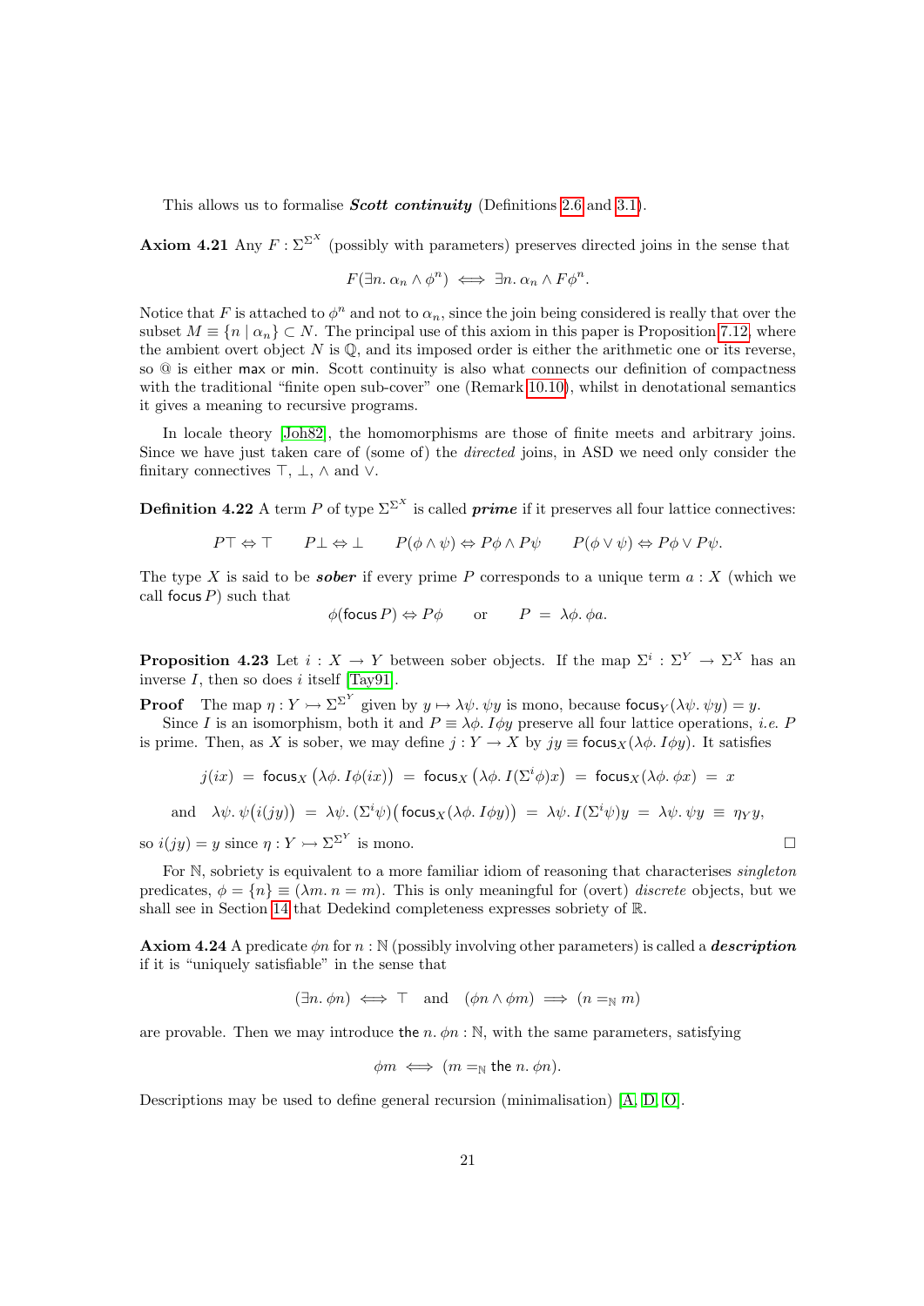This allows us to formalise ***Scott continuity*** (Definitions 2.6 and 3.1).

**Axiom 4.21** Any $F : \Sigma^{\Sigma^X}$ (possibly with parameters) preserves directed joins in the sense that

$$F(\exists n.\, \alpha_n \wedge \phi^n) \iff \exists n.\, \alpha_n \wedge F\phi^n.$$

Notice that $F$ is attached to $\phi^n$ and not to $\alpha_n$, since the join being considered is really that over the subset $M \equiv \{n \mid \alpha_n\} \subset N$. The principal use of this axiom in this paper is Proposition 7.12, where the ambient overt object $N$ is $\mathbb{Q}$, and its imposed order is either the arithmetic one or its reverse, so @ is either $\mathsf{max}$ or $\mathsf{min}$. Scott continuity is also what connects our definition of compactness with the traditional "finite open sub-cover" one (Remark 10.10), whilst in denotational semantics it gives a meaning to recursive programs.

In locale theory [Joh82], the homomorphisms are those of finite meets and arbitrary joins. Since we have just taken care of (some of) the *directed* joins, in ASD we need only consider the finitary connectives $\top$, $\bot$, $\wedge$ and $\vee$.

**Definition 4.22** A term $P$ of type $\Sigma^{\Sigma^X}$ is called ***prime*** if it preserves all four lattice connectives:

$$P\top \Leftrightarrow \top \qquad P\bot \Leftrightarrow \bot \qquad P(\phi \wedge \psi) \Leftrightarrow P\phi \wedge P\psi \qquad P(\phi \vee \psi) \Leftrightarrow P\phi \vee P\psi.$$

The type $X$ is said to be ***sober*** if every prime $P$ corresponds to a unique term $a : X$ (which we call $\mathsf{focus}\, P$) such that

$$\phi(\mathsf{focus}\, P) \Leftrightarrow P\phi \qquad \text{or} \qquad P \;=\; \lambda\phi.\, \phi a.$$

**Proposition 4.23** Let $i : X \to Y$ between sober objects. If the map $\Sigma^i : \Sigma^Y \to \Sigma^X$ has an inverse $I$, then so does $i$ itself [Tay91].

**Proof** The map $\eta : Y \rightarrowtail \Sigma^{\Sigma^Y}$ given by $y \mapsto \lambda\psi.\, \psi y$ is mono, because $\mathsf{focus}_Y(\lambda\psi.\, \psi y) = y$.

Since $I$ is an isomorphism, both it and $P \equiv \lambda\phi.\, I\phi y$ preserve all four lattice operations, *i.e.* $P$ is prime. Then, as $X$ is sober, we may define $j : Y \to X$ by $jy \equiv \mathsf{focus}_X(\lambda\phi.\, I\phi y)$. It satisfies

$$j(ix) \;=\; \mathsf{focus}_X\big(\lambda\phi.\, I\phi(ix)\big) \;=\; \mathsf{focus}_X\big(\lambda\phi.\, I(\Sigma^i\phi)x\big) \;=\; \mathsf{focus}_X(\lambda\phi.\, \phi x) \;=\; x$$

$$\text{and} \quad \lambda\psi.\, \psi\big(i(jy)\big) \;=\; \lambda\psi.\, (\Sigma^i\psi)\big(\mathsf{focus}_X(\lambda\phi.\, I\phi y)\big) \;=\; \lambda\psi.\, I(\Sigma^i\psi)y \;=\; \lambda\psi.\, \psi y \;\equiv\; \eta_Y y,$$

so $i(jy) = y$ since $\eta : Y \rightarrowtail \Sigma^{\Sigma^Y}$ is mono. $\square$

For $\mathbb{N}$, sobriety is equivalent to a more familiar idiom of reasoning that characterises *singleton* predicates, $\phi = \{n\} \equiv (\lambda m.\, n = m)$. This is only meaningful for (overt) *discrete* objects, but we shall see in Section 14 that Dedekind completeness expresses sobriety of $\mathbb{R}$.

**Axiom 4.24** A predicate $\phi n$ for $n : \mathbb{N}$ (possibly involving other parameters) is called a ***description*** if it is "uniquely satisfiable" in the sense that

$$(\exists n.\, \phi n) \iff \top \quad \text{and} \quad (\phi n \wedge \phi m) \implies (n =_{\mathbb{N}} m)$$

are provable. Then we may introduce $\mathsf{the}\; n.\, \phi n : \mathbb{N}$, with the same parameters, satisfying

$$\phi m \iff (m =_{\mathbb{N}} \mathsf{the}\; n.\, \phi n).$$

Descriptions may be used to define general recursion (minimalisation) [A, D, O].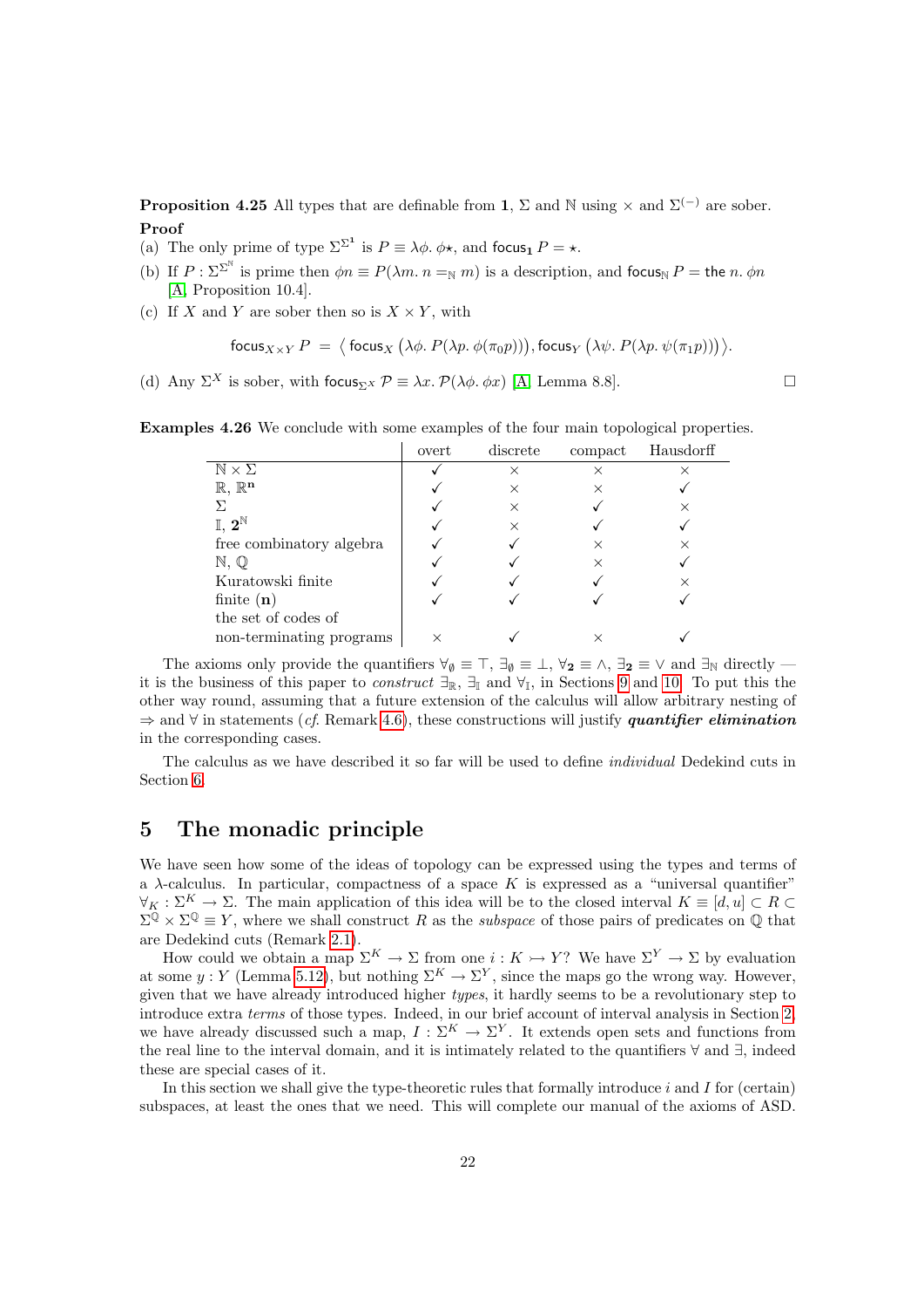**Proposition 4.25** All types that are definable from $\mathbf{1}$, $\Sigma$ and $\mathbb{N}$ using $\times$ and $\Sigma^{(-)}$ are sober.

**Proof**

(a) The only prime of type $\Sigma^{\Sigma^{\mathbf{1}}}$ is $P \equiv \lambda\phi.\ \phi\star$, and $\mathsf{focus}_{\mathbf{1}}\ P = \star$.

(b) If $P : \Sigma^{\Sigma^{\mathbb{N}}}$ is prime then $\phi n \equiv P(\lambda m.\ n =_{\mathbb{N}} m)$ is a description, and $\mathsf{focus}_{\mathbb{N}}\ P = \mathsf{the}\ n.\ \phi n$ [A, Proposition 10.4].

(c) If $X$ and $Y$ are sober then so is $X \times Y$, with

$$\mathsf{focus}_{X\times Y}\ P \;=\; \big\langle\, \mathsf{focus}_X\ \big(\lambda\phi.\ P(\lambda p.\ \phi(\pi_0 p))\big), \mathsf{focus}_Y\ \big(\lambda\psi.\ P(\lambda p.\ \psi(\pi_1 p))\big)\,\big\rangle.$$

(d) Any $\Sigma^X$ is sober, with $\mathsf{focus}_{\Sigma^X}\ \mathcal{P} \equiv \lambda x.\ \mathcal{P}(\lambda\phi.\ \phi x)$ [A, Lemma 8.8]. $\square$

**Examples 4.26** We conclude with some examples of the four main topological properties.

| | overt | discrete | compact | Hausdorff |
|---|---|---|---|---|
| $\mathbb{N}\times\Sigma$ | ✓ | × | × | × |
| $\mathbb{R}$, $\mathbb{R}^{\mathbf{n}}$ | ✓ | × | × | ✓ |
| $\Sigma$ | ✓ | × | ✓ | × |
| $\mathbb{I}$, $\mathbf{2}^{\mathbb{N}}$ | ✓ | × | ✓ | ✓ |
| free combinatory algebra | ✓ | ✓ | × | × |
| $\mathbb{N}$, $\mathbb{Q}$ | ✓ | ✓ | × | ✓ |
| Kuratowski finite | ✓ | ✓ | ✓ | × |
| finite ($\mathbf{n}$) | ✓ | ✓ | ✓ | ✓ |
| the set of codes of non-terminating programs | × | ✓ | × | ✓ |

The axioms only provide the quantifiers $\forall_\emptyset \equiv \top$, $\exists_\emptyset \equiv \bot$, $\forall_{\mathbf{2}} \equiv \wedge$, $\exists_{\mathbf{2}} \equiv \vee$ and $\exists_{\mathbb{N}}$ directly — it is the business of this paper to *construct* $\exists_{\mathbb{R}}$, $\exists_{\mathbb{I}}$ and $\forall_{\mathbb{I}}$, in Sections 9 and 10. To put this the other way round, assuming that a future extension of the calculus will allow arbitrary nesting of $\Rightarrow$ and $\forall$ in statements (*cf.* Remark 4.6), these constructions will justify ***quantifier elimination*** in the corresponding cases.

The calculus as we have described it so far will be used to define *individual* Dedekind cuts in Section 6.

# 5 The monadic principle

We have seen how some of the ideas of topology can be expressed using the types and terms of a $\lambda$-calculus. In particular, compactness of a space $K$ is expressed as a "universal quantifier" $\forall_K : \Sigma^K \to \Sigma$. The main application of this idea will be to the closed interval $K \equiv [d,u] \subset R \subset \Sigma^{\mathbb{Q}} \times \Sigma^{\mathbb{Q}} \equiv Y$, where we shall construct $R$ as the *subspace* of those pairs of predicates on $\mathbb{Q}$ that are Dedekind cuts (Remark 2.1).

How could we obtain a map $\Sigma^K \to \Sigma$ from one $i : K \rightarrowtail Y$? We have $\Sigma^Y \to \Sigma$ by evaluation at some $y : Y$ (Lemma 5.12), but nothing $\Sigma^K \to \Sigma^Y$, since the maps go the wrong way. However, given that we have already introduced higher *types*, it hardly seems to be a revolutionary step to introduce extra *terms* of those types. Indeed, in our brief account of interval analysis in Section 2, we have already discussed such a map, $I : \Sigma^K \to \Sigma^Y$. It extends open sets and functions from the real line to the interval domain, and it is intimately related to the quantifiers $\forall$ and $\exists$, indeed these are special cases of it.

In this section we shall give the type-theoretic rules that formally introduce $i$ and $I$ for (certain) subspaces, at least the ones that we need. This will complete our manual of the axioms of ASD.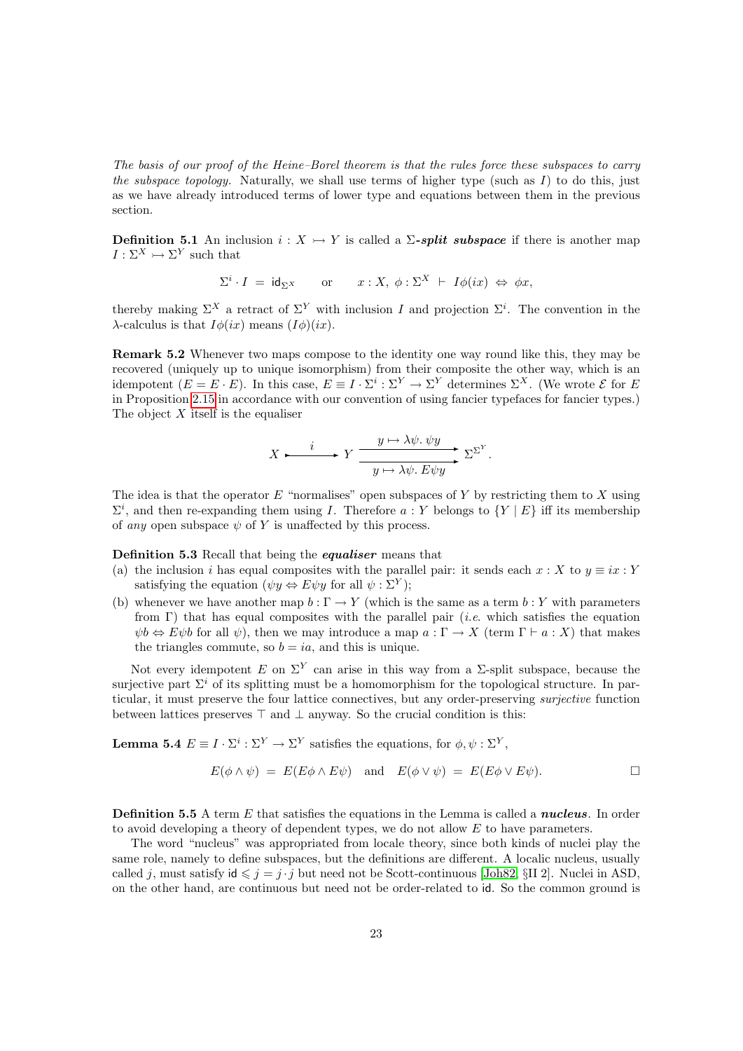*The basis of our proof of the Heine–Borel theorem is that the rules force these subspaces to carry the subspace topology.* Naturally, we shall use terms of higher type (such as $I$) to do this, just as we have already introduced terms of lower type and equations between them in the previous section.

**Definition 5.1** An inclusion $i : X \rightarrowtail Y$ is called a $\Sigma$-***split subspace*** if there is another map $I : \Sigma^X \rightarrowtail \Sigma^Y$ such that

$$\Sigma^i \cdot I \;=\; \mathsf{id}_{\Sigma^X} \qquad \text{or} \qquad x : X,\ \phi : \Sigma^X \ \vdash\ I\phi(ix) \ \Leftrightarrow\ \phi x,$$

thereby making $\Sigma^X$ a retract of $\Sigma^Y$ with inclusion $I$ and projection $\Sigma^i$. The convention in the $\lambda$-calculus is that $I\phi(ix)$ means $(I\phi)(ix)$.

**Remark 5.2** Whenever two maps compose to the identity one way round like this, they may be recovered (uniquely up to unique isomorphism) from their composite the other way, which is an idempotent ($E = E \cdot E$). In this case, $E \equiv I \cdot \Sigma^i : \Sigma^Y \to \Sigma^Y$ determines $\Sigma^X$. (We wrote $\mathcal{E}$ for $E$ in Proposition 2.15 in accordance with our convention of using fancier typefaces for fancier types.) The object $X$ itself is the equaliser

$$X \xrightarrow{\quad i \quad} Y \underset{y \,\mapsto\, \lambda\psi.\, E\psi y}{\overset{y \,\mapsto\, \lambda\psi.\, \psi y}{\rightrightarrows}} \Sigma^{\Sigma^Y}.$$

The idea is that the operator $E$ "normalises" open subspaces of $Y$ by restricting them to $X$ using $\Sigma^i$, and then re-expanding them using $I$. Therefore $a : Y$ belongs to $\{Y \mid E\}$ iff its membership of *any* open subspace $\psi$ of $Y$ is unaffected by this process.

**Definition 5.3** Recall that being the ***equaliser*** means that

(a) the inclusion $i$ has equal composites with the parallel pair: it sends each $x : X$ to $y \equiv ix : Y$ satisfying the equation ($\psi y \Leftrightarrow E\psi y$ for all $\psi : \Sigma^Y$);

(b) whenever we have another map $b : \Gamma \to Y$ (which is the same as a term $b : Y$ with parameters from $\Gamma$) that has equal composites with the parallel pair (*i.e.* which satisfies the equation $\psi b \Leftrightarrow E\psi b$ for all $\psi$), then we may introduce a map $a : \Gamma \to X$ (term $\Gamma \vdash a : X$) that makes the triangles commute, so $b = ia$, and this is unique.

Not every idempotent $E$ on $\Sigma^Y$ can arise in this way from a $\Sigma$-split subspace, because the surjective part $\Sigma^i$ of its splitting must be a homomorphism for the topological structure. In particular, it must preserve the four lattice connectives, but any order-preserving *surjective* function between lattices preserves $\top$ and $\bot$ anyway. So the crucial condition is this:

**Lemma 5.4** $E \equiv I \cdot \Sigma^i : \Sigma^Y \to \Sigma^Y$ satisfies the equations, for $\phi, \psi : \Sigma^Y$,

$$E(\phi \wedge \psi) \;=\; E(E\phi \wedge E\psi) \quad \text{and} \quad E(\phi \vee \psi) \;=\; E(E\phi \vee E\psi). \qquad \square$$

**Definition 5.5** A term $E$ that satisfies the equations in the Lemma is called a ***nucleus***. In order to avoid developing a theory of dependent types, we do not allow $E$ to have parameters.

The word "nucleus" was appropriated from locale theory, since both kinds of nuclei play the same role, namely to define subspaces, but the definitions are different. A localic nucleus, usually called $j$, must satisfy $\mathsf{id} \leqslant j = j \cdot j$ but need not be Scott-continuous [Joh82, §II 2]. Nuclei in ASD, on the other hand, are continuous but need not be order-related to $\mathsf{id}$. So the common ground is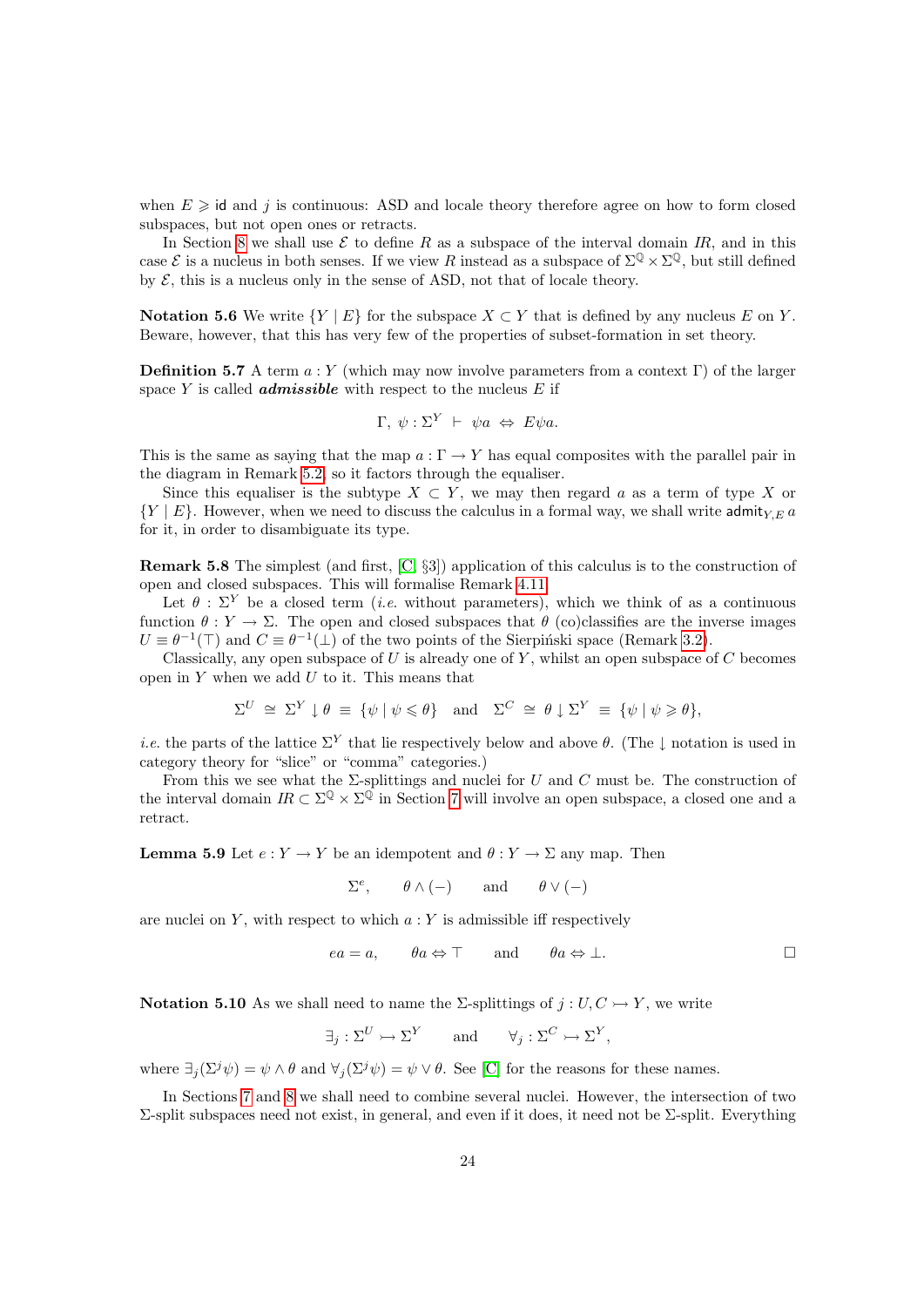when $E \geqslant \mathsf{id}$ and $j$ is continuous: ASD and locale theory therefore agree on how to form closed subspaces, but not open ones or retracts.

In Section 8 we shall use $\mathcal{E}$ to define $R$ as a subspace of the interval domain $IR$, and in this case $\mathcal{E}$ is a nucleus in both senses. If we view $R$ instead as a subspace of $\Sigma^{\mathbb{Q}} \times \Sigma^{\mathbb{Q}}$, but still defined by $\mathcal{E}$, this is a nucleus only in the sense of ASD, not that of locale theory.

**Notation 5.6** We write $\{Y \mid E\}$ for the subspace $X \subset Y$ that is defined by any nucleus $E$ on $Y$. Beware, however, that this has very few of the properties of subset-formation in set theory.

**Definition 5.7** A term $a : Y$ (which may now involve parameters from a context $\Gamma$) of the larger space $Y$ is called ***admissible*** with respect to the nucleus $E$ if

$$\Gamma,\ \psi : \Sigma^Y \ \vdash\ \psi a \ \Leftrightarrow\ E\psi a.$$

This is the same as saying that the map $a : \Gamma \to Y$ has equal composites with the parallel pair in the diagram in Remark 5.2, so it factors through the equaliser.

Since this equaliser is the subtype $X \subset Y$, we may then regard $a$ as a term of type $X$ or $\{Y \mid E\}$. However, when we need to discuss the calculus in a formal way, we shall write $\mathsf{admit}_{Y,E}\, a$ for it, in order to disambiguate its type.

**Remark 5.8** The simplest (and first, [C, §3]) application of this calculus is to the construction of open and closed subspaces. This will formalise Remark 4.11.

Let $\theta : \Sigma^Y$ be a closed term (*i.e.* without parameters), which we think of as a continuous function $\theta : Y \to \Sigma$. The open and closed subspaces that $\theta$ (co)classifies are the inverse images $U \equiv \theta^{-1}(\top)$ and $C \equiv \theta^{-1}(\bot)$ of the two points of the Sierpiński space (Remark 3.2).

Classically, any open subspace of $U$ is already one of $Y$, whilst an open subspace of $C$ becomes open in $Y$ when we add $U$ to it. This means that

$$\Sigma^U \ \cong\ \Sigma^Y \downarrow \theta \ \equiv\ \{\psi \mid \psi \leqslant \theta\} \quad \text{and} \quad \Sigma^C \ \cong\ \theta \downarrow \Sigma^Y \ \equiv\ \{\psi \mid \psi \geqslant \theta\},$$

*i.e.* the parts of the lattice $\Sigma^Y$ that lie respectively below and above $\theta$. (The $\downarrow$ notation is used in category theory for "slice" or "comma" categories.)

From this we see what the $\Sigma$-splittings and nuclei for $U$ and $C$ must be. The construction of the interval domain $IR \subset \Sigma^{\mathbb{Q}} \times \Sigma^{\mathbb{Q}}$ in Section 7 will involve an open subspace, a closed one and a retract.

**Lemma 5.9** Let $e : Y \to Y$ be an idempotent and $\theta : Y \to \Sigma$ any map. Then

$$\Sigma^e, \qquad \theta \wedge (-) \qquad \text{and} \qquad \theta \vee (-)$$

are nuclei on $Y$, with respect to which $a : Y$ is admissible iff respectively

$$ea = a, \qquad \theta a \Leftrightarrow \top \qquad \text{and} \qquad \theta a \Leftrightarrow \bot. \qquad \square$$

**Notation 5.10** As we shall need to name the $\Sigma$-splittings of $j : U, C \rightarrowtail Y$, we write

$$\exists_j : \Sigma^U \rightarrowtail \Sigma^Y \qquad \text{and} \qquad \forall_j : \Sigma^C \rightarrowtail \Sigma^Y,$$

where $\exists_j(\Sigma^j \psi) = \psi \wedge \theta$ and $\forall_j(\Sigma^j \psi) = \psi \vee \theta$. See [C] for the reasons for these names.

In Sections 7 and 8 we shall need to combine several nuclei. However, the intersection of two $\Sigma$-split subspaces need not exist, in general, and even if it does, it need not be $\Sigma$-split. Everything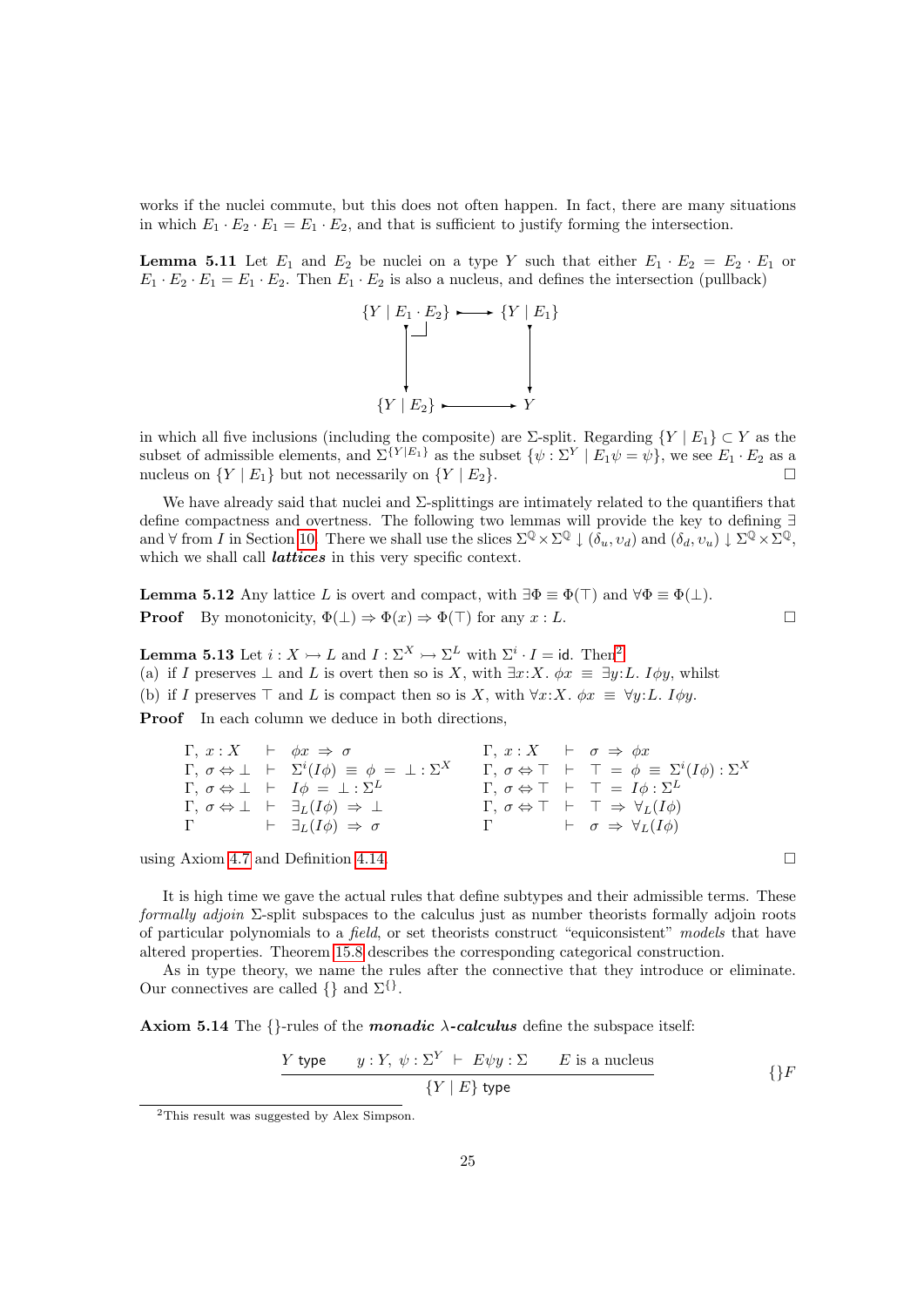works if the nuclei commute, but this does not often happen. In fact, there are many situations in which $E_1 \cdot E_2 \cdot E_1 = E_1 \cdot E_2$, and that is sufficient to justify forming the intersection.

**Lemma 5.11** Let $E_1$ and $E_2$ be nuclei on a type $Y$ such that either $E_1 \cdot E_2 = E_2 \cdot E_1$ or $E_1 \cdot E_2 \cdot E_1 = E_1 \cdot E_2$. Then $E_1 \cdot E_2$ is also a nucleus, and defines the intersection (pullback)

$$\begin{array}{ccc} \{Y \mid E_1 \cdot E_2\} & \rightarrowtail & \{Y \mid E_1\} \\ \downarrow & \lrcorner & \downarrow \\ \{Y \mid E_2\} & \rightarrowtail & Y \end{array}$$

in which all five inclusions (including the composite) are $\Sigma$-split. Regarding $\{Y \mid E_1\} \subset Y$ as the subset of admissible elements, and $\Sigma^{\{Y \mid E_1\}}$ as the subset $\{\psi : \Sigma^Y \mid E_1 \psi = \psi\}$, we see $E_1 \cdot E_2$ as a nucleus on $\{Y \mid E_1\}$ but not necessarily on $\{Y \mid E_2\}$. $\square$

We have already said that nuclei and $\Sigma$-splittings are intimately related to the quantifiers that define compactness and overtness. The following two lemmas will provide the key to defining $\exists$ and $\forall$ from $I$ in Section 10. There we shall use the slices $\Sigma^{\mathbb{Q}} \times \Sigma^{\mathbb{Q}} \downarrow (\delta_u, \upsilon_d)$ and $(\delta_d, \upsilon_u) \downarrow \Sigma^{\mathbb{Q}} \times \Sigma^{\mathbb{Q}}$, which we shall call ***lattices*** in this very specific context.

**Lemma 5.12** Any lattice $L$ is overt and compact, with $\exists \Phi \equiv \Phi(\top)$ and $\forall \Phi \equiv \Phi(\bot)$.

**Proof** By monotonicity, $\Phi(\bot) \Rightarrow \Phi(x) \Rightarrow \Phi(\top)$ for any $x : L$. $\square$

**Lemma 5.13** Let $i : X \rightarrowtail L$ and $I : \Sigma^X \rightarrowtail \Sigma^L$ with $\Sigma^i \cdot I = \mathsf{id}$. Then[2]

(a) if $I$ preserves $\bot$ and $L$ is overt then so is $X$, with $\exists x{:}X.\ \phi x \ \equiv\ \exists y{:}L.\ I\phi y$, whilst

(b) if $I$ preserves $\top$ and $L$ is compact then so is $X$, with $\forall x{:}X.\ \phi x \ \equiv\ \forall y{:}L.\ I\phi y$.

**Proof** In each column we deduce in both directions,

$$\begin{array}{lcl} \Gamma,\ x : X & \vdash & \phi x \ \Rightarrow\ \sigma \\ \Gamma,\ \sigma \Leftrightarrow \bot & \vdash & \Sigma^i(I\phi) \ \equiv\ \phi \ =\ \bot : \Sigma^X \\ \Gamma,\ \sigma \Leftrightarrow \bot & \vdash & I\phi \ =\ \bot : \Sigma^L \\ \Gamma,\ \sigma \Leftrightarrow \bot & \vdash & \exists_L(I\phi) \ \Rightarrow\ \bot \\ \Gamma & \vdash & \exists_L(I\phi) \ \Rightarrow\ \sigma \end{array} \qquad \begin{array}{lcl} \Gamma,\ x : X & \vdash & \sigma \ \Rightarrow\ \phi x \\ \Gamma,\ \sigma \Leftrightarrow \top & \vdash & \top \ =\ \phi \ \equiv\ \Sigma^i(I\phi) : \Sigma^X \\ \Gamma,\ \sigma \Leftrightarrow \top & \vdash & \top \ =\ I\phi : \Sigma^L \\ \Gamma,\ \sigma \Leftrightarrow \top & \vdash & \top \ \Rightarrow\ \forall_L(I\phi) \\ \Gamma & \vdash & \sigma \ \Rightarrow\ \forall_L(I\phi) \end{array}$$

using Axiom 4.7 and Definition 4.14. $\square$

It is high time we gave the actual rules that define subtypes and their admissible terms. These *formally adjoin* $\Sigma$-split subspaces to the calculus just as number theorists formally adjoin roots of particular polynomials to a *field*, or set theorists construct "equiconsistent" *models* that have altered properties. Theorem 15.8 describes the corresponding categorical construction.

As in type theory, we name the rules after the connective that they introduce or eliminate. Our connectives are called $\{\}$ and $\Sigma^{\{\}}$.

**Axiom 5.14** The $\{\}$-rules of the ***monadic*** $\lambda$***-calculus*** define the subspace itself:

$$\frac{Y\ \mathsf{type} \qquad y : Y,\ \psi : \Sigma^Y \ \vdash\ E\psi y : \Sigma \qquad E \text{ is a nucleus}}{\{Y \mid E\}\ \mathsf{type}} \qquad \{\}F$$

[2] This result was suggested by Alex Simpson.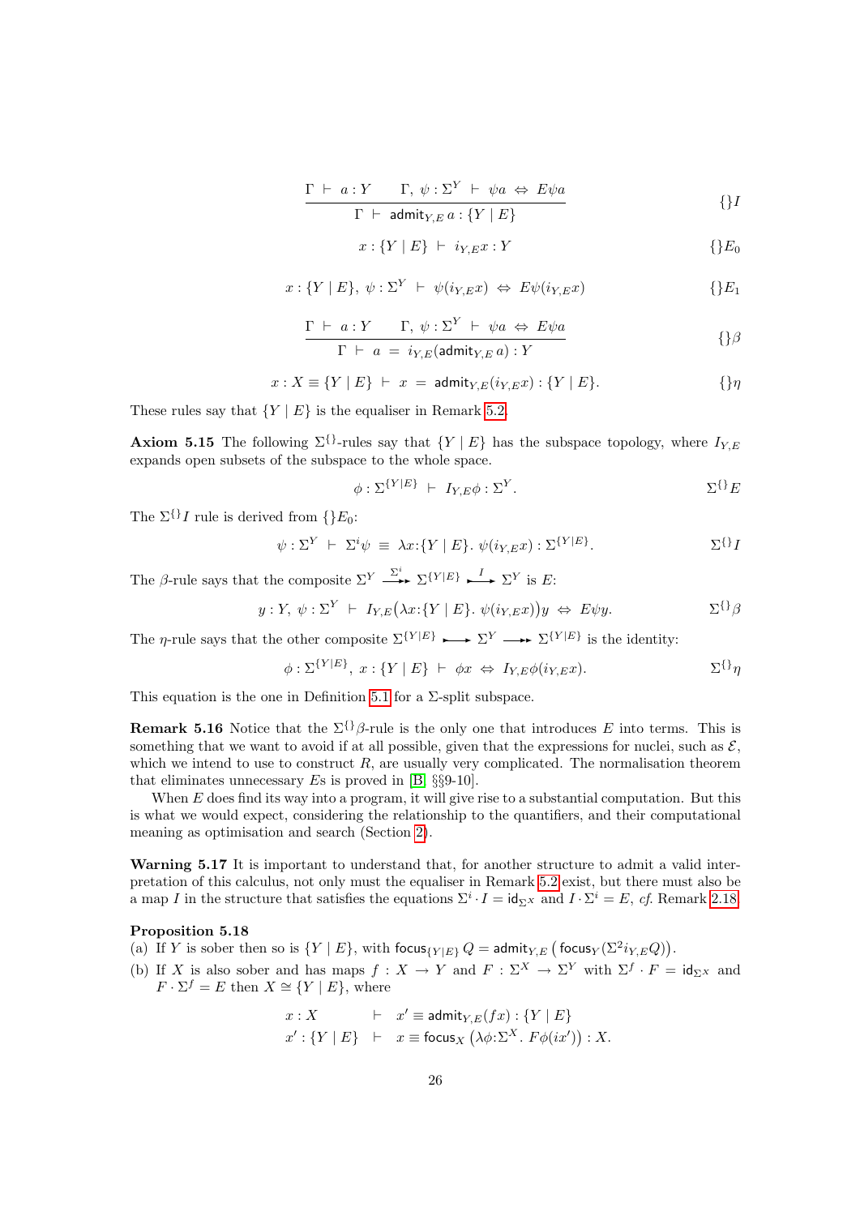$$\frac{\Gamma \ \vdash \ a : Y \qquad \Gamma,\ \psi : \Sigma^Y \ \vdash \ \psi a \ \Leftrightarrow \ E\psi a}{\Gamma \ \vdash \ \mathsf{admit}_{Y,E}\, a : \{Y \mid E\}} \qquad \{\}I$$

$$x : \{Y \mid E\} \ \vdash \ i_{Y,E} x : Y \qquad \{\}E_0$$

$$x : \{Y \mid E\},\ \psi : \Sigma^Y \ \vdash \ \psi(i_{Y,E} x) \ \Leftrightarrow \ E\psi(i_{Y,E} x) \qquad \{\}E_1$$

$$\frac{\Gamma \ \vdash \ a : Y \qquad \Gamma,\ \psi : \Sigma^Y \ \vdash \ \psi a \ \Leftrightarrow \ E\psi a}{\Gamma \ \vdash \ a \ = \ i_{Y,E}(\mathsf{admit}_{Y,E}\, a) : Y} \qquad \{\}\beta$$

$$x : X \equiv \{Y \mid E\} \ \vdash \ x \ = \ \mathsf{admit}_{Y,E}(i_{Y,E} x) : \{Y \mid E\}. \qquad \{\}\eta$$

These rules say that $\{Y \mid E\}$ is the equaliser in Remark 5.2.

**Axiom 5.15** The following $\Sigma^{\{\}}$-rules say that $\{Y \mid E\}$ has the subspace topology, where $I_{Y,E}$ expands open subsets of the subspace to the whole space.

$$\phi : \Sigma^{\{Y|E\}} \ \vdash \ I_{Y,E}\phi : \Sigma^Y. \qquad \Sigma^{\{\}}E$$

The $\Sigma^{\{\}}I$ rule is derived from $\{\}E_0$:

$$\psi : \Sigma^Y \ \vdash \ \Sigma^i\psi \ \equiv \ \lambda x{:}\{Y \mid E\}.\ \psi(i_{Y,E} x) : \Sigma^{\{Y|E\}}. \qquad \Sigma^{\{\}}I$$

The $\beta$-rule says that the composite $\Sigma^Y \xrightarrow{\Sigma^i} \Sigma^{\{Y|E\}} \xrightarrow{I} \Sigma^Y$ is $E$:

$$y : Y,\ \psi : \Sigma^Y \ \vdash \ I_{Y,E}\big(\lambda x{:}\{Y \mid E\}.\ \psi(i_{Y,E} x)\big) y \ \Leftrightarrow \ E\psi y. \qquad \Sigma^{\{\}}\beta$$

The $\eta$-rule says that the other composite $\Sigma^{\{Y|E\}} \longrightarrow \Sigma^Y \longrightarrow \Sigma^{\{Y|E\}}$ is the identity:

$$\phi : \Sigma^{\{Y|E\}},\ x : \{Y \mid E\} \ \vdash \ \phi x \ \Leftrightarrow \ I_{Y,E}\phi(i_{Y,E} x). \qquad \Sigma^{\{\}}\eta$$

This equation is the one in Definition 5.1 for a $\Sigma$-split subspace.

**Remark 5.16** Notice that the $\Sigma^{\{\}}\beta$-rule is the only one that introduces $E$ into terms. This is something that we want to avoid if at all possible, given that the expressions for nuclei, such as $\mathcal{E}$, which we intend to use to construct $R$, are usually very complicated. The normalisation theorem that eliminates unnecessary $E$s is proved in [B, §§9-10].

When $E$ does find its way into a program, it will give rise to a substantial computation. But this is what we would expect, considering the relationship to the quantifiers, and their computational meaning as optimisation and search (Section 2).

**Warning 5.17** It is important to understand that, for another structure to admit a valid interpretation of this calculus, not only must the equaliser in Remark 5.2 exist, but there must also be a map $I$ in the structure that satisfies the equations $\Sigma^i \cdot I = \mathsf{id}_{\Sigma^X}$ and $I \cdot \Sigma^i = E$, *cf.* Remark 2.18.

**Proposition 5.18**

(a) If $Y$ is sober then so is $\{Y \mid E\}$, with $\mathsf{focus}_{\{Y|E\}}\, Q = \mathsf{admit}_{Y,E}\big(\mathsf{focus}_Y(\Sigma^2 i_{Y,E} Q)\big)$.

(b) If $X$ is also sober and has maps $f : X \to Y$ and $F : \Sigma^X \to \Sigma^Y$ with $\Sigma^f \cdot F = \mathsf{id}_{\Sigma^X}$ and $F \cdot \Sigma^f = E$ then $X \cong \{Y \mid E\}$, where

$$\begin{array}{lcl} x : X & \vdash & x' \equiv \mathsf{admit}_{Y,E}(fx) : \{Y \mid E\} \\ x' : \{Y \mid E\} & \vdash & x \equiv \mathsf{focus}_X\big(\lambda\phi{:}\Sigma^X.\ F\phi(ix')\big) : X. \end{array}$$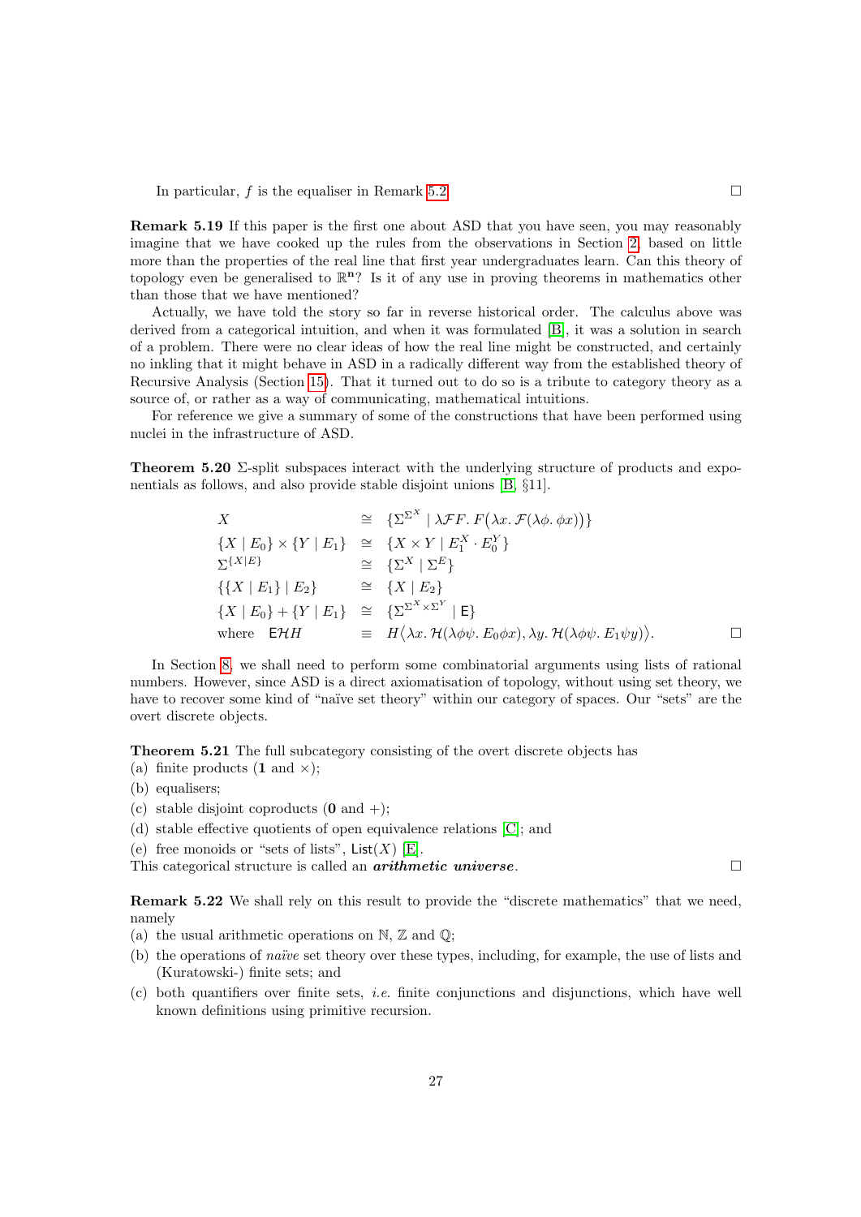In particular, $f$ is the equaliser in Remark 5.2. □

**Remark 5.19** If this paper is the first one about ASD that you have seen, you may reasonably imagine that we have cooked up the rules from the observations in Section 2, based on little more than the properties of the real line that first year undergraduates learn. Can this theory of topology even be generalised to $\mathbb{R}^n$? Is it of any use in proving theorems in mathematics other than those that we have mentioned?

Actually, we have told the story so far in reverse historical order. The calculus above was derived from a categorical intuition, and when it was formulated [B], it was a solution in search of a problem. There were no clear ideas of how the real line might be constructed, and certainly no inkling that it might behave in ASD in a radically different way from the established theory of Recursive Analysis (Section 15). That it turned out to do so is a tribute to category theory as a source of, or rather as a way of communicating, mathematical intuitions.

For reference we give a summary of some of the constructions that have been performed using nuclei in the infrastructure of ASD.

**Theorem 5.20** $\Sigma$-split subspaces interact with the underlying structure of products and exponentials as follows, and also provide stable disjoint unions [B, §11].

$$
\begin{array}{lcl}
X & \cong & \{\Sigma^{\Sigma^X} \mid \lambda\mathcal{F}F.\, F\big(\lambda x.\, \mathcal{F}(\lambda\phi.\, \phi x)\big)\} \\
\{X \mid E_0\} \times \{Y \mid E_1\} & \cong & \{X \times Y \mid E_1^X \cdot E_0^Y\} \\
\Sigma^{\{X \mid E\}} & \cong & \{\Sigma^X \mid \Sigma^E\} \\
\{\{X \mid E_1\} \mid E_2\} & \cong & \{X \mid E_2\} \\
\{X \mid E_0\} + \{Y \mid E_1\} & \cong & \{\Sigma^{\Sigma^X \times \Sigma^Y} \mid \mathsf{E}\} \\
\text{where} \quad \mathsf{E}\mathcal{H}H & \equiv & H\big\langle \lambda x.\, \mathcal{H}(\lambda\phi\psi.\, E_0\phi x),\, \lambda y.\, \mathcal{H}(\lambda\phi\psi.\, E_1\psi y)\big\rangle.
\end{array}
$$

□

In Section 8, we shall need to perform some combinatorial arguments using lists of rational numbers. However, since ASD is a direct axiomatisation of topology, without using set theory, we have to recover some kind of "naïve set theory" within our category of spaces. Our "sets" are the overt discrete objects.

**Theorem 5.21** The full subcategory consisting of the overt discrete objects has
(a) finite products ($\mathbf{1}$ and $\times$);
(b) equalisers;
(c) stable disjoint coproducts ($\mathbf{0}$ and $+$);
(d) stable effective quotients of open equivalence relations [C]; and
(e) free monoids or "sets of lists", $\mathsf{List}(X)$ [E].
This categorical structure is called an ***arithmetic universe***. □

**Remark 5.22** We shall rely on this result to provide the "discrete mathematics" that we need, namely
(a) the usual arithmetic operations on $\mathbb{N}$, $\mathbb{Z}$ and $\mathbb{Q}$;
(b) the operations of *naïve* set theory over these types, including, for example, the use of lists and (Kuratowski-) finite sets; and
(c) both quantifiers over finite sets, *i.e.* finite conjunctions and disjunctions, which have well known definitions using primitive recursion.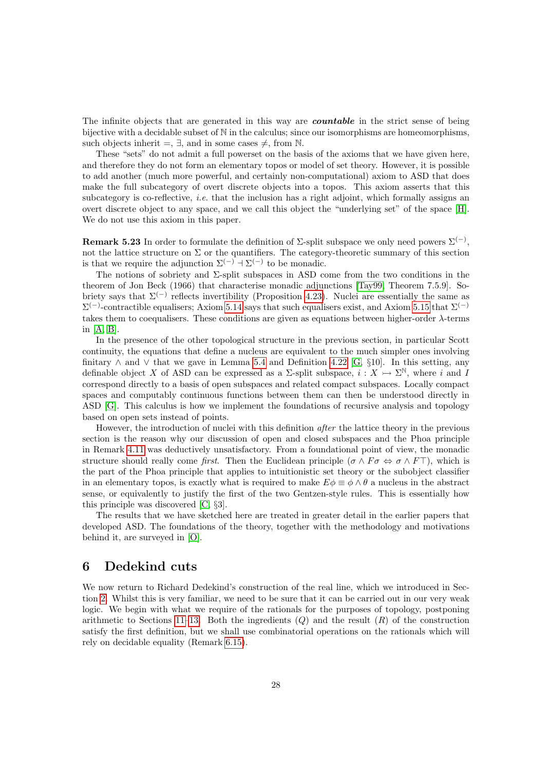The infinite objects that are generated in this way are ***countable*** in the strict sense of being bijective with a decidable subset of $\mathbb{N}$ in the calculus; since our isomorphisms are homeomorphisms, such objects inherit $=$, $\exists$, and in some cases $\neq$, from $\mathbb{N}$.

These "sets" do not admit a full powerset on the basis of the axioms that we have given here, and therefore they do not form an elementary topos or model of set theory. However, it is possible to add another (much more powerful, and certainly non-computational) axiom to ASD that does make the full subcategory of overt discrete objects into a topos. This axiom asserts that this subcategory is co-reflective, *i.e.* that the inclusion has a right adjoint, which formally assigns an overt discrete object to any space, and we call this object the "underlying set" of the space [H]. We do not use this axiom in this paper.

**Remark 5.23** In order to formulate the definition of $\Sigma$-split subspace we only need powers $\Sigma^{(-)}$, not the lattice structure on $\Sigma$ or the quantifiers. The category-theoretic summary of this section is that we require the adjunction $\Sigma^{(-)} \dashv \Sigma^{(-)}$ to be monadic.

The notions of sobriety and $\Sigma$-split subspaces in ASD come from the two conditions in the theorem of Jon Beck (1966) that characterise monadic adjunctions [Tay99, Theorem 7.5.9]. Sobriety says that $\Sigma^{(-)}$ reflects invertibility (Proposition 4.23). Nuclei are essentially the same as $\Sigma^{(-)}$-contractible equalisers; Axiom 5.14 says that such equalisers exist, and Axiom 5.15 that $\Sigma^{(-)}$ takes them to coequalisers. These conditions are given as equations between higher-order $\lambda$-terms in [A, B].

In the presence of the other topological structure in the previous section, in particular Scott continuity, the equations that define a nucleus are equivalent to the much simpler ones involving finitary $\wedge$ and $\vee$ that we gave in Lemma 5.4 and Definition 4.22 [G, §10]. In this setting, any definable object $X$ of ASD can be expressed as a $\Sigma$-split subspace, $i : X \rightarrowtail \Sigma^{\mathbb{N}}$, where $i$ and $I$ correspond directly to a basis of open subspaces and related compact subspaces. Locally compact spaces and computably continuous functions between them can then be understood directly in ASD [G]. This calculus is how we implement the foundations of recursive analysis and topology based on open sets instead of points.

However, the introduction of nuclei with this definition *after* the lattice theory in the previous section is the reason why our discussion of open and closed subspaces and the Phoa principle in Remark 4.11 was deductively unsatisfactory. From a foundational point of view, the monadic structure should really come *first*. Then the Euclidean principle ($\sigma \wedge F\sigma \Leftrightarrow \sigma \wedge F\top$), which is the part of the Phoa principle that applies to intuitionistic set theory or the subobject classifier in an elementary topos, is exactly what is required to make $E\phi \equiv \phi \wedge \theta$ a nucleus in the abstract sense, or equivalently to justify the first of the two Gentzen-style rules. This is essentially how this principle was discovered [C, §3].

The results that we have sketched here are treated in greater detail in the earlier papers that developed ASD. The foundations of the theory, together with the methodology and motivations behind it, are surveyed in [O].

# 6 Dedekind cuts

We now return to Richard Dedekind's construction of the real line, which we introduced in Section 2. Whilst this is very familiar, we need to be sure that it can be carried out in our very weak logic. We begin with what we require of the rationals for the purposes of topology, postponing arithmetic to Sections 11–13. Both the ingredients ($Q$) and the result ($R$) of the construction satisfy the first definition, but we shall use combinatorial operations on the rationals which will rely on decidable equality (Remark 6.15).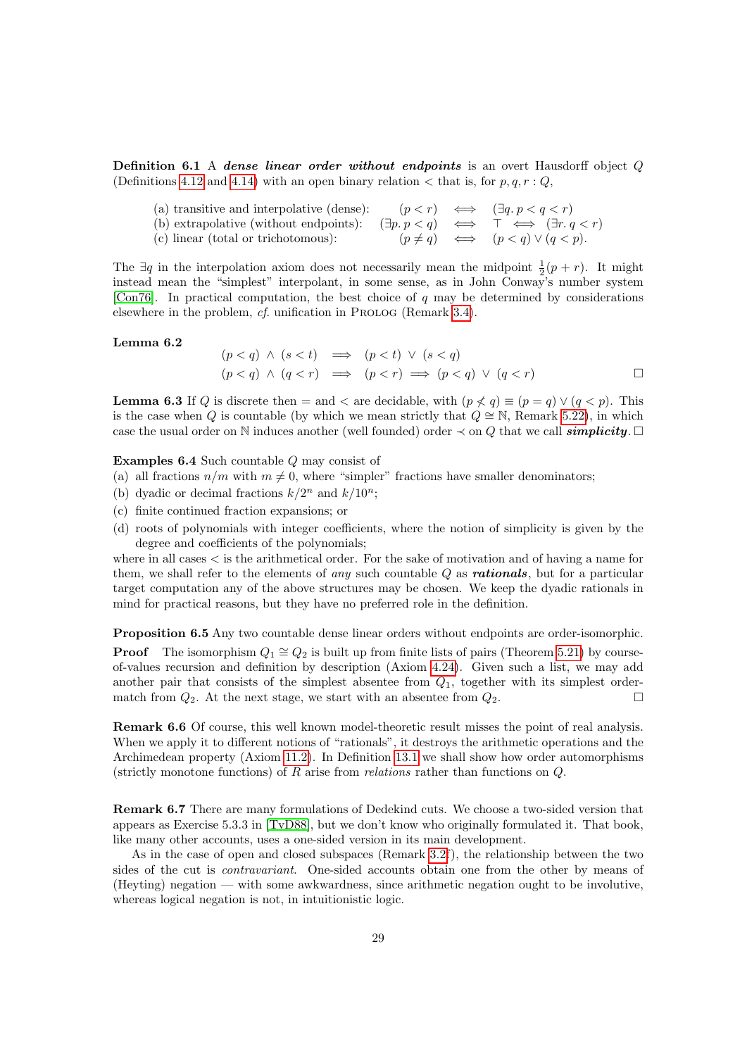**Definition 6.1** A ***dense linear order without endpoints*** is an overt Hausdorff object $Q$ (Definitions 4.12 and 4.14) with an open binary relation $<$ that is, for $p, q, r : Q$,

$$
\begin{array}{lrcl}
\text{(a) transitive and interpolative (dense):} & (p < r) & \iff & (\exists q.\, p < q < r) \\
\text{(b) extrapolative (without endpoints):} & (\exists p.\, p < q) & \iff & \top \iff (\exists r.\, q < r) \\
\text{(c) linear (total or trichotomous):} & (p \neq q) & \iff & (p < q) \lor (q < p).
\end{array}
$$

The $\exists q$ in the interpolation axiom does not necessarily mean the midpoint $\frac{1}{2}(p + r)$. It might instead mean the "simplest" interpolant, in some sense, as in John Conway's number system [Con76]. In practical computation, the best choice of $q$ may be determined by considerations elsewhere in the problem, *cf.* unification in Prolog (Remark 3.4).

**Lemma 6.2**

$$
\begin{array}{lcl}
(p < q) \land (s < t) & \implies & (p < t) \lor (s < q) \\
(p < q) \land (q < r) & \implies & (p < r) \implies (p < q) \lor (q < r)
\end{array}
$$

□

**Lemma 6.3** If $Q$ is discrete then $=$ and $<$ are decidable, with $(p \not< q) \equiv (p = q) \lor (q < p)$. This is the case when $Q$ is countable (by which we mean strictly that $Q \cong \mathbb{N}$, Remark 5.22), in which case the usual order on $\mathbb{N}$ induces another (well founded) order $\prec$ on $Q$ that we call ***simplicity***. □

**Examples 6.4** Such countable $Q$ may consist of

(a) all fractions $n/m$ with $m \neq 0$, where "simpler" fractions have smaller denominators;

(b) dyadic or decimal fractions $k/2^n$ and $k/10^n$;

(c) finite continued fraction expansions; or

(d) roots of polynomials with integer coefficients, where the notion of simplicity is given by the degree and coefficients of the polynomials;

where in all cases $<$ is the arithmetical order. For the sake of motivation and of having a name for them, we shall refer to the elements of *any* such countable $Q$ as ***rationals***, but for a particular target computation any of the above structures may be chosen. We keep the dyadic rationals in mind for practical reasons, but they have no preferred role in the definition.

**Proposition 6.5** Any two countable dense linear orders without endpoints are order-isomorphic.

**Proof** The isomorphism $Q_1 \cong Q_2$ is built up from finite lists of pairs (Theorem 5.21) by course-of-values recursion and definition by description (Axiom 4.24). Given such a list, we may add another pair that consists of the simplest absentee from $Q_1$, together with its simplest order-match from $Q_2$. At the next stage, we start with an absentee from $Q_2$. □

**Remark 6.6** Of course, this well known model-theoretic result misses the point of real analysis. When we apply it to different notions of "rationals", it destroys the arithmetic operations and the Archimedean property (Axiom 11.2). In Definition 13.1 we shall show how order automorphisms (strictly monotone functions) of $R$ arise from *relations* rather than functions on $Q$.

**Remark 6.7** There are many formulations of Dedekind cuts. We choose a two-sided version that appears as Exercise 5.3.3 in [TvD88], but we don't know who originally formulated it. That book, like many other accounts, uses a one-sided version in its main development.

As in the case of open and closed subspaces (Remark 3.2f), the relationship between the two sides of the cut is *contravariant*. One-sided accounts obtain one from the other by means of (Heyting) negation — with some awkwardness, since arithmetic negation ought to be involutive, whereas logical negation is not, in intuitionistic logic.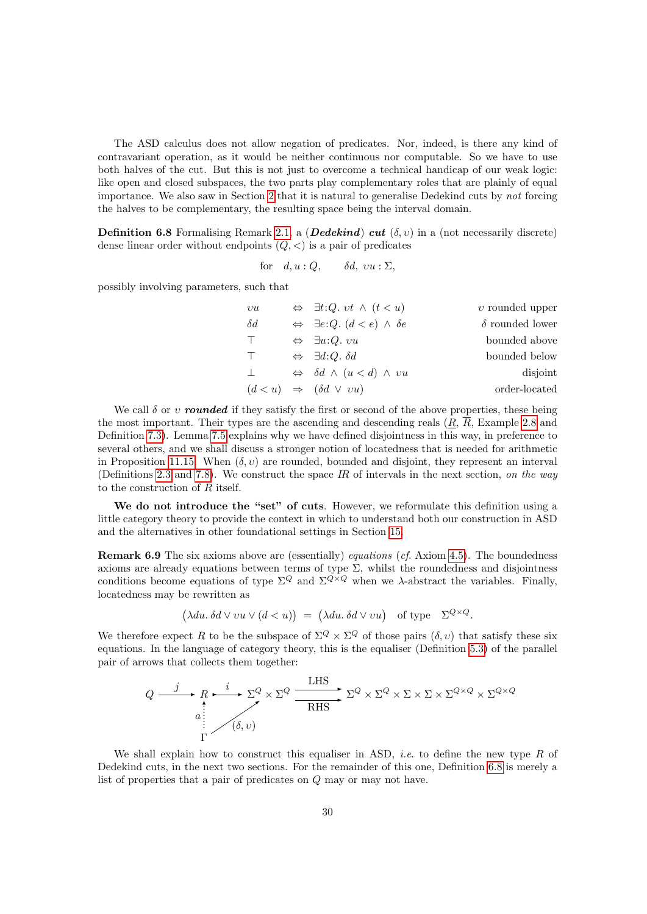The ASD calculus does not allow negation of predicates. Nor, indeed, is there any kind of contravariant operation, as it would be neither continuous nor computable. So we have to use both halves of the cut. But this is not just to overcome a technical handicap of our weak logic: like open and closed subspaces, the two parts play complementary roles that are plainly of equal importance. We also saw in Section 2 that it is natural to generalise Dedekind cuts by *not* forcing the halves to be complementary, the resulting space being the interval domain.

**Definition 6.8** Formalising Remark 2.1, a (***Dedekind***) ***cut*** $(\delta, \upsilon)$ in a (not necessarily discrete) dense linear order without endpoints $(Q, <)$ is a pair of predicates

$$\text{for} \quad d, u : Q, \qquad \delta d, \ \upsilon u : \Sigma,$$

possibly involving parameters, such that

| | | | |
|---|---|---|---|
| $\upsilon u$ | $\Leftrightarrow$ | $\exists t{:}Q.\ \upsilon t \ \wedge\ (t < u)$ | $\upsilon$ rounded upper |
| $\delta d$ | $\Leftrightarrow$ | $\exists e{:}Q.\ (d < e) \ \wedge\ \delta e$ | $\delta$ rounded lower |
| $\top$ | $\Leftrightarrow$ | $\exists u{:}Q.\ \upsilon u$ | bounded above |
| $\top$ | $\Leftrightarrow$ | $\exists d{:}Q.\ \delta d$ | bounded below |
| $\bot$ | $\Leftrightarrow$ | $\delta d \ \wedge\ (u < d) \ \wedge\ \upsilon u$ | disjoint |
| $(d < u)$ | $\Rightarrow$ | $(\delta d \ \vee\ \upsilon u)$ | order-located |

We call $\delta$ or $\upsilon$ ***rounded*** if they satisfy the first or second of the above properties, these being the most important. Their types are the ascending and descending reals ($\underline{R}$, $\overline{R}$, Example 2.8 and Definition 7.3). Lemma 7.5 explains why we have defined disjointness in this way, in preference to several others, and we shall discuss a stronger notion of locatedness that is needed for arithmetic in Proposition 11.15. When $(\delta, \upsilon)$ are rounded, bounded and disjoint, they represent an interval (Definitions 2.3 and 7.8). We construct the space $I\!R$ of intervals in the next section, *on the way* to the construction of $R$ itself.

**We do not introduce the "set" of cuts**. However, we reformulate this definition using a little category theory to provide the context in which to understand both our construction in ASD and the alternatives in other foundational settings in Section 15.

**Remark 6.9** The six axioms above are (essentially) *equations* (*cf.* Axiom 4.5). The boundedness axioms are already equations between terms of type $\Sigma$, whilst the roundedness and disjointness conditions become equations of type $\Sigma^Q$ and $\Sigma^{Q\times Q}$ when we $\lambda$-abstract the variables. Finally, locatedness may be rewritten as

$$\big(\lambda du.\ \delta d \vee \upsilon u \vee (d < u)\big) \ = \ \big(\lambda du.\ \delta d \vee \upsilon u\big) \quad \text{of type} \quad \Sigma^{Q\times Q}.$$

We therefore expect $R$ to be the subspace of $\Sigma^Q \times \Sigma^Q$ of those pairs $(\delta, \upsilon)$ that satisfy these six equations. In the language of category theory, this is the equaliser (Definition 5.3) of the parallel pair of arrows that collects them together:

$$\begin{array}{c} Q \xrightarrow{\ j\ } R \xrightarrow{\ i\ } \Sigma^Q \times \Sigma^Q \overset{\text{LHS}}{\underset{\text{RHS}}{\rightrightarrows}} \Sigma^Q \times \Sigma^Q \times \Sigma \times \Sigma \times \Sigma^{Q\times Q} \times \Sigma^{Q\times Q} \\ a \uparrow \qquad \nearrow (\delta, \upsilon) \\ \Gamma \end{array}$$

We shall explain how to construct this equaliser in ASD, *i.e.* to define the new type $R$ of Dedekind cuts, in the next two sections. For the remainder of this one, Definition 6.8 is merely a list of properties that a pair of predicates on $Q$ may or may not have.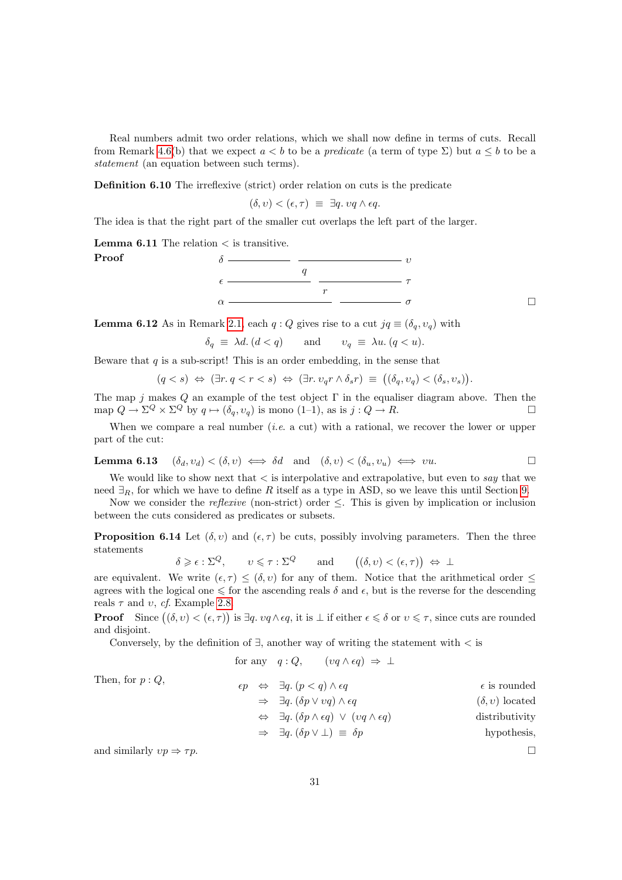Real numbers admit two order relations, which we shall now define in terms of cuts. Recall from Remark 4.6(b) that we expect $a < b$ to be a *predicate* (a term of type $\Sigma$) but $a \leq b$ to be a *statement* (an equation between such terms).

**Definition 6.10** The irreflexive (strict) order relation on cuts is the predicate

$$(\delta, \upsilon) < (\epsilon, \tau) \;\equiv\; \exists q.\, \upsilon q \wedge \epsilon q.$$

The idea is that the right part of the smaller cut overlaps the left part of the larger.

**Lemma 6.11** The relation $<$ is transitive.

**Proof**

$$\begin{array}{lcccr}
\delta & \rule{2cm}{0.4pt} & & \rule{3cm}{0.4pt} & \upsilon \\
 & & q & & \\
\epsilon & \rule{2.5cm}{0.4pt} & & \rule{2.5cm}{0.4pt} & \tau \\
 & & r & & \\
\alpha & \rule{3cm}{0.4pt} & & \rule{2cm}{0.4pt} & \sigma
\end{array}$$

□

**Lemma 6.12** As in Remark 2.1, each $q : Q$ gives rise to a cut $jq \equiv (\delta_q, \upsilon_q)$ with

$$\delta_q \;\equiv\; \lambda d.\,(d < q) \qquad \text{and} \qquad \upsilon_q \;\equiv\; \lambda u.\,(q < u).$$

Beware that $q$ is a sub-script! This is an order embedding, in the sense that

$$(q < s) \;\Leftrightarrow\; (\exists r.\, q < r < s) \;\Leftrightarrow\; (\exists r.\, \upsilon_q r \wedge \delta_s r) \;\equiv\; \big((\delta_q, \upsilon_q) < (\delta_s, \upsilon_s)\big).$$

The map $j$ makes $Q$ an example of the test object $\Gamma$ in the equaliser diagram above. Then the map $Q \to \Sigma^Q \times \Sigma^Q$ by $q \mapsto (\delta_q, \upsilon_q)$ is mono (1–1), as is $j : Q \to R$. □

When we compare a real number (*i.e.* a cut) with a rational, we recover the lower or upper part of the cut:

**Lemma 6.13** $\quad (\delta_d, \upsilon_d) < (\delta, \upsilon) \iff \delta d \quad$ and $\quad (\delta, \upsilon) < (\delta_u, \upsilon_u) \iff \upsilon u.$ □

We would like to show next that $<$ is interpolative and extrapolative, but even to *say* that we need $\exists_R$, for which we have to define $R$ itself as a type in ASD, so we leave this until Section 9.

Now we consider the *reflexive* (non-strict) order $\leq$. This is given by implication or inclusion between the cuts considered as predicates or subsets.

**Proposition 6.14** Let $(\delta, \upsilon)$ and $(\epsilon, \tau)$ be cuts, possibly involving parameters. Then the three statements

$$\delta \geqslant \epsilon : \Sigma^Q, \qquad \upsilon \leqslant \tau : \Sigma^Q \qquad \text{and} \qquad \big((\delta, \upsilon) < (\epsilon, \tau)\big) \;\Leftrightarrow\; \bot$$

are equivalent. We write $(\epsilon, \tau) \leq (\delta, \upsilon)$ for any of them. Notice that the arithmetical order $\leq$ agrees with the logical one $\leqslant$ for the ascending reals $\delta$ and $\epsilon$, but is the reverse for the descending reals $\tau$ and $\upsilon$, *cf.* Example 2.8.

**Proof** Since $\big((\delta, \upsilon) < (\epsilon, \tau)\big)$ is $\exists q.\, \upsilon q \wedge \epsilon q$, it is $\bot$ if either $\epsilon \leqslant \delta$ or $\upsilon \leqslant \tau$, since cuts are rounded and disjoint.

Conversely, by the definition of $\exists$, another way of writing the statement with $<$ is

$$\text{for any} \quad q : Q, \qquad (\upsilon q \wedge \epsilon q) \;\Rightarrow\; \bot$$

Then, for $p : Q$,

$$\begin{array}{rcll}
\epsilon p & \Leftrightarrow & \exists q.\,(p < q) \wedge \epsilon q & \epsilon \text{ is rounded} \\
 & \Rightarrow & \exists q.\,(\delta p \vee \upsilon q) \wedge \epsilon q & (\delta, \upsilon) \text{ located} \\
 & \Leftrightarrow & \exists q.\,(\delta p \wedge \epsilon q) \;\vee\; (\upsilon q \wedge \epsilon q) & \text{distributivity} \\
 & \Rightarrow & \exists q.\,(\delta p \vee \bot) \;\equiv\; \delta p & \text{hypothesis,}
\end{array}$$

and similarly $\upsilon p \Rightarrow \tau p$. □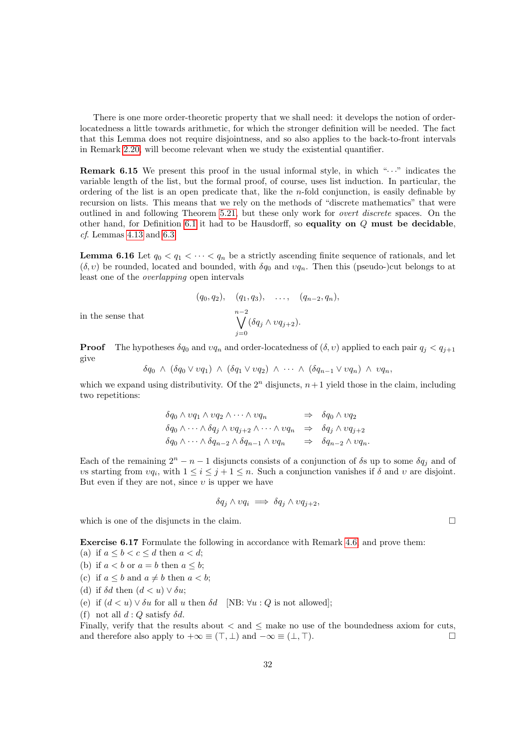There is one more order-theoretic property that we shall need: it develops the notion of order-locatedness a little towards arithmetic, for which the stronger definition will be needed. The fact that this Lemma does not require disjointness, and so also applies to the back-to-front intervals in Remark 2.20, will become relevant when we study the existential quantifier.

**Remark 6.15** We present this proof in the usual informal style, in which "$\cdots$" indicates the variable length of the list, but the formal proof, of course, uses list induction. In particular, the ordering of the list is an open predicate that, like the $n$-fold conjunction, is easily definable by recursion on lists. This means that we rely on the methods of "discrete mathematics" that were outlined in and following Theorem 5.21, but these only work for *overt discrete* spaces. On the other hand, for Definition 6.1 it had to be Hausdorff, so **equality on $Q$ must be decidable**, *cf.* Lemmas 4.13 and 6.3.

**Lemma 6.16** Let $q_0 < q_1 < \cdots < q_n$ be a strictly ascending finite sequence of rationals, and let $(\delta, \upsilon)$ be rounded, located and bounded, with $\delta q_0$ and $\upsilon q_n$. Then this (pseudo-)cut belongs to at least one of the *overlapping* open intervals

$$(q_0, q_2), \quad (q_1, q_3), \quad \ldots, \quad (q_{n-2}, q_n),$$

in the sense that

$$\bigvee_{j=0}^{n-2} (\delta q_j \wedge \upsilon q_{j+2}).$$

**Proof** The hypotheses $\delta q_0$ and $\upsilon q_n$ and order-locatedness of $(\delta, \upsilon)$ applied to each pair $q_j < q_{j+1}$ give

$$\delta q_0 \;\wedge\; (\delta q_0 \vee \upsilon q_1) \;\wedge\; (\delta q_1 \vee \upsilon q_2) \;\wedge\; \cdots \;\wedge\; (\delta q_{n-1} \vee \upsilon q_n) \;\wedge\; \upsilon q_n,$$

which we expand using distributivity. Of the $2^n$ disjuncts, $n+1$ yield those in the claim, including two repetitions:

$$\begin{array}{lcl}
\delta q_0 \wedge \upsilon q_1 \wedge \upsilon q_2 \wedge \cdots \wedge \upsilon q_n & \Rightarrow & \delta q_0 \wedge \upsilon q_2 \\
\delta q_0 \wedge \cdots \wedge \delta q_j \wedge \upsilon q_{j+2} \wedge \cdots \wedge \upsilon q_n & \Rightarrow & \delta q_j \wedge \upsilon q_{j+2} \\
\delta q_0 \wedge \cdots \wedge \delta q_{n-2} \wedge \delta q_{n-1} \wedge \upsilon q_n & \Rightarrow & \delta q_{n-2} \wedge \upsilon q_n.
\end{array}$$

Each of the remaining $2^n - n - 1$ disjuncts consists of a conjunction of $\delta$s up to some $\delta q_j$ and of $\upsilon$s starting from $\upsilon q_i$, with $1 \leq i \leq j+1 \leq n$. Such a conjunction vanishes if $\delta$ and $\upsilon$ are disjoint. But even if they are not, since $\upsilon$ is upper we have

$$\delta q_j \wedge \upsilon q_i \implies \delta q_j \wedge \upsilon q_{j+2},$$

which is one of the disjuncts in the claim. $\square$

**Exercise 6.17** Formulate the following in accordance with Remark 4.6 and prove them:
(a) if $a \leq b < c \leq d$ then $a < d$;
(b) if $a < b$ or $a = b$ then $a \leq b$;
(c) if $a \leq b$ and $a \neq b$ then $a < b$;
(d) if $\delta d$ then $(d < u) \vee \delta u$;
(e) if $(d < u) \vee \delta u$ for all $u$ then $\delta d$ [NB: $\forall u : Q$ is not allowed];
(f) not all $d : Q$ satisfy $\delta d$.
Finally, verify that the results about $<$ and $\leq$ make no use of the boundedness axiom for cuts, and therefore also apply to $+\infty \equiv (\top, \bot)$ and $-\infty \equiv (\bot, \top)$. $\square$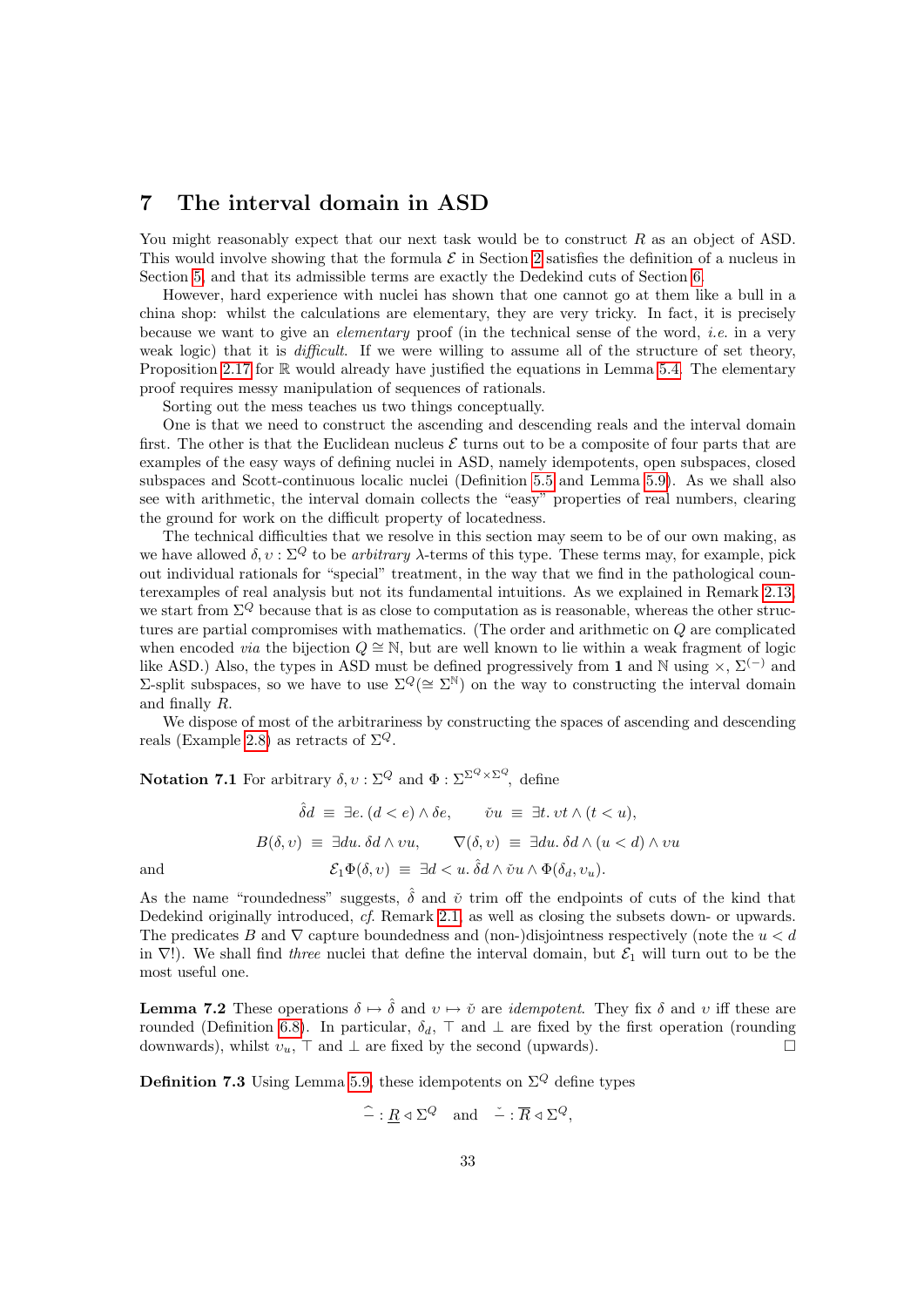# 7 The interval domain in ASD

You might reasonably expect that our next task would be to construct $R$ as an object of ASD. This would involve showing that the formula $\mathcal{E}$ in Section 2 satisfies the definition of a nucleus in Section 5, and that its admissible terms are exactly the Dedekind cuts of Section 6.

However, hard experience with nuclei has shown that one cannot go at them like a bull in a china shop: whilst the calculations are elementary, they are very tricky. In fact, it is precisely because we want to give an *elementary* proof (in the technical sense of the word, *i.e.* in a very weak logic) that it is *difficult*. If we were willing to assume all of the structure of set theory, Proposition 2.17 for $\mathbb{R}$ would already have justified the equations in Lemma 5.4. The elementary proof requires messy manipulation of sequences of rationals.

Sorting out the mess teaches us two things conceptually.

One is that we need to construct the ascending and descending reals and the interval domain first. The other is that the Euclidean nucleus $\mathcal{E}$ turns out to be a composite of four parts that are examples of the easy ways of defining nuclei in ASD, namely idempotents, open subspaces, closed subspaces and Scott-continuous localic nuclei (Definition 5.5 and Lemma 5.9). As we shall also see with arithmetic, the interval domain collects the "easy" properties of real numbers, clearing the ground for work on the difficult property of locatedness.

The technical difficulties that we resolve in this section may seem to be of our own making, as we have allowed $\delta, \upsilon : \Sigma^Q$ to be *arbitrary* $\lambda$-terms of this type. These terms may, for example, pick out individual rationals for "special" treatment, in the way that we find in the pathological counterexamples of real analysis but not its fundamental intuitions. As we explained in Remark 2.13, we start from $\Sigma^Q$ because that is as close to computation as is reasonable, whereas the other structures are partial compromises with mathematics. (The order and arithmetic on $Q$ are complicated when encoded *via* the bijection $Q \cong \mathbb{N}$, but are well known to lie within a weak fragment of logic like ASD.) Also, the types in ASD must be defined progressively from $\mathbf{1}$ and $\mathbb{N}$ using $\times$, $\Sigma^{(-)}$ and $\Sigma$-split subspaces, so we have to use $\Sigma^Q (\cong \Sigma^{\mathbb{N}})$ on the way to constructing the interval domain and finally $R$.

We dispose of most of the arbitrariness by constructing the spaces of ascending and descending reals (Example 2.8) as retracts of $\Sigma^Q$.

**Notation 7.1** For arbitrary $\delta, \upsilon : \Sigma^Q$ and $\Phi : \Sigma^{\Sigma^Q \times \Sigma^Q}$, define

$$\hat{\delta} d \;\equiv\; \exists e.\, (d < e) \wedge \delta e, \qquad \check{\upsilon} u \;\equiv\; \exists t.\, \upsilon t \wedge (t < u),$$

$$B(\delta, \upsilon) \;\equiv\; \exists du.\, \delta d \wedge \upsilon u, \qquad \nabla(\delta, \upsilon) \;\equiv\; \exists du.\, \delta d \wedge (u < d) \wedge \upsilon u$$

and

$$\mathcal{E}_1 \Phi(\delta, \upsilon) \;\equiv\; \exists d < u.\, \hat{\delta} d \wedge \check{\upsilon} u \wedge \Phi(\delta_d, \upsilon_u).$$

As the name "roundedness" suggests, $\hat{\delta}$ and $\check{\upsilon}$ trim off the endpoints of cuts of the kind that Dedekind originally introduced, *cf.* Remark 2.1, as well as closing the subsets down- or upwards. The predicates $B$ and $\nabla$ capture boundedness and (non-)disjointness respectively (note the $u < d$ in $\nabla$!). We shall find *three* nuclei that define the interval domain, but $\mathcal{E}_1$ will turn out to be the most useful one.

**Lemma 7.2** These operations $\delta \mapsto \hat{\delta}$ and $\upsilon \mapsto \check{\upsilon}$ are *idempotent*. They fix $\delta$ and $\upsilon$ iff these are rounded (Definition 6.8). In particular, $\delta_d$, $\top$ and $\bot$ are fixed by the first operation (rounding downwards), whilst $\upsilon_u$, $\top$ and $\bot$ are fixed by the second (upwards). $\square$

**Definition 7.3** Using Lemma 5.9, these idempotents on $\Sigma^Q$ define types

$$\hat{-} : \underline{R} \lhd \Sigma^Q \quad \text{and} \quad \check{-} : \overline{R} \lhd \Sigma^Q,$$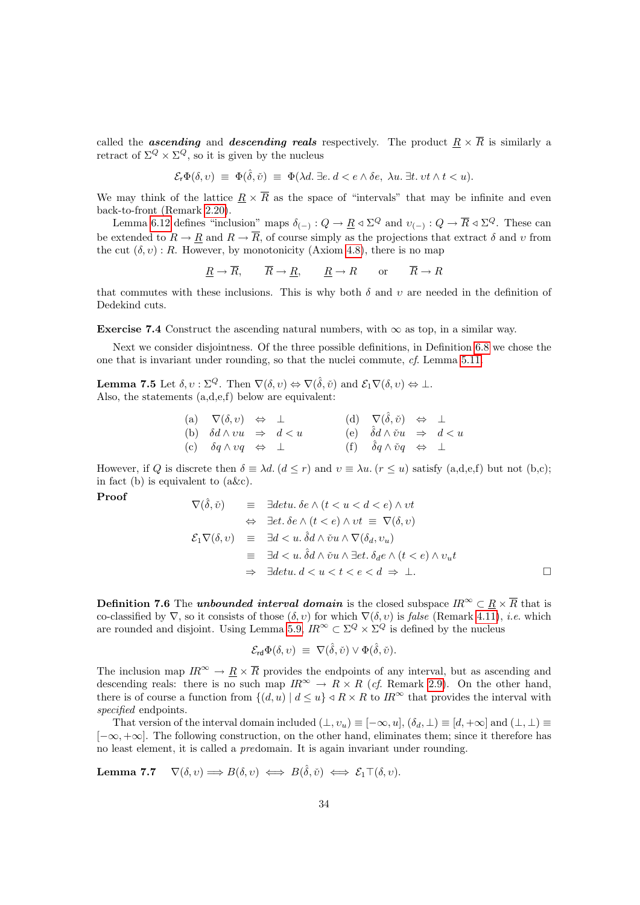called the ***ascending*** and ***descending reals*** respectively. The product $\underline{R} \times \overline{R}$ is similarly a retract of $\Sigma^Q \times \Sigma^Q$, so it is given by the nucleus

$$\mathcal{E}_{\mathsf{r}}\Phi(\delta, \upsilon) \;\equiv\; \Phi(\hat{\delta}, \check{\upsilon}) \;\equiv\; \Phi(\lambda d.\, \exists e.\, d < e \wedge \delta e,\; \lambda u.\, \exists t.\, \upsilon t \wedge t < u).$$

We may think of the lattice $\underline{R} \times \overline{R}$ as the space of "intervals" that may be infinite and even back-to-front (Remark 2.20).

Lemma 6.12 defines "inclusion" maps $\delta_{(-)} : Q \to \underline{R} \triangleleft \Sigma^Q$ and $\upsilon_{(-)} : Q \to \overline{R} \triangleleft \Sigma^Q$. These can be extended to $R \to \underline{R}$ and $R \to \overline{R}$, of course simply as the projections that extract $\delta$ and $\upsilon$ from the cut $(\delta, \upsilon) : R$. However, by monotonicity (Axiom 4.8), there is no map

$$\underline{R} \to \overline{R}, \qquad \overline{R} \to \underline{R}, \qquad \underline{R} \to R \qquad \text{or} \qquad \overline{R} \to R$$

that commutes with these inclusions. This is why both $\delta$ and $\upsilon$ are needed in the definition of Dedekind cuts.

**Exercise 7.4** Construct the ascending natural numbers, with $\infty$ as top, in a similar way.

Next we consider disjointness. Of the three possible definitions, in Definition 6.8 we chose the one that is invariant under rounding, so that the nuclei commute, *cf.* Lemma 5.11.

**Lemma 7.5** Let $\delta, \upsilon : \Sigma^Q$. Then $\nabla(\delta, \upsilon) \Leftrightarrow \nabla(\hat{\delta}, \check{\upsilon})$ and $\mathcal{E}_1\nabla(\delta, \upsilon) \Leftrightarrow \bot$.
Also, the statements (a,d,e,f) below are equivalent:

$$\begin{array}{llcl@{\qquad\qquad}llcl}
\text{(a)} & \nabla(\delta, \upsilon) & \Leftrightarrow & \bot & \text{(d)} & \nabla(\hat{\delta}, \check{\upsilon}) & \Leftrightarrow & \bot \\
\text{(b)} & \delta d \wedge \upsilon u & \Rightarrow & d < u & \text{(e)} & \hat{\delta} d \wedge \check{\upsilon} u & \Rightarrow & d < u \\
\text{(c)} & \delta q \wedge \upsilon q & \Leftrightarrow & \bot & \text{(f)} & \hat{\delta} q \wedge \check{\upsilon} q & \Leftrightarrow & \bot
\end{array}$$

However, if $Q$ is discrete then $\delta \equiv \lambda d.\, (d \leq r)$ and $\upsilon \equiv \lambda u.\, (r \leq u)$ satisfy (a,d,e,f) but not (b,c); in fact (b) is equivalent to (a&c).

**Proof**

$$\begin{array}{rcl}
\nabla(\hat{\delta}, \check{\upsilon}) & \equiv & \exists detu.\, \delta e \wedge (t < u < d < e) \wedge \upsilon t \\
& \Leftrightarrow & \exists et.\, \delta e \wedge (t < e) \wedge \upsilon t \;\equiv\; \nabla(\delta, \upsilon) \\
\mathcal{E}_1\nabla(\delta, \upsilon) & \equiv & \exists d < u.\, \hat{\delta} d \wedge \check{\upsilon} u \wedge \nabla(\delta_d, \upsilon_u) \\
& \equiv & \exists d < u.\, \hat{\delta} d \wedge \check{\upsilon} u \wedge \exists et.\, \delta_d e \wedge (t < e) \wedge \upsilon_u t \\
& \Rightarrow & \exists detu.\, d < u < t < e < d \;\Rightarrow\; \bot.
\end{array}$$

$\square$

**Definition 7.6** The ***unbounded interval domain*** is the closed subspace $IR^\infty \subset \underline{R} \times \overline{R}$ that is co-classified by $\nabla$, so it consists of those $(\delta, \upsilon)$ for which $\nabla(\delta, \upsilon)$ is *false* (Remark 4.11), *i.e.* which are rounded and disjoint. Using Lemma 5.9, $IR^\infty \subset \Sigma^Q \times \Sigma^Q$ is defined by the nucleus

$$\mathcal{E}_{\mathsf{rd}}\Phi(\delta, \upsilon) \;\equiv\; \nabla(\hat{\delta}, \check{\upsilon}) \vee \Phi(\hat{\delta}, \check{\upsilon}).$$

The inclusion map $IR^\infty \to \underline{R} \times \overline{R}$ provides the endpoints of any interval, but as ascending and descending reals: there is no such map $IR^\infty \to R \times R$ (*cf.* Remark 2.9). On the other hand, there is of course a function from $\{(d, u) \mid d \leq u\} \triangleleft R \times R$ to $IR^\infty$ that provides the interval with *specified* endpoints.

That version of the interval domain included $(\bot, \upsilon_u) \equiv [-\infty, u]$, $(\delta_d, \bot) \equiv [d, +\infty]$ and $(\bot, \bot) \equiv [-\infty, +\infty]$. The following construction, on the other hand, eliminates them; since it therefore has no least element, it is called a *pre*domain. It is again invariant under rounding.

**Lemma 7.7** $\quad \nabla(\delta, \upsilon) \Longrightarrow B(\delta, \upsilon) \iff B(\hat{\delta}, \check{\upsilon}) \iff \mathcal{E}_1\top(\delta, \upsilon).$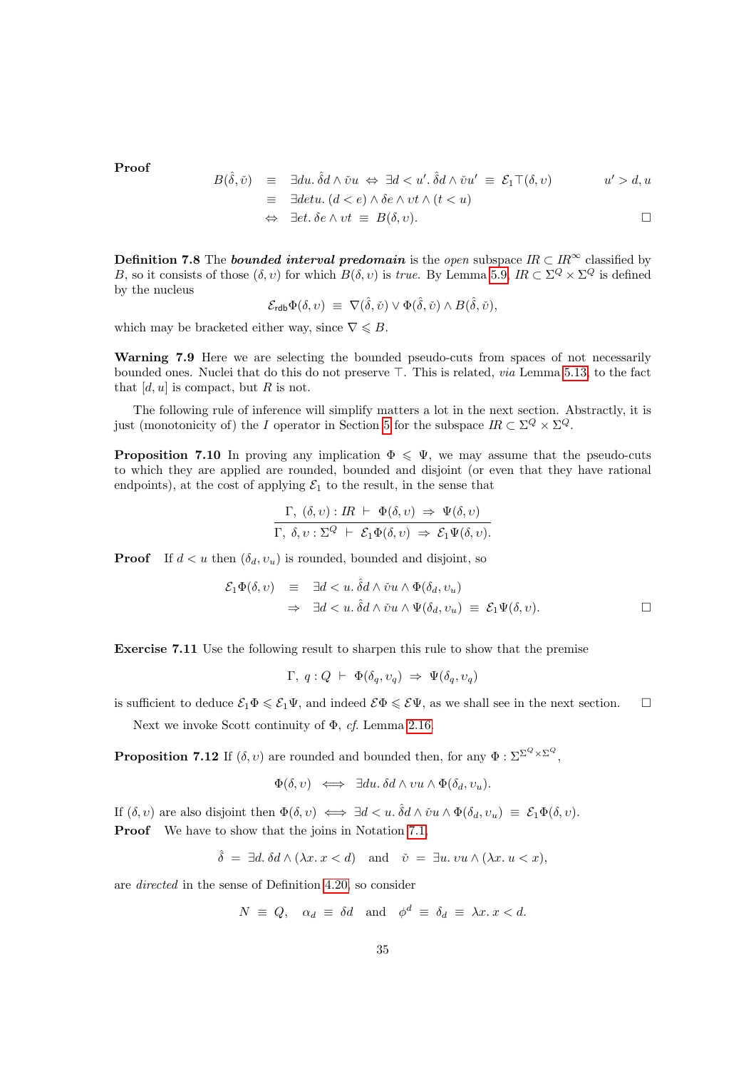**Proof**

$$
\begin{aligned}
B(\hat{\delta}, \check{\upsilon}) \;&\equiv\; \exists du.\, \hat{\delta} d \wedge \check{\upsilon} u \;\Leftrightarrow\; \exists d < u'.\, \hat{\delta} d \wedge \check{\upsilon} u' \;\equiv\; \mathcal{E}_1 \top(\delta, \upsilon) \qquad\qquad u' > d, u \\
&\equiv\; \exists detu.\, (d < e) \wedge \delta e \wedge \upsilon t \wedge (t < u) \\
&\Leftrightarrow\; \exists et.\, \delta e \wedge \upsilon t \;\equiv\; B(\delta, \upsilon). \qquad\qquad \square
\end{aligned}
$$

**Definition 7.8** The ***bounded interval predomain*** is the *open* subspace $IR \subset IR^\infty$ classified by $B$, so it consists of those $(\delta, \upsilon)$ for which $B(\delta, \upsilon)$ is *true*. By Lemma 5.9, $IR \subset \Sigma^Q \times \Sigma^Q$ is defined by the nucleus

$$
\mathcal{E}_{\mathsf{rdb}} \Phi(\delta, \upsilon) \;\equiv\; \nabla(\hat{\delta}, \check{\upsilon}) \vee \Phi(\hat{\delta}, \check{\upsilon}) \wedge B(\hat{\delta}, \check{\upsilon}),
$$

which may be bracketed either way, since $\nabla \leqslant B$.

**Warning 7.9** Here we are selecting the bounded pseudo-cuts from spaces of not necessarily bounded ones. Nuclei that do this do not preserve $\top$. This is related, *via* Lemma 5.13, to the fact that $[d, u]$ is compact, but $R$ is not.

The following rule of inference will simplify matters a lot in the next section. Abstractly, it is just (monotonicity of) the $I$ operator in Section 5 for the subspace $IR \subset \Sigma^Q \times \Sigma^Q$.

**Proposition 7.10** In proving any implication $\Phi \leqslant \Psi$, we may assume that the pseudo-cuts to which they are applied are rounded, bounded and disjoint (or even that they have rational endpoints), at the cost of applying $\mathcal{E}_1$ to the result, in the sense that

$$
\frac{\Gamma,\ (\delta, \upsilon) : IR \ \vdash\ \Phi(\delta, \upsilon) \ \Rightarrow\ \Psi(\delta, \upsilon)}{\Gamma,\ \delta, \upsilon : \Sigma^Q \ \vdash\ \mathcal{E}_1 \Phi(\delta, \upsilon) \ \Rightarrow\ \mathcal{E}_1 \Psi(\delta, \upsilon).}
$$

**Proof** If $d < u$ then $(\delta_d, \upsilon_u)$ is rounded, bounded and disjoint, so

$$
\begin{aligned}
\mathcal{E}_1 \Phi(\delta, \upsilon) \;&\equiv\; \exists d < u.\, \hat{\delta} d \wedge \check{\upsilon} u \wedge \Phi(\delta_d, \upsilon_u) \\
&\Rightarrow\; \exists d < u.\, \hat{\delta} d \wedge \check{\upsilon} u \wedge \Psi(\delta_d, \upsilon_u) \;\equiv\; \mathcal{E}_1 \Psi(\delta, \upsilon). \qquad \square
\end{aligned}
$$

**Exercise 7.11** Use the following result to sharpen this rule to show that the premise

$$
\Gamma,\ q : Q \ \vdash\ \Phi(\delta_q, \upsilon_q) \ \Rightarrow\ \Psi(\delta_q, \upsilon_q)
$$

is sufficient to deduce $\mathcal{E}_1 \Phi \leqslant \mathcal{E}_1 \Psi$, and indeed $\mathcal{E}\Phi \leqslant \mathcal{E}\Psi$, as we shall see in the next section. $\square$

Next we invoke Scott continuity of $\Phi$, *cf.* Lemma 2.16.

**Proposition 7.12** If $(\delta, \upsilon)$ are rounded and bounded then, for any $\Phi : \Sigma^{\Sigma^Q \times \Sigma^Q}$,

$$
\Phi(\delta, \upsilon) \iff \exists du.\, \delta d \wedge \upsilon u \wedge \Phi(\delta_d, \upsilon_u).
$$

If $(\delta, \upsilon)$ are also disjoint then $\Phi(\delta, \upsilon) \iff \exists d < u.\, \hat{\delta} d \wedge \check{\upsilon} u \wedge \Phi(\delta_d, \upsilon_u) \equiv \mathcal{E}_1 \Phi(\delta, \upsilon)$.

**Proof** We have to show that the joins in Notation 7.1,

$$
\hat{\delta} \;=\; \exists d.\, \delta d \wedge (\lambda x.\, x < d) \quad \text{and} \quad \check{\upsilon} \;=\; \exists u.\, \upsilon u \wedge (\lambda x.\, u < x),
$$

are *directed* in the sense of Definition 4.20, so consider

$$
N \;\equiv\; Q, \quad \alpha_d \;\equiv\; \delta d \quad \text{and} \quad \phi^d \;\equiv\; \delta_d \;\equiv\; \lambda x.\, x < d.
$$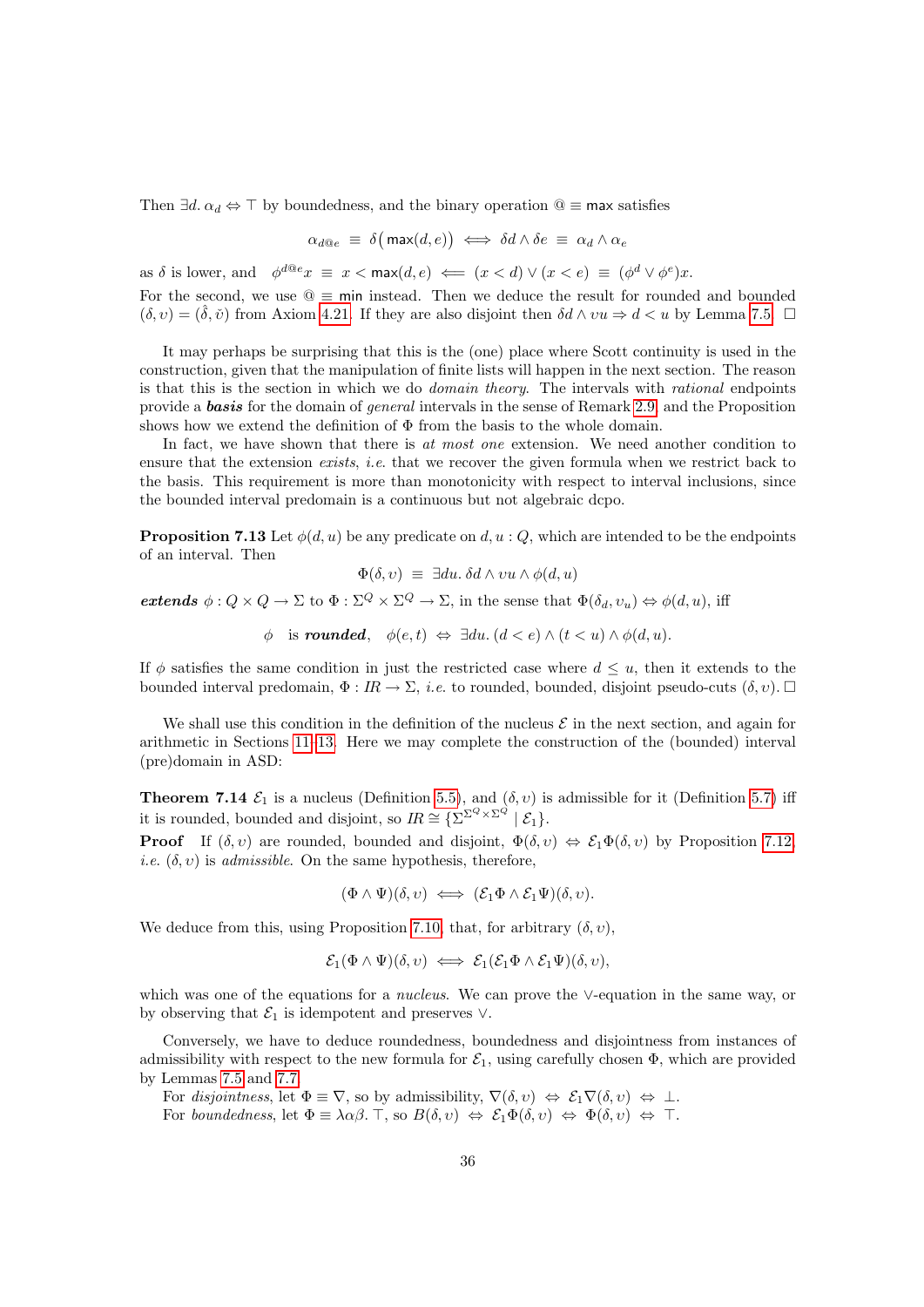Then $\exists d.\, \alpha_d \Leftrightarrow \top$ by boundedness, and the binary operation $@ \equiv \mathsf{max}$ satisfies

$$\alpha_{d@e} \;\equiv\; \delta\big(\mathsf{max}(d,e)\big) \iff \delta d \wedge \delta e \;\equiv\; \alpha_d \wedge \alpha_e$$

as $\delta$ is lower, and $\phi^{d@e}x \;\equiv\; x < \mathsf{max}(d,e) \Longleftarrow (x<d) \vee (x<e) \;\equiv\; (\phi^d \vee \phi^e)x$.

For the second, we use $@ \equiv \mathsf{min}$ instead. Then we deduce the result for rounded and bounded $(\delta, \upsilon) = (\hat{\delta}, \check{\upsilon})$ from Axiom 4.21. If they are also disjoint then $\delta d \wedge \upsilon u \Rightarrow d < u$ by Lemma 7.5. $\square$

It may perhaps be surprising that this is the (one) place where Scott continuity is used in the construction, given that the manipulation of finite lists will happen in the next section. The reason is that this is the section in which we do *domain theory*. The intervals with *rational* endpoints provide a ***basis*** for the domain of *general* intervals in the sense of Remark 2.9, and the Proposition shows how we extend the definition of $\Phi$ from the basis to the whole domain.

In fact, we have shown that there is *at most one* extension. We need another condition to ensure that the extension *exists*, *i.e.* that we recover the given formula when we restrict back to the basis. This requirement is more than monotonicity with respect to interval inclusions, since the bounded interval predomain is a continuous but not algebraic dcpo.

**Proposition 7.13** Let $\phi(d,u)$ be any predicate on $d, u : Q$, which are intended to be the endpoints of an interval. Then

$$\Phi(\delta,\upsilon) \;\equiv\; \exists du.\, \delta d \wedge \upsilon u \wedge \phi(d,u)$$

***extends*** $\phi : Q \times Q \to \Sigma$ to $\Phi : \Sigma^Q \times \Sigma^Q \to \Sigma$, in the sense that $\Phi(\delta_d, \upsilon_u) \Leftrightarrow \phi(d,u)$, iff

$$\phi \quad \text{is } \textbf{\textit{rounded}}, \quad \phi(e,t) \;\Leftrightarrow\; \exists du.\, (d<e) \wedge (t<u) \wedge \phi(d,u).$$

If $\phi$ satisfies the same condition in just the restricted case where $d \le u$, then it extends to the bounded interval predomain, $\Phi : I\!R \to \Sigma$, *i.e.* to rounded, bounded, disjoint pseudo-cuts $(\delta,\upsilon)$. $\square$

We shall use this condition in the definition of the nucleus $\mathcal{E}$ in the next section, and again for arithmetic in Sections 11–13. Here we may complete the construction of the (bounded) interval (pre)domain in ASD:

**Theorem 7.14** $\mathcal{E}_1$ is a nucleus (Definition 5.5), and $(\delta,\upsilon)$ is admissible for it (Definition 5.7) iff it is rounded, bounded and disjoint, so $I\!R \cong \{\Sigma^{\Sigma^Q \times \Sigma^Q} \mid \mathcal{E}_1\}$.

**Proof** If $(\delta,\upsilon)$ are rounded, bounded and disjoint, $\Phi(\delta,\upsilon) \Leftrightarrow \mathcal{E}_1\Phi(\delta,\upsilon)$ by Proposition 7.12, *i.e.* $(\delta,\upsilon)$ is *admissible*. On the same hypothesis, therefore,

$$(\Phi \wedge \Psi)(\delta,\upsilon) \iff (\mathcal{E}_1\Phi \wedge \mathcal{E}_1\Psi)(\delta,\upsilon).$$

We deduce from this, using Proposition 7.10, that, for arbitrary $(\delta,\upsilon)$,

$$\mathcal{E}_1(\Phi \wedge \Psi)(\delta,\upsilon) \iff \mathcal{E}_1(\mathcal{E}_1\Phi \wedge \mathcal{E}_1\Psi)(\delta,\upsilon),$$

which was one of the equations for a *nucleus*. We can prove the $\vee$-equation in the same way, or by observing that $\mathcal{E}_1$ is idempotent and preserves $\vee$.

Conversely, we have to deduce roundedness, boundedness and disjointness from instances of admissibility with respect to the new formula for $\mathcal{E}_1$, using carefully chosen $\Phi$, which are provided by Lemmas 7.5 and 7.7.

For *disjointness*, let $\Phi \equiv \nabla$, so by admissibility, $\nabla(\delta,\upsilon) \Leftrightarrow \mathcal{E}_1\nabla(\delta,\upsilon) \Leftrightarrow \bot$.

For *boundedness*, let $\Phi \equiv \lambda\alpha\beta.\,\top$, so $B(\delta,\upsilon) \Leftrightarrow \mathcal{E}_1\Phi(\delta,\upsilon) \Leftrightarrow \Phi(\delta,\upsilon) \Leftrightarrow \top$.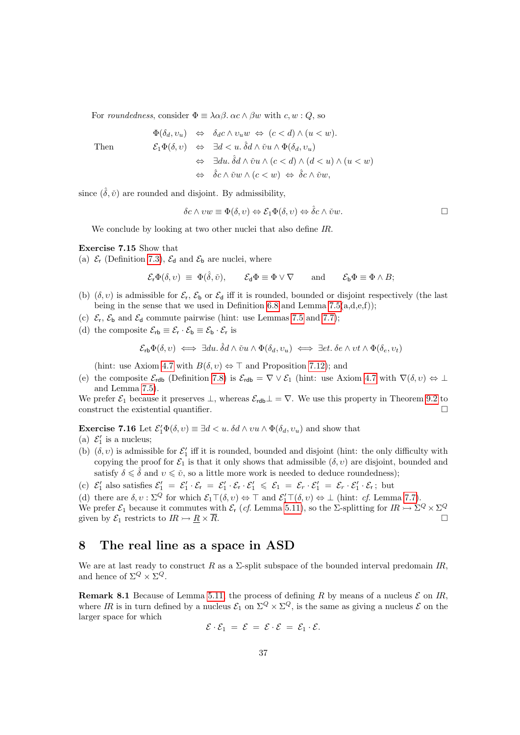For *roundedness*, consider $\Phi \equiv \lambda\alpha\beta.\ \alpha c \wedge \beta w$ with $c, w : Q$, so

$$\begin{array}{rrcl} & \Phi(\delta_d, \upsilon_u) & \Leftrightarrow & \delta_d c \wedge \upsilon_u w \ \Leftrightarrow\ (c < d) \wedge (u < w). \\ \text{Then} & \mathcal{E}_1\Phi(\delta, \upsilon) & \Leftrightarrow & \exists d < u.\ \hat{\delta} d \wedge \check{\upsilon} u \wedge \Phi(\delta_d, \upsilon_u) \\ & & \Leftrightarrow & \exists du.\ \hat{\delta} d \wedge \check{\upsilon} u \wedge (c < d) \wedge (d < u) \wedge (u < w) \\ & & \Leftrightarrow & \hat{\delta} c \wedge \check{\upsilon} w \wedge (c < w) \ \Leftrightarrow\ \hat{\delta} c \wedge \check{\upsilon} w, \end{array}$$

since $(\hat{\delta}, \check{\upsilon})$ are rounded and disjoint. By admissibility,

$$\delta c \wedge \upsilon w \equiv \Phi(\delta, \upsilon) \Leftrightarrow \mathcal{E}_1\Phi(\delta, \upsilon) \Leftrightarrow \hat{\delta} c \wedge \check{\upsilon} w. \qquad \square$$

We conclude by looking at two other nuclei that also define $IR$.

**Exercise 7.15** Show that
(a) $\mathcal{E}_\mathsf{r}$ (Definition 7.3), $\mathcal{E}_\mathsf{d}$ and $\mathcal{E}_\mathsf{b}$ are nuclei, where

$$\mathcal{E}_\mathsf{r}\Phi(\delta, \upsilon) \ \equiv\ \Phi(\hat{\delta}, \check{\upsilon}), \qquad \mathcal{E}_\mathsf{d}\Phi \equiv \Phi \vee \nabla \qquad \text{and} \qquad \mathcal{E}_\mathsf{b}\Phi \equiv \Phi \wedge B;$$

(b) $(\delta, \upsilon)$ is admissible for $\mathcal{E}_\mathsf{r}$, $\mathcal{E}_\mathsf{b}$ or $\mathcal{E}_\mathsf{d}$ iff it is rounded, bounded or disjoint respectively (the last being in the sense that we used in Definition 6.8 and Lemma 7.5(a,d,e,f));
(c) $\mathcal{E}_\mathsf{r}$, $\mathcal{E}_\mathsf{b}$ and $\mathcal{E}_\mathsf{d}$ commute pairwise (hint: use Lemmas 7.5 and 7.7);
(d) the composite $\mathcal{E}_\mathsf{rb} \equiv \mathcal{E}_\mathsf{r} \cdot \mathcal{E}_\mathsf{b} \equiv \mathcal{E}_\mathsf{b} \cdot \mathcal{E}_\mathsf{r}$ is

$$\mathcal{E}_\mathsf{rb}\Phi(\delta, \upsilon) \iff \exists du.\ \hat{\delta} d \wedge \check{\upsilon} u \wedge \Phi(\delta_d, \upsilon_u) \iff \exists et.\ \delta e \wedge \upsilon t \wedge \Phi(\delta_e, \upsilon_t)$$

(hint: use Axiom 4.7 with $B(\delta, \upsilon) \Leftrightarrow \top$ and Proposition 7.12); and
(e) the composite $\mathcal{E}_\mathsf{rdb}$ (Definition 7.8) is $\mathcal{E}_\mathsf{rdb} = \nabla \vee \mathcal{E}_1$ (hint: use Axiom 4.7 with $\nabla(\delta, \upsilon) \Leftrightarrow \bot$ and Lemma 7.5).

We prefer $\mathcal{E}_1$ because it preserves $\bot$, whereas $\mathcal{E}_\mathsf{rdb}\bot = \nabla$. We use this property in Theorem 9.2 to construct the existential quantifier. $\square$

**Exercise 7.16** Let $\mathcal{E}_1'\Phi(\delta, \upsilon) \equiv \exists d < u.\ \delta d \wedge \upsilon u \wedge \Phi(\delta_d, \upsilon_u)$ and show that
(a) $\mathcal{E}_1'$ is a nucleus;
(b) $(\delta, \upsilon)$ is admissible for $\mathcal{E}_1'$ iff it is rounded, bounded and disjoint (hint: the only difficulty with copying the proof for $\mathcal{E}_1$ is that it only shows that admissible $(\delta, \upsilon)$ are disjoint, bounded and satisfy $\delta \leqslant \hat{\delta}$ and $\upsilon \leqslant \check{\upsilon}$, so a little more work is needed to deduce roundedness);
(c) $\mathcal{E}_1'$ also satisfies $\mathcal{E}_1' \ =\ \mathcal{E}_1' \cdot \mathcal{E}_r \ =\ \mathcal{E}_1' \cdot \mathcal{E}_r \cdot \mathcal{E}_1' \ \leqslant\ \mathcal{E}_1 \ =\ \mathcal{E}_r \cdot \mathcal{E}_1' \ =\ \mathcal{E}_r \cdot \mathcal{E}_1' \cdot \mathcal{E}_r$; but
(d) there are $\delta, \upsilon : \Sigma^Q$ for which $\mathcal{E}_1\top(\delta, \upsilon) \Leftrightarrow \top$ and $\mathcal{E}_1'\top(\delta, \upsilon) \Leftrightarrow \bot$ (hint: *cf.* Lemma 7.7).

We prefer $\mathcal{E}_1$ because it commutes with $\mathcal{E}_r$ (*cf.* Lemma 5.11), so the $\Sigma$-splitting for $IR \rightarrowtail \Sigma^Q \times \Sigma^Q$ given by $\mathcal{E}_1$ restricts to $IR \rightarrowtail \underline{R} \times \overline{R}$. $\square$

## 8 The real line as a space in ASD

We are at last ready to construct $R$ as a $\Sigma$-split subspace of the bounded interval predomain $IR$, and hence of $\Sigma^Q \times \Sigma^Q$.

**Remark 8.1** Because of Lemma 5.11, the process of defining $R$ by means of a nucleus $\mathcal{E}$ on $IR$, where $IR$ is in turn defined by a nucleus $\mathcal{E}_1$ on $\Sigma^Q \times \Sigma^Q$, is the same as giving a nucleus $\mathcal{E}$ on the larger space for which

$$\mathcal{E} \cdot \mathcal{E}_1 \ =\ \mathcal{E} \ =\ \mathcal{E} \cdot \mathcal{E} \ =\ \mathcal{E}_1 \cdot \mathcal{E}.$$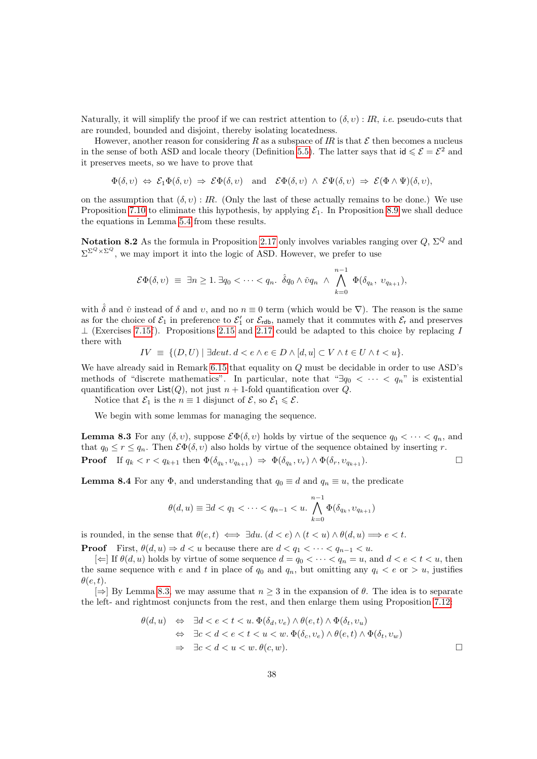Naturally, it will simplify the proof if we can restrict attention to $(\delta,\upsilon) : I\!R$, *i.e.* pseudo-cuts that are rounded, bounded and disjoint, thereby isolating locatedness.

However, another reason for considering $R$ as a subspace of $I\!R$ is that $\mathcal{E}$ then becomes a nucleus in the sense of both ASD and locale theory (Definition 5.5). The latter says that $\mathsf{id} \leqslant \mathcal{E} = \mathcal{E}^2$ and it preserves meets, so we have to prove that

$$\Phi(\delta,\upsilon) \;\Leftrightarrow\; \mathcal{E}_1\Phi(\delta,\upsilon) \;\Rightarrow\; \mathcal{E}\Phi(\delta,\upsilon) \quad\text{and}\quad \mathcal{E}\Phi(\delta,\upsilon) \;\wedge\; \mathcal{E}\Psi(\delta,\upsilon) \;\Rightarrow\; \mathcal{E}(\Phi\wedge\Psi)(\delta,\upsilon),$$

on the assumption that $(\delta,\upsilon) : I\!R$. (Only the last of these actually remains to be done.) We use Proposition 7.10 to eliminate this hypothesis, by applying $\mathcal{E}_1$. In Proposition 8.9 we shall deduce the equations in Lemma 5.4 from these results.

**Notation 8.2** As the formula in Proposition 2.17 only involves variables ranging over $Q$, $\Sigma^Q$ and $\Sigma^{\Sigma^Q\times\Sigma^Q}$, we may import it into the logic of ASD. However, we prefer to use

$$\mathcal{E}\Phi(\delta,\upsilon) \;\equiv\; \exists n\geq 1.\, \exists q_0<\cdots<q_n.\;\; \hat{\delta}q_0 \wedge \check{\upsilon}q_n \;\wedge\; \bigwedge_{k=0}^{n-1} \Phi(\delta_{q_k},\; \upsilon_{q_{k+1}}),$$

with $\hat{\delta}$ and $\check{\upsilon}$ instead of $\delta$ and $\upsilon$, and no $n\equiv 0$ term (which would be $\nabla$). The reason is the same as for the choice of $\mathcal{E}_1$ in preference to $\mathcal{E}_1'$ or $\mathcal{E}_{\mathsf{rdb}}$, namely that it commutes with $\mathcal{E}_{\mathsf{r}}$ and preserves $\bot$ (Exercises 7.15f). Propositions 2.15 and 2.17 could be adapted to this choice by replacing $I$ there with

$$IV \;\equiv\; \{(D,U) \mid \exists deut.\, d<e\wedge e\in D\wedge [d,u]\subset V\wedge t\in U\wedge t<u\}.$$

We have already said in Remark 6.15 that equality on $Q$ must be decidable in order to use ASD's methods of "discrete mathematics". In particular, note that "$\exists q_0 < \cdots < q_n$" is existential quantification over $\mathsf{List}(Q)$, not just $n+1$-fold quantification over $Q$.

Notice that $\mathcal{E}_1$ is the $n\equiv 1$ disjunct of $\mathcal{E}$, so $\mathcal{E}_1\leqslant\mathcal{E}$.

We begin with some lemmas for managing the sequence.

**Lemma 8.3** For any $(\delta,\upsilon)$, suppose $\mathcal{E}\Phi(\delta,\upsilon)$ holds by virtue of the sequence $q_0<\cdots<q_n$, and that $q_0\leq r\leq q_n$. Then $\mathcal{E}\Phi(\delta,\upsilon)$ also holds by virtue of the sequence obtained by inserting $r$.

**Proof** If $q_k<r<q_{k+1}$ then $\Phi(\delta_{q_k},\upsilon_{q_{k+1}}) \;\Rightarrow\; \Phi(\delta_{q_k},\upsilon_r)\wedge\Phi(\delta_r,\upsilon_{q_{k+1}})$. $\square$

**Lemma 8.4** For any $\Phi$, and understanding that $q_0\equiv d$ and $q_n\equiv u$, the predicate

$$\theta(d,u)\equiv \exists d<q_1<\cdots<q_{n-1}<u.\; \bigwedge_{k=0}^{n-1}\Phi(\delta_{q_k},\upsilon_{q_{k+1}})$$

is rounded, in the sense that $\theta(e,t) \iff \exists du.\,(d<e)\wedge(t<u)\wedge\theta(d,u) \Longrightarrow e<t$.

**Proof** First, $\theta(d,u)\Rightarrow d<u$ because there are $d<q_1<\cdots<q_{n-1}<u$.

[$\Leftarrow$] If $\theta(d,u)$ holds by virtue of some sequence $d=q_0<\cdots<q_n=u$, and $d<e<t<u$, then the same sequence with $e$ and $t$ in place of $q_0$ and $q_n$, but omitting any $q_i<e$ or $>u$, justifies $\theta(e,t)$.

[$\Rightarrow$] By Lemma 8.3, we may assume that $n\geq 3$ in the expansion of $\theta$. The idea is to separate the left- and rightmost conjuncts from the rest, and then enlarge them using Proposition 7.12:

$$\begin{aligned}
\theta(d,u) &\;\Leftrightarrow\; \exists d<e<t<u.\;\Phi(\delta_d,\upsilon_e)\wedge\theta(e,t)\wedge\Phi(\delta_t,\upsilon_u)\\
&\;\Leftrightarrow\; \exists c<d<e<t<u<w.\;\Phi(\delta_c,\upsilon_e)\wedge\theta(e,t)\wedge\Phi(\delta_t,\upsilon_w)\\
&\;\Rightarrow\; \exists c<d<u<w.\;\theta(c,w).
\end{aligned}$$

$\square$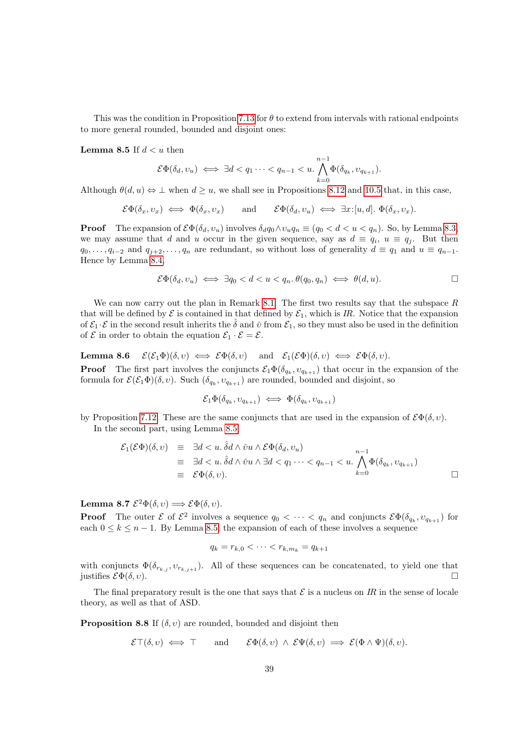This was the condition in Proposition 7.13 for $\theta$ to extend from intervals with rational endpoints to more general rounded, bounded and disjoint ones:

**Lemma 8.5** If $d < u$ then

$$\mathcal{E}\Phi(\delta_d, \upsilon_u) \iff \exists d < q_1 \cdots < q_{n-1} < u. \bigwedge_{k=0}^{n-1} \Phi(\delta_{q_k}, \upsilon_{q_{k+1}}).$$

Although $\theta(d,u) \Leftrightarrow \bot$ when $d \geq u$, we shall see in Propositions 8.12 and 10.5 that, in this case,

$$\mathcal{E}\Phi(\delta_x, \upsilon_x) \iff \Phi(\delta_x, \upsilon_x) \qquad \text{and} \qquad \mathcal{E}\Phi(\delta_d, \upsilon_u) \iff \exists x{:}[u,d].\ \Phi(\delta_x, \upsilon_x).$$

**Proof** The expansion of $\mathcal{E}\Phi(\delta_d, \upsilon_u)$ involves $\delta_d q_0 \wedge \upsilon_u q_n \equiv (q_0 < d < u < q_n)$. So, by Lemma 8.3, we may assume that $d$ and $u$ occur in the given sequence, say as $d \equiv q_i$, $u \equiv q_j$. But then $q_0, \ldots, q_{i-2}$ and $q_{j+2}, \ldots, q_n$ are redundant, so without loss of generality $d \equiv q_1$ and $u \equiv q_{n-1}$. Hence by Lemma 8.4,

$$\mathcal{E}\Phi(\delta_d, \upsilon_u) \iff \exists q_0 < d < u < q_n.\, \theta(q_0, q_n) \iff \theta(d, u). \qquad \square$$

We can now carry out the plan in Remark 8.1. The first two results say that the subspace $R$ that will be defined by $\mathcal{E}$ is contained in that defined by $\mathcal{E}_1$, which is $I\!R$. Notice that the expansion of $\mathcal{E}_1 \cdot \mathcal{E}$ in the second result inherits the $\hat{\delta}$ and $\check{\upsilon}$ from $\mathcal{E}_1$, so they must also be used in the definition of $\mathcal{E}$ in order to obtain the equation $\mathcal{E}_1 \cdot \mathcal{E} = \mathcal{E}$.

**Lemma 8.6** $\mathcal{E}(\mathcal{E}_1\Phi)(\delta, \upsilon) \iff \mathcal{E}\Phi(\delta, \upsilon)$ and $\mathcal{E}_1(\mathcal{E}\Phi)(\delta, \upsilon) \iff \mathcal{E}\Phi(\delta, \upsilon)$.

**Proof** The first part involves the conjuncts $\mathcal{E}_1\Phi(\delta_{q_k}, \upsilon_{q_{k+1}})$ that occur in the expansion of the formula for $\mathcal{E}(\mathcal{E}_1\Phi)(\delta, \upsilon)$. Such $(\delta_{q_k}, \upsilon_{q_{k+1}})$ are rounded, bounded and disjoint, so

$$\mathcal{E}_1\Phi(\delta_{q_k}, \upsilon_{q_{k+1}}) \iff \Phi(\delta_{q_k}, \upsilon_{q_{k+1}})$$

by Proposition 7.12. These are the same conjuncts that are used in the expansion of $\mathcal{E}\Phi(\delta, \upsilon)$.

In the second part, using Lemma 8.5,

$$\begin{aligned}
\mathcal{E}_1(\mathcal{E}\Phi)(\delta, \upsilon) &\equiv \exists d < u.\ \hat{\delta} d \wedge \check{\upsilon} u \wedge \mathcal{E}\Phi(\delta_d, \upsilon_u) \\
&\equiv \exists d < u.\ \hat{\delta} d \wedge \check{\upsilon} u \wedge \exists d < q_1 \cdots < q_{n-1} < u. \bigwedge_{k=0}^{n-1} \Phi(\delta_{q_k}, \upsilon_{q_{k+1}}) \\
&\equiv \mathcal{E}\Phi(\delta, \upsilon).
\end{aligned} \qquad \square$$

**Lemma 8.7** $\mathcal{E}^2\Phi(\delta, \upsilon) \Longrightarrow \mathcal{E}\Phi(\delta, \upsilon)$.

**Proof** The outer $\mathcal{E}$ of $\mathcal{E}^2$ involves a sequence $q_0 < \cdots < q_n$ and conjuncts $\mathcal{E}\Phi(\delta_{q_k}, \upsilon_{q_{k+1}})$ for each $0 \leq k \leq n-1$. By Lemma 8.5, the expansion of each of these involves a sequence

$$q_k = r_{k,0} < \cdots < r_{k,m_k} = q_{k+1}$$

with conjuncts $\Phi(\delta_{r_{k,j}}, \upsilon_{r_{k,j+1}})$. All of these sequences can be concatenated, to yield one that justifies $\mathcal{E}\Phi(\delta, \upsilon)$. $\square$

The final preparatory result is the one that says that $\mathcal{E}$ is a nucleus on $I\!R$ in the sense of locale theory, as well as that of ASD.

**Proposition 8.8** If $(\delta, \upsilon)$ are rounded, bounded and disjoint then

$$\mathcal{E}\top(\delta, \upsilon) \iff \top \qquad \text{and} \qquad \mathcal{E}\Phi(\delta, \upsilon)\ \wedge\ \mathcal{E}\Psi(\delta, \upsilon) \implies \mathcal{E}(\Phi \wedge \Psi)(\delta, \upsilon).$$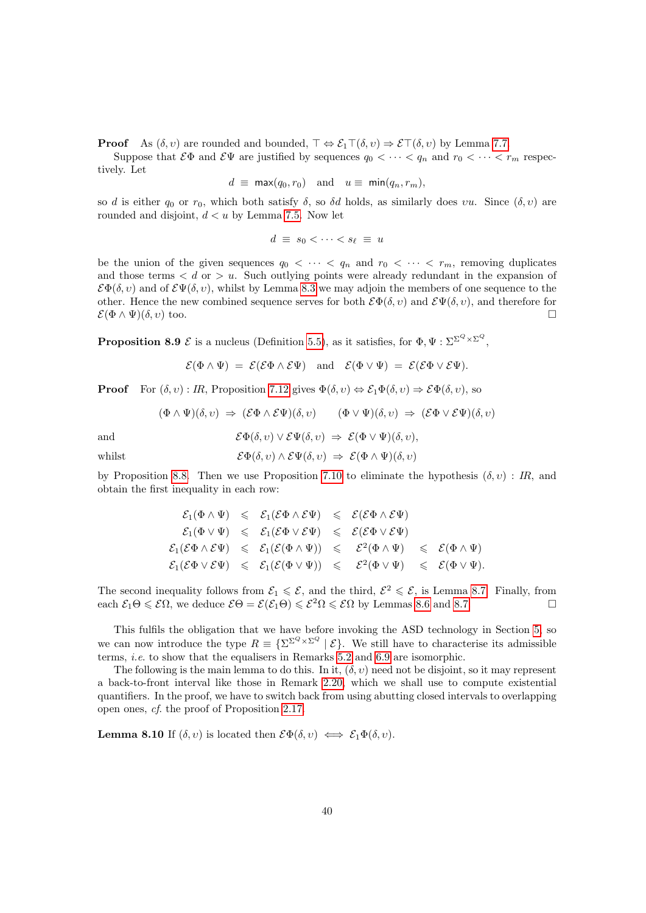**Proof** As $(\delta, \upsilon)$ are rounded and bounded, $\top \Leftrightarrow \mathcal{E}_1\top(\delta,\upsilon) \Rightarrow \mathcal{E}\top(\delta,\upsilon)$ by Lemma 7.7.

Suppose that $\mathcal{E}\Phi$ and $\mathcal{E}\Psi$ are justified by sequences $q_0 < \cdots < q_n$ and $r_0 < \cdots < r_m$ respectively. Let

$$d \equiv \mathsf{max}(q_0, r_0) \quad \text{and} \quad u \equiv \mathsf{min}(q_n, r_m),$$

so $d$ is either $q_0$ or $r_0$, which both satisfy $\delta$, so $\delta d$ holds, as similarly does $\upsilon u$. Since $(\delta, \upsilon)$ are rounded and disjoint, $d < u$ by Lemma 7.5. Now let

$$d \equiv s_0 < \cdots < s_\ell \equiv u$$

be the union of the given sequences $q_0 < \cdots < q_n$ and $r_0 < \cdots < r_m$, removing duplicates and those terms $< d$ or $> u$. Such outlying points were already redundant in the expansion of $\mathcal{E}\Phi(\delta,\upsilon)$ and of $\mathcal{E}\Psi(\delta,\upsilon)$, whilst by Lemma 8.3 we may adjoin the members of one sequence to the other. Hence the new combined sequence serves for both $\mathcal{E}\Phi(\delta,\upsilon)$ and $\mathcal{E}\Psi(\delta,\upsilon)$, and therefore for $\mathcal{E}(\Phi \wedge \Psi)(\delta,\upsilon)$ too. $\square$

**Proposition 8.9** $\mathcal{E}$ is a nucleus (Definition 5.5), as it satisfies, for $\Phi, \Psi : \Sigma^{\Sigma^Q \times \Sigma^Q}$,

$$\mathcal{E}(\Phi \wedge \Psi) \;=\; \mathcal{E}(\mathcal{E}\Phi \wedge \mathcal{E}\Psi) \quad \text{and} \quad \mathcal{E}(\Phi \vee \Psi) \;=\; \mathcal{E}(\mathcal{E}\Phi \vee \mathcal{E}\Psi).$$

**Proof** For $(\delta, \upsilon) : I\!R$, Proposition 7.12 gives $\Phi(\delta,\upsilon) \Leftrightarrow \mathcal{E}_1\Phi(\delta,\upsilon) \Rightarrow \mathcal{E}\Phi(\delta,\upsilon)$, so

$$(\Phi \wedge \Psi)(\delta,\upsilon) \;\Rightarrow\; (\mathcal{E}\Phi \wedge \mathcal{E}\Psi)(\delta,\upsilon) \qquad (\Phi \vee \Psi)(\delta,\upsilon) \;\Rightarrow\; (\mathcal{E}\Phi \vee \mathcal{E}\Psi)(\delta,\upsilon)$$

and
$$\mathcal{E}\Phi(\delta,\upsilon) \vee \mathcal{E}\Psi(\delta,\upsilon) \;\Rightarrow\; \mathcal{E}(\Phi \vee \Psi)(\delta,\upsilon),$$

whilst
$$\mathcal{E}\Phi(\delta,\upsilon) \wedge \mathcal{E}\Psi(\delta,\upsilon) \;\Rightarrow\; \mathcal{E}(\Phi \wedge \Psi)(\delta,\upsilon)$$

by Proposition 8.8. Then we use Proposition 7.10 to eliminate the hypothesis $(\delta,\upsilon) : I\!R$, and obtain the first inequality in each row:

$$\begin{array}{rclclcl}
\mathcal{E}_1(\Phi \wedge \Psi) & \leqslant & \mathcal{E}_1(\mathcal{E}\Phi \wedge \mathcal{E}\Psi) & \leqslant & \mathcal{E}(\mathcal{E}\Phi \wedge \mathcal{E}\Psi) & & \\
\mathcal{E}_1(\Phi \vee \Psi) & \leqslant & \mathcal{E}_1(\mathcal{E}\Phi \vee \mathcal{E}\Psi) & \leqslant & \mathcal{E}(\mathcal{E}\Phi \vee \mathcal{E}\Psi) & & \\
\mathcal{E}_1(\mathcal{E}\Phi \wedge \mathcal{E}\Psi) & \leqslant & \mathcal{E}_1(\mathcal{E}(\Phi \wedge \Psi)) & \leqslant & \mathcal{E}^2(\Phi \wedge \Psi) & \leqslant & \mathcal{E}(\Phi \wedge \Psi) \\
\mathcal{E}_1(\mathcal{E}\Phi \vee \mathcal{E}\Psi) & \leqslant & \mathcal{E}_1(\mathcal{E}(\Phi \vee \Psi)) & \leqslant & \mathcal{E}^2(\Phi \vee \Psi) & \leqslant & \mathcal{E}(\Phi \vee \Psi).
\end{array}$$

The second inequality follows from $\mathcal{E}_1 \leqslant \mathcal{E}$, and the third, $\mathcal{E}^2 \leqslant \mathcal{E}$, is Lemma 8.7. Finally, from each $\mathcal{E}_1\Theta \leqslant \mathcal{E}\Omega$, we deduce $\mathcal{E}\Theta = \mathcal{E}(\mathcal{E}_1\Theta) \leqslant \mathcal{E}^2\Omega \leqslant \mathcal{E}\Omega$ by Lemmas 8.6 and 8.7. $\square$

This fulfils the obligation that we have before invoking the ASD technology in Section 5, so we can now introduce the type $R \equiv \{\Sigma^{\Sigma^Q \times \Sigma^Q} \mid \mathcal{E}\}$. We still have to characterise its admissible terms, *i.e.* to show that the equalisers in Remarks 5.2 and 6.9 are isomorphic.

The following is the main lemma to do this. In it, $(\delta,\upsilon)$ need not be disjoint, so it may represent a back-to-front interval like those in Remark 2.20, which we shall use to compute existential quantifiers. In the proof, we have to switch back from using abutting closed intervals to overlapping open ones, *cf.* the proof of Proposition 2.17.

**Lemma 8.10** If $(\delta,\upsilon)$ is located then $\mathcal{E}\Phi(\delta,\upsilon) \iff \mathcal{E}_1\Phi(\delta,\upsilon)$.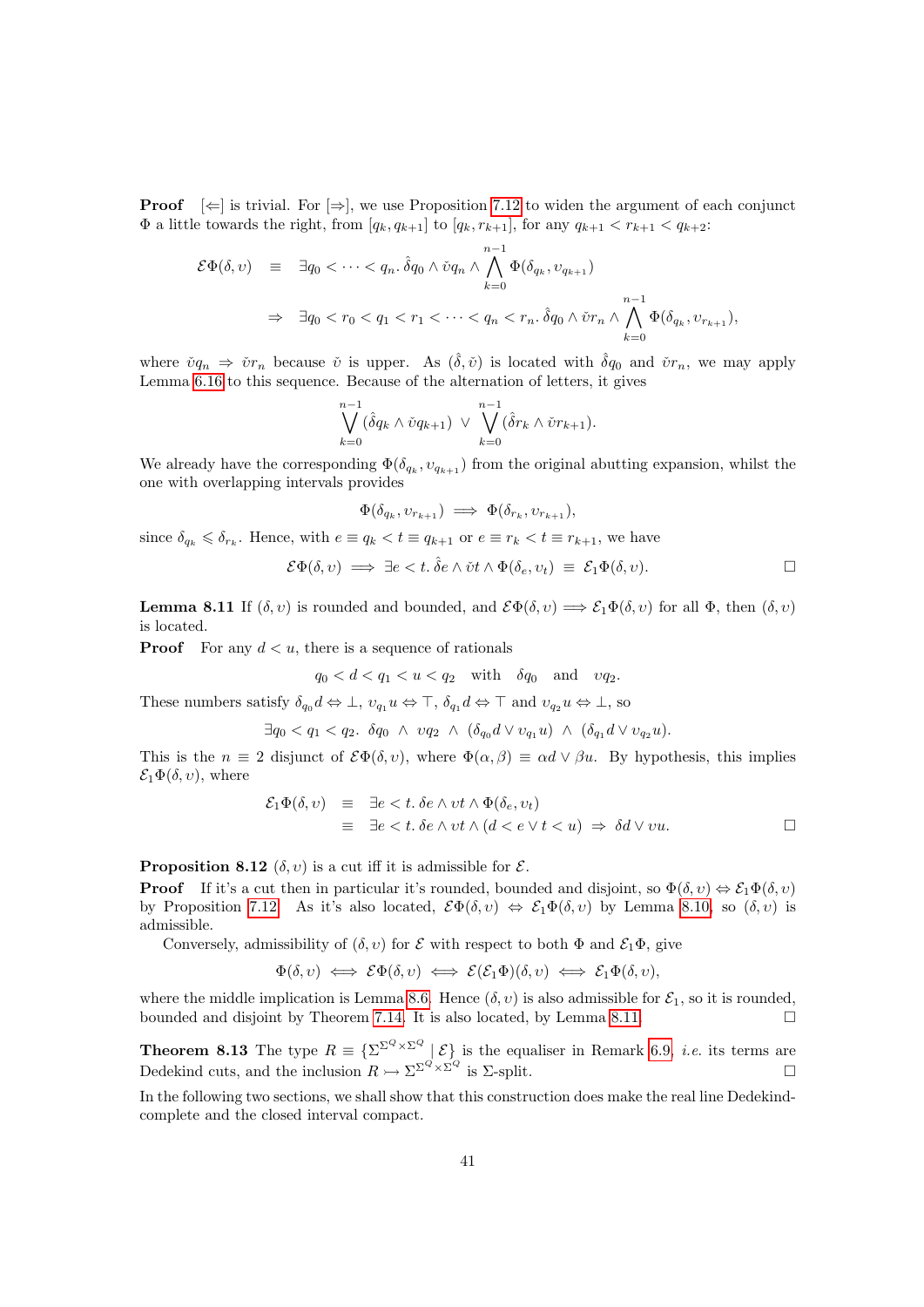**Proof** [⇐] is trivial. For [⇒], we use Proposition 7.12 to widen the argument of each conjunct $\Phi$ a little towards the right, from $[q_k, q_{k+1}]$ to $[q_k, r_{k+1}]$, for any $q_{k+1} < r_{k+1} < q_{k+2}$:

$$\begin{aligned}
\mathcal{E}\Phi(\delta,\upsilon) \quad &\equiv \quad \exists q_0 < \cdots < q_n.\, \hat{\delta} q_0 \wedge \check{\upsilon} q_n \wedge \bigwedge_{k=0}^{n-1} \Phi(\delta_{q_k}, \upsilon_{q_{k+1}}) \\
&\Rightarrow \quad \exists q_0 < r_0 < q_1 < r_1 < \cdots < q_n < r_n.\, \hat{\delta} q_0 \wedge \check{\upsilon} r_n \wedge \bigwedge_{k=0}^{n-1} \Phi(\delta_{q_k}, \upsilon_{r_{k+1}}),
\end{aligned}$$

where $\check{\upsilon} q_n \Rightarrow \check{\upsilon} r_n$ because $\check{\upsilon}$ is upper. As $(\hat{\delta}, \check{\upsilon})$ is located with $\hat{\delta} q_0$ and $\check{\upsilon} r_n$, we may apply Lemma 6.16 to this sequence. Because of the alternation of letters, it gives

$$\bigvee_{k=0}^{n-1} (\hat{\delta} q_k \wedge \check{\upsilon} q_{k+1}) \;\vee\; \bigvee_{k=0}^{n-1} (\hat{\delta} r_k \wedge \check{\upsilon} r_{k+1}).$$

We already have the corresponding $\Phi(\delta_{q_k}, \upsilon_{q_{k+1}})$ from the original abutting expansion, whilst the one with overlapping intervals provides

$$\Phi(\delta_{q_k}, \upsilon_{r_{k+1}}) \implies \Phi(\delta_{r_k}, \upsilon_{r_{k+1}}),$$

since $\delta_{q_k} \leqslant \delta_{r_k}$. Hence, with $e \equiv q_k < t \equiv q_{k+1}$ or $e \equiv r_k < t \equiv r_{k+1}$, we have

$$\mathcal{E}\Phi(\delta,\upsilon) \implies \exists e < t.\, \hat{\delta} e \wedge \check{\upsilon} t \wedge \Phi(\delta_e, \upsilon_t) \;\equiv\; \mathcal{E}_1\Phi(\delta,\upsilon). \qquad \square$$

**Lemma 8.11** If $(\delta, \upsilon)$ is rounded and bounded, and $\mathcal{E}\Phi(\delta,\upsilon) \implies \mathcal{E}_1\Phi(\delta,\upsilon)$ for all $\Phi$, then $(\delta, \upsilon)$ is located.

**Proof** For any $d < u$, there is a sequence of rationals

$$q_0 < d < q_1 < u < q_2 \quad \text{with} \quad \delta q_0 \quad \text{and} \quad \upsilon q_2.$$

These numbers satisfy $\delta_{q_0} d \Leftrightarrow \bot$, $\upsilon_{q_1} u \Leftrightarrow \top$, $\delta_{q_1} d \Leftrightarrow \top$ and $\upsilon_{q_2} u \Leftrightarrow \bot$, so

$$\exists q_0 < q_1 < q_2.\; \delta q_0 \;\wedge\; \upsilon q_2 \;\wedge\; (\delta_{q_0} d \vee \upsilon_{q_1} u) \;\wedge\; (\delta_{q_1} d \vee \upsilon_{q_2} u).$$

This is the $n \equiv 2$ disjunct of $\mathcal{E}\Phi(\delta,\upsilon)$, where $\Phi(\alpha, \beta) \equiv \alpha d \vee \beta u$. By hypothesis, this implies $\mathcal{E}_1\Phi(\delta,\upsilon)$, where

$$\begin{aligned}
\mathcal{E}_1\Phi(\delta,\upsilon) \quad &\equiv \quad \exists e < t.\, \delta e \wedge \upsilon t \wedge \Phi(\delta_e, \upsilon_t) \\
&\equiv \quad \exists e < t.\, \delta e \wedge \upsilon t \wedge (d < e \vee t < u) \;\Rightarrow\; \delta d \vee \upsilon u.
\end{aligned} \qquad \square$$

**Proposition 8.12** $(\delta, \upsilon)$ is a cut iff it is admissible for $\mathcal{E}$.

**Proof** If it's a cut then in particular it's rounded, bounded and disjoint, so $\Phi(\delta,\upsilon) \Leftrightarrow \mathcal{E}_1\Phi(\delta,\upsilon)$ by Proposition 7.12. As it's also located, $\mathcal{E}\Phi(\delta,\upsilon) \Leftrightarrow \mathcal{E}_1\Phi(\delta,\upsilon)$ by Lemma 8.10, so $(\delta, \upsilon)$ is admissible.

Conversely, admissibility of $(\delta, \upsilon)$ for $\mathcal{E}$ with respect to both $\Phi$ and $\mathcal{E}_1\Phi$, give

$$\Phi(\delta,\upsilon) \iff \mathcal{E}\Phi(\delta,\upsilon) \iff \mathcal{E}(\mathcal{E}_1\Phi)(\delta,\upsilon) \iff \mathcal{E}_1\Phi(\delta,\upsilon),$$

where the middle implication is Lemma 8.6. Hence $(\delta, \upsilon)$ is also admissible for $\mathcal{E}_1$, so it is rounded, bounded and disjoint by Theorem 7.14. It is also located, by Lemma 8.11. $\square$

**Theorem 8.13** The type $R \equiv \{\Sigma^{\Sigma^Q \times \Sigma^Q} \mid \mathcal{E}\}$ is the equaliser in Remark 6.9, *i.e.* its terms are Dedekind cuts, and the inclusion $R \rightarrowtail \Sigma^{\Sigma^Q \times \Sigma^Q}$ is $\Sigma$-split. $\square$

In the following two sections, we shall show that this construction does make the real line Dedekind-complete and the closed interval compact.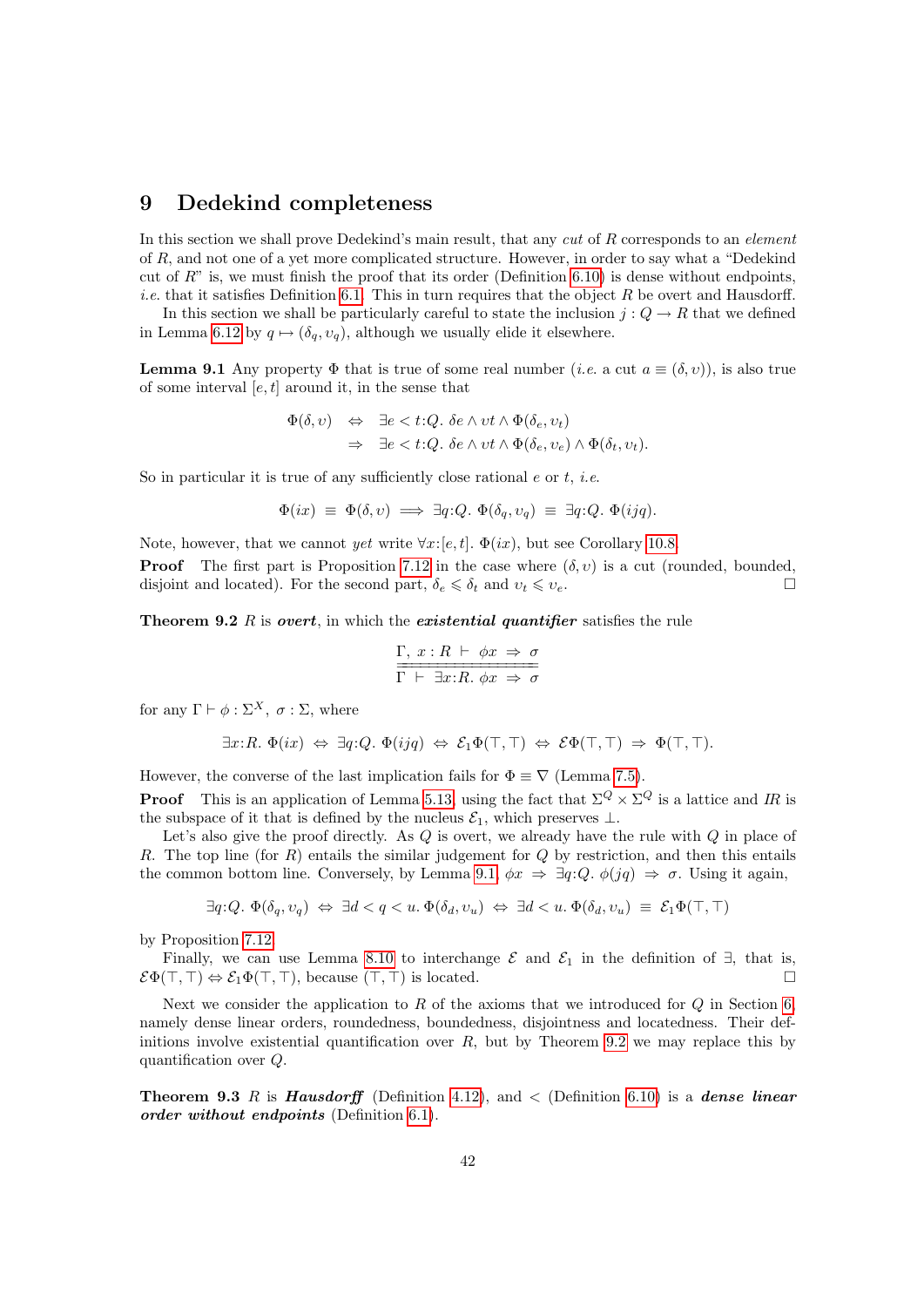# 9 Dedekind completeness

In this section we shall prove Dedekind's main result, that any *cut* of $R$ corresponds to an *element* of $R$, and not one of a yet more complicated structure. However, in order to say what a "Dedekind cut of $R$" is, we must finish the proof that its order (Definition 6.10) is dense without endpoints, *i.e.* that it satisfies Definition 6.1. This in turn requires that the object $R$ be overt and Hausdorff.

In this section we shall be particularly careful to state the inclusion $j : Q \to R$ that we defined in Lemma 6.12 by $q \mapsto (\delta_q, \upsilon_q)$, although we usually elide it elsewhere.

**Lemma 9.1** Any property $\Phi$ that is true of some real number (*i.e.* a cut $a \equiv (\delta, \upsilon)$), is also true of some interval $[e, t]$ around it, in the sense that

$$\begin{aligned} \Phi(\delta, \upsilon) \quad &\Leftrightarrow \quad \exists e < t{:}Q.\ \delta e \wedge \upsilon t \wedge \Phi(\delta_e, \upsilon_t) \\ &\Rightarrow \quad \exists e < t{:}Q.\ \delta e \wedge \upsilon t \wedge \Phi(\delta_e, \upsilon_e) \wedge \Phi(\delta_t, \upsilon_t). \end{aligned}$$

So in particular it is true of any sufficiently close rational $e$ or $t$, *i.e.*

$$\Phi(ix) \;\equiv\; \Phi(\delta, \upsilon) \implies \exists q{:}Q.\ \Phi(\delta_q, \upsilon_q) \;\equiv\; \exists q{:}Q.\ \Phi(ijq).$$

Note, however, that we cannot *yet* write $\forall x{:}[e, t].\ \Phi(ix)$, but see Corollary 10.8.

**Proof** The first part is Proposition 7.12 in the case where $(\delta, \upsilon)$ is a cut (rounded, bounded, disjoint and located). For the second part, $\delta_e \leqslant \delta_t$ and $\upsilon_t \leqslant \upsilon_e$. $\square$

**Theorem 9.2** $R$ is ***overt***, in which the ***existential quantifier*** satisfies the rule

$$\frac{\Gamma,\ x : R\ \vdash\ \phi x\ \Rightarrow\ \sigma}{\Gamma\ \vdash\ \exists x{:}R.\ \phi x\ \Rightarrow\ \sigma}$$

for any $\Gamma \vdash \phi : \Sigma^X$, $\sigma : \Sigma$, where

$$\exists x{:}R.\ \Phi(ix) \;\Leftrightarrow\; \exists q{:}Q.\ \Phi(ijq) \;\Leftrightarrow\; \mathcal{E}_1\Phi(\top, \top) \;\Leftrightarrow\; \mathcal{E}\Phi(\top, \top) \;\Rightarrow\; \Phi(\top, \top).$$

However, the converse of the last implication fails for $\Phi \equiv \nabla$ (Lemma 7.5).

**Proof** This is an application of Lemma 5.13, using the fact that $\Sigma^Q \times \Sigma^Q$ is a lattice and $I\!R$ is the subspace of it that is defined by the nucleus $\mathcal{E}_1$, which preserves $\bot$.

Let's also give the proof directly. As $Q$ is overt, we already have the rule with $Q$ in place of $R$. The top line (for $R$) entails the similar judgement for $Q$ by restriction, and then this entails the common bottom line. Conversely, by Lemma 9.1, $\phi x \Rightarrow \exists q{:}Q.\ \phi(jq) \Rightarrow \sigma$. Using it again,

$$\exists q{:}Q.\ \Phi(\delta_q, \upsilon_q) \;\Leftrightarrow\; \exists d < q < u.\ \Phi(\delta_d, \upsilon_u) \;\Leftrightarrow\; \exists d < u.\ \Phi(\delta_d, \upsilon_u) \;\equiv\; \mathcal{E}_1\Phi(\top, \top)$$

by Proposition 7.12.

Finally, we can use Lemma 8.10 to interchange $\mathcal{E}$ and $\mathcal{E}_1$ in the definition of $\exists$, that is, $\mathcal{E}\Phi(\top, \top) \Leftrightarrow \mathcal{E}_1\Phi(\top, \top)$, because $(\top, \top)$ is located. $\square$

Next we consider the application to $R$ of the axioms that we introduced for $Q$ in Section 6, namely dense linear orders, roundedness, boundedness, disjointness and locatedness. Their definitions involve existential quantification over $R$, but by Theorem 9.2 we may replace this by quantification over $Q$.

**Theorem 9.3** $R$ is ***Hausdorff*** (Definition 4.12), and $<$ (Definition 6.10) is a ***dense linear order without endpoints*** (Definition 6.1).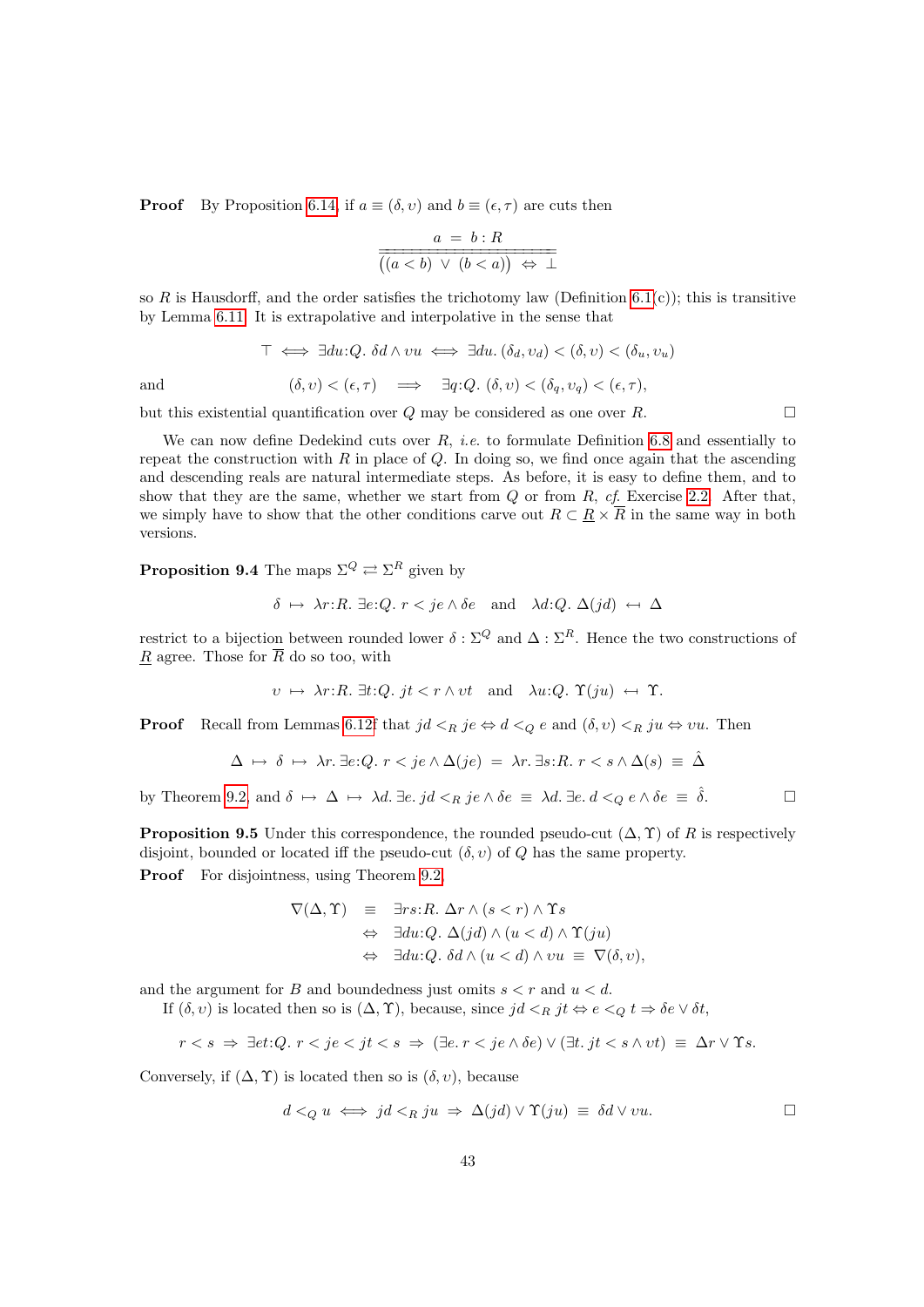**Proof** By Proposition 6.14, if $a \equiv (\delta, \upsilon)$ and $b \equiv (\epsilon, \tau)$ are cuts then

$$\frac{a \;=\; b : R}{\overline{\big((a < b) \;\vee\; (b < a)\big) \;\Leftrightarrow\; \bot}}$$

so $R$ is Hausdorff, and the order satisfies the trichotomy law (Definition 6.1(c)); this is transitive by Lemma 6.11. It is extrapolative and interpolative in the sense that

$$\top \iff \exists du{:}Q.\ \delta d \wedge \upsilon u \iff \exists du.\ (\delta_d, \upsilon_d) < (\delta, \upsilon) < (\delta_u, \upsilon_u)$$

and
$$(\delta, \upsilon) < (\epsilon, \tau) \quad\Longrightarrow\quad \exists q{:}Q.\ (\delta, \upsilon) < (\delta_q, \upsilon_q) < (\epsilon, \tau),$$

but this existential quantification over $Q$ may be considered as one over $R$. □

We can now define Dedekind cuts over $R$, *i.e.* to formulate Definition 6.8 and essentially to repeat the construction with $R$ in place of $Q$. In doing so, we find once again that the ascending and descending reals are natural intermediate steps. As before, it is easy to define them, and to show that they are the same, whether we start from $Q$ or from $R$, *cf.* Exercise 2.2. After that, we simply have to show that the other conditions carve out $R \subset \underline{R} \times \overline{R}$ in the same way in both versions.

**Proposition 9.4** The maps $\Sigma^Q \rightleftarrows \Sigma^R$ given by

$$\delta \;\mapsto\; \lambda r{:}R.\ \exists e{:}Q.\ r < je \wedge \delta e \quad\text{and}\quad \lambda d{:}Q.\ \Delta(jd) \;\hookleftarrow\; \Delta$$

restrict to a bijection between rounded lower $\delta : \Sigma^Q$ and $\Delta : \Sigma^R$. Hence the two constructions of $\underline{R}$ agree. Those for $\overline{R}$ do so too, with

$$\upsilon \;\mapsto\; \lambda r{:}R.\ \exists t{:}Q.\ jt < r \wedge \upsilon t \quad\text{and}\quad \lambda u{:}Q.\ \Upsilon(ju) \;\hookleftarrow\; \Upsilon.$$

**Proof** Recall from Lemmas 6.12f that $jd <_R je \Leftrightarrow d <_Q e$ and $(\delta, \upsilon) <_R ju \Leftrightarrow \upsilon u$. Then

$$\Delta \;\mapsto\; \delta \;\mapsto\; \lambda r.\ \exists e{:}Q.\ r < je \wedge \Delta(je) \;=\; \lambda r.\ \exists s{:}R.\ r < s \wedge \Delta(s) \;\equiv\; \hat{\Delta}$$

by Theorem 9.2, and $\delta \;\mapsto\; \Delta \;\mapsto\; \lambda d.\ \exists e.\ jd <_R je \wedge \delta e \;\equiv\; \lambda d.\ \exists e.\ d <_Q e \wedge \delta e \;\equiv\; \hat{\delta}$. □

**Proposition 9.5** Under this correspondence, the rounded pseudo-cut $(\Delta, \Upsilon)$ of $R$ is respectively disjoint, bounded or located iff the pseudo-cut $(\delta, \upsilon)$ of $Q$ has the same property.

**Proof** For disjointness, using Theorem 9.2

$$\begin{aligned}
\nabla(\Delta, \Upsilon) \;&\equiv\; \exists rs{:}R.\ \Delta r \wedge (s < r) \wedge \Upsilon s \\
&\Leftrightarrow\; \exists du{:}Q.\ \Delta(jd) \wedge (u < d) \wedge \Upsilon(ju) \\
&\Leftrightarrow\; \exists du{:}Q.\ \delta d \wedge (u < d) \wedge \upsilon u \;\equiv\; \nabla(\delta, \upsilon),
\end{aligned}$$

and the argument for $B$ and boundedness just omits $s < r$ and $u < d$.

If $(\delta, \upsilon)$ is located then so is $(\Delta, \Upsilon)$, because, since $jd <_R jt \Leftrightarrow e <_Q t \Rightarrow \delta e \vee \delta t$,

$$r < s \;\Rightarrow\; \exists et{:}Q.\ r < je < jt < s \;\Rightarrow\; (\exists e.\ r < je \wedge \delta e) \vee (\exists t.\ jt < s \wedge \upsilon t) \;\equiv\; \Delta r \vee \Upsilon s.$$

Conversely, if $(\Delta, \Upsilon)$ is located then so is $(\delta, \upsilon)$, because

$$d <_Q u \iff jd <_R ju \;\Rightarrow\; \Delta(jd) \vee \Upsilon(ju) \;\equiv\; \delta d \vee \upsilon u.$$ □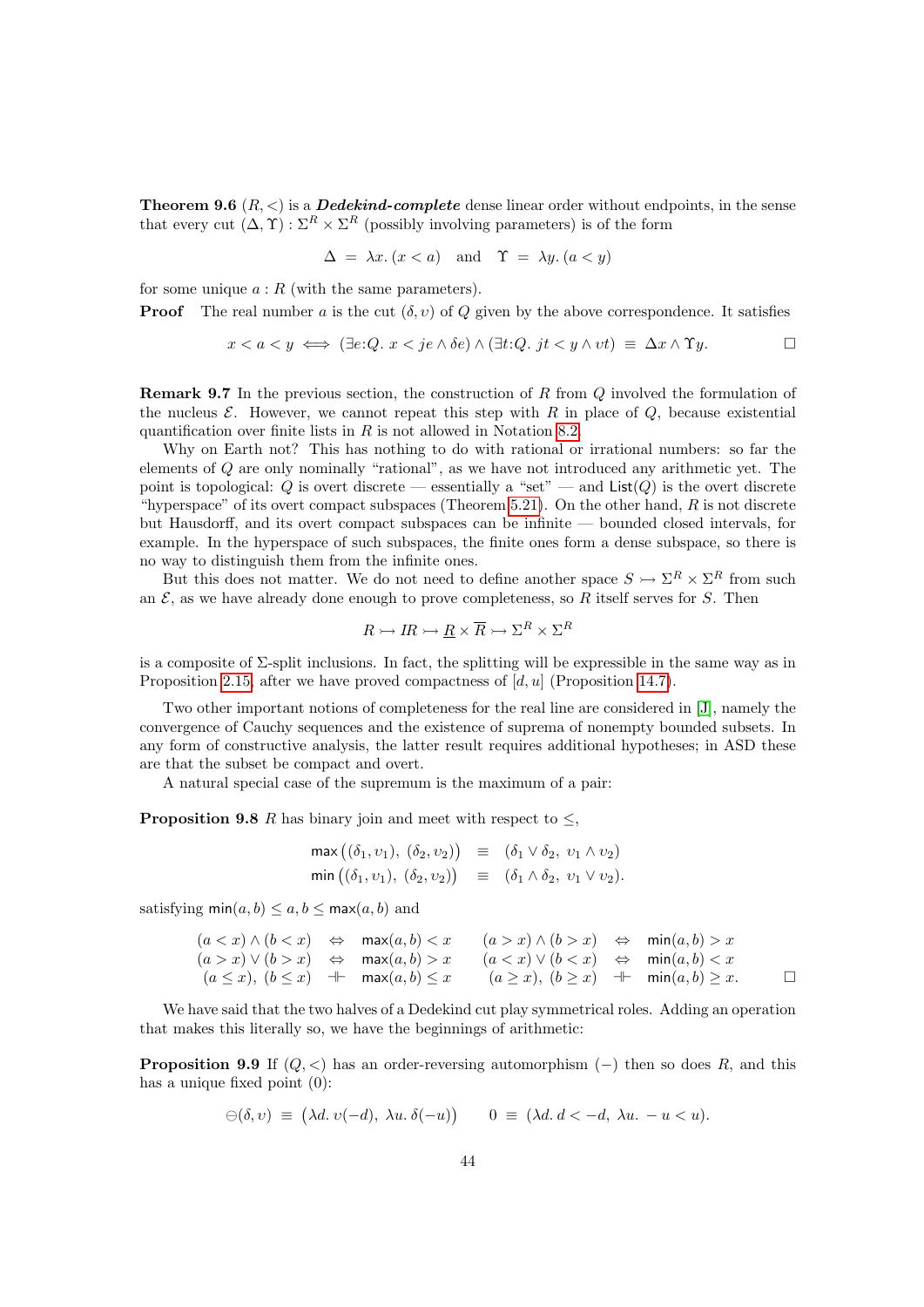**Theorem 9.6** $(R, <)$ is a ***Dedekind-complete*** dense linear order without endpoints, in the sense that every cut $(\Delta, \Upsilon) : \Sigma^R \times \Sigma^R$ (possibly involving parameters) is of the form

$$\Delta \;=\; \lambda x.\,(x < a) \quad \text{and} \quad \Upsilon \;=\; \lambda y.\,(a < y)$$

for some unique $a : R$ (with the same parameters).

**Proof** The real number $a$ is the cut $(\delta, \upsilon)$ of $Q$ given by the above correspondence. It satisfies

$$x < a < y \iff (\exists e{:}Q.\ x < je \wedge \delta e) \wedge (\exists t{:}Q.\ jt < y \wedge \upsilon t) \;\equiv\; \Delta x \wedge \Upsilon y. \qquad \square$$

**Remark 9.7** In the previous section, the construction of $R$ from $Q$ involved the formulation of the nucleus $\mathcal{E}$. However, we cannot repeat this step with $R$ in place of $Q$, because existential quantification over finite lists in $R$ is not allowed in Notation 8.2.

Why on Earth not? This has nothing to do with rational or irrational numbers: so far the elements of $Q$ are only nominally "rational", as we have not introduced any arithmetic yet. The point is topological: $Q$ is overt discrete — essentially a "set" — and $\mathsf{List}(Q)$ is the overt discrete "hyperspace" of its overt compact subspaces (Theorem 5.21). On the other hand, $R$ is not discrete but Hausdorff, and its overt compact subspaces can be infinite — bounded closed intervals, for example. In the hyperspace of such subspaces, the finite ones form a dense subspace, so there is no way to distinguish them from the infinite ones.

But this does not matter. We do not need to define another space $S \rightarrowtail \Sigma^R \times \Sigma^R$ from such an $\mathcal{E}$, as we have already done enough to prove completeness, so $R$ itself serves for $S$. Then

$$R \rightarrowtail IR \rightarrowtail \underline{R} \times \overline{R} \rightarrowtail \Sigma^R \times \Sigma^R$$

is a composite of $\Sigma$-split inclusions. In fact, the splitting will be expressible in the same way as in Proposition 2.15, after we have proved compactness of $[d, u]$ (Proposition 14.7).

Two other important notions of completeness for the real line are considered in [J], namely the convergence of Cauchy sequences and the existence of suprema of nonempty bounded subsets. In any form of constructive analysis, the latter result requires additional hypotheses; in ASD these are that the subset be compact and overt.

A natural special case of the supremum is the maximum of a pair:

**Proposition 9.8** $R$ has binary join and meet with respect to $\leq$,

$$\begin{aligned}
\mathsf{max}\big((\delta_1, \upsilon_1),\ (\delta_2, \upsilon_2)\big) \quad &\equiv \quad (\delta_1 \vee \delta_2,\ \upsilon_1 \wedge \upsilon_2) \\
\mathsf{min}\big((\delta_1, \upsilon_1),\ (\delta_2, \upsilon_2)\big) \quad &\equiv \quad (\delta_1 \wedge \delta_2,\ \upsilon_1 \vee \upsilon_2).
\end{aligned}$$

satisfying $\mathsf{min}(a, b) \leq a, b \leq \mathsf{max}(a, b)$ and

$$\begin{array}{rclcrcl}
(a < x) \wedge (b < x) & \Leftrightarrow & \mathsf{max}(a, b) < x & \quad & (a > x) \wedge (b > x) & \Leftrightarrow & \mathsf{min}(a, b) > x \\
(a > x) \vee (b > x) & \Leftrightarrow & \mathsf{max}(a, b) > x & & (a < x) \vee (b < x) & \Leftrightarrow & \mathsf{min}(a, b) < x \\
(a \leq x),\ (b \leq x) & \dashv\vdash & \mathsf{max}(a, b) \leq x & & (a \geq x),\ (b \geq x) & \dashv\vdash & \mathsf{min}(a, b) \geq x.
\end{array} \qquad \square$$

We have said that the two halves of a Dedekind cut play symmetrical roles. Adding an operation that makes this literally so, we have the beginnings of arithmetic:

**Proposition 9.9** If $(Q, <)$ has an order-reversing automorphism $(-)$ then so does $R$, and this has a unique fixed point $(0)$:

$$\ominus(\delta, \upsilon) \;\equiv\; \big(\lambda d.\ \upsilon(-d),\ \lambda u.\ \delta(-u)\big) \qquad 0 \;\equiv\; (\lambda d.\ d < -d,\ \lambda u.\ -u < u).$$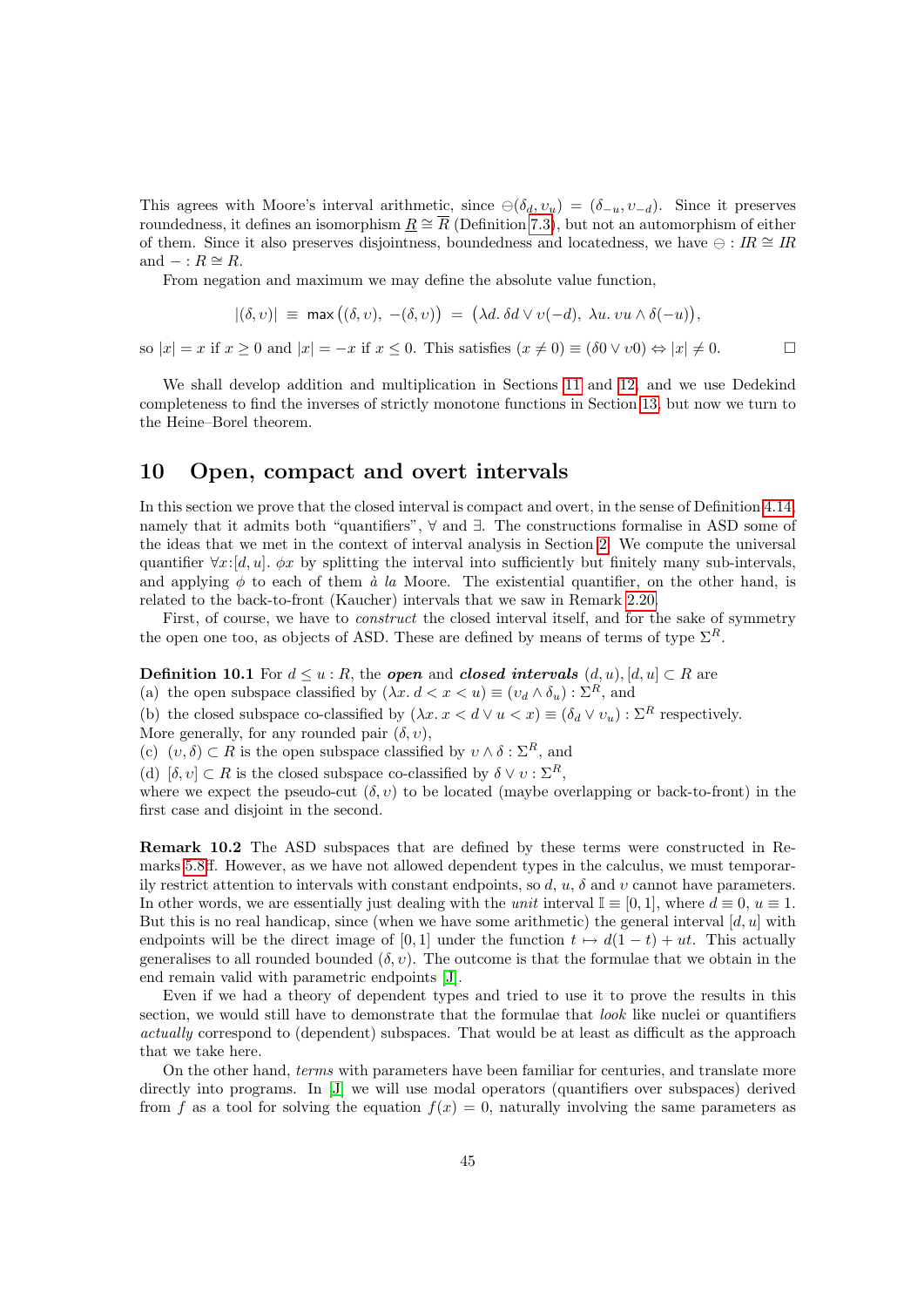This agrees with Moore's interval arithmetic, since $\ominus(\delta_d, \upsilon_u) = (\delta_{-u}, \upsilon_{-d})$. Since it preserves roundedness, it defines an isomorphism $\underline{R} \cong \overline{R}$ (Definition 7.3), but not an automorphism of either of them. Since it also preserves disjointness, boundedness and locatedness, we have $\ominus : IR \cong IR$ and $- : R \cong R$.

From negation and maximum we may define the absolute value function,

$$|(\delta, \upsilon)| \;\equiv\; \mathsf{max}\big((\delta, \upsilon),\; -(\delta, \upsilon)\big) \;=\; \big(\lambda d.\, \delta d \vee \upsilon(-d),\; \lambda u.\, \upsilon u \wedge \delta(-u)\big),$$

so $|x| = x$ if $x \geq 0$ and $|x| = -x$ if $x \leq 0$. This satisfies $(x \neq 0) \equiv (\delta 0 \vee \upsilon 0) \Leftrightarrow |x| \neq 0$. $\square$

We shall develop addition and multiplication in Sections 11 and 12, and we use Dedekind completeness to find the inverses of strictly monotone functions in Section 13, but now we turn to the Heine–Borel theorem.

## 10 Open, compact and overt intervals

In this section we prove that the closed interval is compact and overt, in the sense of Definition 4.14, namely that it admits both "quantifiers", $\forall$ and $\exists$. The constructions formalise in ASD some of the ideas that we met in the context of interval analysis in Section 2. We compute the universal quantifier $\forall x{:}[d, u].\, \phi x$ by splitting the interval into sufficiently but finitely many sub-intervals, and applying $\phi$ to each of them *à la* Moore. The existential quantifier, on the other hand, is related to the back-to-front (Kaucher) intervals that we saw in Remark 2.20.

First, of course, we have to *construct* the closed interval itself, and for the sake of symmetry the open one too, as objects of ASD. These are defined by means of terms of type $\Sigma^R$.

**Definition 10.1** For $d \leq u : R$, the ***open*** and ***closed intervals*** $(d, u), [d, u] \subset R$ are
(a) the open subspace classified by $(\lambda x.\, d < x < u) \equiv (\upsilon_d \wedge \delta_u) : \Sigma^R$, and
(b) the closed subspace co-classified by $(\lambda x.\, x < d \vee u < x) \equiv (\delta_d \vee \upsilon_u) : \Sigma^R$ respectively.
More generally, for any rounded pair $(\delta, \upsilon)$,
(c) $(\upsilon, \delta) \subset R$ is the open subspace classified by $\upsilon \wedge \delta : \Sigma^R$, and
(d) $[\delta, \upsilon] \subset R$ is the closed subspace co-classified by $\delta \vee \upsilon : \Sigma^R$,
where we expect the pseudo-cut $(\delta, \upsilon)$ to be located (maybe overlapping or back-to-front) in the first case and disjoint in the second.

**Remark 10.2** The ASD subspaces that are defined by these terms were constructed in Remarks 5.8ff. However, as we have not allowed dependent types in the calculus, we must temporarily restrict attention to intervals with constant endpoints, so $d$, $u$, $\delta$ and $\upsilon$ cannot have parameters. In other words, we are essentially just dealing with the *unit* interval $\mathbb{I} \equiv [0, 1]$, where $d \equiv 0$, $u \equiv 1$. But this is no real handicap, since (when we have some arithmetic) the general interval $[d, u]$ with endpoints will be the direct image of $[0, 1]$ under the function $t \mapsto d(1 - t) + ut$. This actually generalises to all rounded bounded $(\delta, \upsilon)$. The outcome is that the formulae that we obtain in the end remain valid with parametric endpoints [J].

Even if we had a theory of dependent types and tried to use it to prove the results in this section, we would still have to demonstrate that the formulae that *look* like nuclei or quantifiers *actually* correspond to (dependent) subspaces. That would be at least as difficult as the approach that we take here.

On the other hand, *terms* with parameters have been familiar for centuries, and translate more directly into programs. In [J] we will use modal operators (quantifiers over subspaces) derived from $f$ as a tool for solving the equation $f(x) = 0$, naturally involving the same parameters as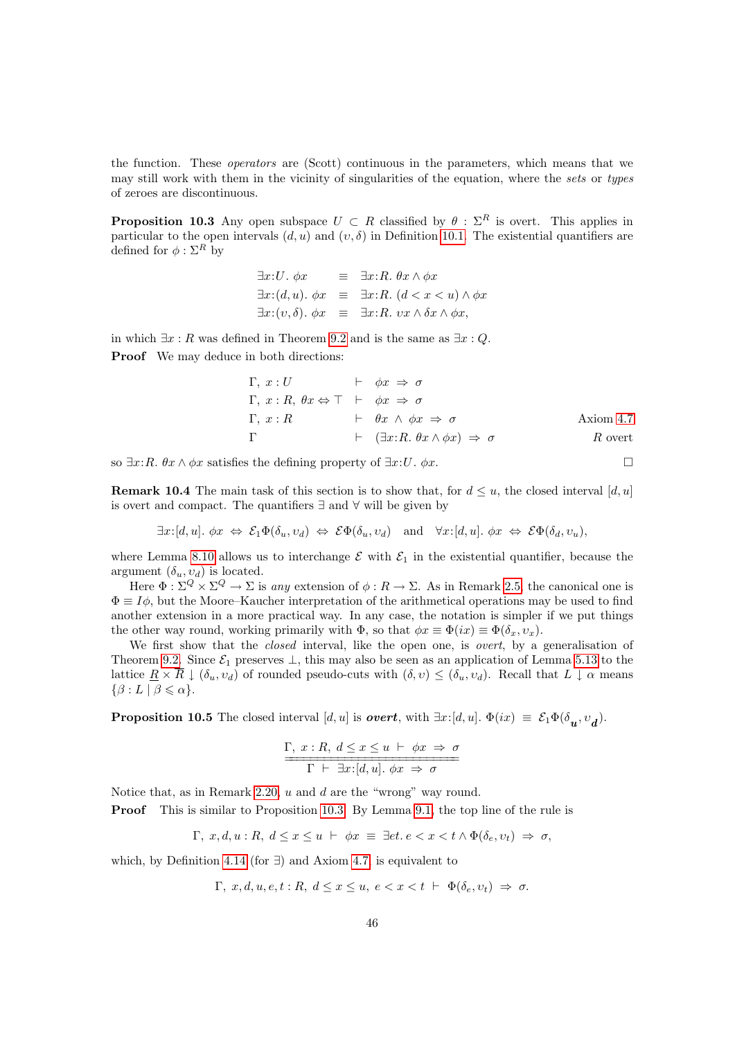the function. These *operators* are (Scott) continuous in the parameters, which means that we may still work with them in the vicinity of singularities of the equation, where the *sets* or *types* of zeroes are discontinuous.

**Proposition 10.3** Any open subspace $U \subset R$ classified by $\theta : \Sigma^R$ is overt. This applies in particular to the open intervals $(d, u)$ and $(\upsilon, \delta)$ in Definition 10.1. The existential quantifiers are defined for $\phi : \Sigma^R$ by

$$\begin{array}{lcl} \exists x{:}U.\ \phi x & \equiv & \exists x{:}R.\ \theta x \wedge \phi x \\ \exists x{:}(d,u).\ \phi x & \equiv & \exists x{:}R.\ (d < x < u) \wedge \phi x \\ \exists x{:}(\upsilon,\delta).\ \phi x & \equiv & \exists x{:}R.\ \upsilon x \wedge \delta x \wedge \phi x, \end{array}$$

in which $\exists x : R$ was defined in Theorem 9.2 and is the same as $\exists x : Q$.

**Proof** We may deduce in both directions:

$$\begin{array}{llll} \Gamma,\ x : U & \vdash & \phi x \ \Rightarrow\ \sigma & \\ \Gamma,\ x : R,\ \theta x \Leftrightarrow \top & \vdash & \phi x \ \Rightarrow\ \sigma & \\ \Gamma,\ x : R & \vdash & \theta x\ \wedge\ \phi x \ \Rightarrow\ \sigma & \text{Axiom 4.7} \\ \Gamma & \vdash & (\exists x{:}R.\ \theta x \wedge \phi x) \ \Rightarrow\ \sigma & R \text{ overt} \end{array}$$

so $\exists x{:}R.\ \theta x \wedge \phi x$ satisfies the defining property of $\exists x{:}U.\ \phi x$. □

**Remark 10.4** The main task of this section is to show that, for $d \leq u$, the closed interval $[d, u]$ is overt and compact. The quantifiers $\exists$ and $\forall$ will be given by

$$\exists x{:}[d,u].\ \phi x\ \Leftrightarrow\ \mathcal{E}_1\Phi(\delta_u, \upsilon_d)\ \Leftrightarrow\ \mathcal{E}\Phi(\delta_u, \upsilon_d) \quad \text{and} \quad \forall x{:}[d,u].\ \phi x\ \Leftrightarrow\ \mathcal{E}\Phi(\delta_d, \upsilon_u),$$

where Lemma 8.10 allows us to interchange $\mathcal{E}$ with $\mathcal{E}_1$ in the existential quantifier, because the argument $(\delta_u, \upsilon_d)$ is located.

Here $\Phi : \Sigma^Q \times \Sigma^Q \to \Sigma$ is *any* extension of $\phi : R \to \Sigma$. As in Remark 2.5, the canonical one is $\Phi \equiv I\phi$, but the Moore–Kaucher interpretation of the arithmetical operations may be used to find another extension in a more practical way. In any case, the notation is simpler if we put things the other way round, working primarily with $\Phi$, so that $\phi x \equiv \Phi(ix) \equiv \Phi(\delta_x, \upsilon_x)$.

We first show that the *closed* interval, like the open one, is *overt*, by a generalisation of Theorem 9.2. Since $\mathcal{E}_1$ preserves $\bot$, this may also be seen as an application of Lemma 5.13 to the lattice $\underline{R} \times \overline{R} \downarrow (\delta_u, \upsilon_d)$ of rounded pseudo-cuts with $(\delta, \upsilon) \leq (\delta_u, \upsilon_d)$. Recall that $L \downarrow \alpha$ means $\{\beta : L \mid \beta \leqslant \alpha\}$.

**Proposition 10.5** The closed interval $[d, u]$ is ***overt***, with $\exists x{:}[d,u].\ \Phi(ix)\ \equiv\ \mathcal{E}_1\Phi(\delta_{\boldsymbol{u}}, \upsilon_{\boldsymbol{d}})$.

$$\frac{\Gamma,\ x : R,\ d \leq x \leq u\ \vdash\ \phi x\ \Rightarrow\ \sigma}{\Gamma\ \vdash\ \exists x{:}[d,u].\ \phi x\ \Rightarrow\ \sigma}$$

Notice that, as in Remark 2.20, $u$ and $d$ are the "wrong" way round.

**Proof** This is similar to Proposition 10.3. By Lemma 9.1, the top line of the rule is

$$\Gamma,\ x, d, u : R,\ d \leq x \leq u\ \vdash\ \phi x\ \equiv\ \exists et.\ e < x < t \wedge \Phi(\delta_e, \upsilon_t)\ \Rightarrow\ \sigma,$$

which, by Definition 4.14 (for $\exists$) and Axiom 4.7, is equivalent to

$$\Gamma,\ x, d, u, e, t : R,\ d \leq x \leq u,\ e < x < t\ \vdash\ \Phi(\delta_e, \upsilon_t)\ \Rightarrow\ \sigma.$$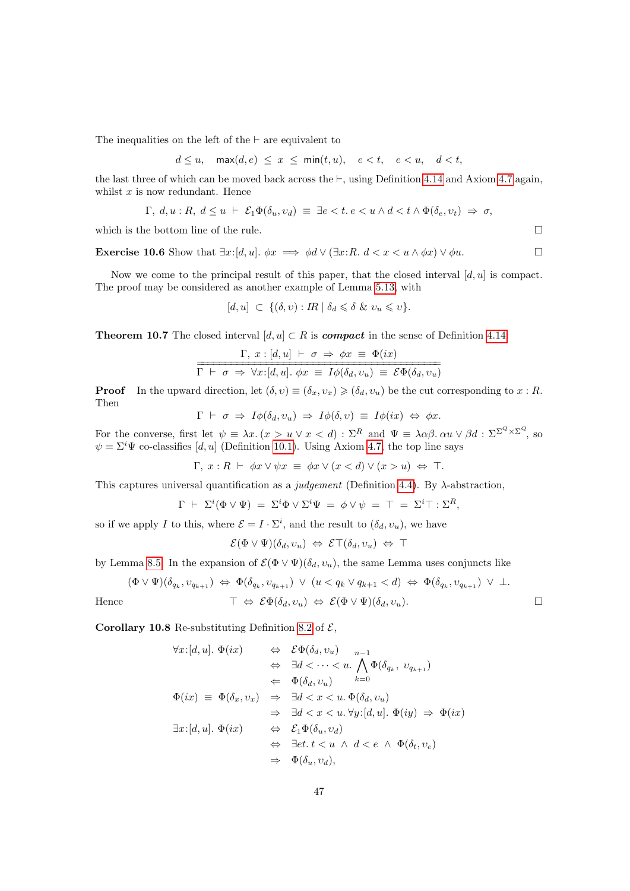The inequalities on the left of the $\vdash$ are equivalent to

$$d \le u, \quad \max(d,e) \;\le\; x \;\le\; \min(t,u), \quad e < t, \quad e < u, \quad d < t,$$

the last three of which can be moved back across the $\vdash$, using Definition 4.14 and Axiom 4.7 again, whilst $x$ is now redundant. Hence

$$\Gamma,\ d,u : R,\ d \le u \ \vdash\ \mathcal{E}_1\Phi(\delta_u, \upsilon_d) \ \equiv\ \exists e < t.\, e < u \wedge d < t \wedge \Phi(\delta_e, \upsilon_t) \ \Rightarrow\ \sigma,$$

which is the bottom line of the rule. $\square$

**Exercise 10.6** Show that $\exists x{:}[d,u].\ \phi x \implies \phi d \vee (\exists x{:}R.\ d < x < u \wedge \phi x) \vee \phi u$. $\square$

Now we come to the principal result of this paper, that the closed interval $[d,u]$ is compact. The proof may be considered as another example of Lemma 5.13, with

$$[d,u] \ \subset\ \{(\delta,\upsilon) : IR \mid \delta_d \leqslant \delta \ \&\ \upsilon_u \leqslant \upsilon\}.$$

**Theorem 10.7** The closed interval $[d,u] \subset R$ is ***compact*** in the sense of Definition 4.14:

$$\frac{\Gamma,\ x : [d,u] \ \vdash\ \sigma \ \Rightarrow\ \phi x \ \equiv\ \Phi(ix)}{\Gamma \ \vdash\ \sigma \ \Rightarrow\ \forall x{:}[d,u].\ \phi x \ \equiv\ I\phi(\delta_d, \upsilon_u) \ \equiv\ \mathcal{E}\Phi(\delta_d, \upsilon_u)}$$

**Proof** In the upward direction, let $(\delta,\upsilon) \equiv (\delta_x, \upsilon_x) \geqslant (\delta_d, \upsilon_u)$ be the cut corresponding to $x : R$. Then

$$\Gamma \ \vdash\ \sigma \ \Rightarrow\ I\phi(\delta_d, \upsilon_u) \ \Rightarrow\ I\phi(\delta, \upsilon) \ \equiv\ I\phi(ix) \ \Leftrightarrow\ \phi x.$$

For the converse, first let $\psi \equiv \lambda x.\ (x > u \vee x < d) : \Sigma^R$ and $\Psi \equiv \lambda\alpha\beta.\ \alpha u \vee \beta d : \Sigma^{\Sigma^Q \times \Sigma^Q}$, so $\psi = \Sigma^i\Psi$ co-classifies $[d,u]$ (Definition 10.1). Using Axiom 4.7, the top line says

$$\Gamma,\ x : R \ \vdash\ \phi x \vee \psi x \ \equiv\ \phi x \vee (x < d) \vee (x > u) \ \Leftrightarrow\ \top.$$

This captures universal quantification as a *judgement* (Definition 4.4). By $\lambda$-abstraction,

$$\Gamma \ \vdash\ \Sigma^i(\Phi \vee \Psi) \ =\ \Sigma^i\Phi \vee \Sigma^i\Psi \ =\ \phi \vee \psi \ =\ \top \ =\ \Sigma^i\top : \Sigma^R,$$

so if we apply $I$ to this, where $\mathcal{E} = I \cdot \Sigma^i$, and the result to $(\delta_d, \upsilon_u)$, we have

$$\mathcal{E}(\Phi \vee \Psi)(\delta_d, \upsilon_u) \ \Leftrightarrow\ \mathcal{E}\top(\delta_d, \upsilon_u) \ \Leftrightarrow\ \top$$

by Lemma 8.5. In the expansion of $\mathcal{E}(\Phi \vee \Psi)(\delta_d, \upsilon_u)$, the same Lemma uses conjuncts like

$$(\Phi \vee \Psi)(\delta_{q_k}, \upsilon_{q_{k+1}}) \ \Leftrightarrow\ \Phi(\delta_{q_k}, \upsilon_{q_{k+1}}) \ \vee\ (u < q_k \vee q_{k+1} < d) \ \Leftrightarrow\ \Phi(\delta_{q_k}, \upsilon_{q_{k+1}}) \ \vee\ \bot.$$

Hence $$\top \ \Leftrightarrow\ \mathcal{E}\Phi(\delta_d, \upsilon_u) \ \Leftrightarrow\ \mathcal{E}(\Phi \vee \Psi)(\delta_d, \upsilon_u).$$ $\square$

**Corollary 10.8** Re-substituting Definition 8.2 of $\mathcal{E}$,

$$\begin{aligned}
\forall x{:}[d,u].\ \Phi(ix) \quad &\Leftrightarrow\quad \mathcal{E}\Phi(\delta_d, \upsilon_u) \\
&\Leftrightarrow\quad \exists d < \cdots < u.\ \bigwedge_{k=0}^{n-1} \Phi(\delta_{q_k},\ \upsilon_{q_{k+1}}) \\
&\Leftarrow\quad \Phi(\delta_d, \upsilon_u) \\
\Phi(ix) \ \equiv\ \Phi(\delta_x, \upsilon_x) \quad &\Rightarrow\quad \exists d < x < u.\ \Phi(\delta_d, \upsilon_u) \\
&\Rightarrow\quad \exists d < x < u.\ \forall y{:}[d,u].\ \Phi(iy) \ \Rightarrow\ \Phi(ix) \\
\exists x{:}[d,u].\ \Phi(ix) \quad &\Leftrightarrow\quad \mathcal{E}_1\Phi(\delta_u, \upsilon_d) \\
&\Leftrightarrow\quad \exists et.\ t < u \ \wedge\ d < e \ \wedge\ \Phi(\delta_t, \upsilon_e) \\
&\Rightarrow\quad \Phi(\delta_u, \upsilon_d),
\end{aligned}$$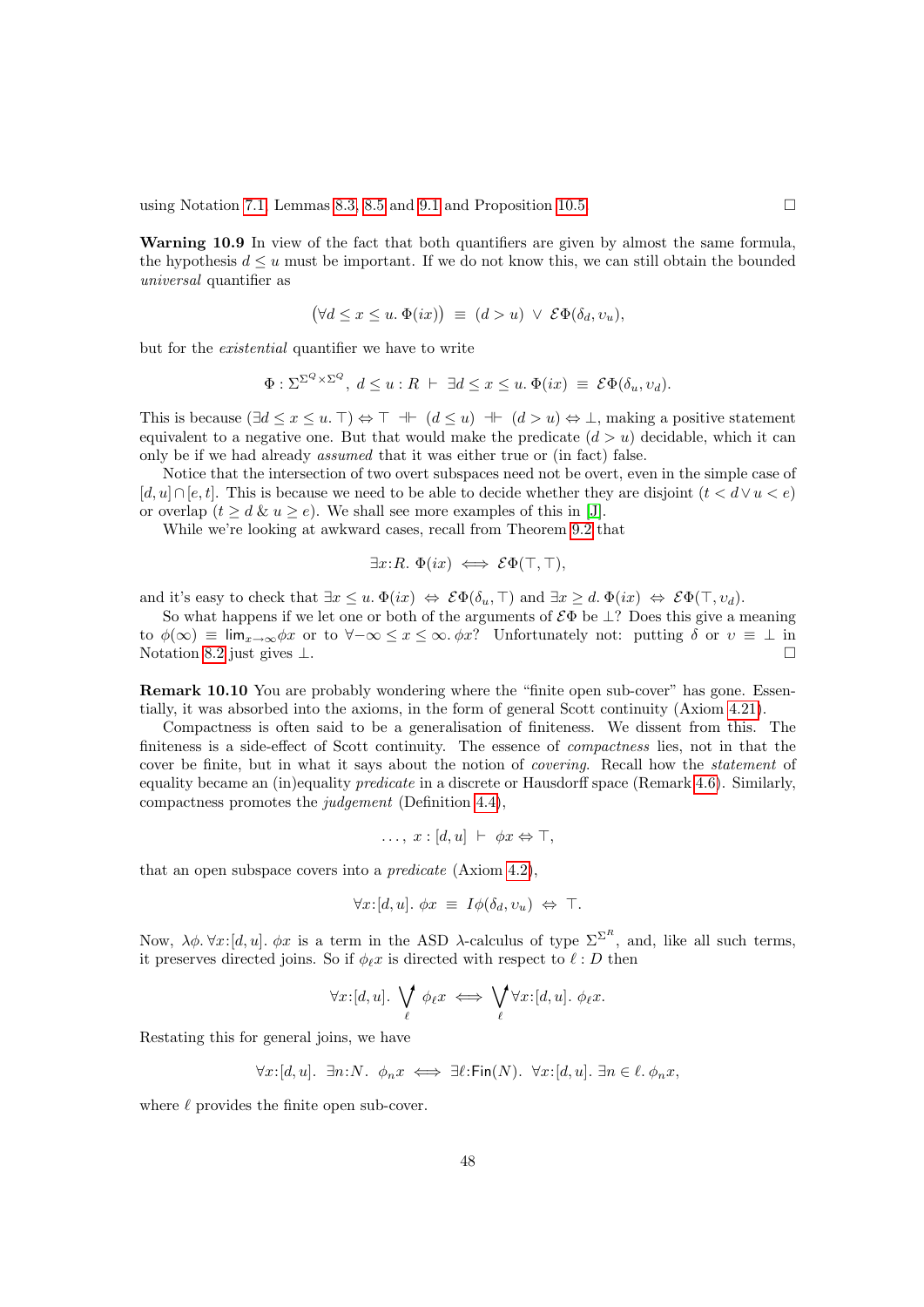using Notation 7.1, Lemmas 8.3, 8.5 and 9.1 and Proposition 10.5. □

**Warning 10.9** In view of the fact that both quantifiers are given by almost the same formula, the hypothesis $d \le u$ must be important. If we do not know this, we can still obtain the bounded *universal* quantifier as

$$\big(\forall d \le x \le u.\ \Phi(ix)\big) \ \equiv\ (d > u)\ \vee\ \mathcal{E}\Phi(\delta_d, \upsilon_u),$$

but for the *existential* quantifier we have to write

$$\Phi : \Sigma^{\Sigma^Q \times \Sigma^Q},\ d \le u : R\ \vdash\ \exists d \le x \le u.\ \Phi(ix)\ \equiv\ \mathcal{E}\Phi(\delta_u, \upsilon_d).$$

This is because $(\exists d \le x \le u.\, \top) \Leftrightarrow \top\ \dashv\vdash\ (d \le u)\ \dashv\vdash\ (d > u) \Leftrightarrow \bot$, making a positive statement equivalent to a negative one. But that would make the predicate $(d > u)$ decidable, which it can only be if we had already *assumed* that it was either true or (in fact) false.

Notice that the intersection of two overt subspaces need not be overt, even in the simple case of $[d, u] \cap [e, t]$. This is because we need to be able to decide whether they are disjoint ($t < d \vee u < e$) or overlap ($t \ge d\ \&\ u \ge e$). We shall see more examples of this in [J].

While we're looking at awkward cases, recall from Theorem 9.2 that

$$\exists x{:}R.\ \Phi(ix)\ \Longleftrightarrow\ \mathcal{E}\Phi(\top, \top),$$

and it's easy to check that $\exists x \le u.\ \Phi(ix)\ \Leftrightarrow\ \mathcal{E}\Phi(\delta_u, \top)$ and $\exists x \ge d.\ \Phi(ix)\ \Leftrightarrow\ \mathcal{E}\Phi(\top, \upsilon_d)$.

So what happens if we let one or both of the arguments of $\mathcal{E}\Phi$ be $\bot$? Does this give a meaning to $\phi(\infty) \equiv \mathsf{lim}_{x\to\infty}\phi x$ or to $\forall{-\infty} \le x \le \infty.\ \phi x$? Unfortunately not: putting $\delta$ or $\upsilon \equiv \bot$ in Notation 8.2 just gives $\bot$. □

**Remark 10.10** You are probably wondering where the "finite open sub-cover" has gone. Essentially, it was absorbed into the axioms, in the form of general Scott continuity (Axiom 4.21).

Compactness is often said to be a generalisation of finiteness. We dissent from this. The finiteness is a side-effect of Scott continuity. The essence of *compactness* lies, not in that the cover be finite, but in what it says about the notion of *covering*. Recall how the *statement* of equality became an (in)equality *predicate* in a discrete or Hausdorff space (Remark 4.6). Similarly, compactness promotes the *judgement* (Definition 4.4),

$$\ldots,\ x : [d, u]\ \vdash\ \phi x \Leftrightarrow \top,$$

that an open subspace covers into a *predicate* (Axiom 4.2),

$$\forall x{:}[d, u].\ \phi x\ \equiv\ I\phi(\delta_d, \upsilon_u)\ \Leftrightarrow\ \top.$$

Now, $\lambda\phi.\, \forall x{:}[d, u].\ \phi x$ is a term in the ASD $\lambda$-calculus of type $\Sigma^{\Sigma^R}$, and, like all such terms, it preserves directed joins. So if $\phi_\ell x$ is directed with respect to $\ell : D$ then

$$\forall x{:}[d, u].\ \bigvee_{\ell}^{\uparrow}\ \phi_\ell x\ \Longleftrightarrow\ \bigvee_{\ell}^{\uparrow} \forall x{:}[d, u].\ \phi_\ell x.$$

Restating this for general joins, we have

$$\forall x{:}[d, u].\ \exists n{:}N.\ \phi_n x\ \Longleftrightarrow\ \exists \ell{:}\mathsf{Fin}(N).\ \forall x{:}[d, u].\ \exists n \in \ell.\ \phi_n x,$$

where $\ell$ provides the finite open sub-cover.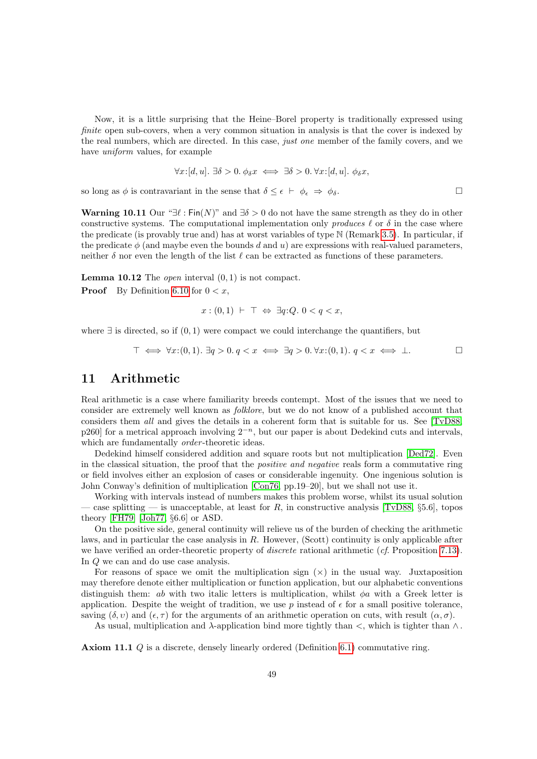Now, it is a little surprising that the Heine–Borel property is traditionally expressed using *finite* open sub-covers, when a very common situation in analysis is that the cover is indexed by the real numbers, which are directed. In this case, *just one* member of the family covers, and we have *uniform* values, for example

$$\forall x{:}[d,u].\ \exists \delta > 0.\ \phi_\delta x \iff \exists \delta > 0.\ \forall x{:}[d,u].\ \phi_\delta x,$$

so long as $\phi$ is contravariant in the sense that $\delta \le \epsilon \ \vdash\ \phi_\epsilon \ \Rightarrow\ \phi_\delta$. □

**Warning 10.11** Our "$\exists \ell : \mathsf{Fin}(N)$" and $\exists \delta > 0$ do not have the same strength as they do in other constructive systems. The computational implementation only *produces* $\ell$ or $\delta$ in the case where the predicate (is provably true and) has at worst variables of type $\mathbb{N}$ (Remark 3.5). In particular, if the predicate $\phi$ (and maybe even the bounds $d$ and $u$) are expressions with real-valued parameters, neither $\delta$ nor even the length of the list $\ell$ can be extracted as functions of these parameters.

**Lemma 10.12** The *open* interval $(0,1)$ is not compact.

**Proof** By Definition 6.10 for $0 < x$,

$$x : (0,1)\ \vdash\ \top\ \Leftrightarrow\ \exists q{:}Q.\ 0 < q < x,$$

where $\exists$ is directed, so if $(0,1)$ were compact we could interchange the quantifiers, but

$$\top \iff \forall x{:}(0,1).\ \exists q > 0.\ q < x \iff \exists q > 0.\ \forall x{:}(0,1).\ q < x \iff \bot.$$

□

## 11 Arithmetic

Real arithmetic is a case where familiarity breeds contempt. Most of the issues that we need to consider are extremely well known as *folklore*, but we do not know of a published account that considers them *all* and gives the details in a coherent form that is suitable for us. See [TvD88, p260] for a metrical approach involving $2^{-n}$, but our paper is about Dedekind cuts and intervals, which are fundamentally *order*-theoretic ideas.

Dedekind himself considered addition and square roots but not multiplication [Ded72]. Even in the classical situation, the proof that the *positive and negative* reals form a commutative ring or field involves either an explosion of cases or considerable ingenuity. One ingenious solution is John Conway's definition of multiplication [Con76, pp.19–20], but we shall not use it.

Working with intervals instead of numbers makes this problem worse, whilst its usual solution — case splitting — is unacceptable, at least for $R$, in constructive analysis [TvD88, §5.6], topos theory [FH79] [Joh77, §6.6] or ASD.

On the positive side, general continuity will relieve us of the burden of checking the arithmetic laws, and in particular the case analysis in $R$. However, (Scott) continuity is only applicable after we have verified an order-theoretic property of *discrete* rational arithmetic (*cf*. Proposition 7.13). In $Q$ we can and do use case analysis.

For reasons of space we omit the multiplication sign $(\times)$ in the usual way. Juxtaposition may therefore denote either multiplication or function application, but our alphabetic conventions distinguish them: $ab$ with two italic letters is multiplication, whilst $\phi a$ with a Greek letter is application. Despite the weight of tradition, we use $p$ instead of $\epsilon$ for a small positive tolerance, saving $(\delta, \upsilon)$ and $(\epsilon, \tau)$ for the arguments of an arithmetic operation on cuts, with result $(\alpha, \sigma)$.

As usual, multiplication and $\lambda$-application bind more tightly than $<$, which is tighter than $\wedge$.

**Axiom 11.1** $Q$ is a discrete, densely linearly ordered (Definition 6.1) commutative ring.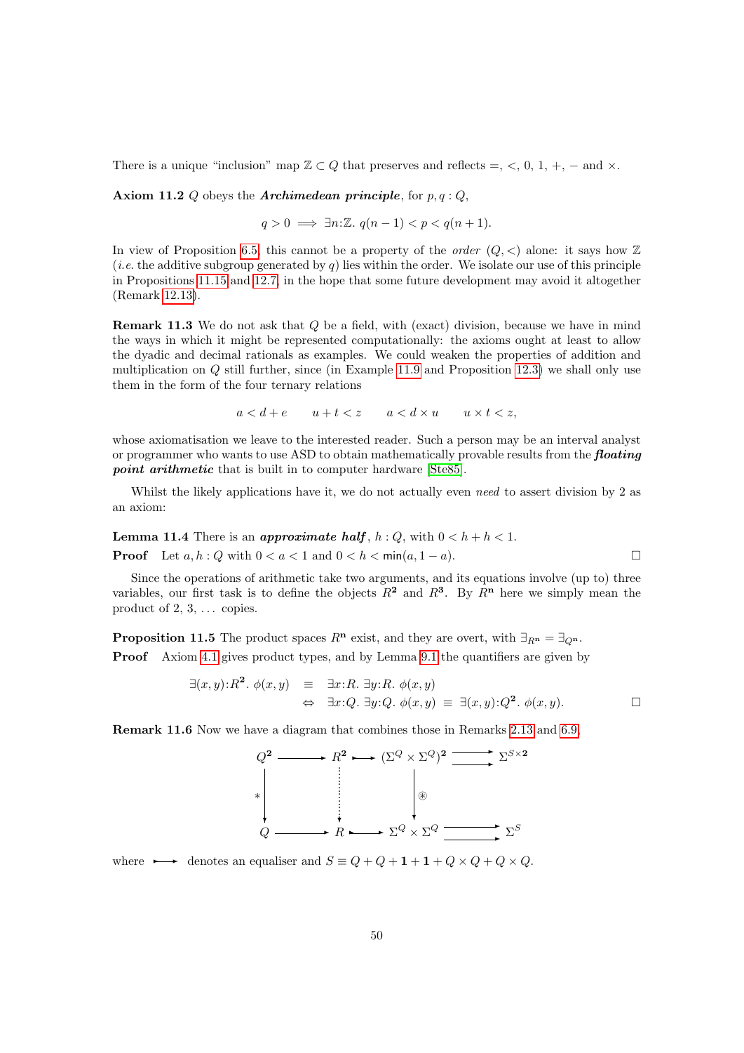There is a unique "inclusion" map $\mathbb{Z} \subset Q$ that preserves and reflects $=$, $<$, $0$, $1$, $+$, $-$ and $\times$.

**Axiom 11.2** $Q$ obeys the ***Archimedean principle***, for $p, q : Q$,

$$q > 0 \implies \exists n{:}\mathbb{Z}.\ q(n-1) < p < q(n+1).$$

In view of Proposition 6.5, this cannot be a property of the *order* $(Q, <)$ alone: it says how $\mathbb{Z}$ (*i.e.* the additive subgroup generated by $q$) lies within the order. We isolate our use of this principle in Propositions 11.15 and 12.7, in the hope that some future development may avoid it altogether (Remark 12.13).

**Remark 11.3** We do not ask that $Q$ be a field, with (exact) division, because we have in mind the ways in which it might be represented computationally: the axioms ought at least to allow the dyadic and decimal rationals as examples. We could weaken the properties of addition and multiplication on $Q$ still further, since (in Example 11.9 and Proposition 12.3) we shall only use them in the form of the four ternary relations

$$a < d + e \qquad u + t < z \qquad a < d \times u \qquad u \times t < z,$$

whose axiomatisation we leave to the interested reader. Such a person may be an interval analyst or programmer who wants to use ASD to obtain mathematically provable results from the ***floating point arithmetic*** that is built in to computer hardware [Ste85].

Whilst the likely applications have it, we do not actually even *need* to assert division by 2 as an axiom:

**Lemma 11.4** There is an ***approximate half***, $h : Q$, with $0 < h + h < 1$.

**Proof** Let $a, h : Q$ with $0 < a < 1$ and $0 < h < \mathsf{min}(a, 1-a)$. $\square$

Since the operations of arithmetic take two arguments, and its equations involve (up to) three variables, our first task is to define the objects $R^{\mathbf{2}}$ and $R^{\mathbf{3}}$. By $R^{\mathbf{n}}$ here we simply mean the product of 2, 3, ... copies.

**Proposition 11.5** The product spaces $R^{\mathbf{n}}$ exist, and they are overt, with $\exists_{R^{\mathbf{n}}} = \exists_{Q^{\mathbf{n}}}$.

**Proof** Axiom 4.1 gives product types, and by Lemma 9.1 the quantifiers are given by

$$\begin{aligned} \exists (x,y){:}R^{\mathbf{2}}.\ \phi(x,y) \quad &\equiv \quad \exists x{:}R.\ \exists y{:}R.\ \phi(x,y) \\ &\Leftrightarrow \quad \exists x{:}Q.\ \exists y{:}Q.\ \phi(x,y) \ \equiv\ \exists (x,y){:}Q^{\mathbf{2}}.\ \phi(x,y). \end{aligned}$$

$\square$

**Remark 11.6** Now we have a diagram that combines those in Remarks 2.13 and 6.9,

$$\begin{array}{ccccccc}
Q^{\mathbf{2}} & \longrightarrow & R^{\mathbf{2}} & \rightarrowtail & (\Sigma^Q \times \Sigma^Q)^{\mathbf{2}} & \rightrightarrows & \Sigma^{S \times \mathbf{2}} \\
\downarrow * & & \vdots & & \downarrow \circledast & & \\
Q & \longrightarrow & R & \rightarrowtail & \Sigma^Q \times \Sigma^Q & \rightrightarrows & \Sigma^S
\end{array}$$

where $\rightarrowtail$ denotes an equaliser and $S \equiv Q + Q + \mathbf{1} + \mathbf{1} + Q \times Q + Q \times Q$.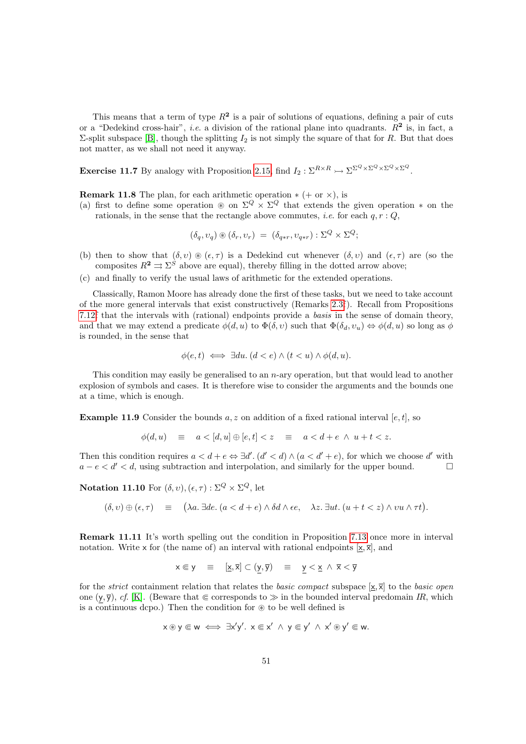This means that a term of type $R^{\mathbf{2}}$ is a pair of solutions of equations, defining a pair of cuts or a "Dedekind cross-hair", *i.e.* a division of the rational plane into quadrants. $R^{\mathbf{2}}$ is, in fact, a $\Sigma$-split subspace [B], though the splitting $I_2$ is not simply the square of that for $R$. But that does not matter, as we shall not need it anyway.

**Exercise 11.7** By analogy with Proposition 2.15, find $I_2 : \Sigma^{R\times R} \rightarrowtail \Sigma^{\Sigma^Q\times\Sigma^Q\times\Sigma^Q\times\Sigma^Q}$.

**Remark 11.8** The plan, for each arithmetic operation $*$ ($+$ or $\times$), is

(a) first to define some operation $\circledast$ on $\Sigma^Q \times \Sigma^Q$ that extends the given operation $*$ on the rationals, in the sense that the rectangle above commutes, *i.e.* for each $q, r : Q$,

$$(\delta_q, \upsilon_q) \circledast (\delta_r, \upsilon_r) \;=\; (\delta_{q*r}, \upsilon_{q*r}) : \Sigma^Q \times \Sigma^Q;$$

(b) then to show that $(\delta, \upsilon) \circledast (\epsilon, \tau)$ is a Dedekind cut whenever $(\delta, \upsilon)$ and $(\epsilon, \tau)$ are (so the composites $R^{\mathbf{2}} \rightrightarrows \Sigma^S$ above are equal), thereby filling in the dotted arrow above;

(c) and finally to verify the usual laws of arithmetic for the extended operations.

Classically, Ramon Moore has already done the first of these tasks, but we need to take account of the more general intervals that exist constructively (Remarks 2.3f). Recall from Propositions 7.12f that the intervals with (rational) endpoints provide a *basis* in the sense of domain theory, and that we may extend a predicate $\phi(d, u)$ to $\Phi(\delta, \upsilon)$ such that $\Phi(\delta_d, \upsilon_u) \Leftrightarrow \phi(d, u)$ so long as $\phi$ is rounded, in the sense that

$$\phi(e, t) \iff \exists du.\, (d < e) \wedge (t < u) \wedge \phi(d, u).$$

This condition may easily be generalised to an $n$-ary operation, but that would lead to another explosion of symbols and cases. It is therefore wise to consider the arguments and the bounds one at a time, which is enough.

**Example 11.9** Consider the bounds $a, z$ on addition of a fixed rational interval $[e, t]$, so

$$\phi(d, u) \quad\equiv\quad a < [d, u] \oplus [e, t] < z \quad\equiv\quad a < d + e \;\wedge\; u + t < z.$$

Then this condition requires $a < d + e \Leftrightarrow \exists d'.\, (d' < d) \wedge (a < d' + e)$, for which we choose $d'$ with $a - e < d' < d$, using subtraction and interpolation, and similarly for the upper bound. $\square$

**Notation 11.10** For $(\delta, \upsilon), (\epsilon, \tau) : \Sigma^Q \times \Sigma^Q$, let

$$(\delta, \upsilon) \oplus (\epsilon, \tau) \quad\equiv\quad \big(\lambda a.\, \exists de.\, (a < d + e) \wedge \delta d \wedge \epsilon e, \quad \lambda z.\, \exists ut.\, (u + t < z) \wedge \upsilon u \wedge \tau t\big).$$

**Remark 11.11** It's worth spelling out the condition in Proposition 7.13 once more in interval notation. Write $\mathsf{x}$ for (the name of) an interval with rational endpoints $[\underline{\mathsf{x}}, \overline{\mathsf{x}}]$, and

$$\mathsf{x} \Subset \mathsf{y} \quad\equiv\quad [\underline{\mathsf{x}}, \overline{\mathsf{x}}] \subset (\underline{\mathsf{y}}, \overline{\mathsf{y}}) \quad\equiv\quad \underline{\mathsf{y}} < \underline{\mathsf{x}} \;\wedge\; \overline{\mathsf{x}} < \overline{\mathsf{y}}$$

for the *strict* containment relation that relates the *basic compact* subspace $[\underline{\mathsf{x}}, \overline{\mathsf{x}}]$ to the *basic open* one $(\underline{\mathsf{y}}, \overline{\mathsf{y}})$, *cf.* [K]. (Beware that $\Subset$ corresponds to $\gg$ in the bounded interval predomain $IR$, which is a continuous dcpo.) Then the condition for $\circledast$ to be well defined is

$$\mathsf{x} \circledast \mathsf{y} \Subset \mathsf{w} \iff \exists \mathsf{x}'\mathsf{y}'.\; \mathsf{x} \Subset \mathsf{x}' \;\wedge\; \mathsf{y} \Subset \mathsf{y}' \;\wedge\; \mathsf{x}' \circledast \mathsf{y}' \Subset \mathsf{w}.$$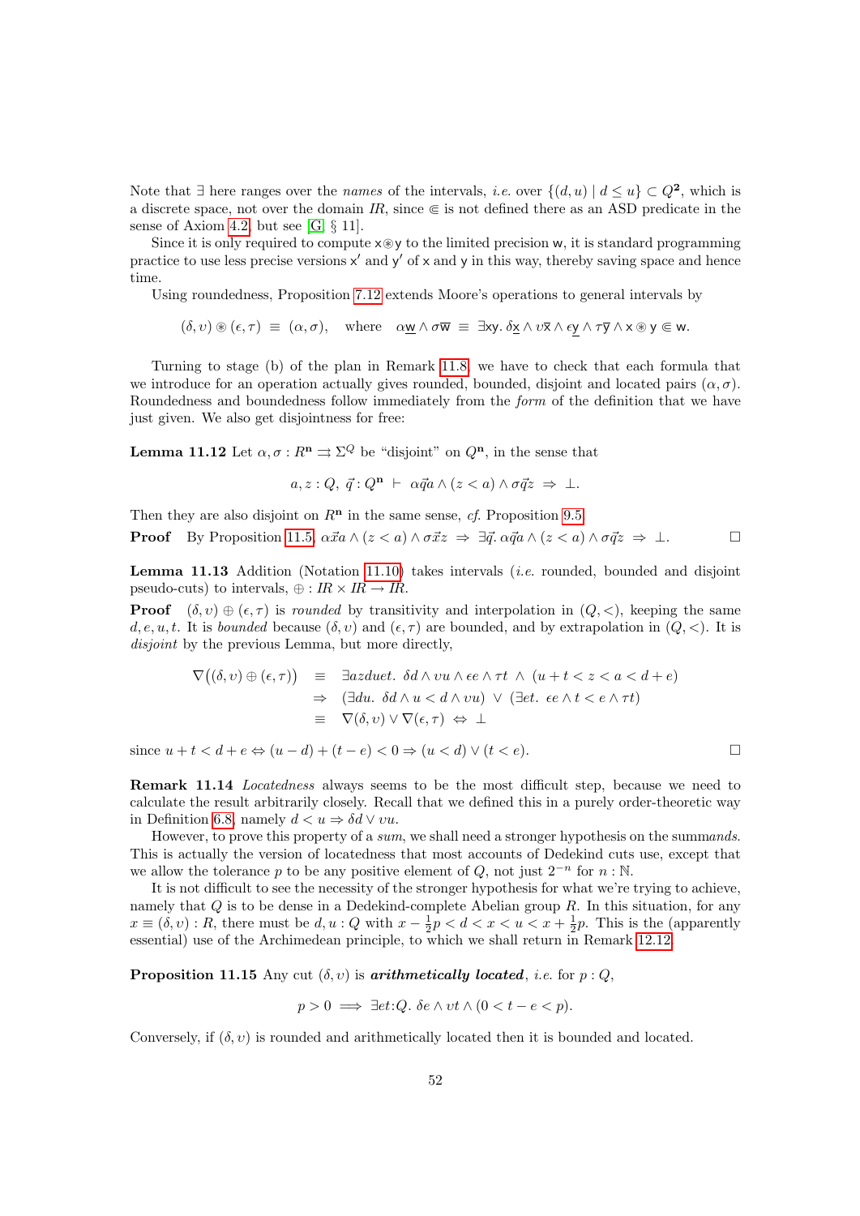Note that $\exists$ here ranges over the *names* of the intervals, *i.e.* over $\{(d,u) \mid d \le u\} \subset Q^{\mathbf{2}}$, which is a discrete space, not over the domain $IR$, since $\Subset$ is not defined there as an ASD predicate in the sense of Axiom 4.2, but see [G, § 11].

Since it is only required to compute $\mathsf{x} \circledast \mathsf{y}$ to the limited precision $\mathsf{w}$, it is standard programming practice to use less precise versions $\mathsf{x}'$ and $\mathsf{y}'$ of $\mathsf{x}$ and $\mathsf{y}$ in this way, thereby saving space and hence time.

Using roundedness, Proposition 7.12 extends Moore's operations to general intervals by

$$(\delta, \upsilon) \circledast (\epsilon, \tau) \;\equiv\; (\alpha, \sigma), \quad \text{where} \quad \alpha \underline{\mathsf{w}} \wedge \sigma \overline{\mathsf{w}} \;\equiv\; \exists \mathsf{xy}.\; \delta \underline{\mathsf{x}} \wedge \upsilon \overline{\mathsf{x}} \wedge \epsilon \underline{\mathsf{y}} \wedge \tau \overline{\mathsf{y}} \wedge \mathsf{x} \circledast \mathsf{y} \Subset \mathsf{w}.$$

Turning to stage (b) of the plan in Remark 11.8, we have to check that each formula that we introduce for an operation actually gives rounded, bounded, disjoint and located pairs $(\alpha, \sigma)$. Roundedness and boundedness follow immediately from the *form* of the definition that we have just given. We also get disjointness for free:

**Lemma 11.12** Let $\alpha, \sigma : R^{\mathbf{n}} \rightrightarrows \Sigma^Q$ be "disjoint" on $Q^{\mathbf{n}}$, in the sense that

$$a, z : Q,\; \vec{q} : Q^{\mathbf{n}} \;\vdash\; \alpha \vec{q} a \wedge (z < a) \wedge \sigma \vec{q} z \;\Rightarrow\; \bot.$$

Then they are also disjoint on $R^{\mathbf{n}}$ in the same sense, *cf.* Proposition 9.5.

**Proof** By Proposition 11.5, $\alpha \vec{x} a \wedge (z < a) \wedge \sigma \vec{x} z \;\Rightarrow\; \exists \vec{q}.\, \alpha \vec{q} a \wedge (z < a) \wedge \sigma \vec{q} z \;\Rightarrow\; \bot.$ $\square$

**Lemma 11.13** Addition (Notation 11.10) takes intervals (*i.e.* rounded, bounded and disjoint pseudo-cuts) to intervals, $\oplus : IR \times IR \to IR$.

**Proof** $(\delta, \upsilon) \oplus (\epsilon, \tau)$ is *rounded* by transitivity and interpolation in $(Q, <)$, keeping the same $d, e, u, t$. It is *bounded* because $(\delta, \upsilon)$ and $(\epsilon, \tau)$ are bounded, and by extrapolation in $(Q, <)$. It is *disjoint* by the previous Lemma, but more directly,

$$\begin{aligned}
\nabla\big((\delta, \upsilon) \oplus (\epsilon, \tau)\big) \;&\equiv\; \exists azduet.\; \delta d \wedge \upsilon u \wedge \epsilon e \wedge \tau t \;\wedge\; (u + t < z < a < d + e) \\
&\Rightarrow\; (\exists du.\; \delta d \wedge u < d \wedge \upsilon u) \;\vee\; (\exists et.\; \epsilon e \wedge t < e \wedge \tau t) \\
&\equiv\; \nabla(\delta, \upsilon) \vee \nabla(\epsilon, \tau) \;\Leftrightarrow\; \bot
\end{aligned}$$

since $u + t < d + e \Leftrightarrow (u - d) + (t - e) < 0 \Rightarrow (u < d) \vee (t < e)$. $\square$

**Remark 11.14** *Locatedness* always seems to be the most difficult step, because we need to calculate the result arbitrarily closely. Recall that we defined this in a purely order-theoretic way in Definition 6.8, namely $d < u \Rightarrow \delta d \vee \upsilon u$.

However, to prove this property of a *sum*, we shall need a stronger hypothesis on the summ*ands*. This is actually the version of locatedness that most accounts of Dedekind cuts use, except that we allow the tolerance $p$ to be any positive element of $Q$, not just $2^{-n}$ for $n : \mathbb{N}$.

It is not difficult to see the necessity of the stronger hypothesis for what we're trying to achieve, namely that $Q$ is to be dense in a Dedekind-complete Abelian group $R$. In this situation, for any $x \equiv (\delta, \upsilon) : R$, there must be $d, u : Q$ with $x - \frac{1}{2}p < d < x < u < x + \frac{1}{2}p$. This is the (apparently essential) use of the Archimedean principle, to which we shall return in Remark 12.12.

**Proposition 11.15** Any cut $(\delta, \upsilon)$ is ***arithmetically located***, *i.e.* for $p : Q$,

$$p > 0 \implies \exists et{:}Q.\; \delta e \wedge \upsilon t \wedge (0 < t - e < p).$$

Conversely, if $(\delta, \upsilon)$ is rounded and arithmetically located then it is bounded and located.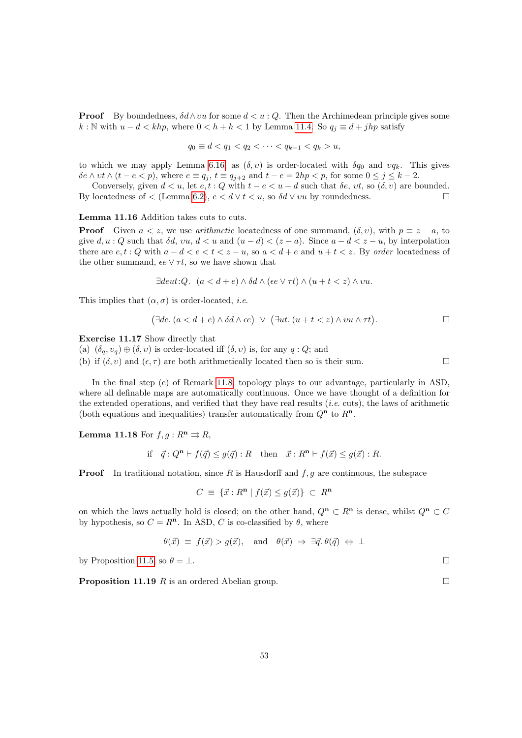**Proof** By boundedness, $\delta d \wedge \upsilon u$ for some $d < u : Q$. Then the Archimedean principle gives some $k : \mathbb{N}$ with $u - d < khp$, where $0 < h + h < 1$ by Lemma 11.4. So $q_j \equiv d + jhp$ satisfy

$$q_0 \equiv d < q_1 < q_2 < \cdots < q_{k-1} < q_k > u,$$

to which we may apply Lemma 6.16, as $(\delta, \upsilon)$ is order-located with $\delta q_0$ and $\upsilon q_k$. This gives $\delta e \wedge \upsilon t \wedge (t - e < p)$, where $e \equiv q_j$, $t \equiv q_{j+2}$ and $t - e = 2hp < p$, for some $0 \leq j \leq k-2$.

Conversely, given $d < u$, let $e, t : Q$ with $t - e < u - d$ such that $\delta e$, $\upsilon t$, so $(\delta, \upsilon)$ are bounded. By locatedness of $<$ (Lemma 6.2), $e < d \vee t < u$, so $\delta d \vee \upsilon u$ by roundedness. $\square$

**Lemma 11.16** Addition takes cuts to cuts.

**Proof** Given $a < z$, we use *arithmetic* locatedness of one summand, $(\delta, \upsilon)$, with $p \equiv z - a$, to give $d, u : Q$ such that $\delta d$, $\upsilon u$, $d < u$ and $(u - d) < (z - a)$. Since $a - d < z - u$, by interpolation there are $e, t : Q$ with $a - d < e < t < z - u$, so $a < d + e$ and $u + t < z$. By *order* locatedness of the other summand, $\epsilon e \vee \tau t$, so we have shown that

$$\exists deut{:}Q.\ \ (a < d + e) \wedge \delta d \wedge (\epsilon e \vee \tau t) \wedge (u + t < z) \wedge \upsilon u.$$

This implies that $(\alpha, \sigma)$ is order-located, *i.e.*

$$\big(\exists de.\ (a < d + e) \wedge \delta d \wedge \epsilon e\big) \ \vee\ \big(\exists ut.\ (u + t < z) \wedge \upsilon u \wedge \tau t\big). \qquad \square$$

**Exercise 11.17** Show directly that
(a) $(\delta_q, \upsilon_q) \oplus (\delta, \upsilon)$ is order-located iff $(\delta, \upsilon)$ is, for any $q : Q$; and
(b) if $(\delta, \upsilon)$ and $(\epsilon, \tau)$ are both arithmetically located then so is their sum. $\square$

In the final step (c) of Remark 11.8, topology plays to our advantage, particularly in ASD, where all definable maps are automatically continuous. Once we have thought of a definition for the extended operations, and verified that they have real results (*i.e.* cuts), the laws of arithmetic (both equations and inequalities) transfer automatically from $Q^{\mathbf{n}}$ to $R^{\mathbf{n}}$.

**Lemma 11.18** For $f, g : R^{\mathbf{n}} \rightrightarrows R$,

$$\text{if}\quad \vec{q} : Q^{\mathbf{n}} \vdash f(\vec{q}) \leq g(\vec{q}) : R \quad\text{then}\quad \vec{x} : R^{\mathbf{n}} \vdash f(\vec{x}) \leq g(\vec{x}) : R.$$

**Proof** In traditional notation, since $R$ is Hausdorff and $f, g$ are continuous, the subspace

$$C \ \equiv\ \{\vec{x} : R^{\mathbf{n}} \mid f(\vec{x}) \leq g(\vec{x})\} \ \subset\ R^{\mathbf{n}}$$

on which the laws actually hold is closed; on the other hand, $Q^{\mathbf{n}} \subset R^{\mathbf{n}}$ is dense, whilst $Q^{\mathbf{n}} \subset C$ by hypothesis, so $C = R^{\mathbf{n}}$. In ASD, $C$ is co-classified by $\theta$, where

$$\theta(\vec{x}) \ \equiv\ f(\vec{x}) > g(\vec{x}), \quad\text{and}\quad \theta(\vec{x}) \ \Rightarrow\ \exists \vec{q}.\, \theta(\vec{q}) \ \Leftrightarrow\ \bot$$

by Proposition 11.5, so $\theta = \bot$. $\square$

**Proposition 11.19** $R$ is an ordered Abelian group. $\square$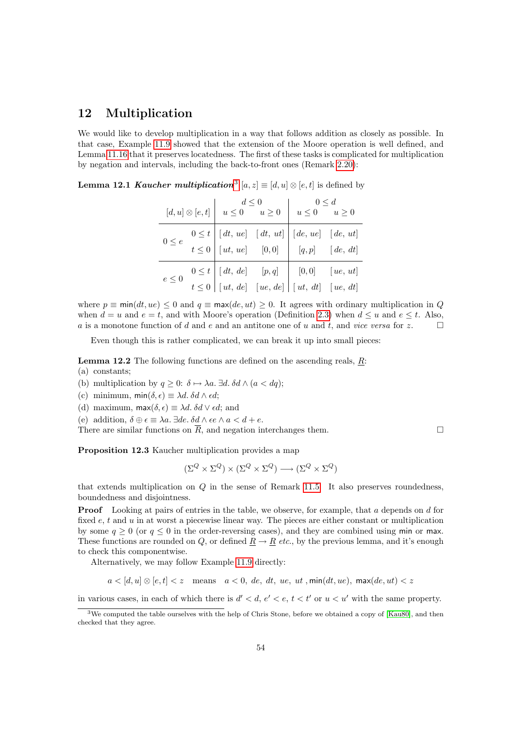## 12 Multiplication

We would like to develop multiplication in a way that follows addition as closely as possible. In that case, Example 11.9 showed that the extension of the Moore operation is well defined, and Lemma 11.16 that it preserves locatedness. The first of these tasks is complicated for multiplication by negation and intervals, including the back-to-front ones (Remark 2.20):

**Lemma 12.1** ***Kaucher multiplication***[3] $[a, z] \equiv [d, u] \otimes [e, t]$ is defined by

| $[d,u] \otimes [e,t]$ | | $d \le 0$, $u \le 0$ | $d \le 0$, $u \ge 0$ | $0 \le d$, $u \le 0$ | $0 \le d$, $u \ge 0$ |
|---|---|---|---|---|---|
| $0 \le e$ | $0 \le t$ | $[dt,\ ue]$ | $[dt,\ ut]$ | $[de,\ ue]$ | $[de,\ ut]$ |
| | $t \le 0$ | $[ut,\ ue]$ | $[0, 0]$ | $[q, p]$ | $[de,\ dt]$ |
| $e \le 0$ | $0 \le t$ | $[dt,\ de]$ | $[p, q]$ | $[0, 0]$ | $[ue,\ ut]$ |
| | $t \le 0$ | $[ut,\ de]$ | $[ue, de]$ | $[ut,\ dt]$ | $[ue,\ dt]$ |

where $p \equiv \mathsf{min}(dt, ue) \le 0$ and $q \equiv \mathsf{max}(de, ut) \ge 0$. It agrees with ordinary multiplication in $Q$ when $d = u$ and $e = t$, and with Moore's operation (Definition 2.3) when $d \le u$ and $e \le t$. Also, $a$ is a monotone function of $d$ and $e$ and an antitone one of $u$ and $t$, and *vice versa* for $z$. $\square$

Even though this is rather complicated, we can break it up into small pieces:

**Lemma 12.2** The following functions are defined on the ascending reals, $\underline{R}$:
(a) constants;
(b) multiplication by $q \ge 0$: $\delta \mapsto \lambda a.\ \exists d.\ \delta d \wedge (a < dq)$;
(c) minimum, $\mathsf{min}(\delta, \epsilon) \equiv \lambda d.\ \delta d \wedge \epsilon d$;
(d) maximum, $\mathsf{max}(\delta, \epsilon) \equiv \lambda d.\ \delta d \vee \epsilon d$; and
(e) addition, $\delta \oplus \epsilon \equiv \lambda a.\ \exists de.\ \delta d \wedge \epsilon e \wedge a < d + e$.
There are similar functions on $\overline{R}$, and negation interchanges them. $\square$

**Proposition 12.3** Kaucher multiplication provides a map

$$(\Sigma^Q \times \Sigma^Q) \times (\Sigma^Q \times \Sigma^Q) \longrightarrow (\Sigma^Q \times \Sigma^Q)$$

that extends multiplication on $Q$ in the sense of Remark 11.5. It also preserves roundedness, boundedness and disjointness.

**Proof** Looking at pairs of entries in the table, we observe, for example, that $a$ depends on $d$ for fixed $e$, $t$ and $u$ in at worst a piecewise linear way. The pieces are either constant or multiplication by some $q \ge 0$ (or $q \le 0$ in the order-reversing cases), and they are combined using $\mathsf{min}$ or $\mathsf{max}$. These functions are rounded on $Q$, or defined $\underline{R} \to \underline{R}$ *etc.*, by the previous lemma, and it's enough to check this componentwise.

Alternatively, we may follow Example 11.9 directly:

$$a < [d, u] \otimes [e, t] < z \quad \text{means} \quad a < 0,\ de,\ dt,\ ue,\ ut\ , \mathsf{min}(dt, ue),\ \mathsf{max}(de, ut) < z$$

in various cases, in each of which there is $d' < d$, $e' < e$, $t < t'$ or $u < u'$ with the same property.

[3] We computed the table ourselves with the help of Chris Stone, before we obtained a copy of [Kau80], and then checked that they agree.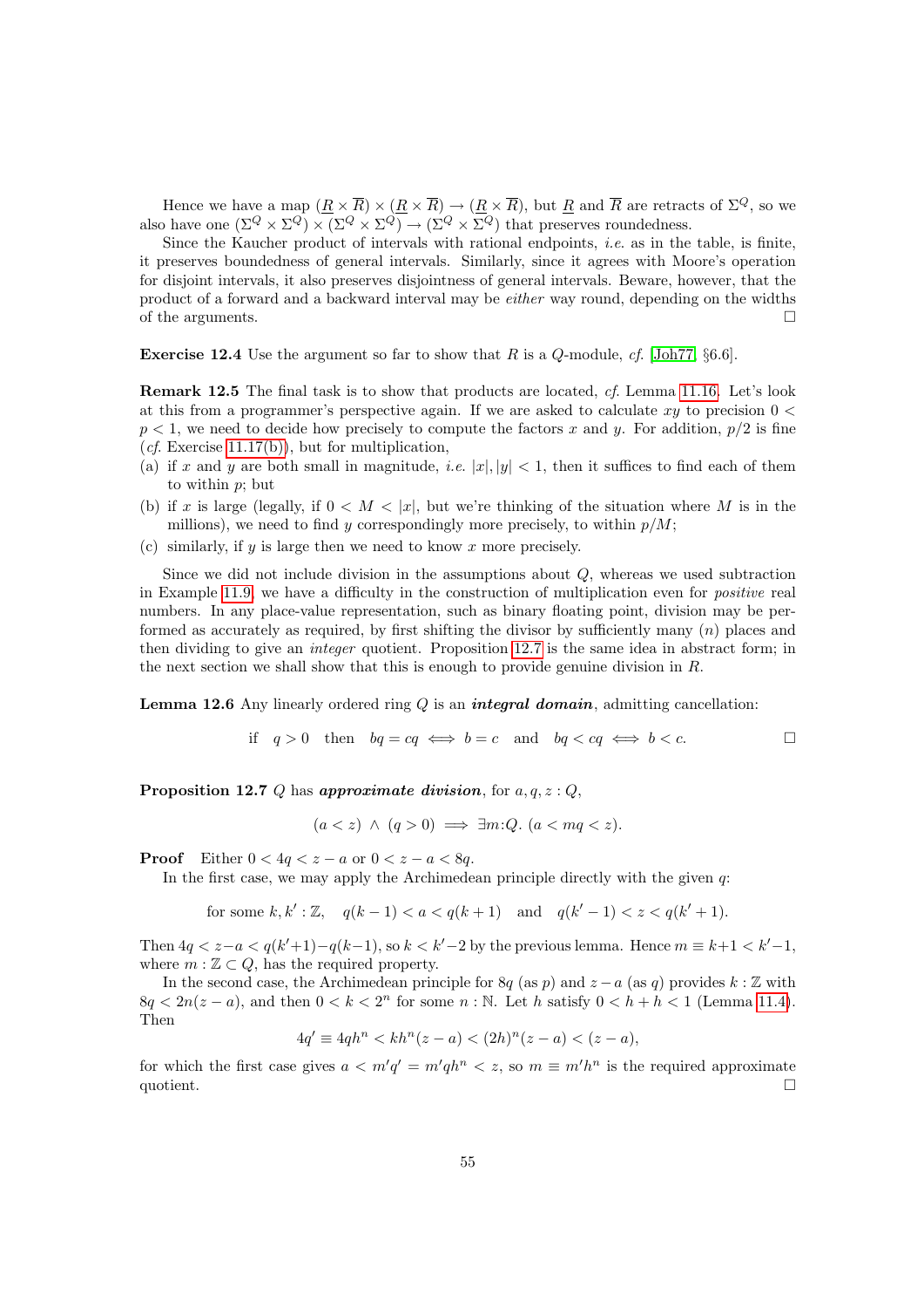Hence we have a map $(\underline{R} \times \overline{R}) \times (\underline{R} \times \overline{R}) \to (\underline{R} \times \overline{R})$, but $\underline{R}$ and $\overline{R}$ are retracts of $\Sigma^Q$, so we also have one $(\Sigma^Q \times \Sigma^Q) \times (\Sigma^Q \times \Sigma^Q) \to (\Sigma^Q \times \Sigma^Q)$ that preserves roundedness.

Since the Kaucher product of intervals with rational endpoints, *i.e.* as in the table, is finite, it preserves boundedness of general intervals. Similarly, since it agrees with Moore's operation for disjoint intervals, it also preserves disjointness of general intervals. Beware, however, that the product of a forward and a backward interval may be *either* way round, depending on the widths of the arguments. $\square$

**Exercise 12.4** Use the argument so far to show that $R$ is a $Q$-module, *cf.* [Joh77, §6.6].

**Remark 12.5** The final task is to show that products are located, *cf.* Lemma 11.16. Let's look at this from a programmer's perspective again. If we are asked to calculate $xy$ to precision $0 < p < 1$, we need to decide how precisely to compute the factors $x$ and $y$. For addition, $p/2$ is fine (*cf.* Exercise 11.17(b)), but for multiplication,

(a) if $x$ and $y$ are both small in magnitude, *i.e.* $|x|, |y| < 1$, then it suffices to find each of them to within $p$; but

(b) if $x$ is large (legally, if $0 < M < |x|$, but we're thinking of the situation where $M$ is in the millions), we need to find $y$ correspondingly more precisely, to within $p/M$;

(c) similarly, if $y$ is large then we need to know $x$ more precisely.

Since we did not include division in the assumptions about $Q$, whereas we used subtraction in Example 11.9, we have a difficulty in the construction of multiplication even for *positive* real numbers. In any place-value representation, such as binary floating point, division may be performed as accurately as required, by first shifting the divisor by sufficiently many ($n$) places and then dividing to give an *integer* quotient. Proposition 12.7 is the same idea in abstract form; in the next section we shall show that this is enough to provide genuine division in $R$.

**Lemma 12.6** Any linearly ordered ring $Q$ is an ***integral domain***, admitting cancellation:

$$\text{if} \quad q > 0 \quad \text{then} \quad bq = cq \iff b = c \quad \text{and} \quad bq < cq \iff b < c. \qquad \square$$

**Proposition 12.7** $Q$ has ***approximate division***, for $a, q, z : Q$,

$$(a < z) \;\wedge\; (q > 0) \implies \exists m{:}Q.\; (a < mq < z).$$

**Proof** Either $0 < 4q < z - a$ or $0 < z - a < 8q$.

In the first case, we may apply the Archimedean principle directly with the given $q$:

$$\text{for some } k, k' : \mathbb{Z}, \quad q(k-1) < a < q(k+1) \quad \text{and} \quad q(k'-1) < z < q(k'+1).$$

Then $4q < z - a < q(k'+1) - q(k-1)$, so $k < k'-2$ by the previous lemma. Hence $m \equiv k+1 < k'-1$, where $m : \mathbb{Z} \subset Q$, has the required property.

In the second case, the Archimedean principle for $8q$ (as $p$) and $z - a$ (as $q$) provides $k : \mathbb{Z}$ with $8q < 2n(z-a)$, and then $0 < k < 2^n$ for some $n : \mathbb{N}$. Let $h$ satisfy $0 < h + h < 1$ (Lemma 11.4). Then

$$4q' \equiv 4qh^n < kh^n(z-a) < (2h)^n(z-a) < (z-a),$$

for which the first case gives $a < m'q' = m'qh^n < z$, so $m \equiv m'h^n$ is the required approximate quotient. $\square$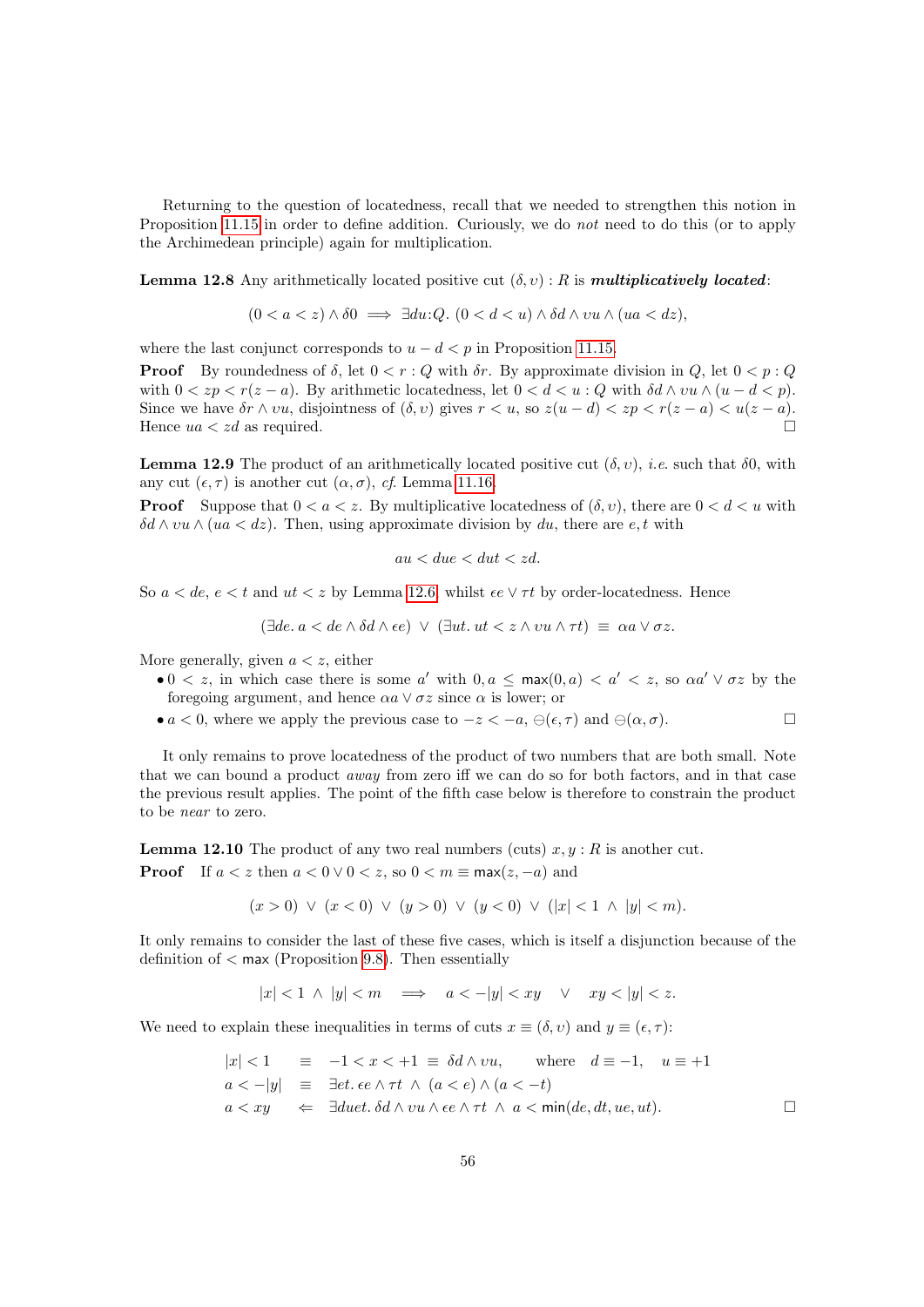Returning to the question of locatedness, recall that we needed to strengthen this notion in Proposition 11.15 in order to define addition. Curiously, we do *not* need to do this (or to apply the Archimedean principle) again for multiplication.

**Lemma 12.8** Any arithmetically located positive cut $(\delta, \upsilon) : R$ is ***multiplicatively located***:

$$(0 < a < z) \wedge \delta 0 \implies \exists du{:}Q.\ (0 < d < u) \wedge \delta d \wedge \upsilon u \wedge (ua < dz),$$

where the last conjunct corresponds to $u - d < p$ in Proposition 11.15.

**Proof** By roundedness of $\delta$, let $0 < r : Q$ with $\delta r$. By approximate division in $Q$, let $0 < p : Q$ with $0 < zp < r(z - a)$. By arithmetic locatedness, let $0 < d < u : Q$ with $\delta d \wedge \upsilon u \wedge (u - d < p)$. Since we have $\delta r \wedge \upsilon u$, disjointness of $(\delta, \upsilon)$ gives $r < u$, so $z(u - d) < zp < r(z - a) < u(z - a)$. Hence $ua < zd$ as required. □

**Lemma 12.9** The product of an arithmetically located positive cut $(\delta, \upsilon)$, *i.e.* such that $\delta 0$, with any cut $(\epsilon, \tau)$ is another cut $(\alpha, \sigma)$, *cf.* Lemma 11.16.

**Proof** Suppose that $0 < a < z$. By multiplicative locatedness of $(\delta, \upsilon)$, there are $0 < d < u$ with $\delta d \wedge \upsilon u \wedge (ua < dz)$. Then, using approximate division by $du$, there are $e, t$ with

$$au < due < dut < zd.$$

So $a < de$, $e < t$ and $ut < z$ by Lemma 12.6, whilst $\epsilon e \vee \tau t$ by order-locatedness. Hence

$$(\exists de.\ a < de \wedge \delta d \wedge \epsilon e) \ \vee\ (\exists ut.\ ut < z \wedge \upsilon u \wedge \tau t) \ \equiv\ \alpha a \vee \sigma z.$$

More generally, given $a < z$, either

- $0 < z$, in which case there is some $a'$ with $0, a \leq \mathsf{max}(0, a) < a' < z$, so $\alpha a' \vee \sigma z$ by the foregoing argument, and hence $\alpha a \vee \sigma z$ since $\alpha$ is lower; or
- $a < 0$, where we apply the previous case to $-z < -a$, $\ominus(\epsilon, \tau)$ and $\ominus(\alpha, \sigma)$. □

It only remains to prove locatedness of the product of two numbers that are both small. Note that we can bound a product *away* from zero iff we can do so for both factors, and in that case the previous result applies. The point of the fifth case below is therefore to constrain the product to be *near* to zero.

**Lemma 12.10** The product of any two real numbers (cuts) $x, y : R$ is another cut.

**Proof** If $a < z$ then $a < 0 \vee 0 < z$, so $0 < m \equiv \mathsf{max}(z, -a)$ and

$$(x > 0) \ \vee\ (x < 0) \ \vee\ (y > 0) \ \vee\ (y < 0) \ \vee\ (|x| < 1 \ \wedge\ |y| < m).$$

It only remains to consider the last of these five cases, which is itself a disjunction because of the definition of $< \mathsf{max}$ (Proposition 9.8). Then essentially

$$|x| < 1 \ \wedge\ |y| < m \quad\implies\quad a < -|y| < xy \quad\vee\quad xy < |y| < z.$$

We need to explain these inequalities in terms of cuts $x \equiv (\delta, \upsilon)$ and $y \equiv (\epsilon, \tau)$:

$$\begin{array}{lcl}
|x| < 1 & \equiv & -1 < x < +1 \ \equiv\ \delta d \wedge \upsilon u, \qquad \text{where} \quad d \equiv -1, \quad u \equiv +1 \\
a < -|y| & \equiv & \exists et.\ \epsilon e \wedge \tau t \ \wedge\ (a < e) \wedge (a < -t) \\
a < xy & \Leftarrow & \exists duet.\ \delta d \wedge \upsilon u \wedge \epsilon e \wedge \tau t \ \wedge\ a < \mathsf{min}(de, dt, ue, ut).
\end{array}$$

□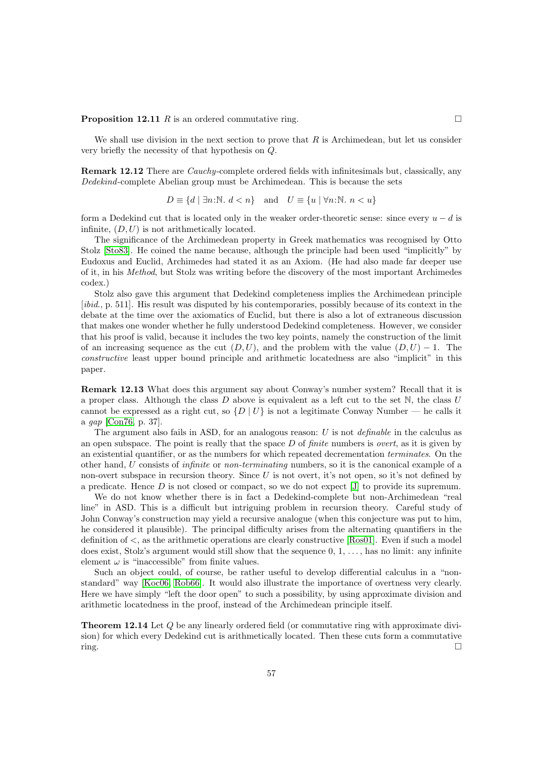**Proposition 12.11** $R$ is an ordered commutative ring. □

We shall use division in the next section to prove that $R$ is Archimedean, but let us consider very briefly the necessity of that hypothesis on $Q$.

**Remark 12.12** There are *Cauchy*-complete ordered fields with infinitesimals but, classically, any *Dedekind*-complete Abelian group must be Archimedean. This is because the sets

$$D \equiv \{d \mid \exists n{:}\mathbb{N}.\ d < n\} \quad \text{and} \quad U \equiv \{u \mid \forall n{:}\mathbb{N}.\ n < u\}$$

form a Dedekind cut that is located only in the weaker order-theoretic sense: since every $u - d$ is infinite, $(D, U)$ is not arithmetically located.

The significance of the Archimedean property in Greek mathematics was recognised by Otto Stolz [Sto83]. He coined the name because, although the principle had been used "implicitly" by Eudoxus and Euclid, Archimedes had stated it as an Axiom. (He had also made far deeper use of it, in his *Method*, but Stolz was writing before the discovery of the most important Archimedes codex.)

Stolz also gave this argument that Dedekind completeness implies the Archimedean principle [*ibid.*, p. 511]. His result was disputed by his contemporaries, possibly because of its context in the debate at the time over the axiomatics of Euclid, but there is also a lot of extraneous discussion that makes one wonder whether he fully understood Dedekind completeness. However, we consider that his proof is valid, because it includes the two key points, namely the construction of the limit of an increasing sequence as the cut $(D, U)$, and the problem with the value $(D, U) - 1$. The *constructive* least upper bound principle and arithmetic locatedness are also "implicit" in this paper.

**Remark 12.13** What does this argument say about Conway's number system? Recall that it is a proper class. Although the class $D$ above is equivalent as a left cut to the set $\mathbb{N}$, the class $U$ cannot be expressed as a right cut, so $\{D \mid U\}$ is not a legitimate Conway Number — he calls it a *gap* [Con76, p. 37].

The argument also fails in ASD, for an analogous reason: $U$ is not *definable* in the calculus as an open subspace. The point is really that the space $D$ of *finite* numbers is *overt*, as it is given by an existential quantifier, or as the numbers for which repeated decrementation *terminates*. On the other hand, $U$ consists of *infinite* or *non-terminating* numbers, so it is the canonical example of a non-overt subspace in recursion theory. Since $U$ is not overt, it's not open, so it's not defined by a predicate. Hence $D$ is not closed or compact, so we do not expect [J] to provide its supremum.

We do not know whether there is in fact a Dedekind-complete but non-Archimedean "real line" in ASD. This is a difficult but intriguing problem in recursion theory. Careful study of John Conway's construction may yield a recursive analogue (when this conjecture was put to him, he considered it plausible). The principal difficulty arises from the alternating quantifiers in the definition of $<$, as the arithmetic operations are clearly constructive [Ros01]. Even if such a model does exist, Stolz's argument would still show that the sequence $0, 1, \ldots,$ has no limit: any infinite element $\omega$ is "inaccessible" from finite values.

Such an object could, of course, be rather useful to develop differential calculus in a "non-standard" way [Koc06, Rob66]. It would also illustrate the importance of overtness very clearly. Here we have simply "left the door open" to such a possibility, by using approximate division and arithmetic locatedness in the proof, instead of the Archimedean principle itself.

**Theorem 12.14** Let $Q$ be any linearly ordered field (or commutative ring with approximate division) for which every Dedekind cut is arithmetically located. Then these cuts form a commutative ring. □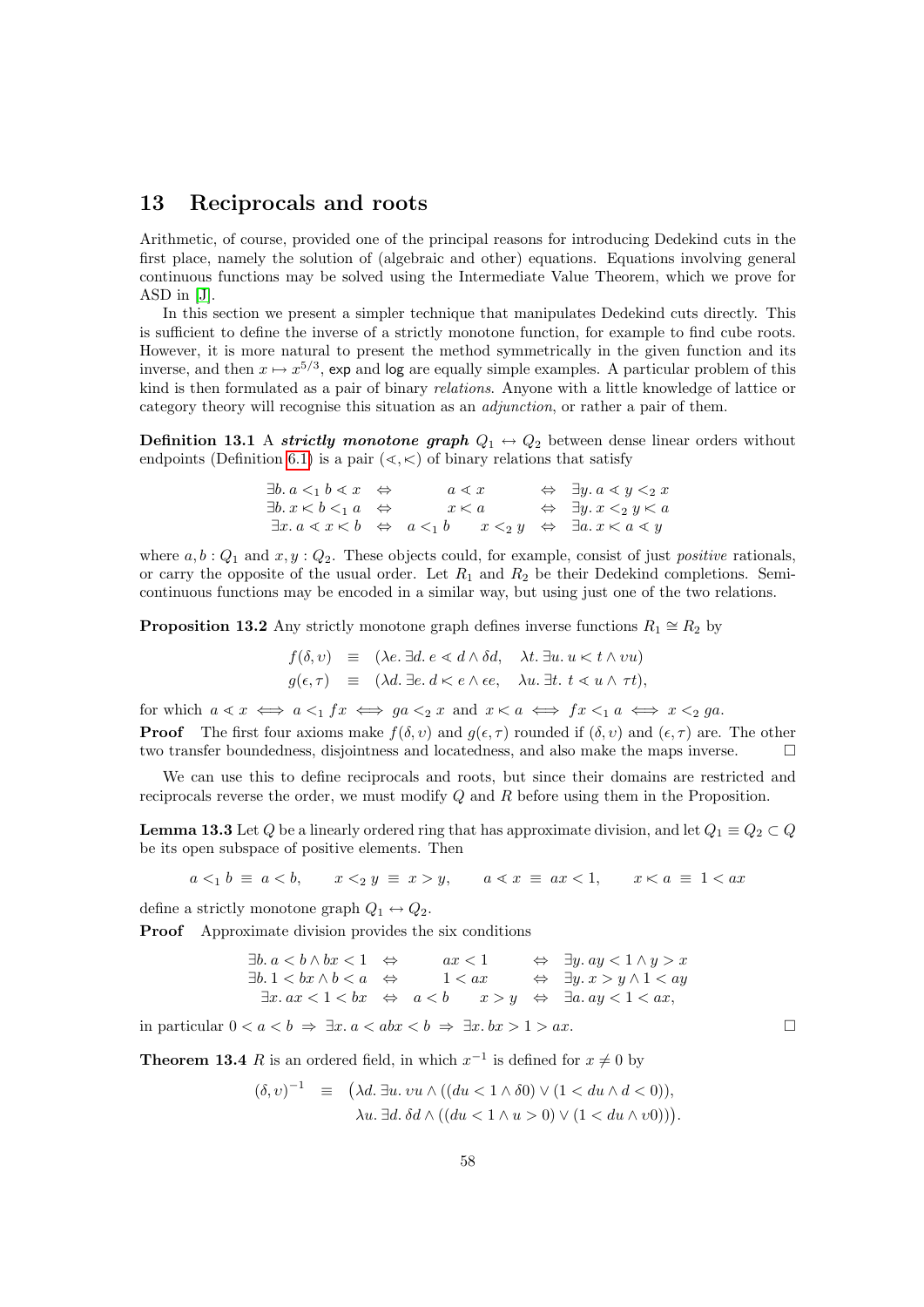## 13 Reciprocals and roots

Arithmetic, of course, provided one of the principal reasons for introducing Dedekind cuts in the first place, namely the solution of (algebraic and other) equations. Equations involving general continuous functions may be solved using the Intermediate Value Theorem, which we prove for ASD in [J].

In this section we present a simpler technique that manipulates Dedekind cuts directly. This is sufficient to define the inverse of a strictly monotone function, for example to find cube roots. However, it is more natural to present the method symmetrically in the given function and its inverse, and then $x \mapsto x^{5/3}$, $\mathsf{exp}$ and $\mathsf{log}$ are equally simple examples. A particular problem of this kind is then formulated as a pair of binary *relations*. Anyone with a little knowledge of lattice or category theory will recognise this situation as an *adjunction*, or rather a pair of them.

**Definition 13.1** A ***strictly monotone graph*** $Q_1 \leftrightarrow Q_2$ between dense linear orders without endpoints (Definition 6.1) is a pair $(\lessdot, \gtrdot)$ of binary relations that satisfy

$$\begin{array}{rcccl} \exists b.\, a <_1 b \lessdot x & \Leftrightarrow & a \lessdot x & \Leftrightarrow & \exists y.\, a \lessdot y <_2 x \\ \exists b.\, x \gtrdot b <_1 a & \Leftrightarrow & x \gtrdot a & \Leftrightarrow & \exists y.\, x <_2 y \gtrdot a \\ \exists x.\, a \lessdot x \gtrdot b & \Leftrightarrow & a <_1 b \qquad x <_2 y & \Leftrightarrow & \exists a.\, x \gtrdot a \lessdot y \end{array}$$

where $a, b : Q_1$ and $x, y : Q_2$. These objects could, for example, consist of just *positive* rationals, or carry the opposite of the usual order. Let $R_1$ and $R_2$ be their Dedekind completions. Semi-continuous functions may be encoded in a similar way, but using just one of the two relations.

**Proposition 13.2** Any strictly monotone graph defines inverse functions $R_1 \cong R_2$ by

$$\begin{array}{rcl} f(\delta, \upsilon) & \equiv & (\lambda e.\, \exists d.\, e \lessdot d \wedge \delta d, \quad \lambda t.\, \exists u.\, u \gtrdot t \wedge \upsilon u) \\ g(\epsilon, \tau) & \equiv & (\lambda d.\, \exists e.\, d \gtrdot e \wedge \epsilon e, \quad \lambda u.\, \exists t.\, t \lessdot u \wedge \tau t), \end{array}$$

for which $a \lessdot x \iff a <_1 fx \iff ga <_2 x$ and $x \gtrdot a \iff fx <_1 a \iff x <_2 ga$.

**Proof** The first four axioms make $f(\delta, \upsilon)$ and $g(\epsilon, \tau)$ rounded if $(\delta, \upsilon)$ and $(\epsilon, \tau)$ are. The other two transfer boundedness, disjointness and locatedness, and also make the maps inverse. □

We can use this to define reciprocals and roots, but since their domains are restricted and reciprocals reverse the order, we must modify $Q$ and $R$ before using them in the Proposition.

**Lemma 13.3** Let $Q$ be a linearly ordered ring that has approximate division, and let $Q_1 \equiv Q_2 \subset Q$ be its open subspace of positive elements. Then

$$a <_1 b \equiv a < b, \qquad x <_2 y \equiv x > y, \qquad a \lessdot x \equiv ax < 1, \qquad x \gtrdot a \equiv 1 < ax$$

define a strictly monotone graph $Q_1 \leftrightarrow Q_2$.

**Proof** Approximate division provides the six conditions

$$\begin{array}{rcccl} \exists b.\, a < b \wedge bx < 1 & \Leftrightarrow & ax < 1 & \Leftrightarrow & \exists y.\, ay < 1 \wedge y > x \\ \exists b.\, 1 < bx \wedge b < a & \Leftrightarrow & 1 < ax & \Leftrightarrow & \exists y.\, x > y \wedge 1 < ay \\ \exists x.\, ax < 1 < bx & \Leftrightarrow & a < b \qquad x > y & \Leftrightarrow & \exists a.\, ay < 1 < ax, \end{array}$$

in particular $0 < a < b \Rightarrow \exists x.\, a < abx < b \Rightarrow \exists x.\, bx > 1 > ax$. □

**Theorem 13.4** $R$ is an ordered field, in which $x^{-1}$ is defined for $x \neq 0$ by

$$\begin{array}{rcl} (\delta, \upsilon)^{-1} & \equiv & \big(\lambda d.\, \exists u.\, \upsilon u \wedge ((du < 1 \wedge \delta 0) \vee (1 < du \wedge d < 0)), \\ & & \lambda u.\, \exists d.\, \delta d \wedge ((du < 1 \wedge u > 0) \vee (1 < du \wedge \upsilon 0))\big). \end{array}$$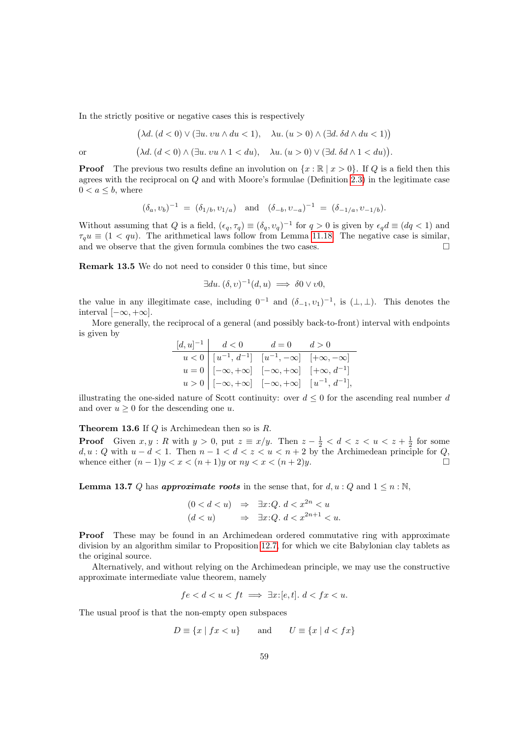In the strictly positive or negative cases this is respectively

$$\big(\lambda d.\,(d<0)\vee(\exists u.\,\upsilon u\wedge du<1),\quad \lambda u.\,(u>0)\wedge(\exists d.\,\delta d\wedge du<1)\big)$$

or

$$\big(\lambda d.\,(d<0)\wedge(\exists u.\,\upsilon u\wedge 1<du),\quad \lambda u.\,(u>0)\vee(\exists d.\,\delta d\wedge 1<du)\big).$$

**Proof** The previous two results define an involution on $\{x:\mathbb{R}\mid x>0\}$. If $Q$ is a field then this agrees with the reciprocal on $Q$ and with Moore's formulae (Definition 2.3) in the legitimate case $0<a\leq b$, where

$$(\delta_a,\upsilon_b)^{-1}\;=\;(\delta_{1/b},\upsilon_{1/a})\quad\text{and}\quad(\delta_{-b},\upsilon_{-a})^{-1}\;=\;(\delta_{-1/a},\upsilon_{-1/b}).$$

Without assuming that $Q$ is a field, $(\epsilon_q,\tau_q)\equiv(\delta_q,\upsilon_q)^{-1}$ for $q>0$ is given by $\epsilon_q d\equiv(dq<1)$ and $\tau_q u\equiv(1<qu)$. The arithmetical laws follow from Lemma 11.18. The negative case is similar, and we observe that the given formula combines the two cases. □

**Remark 13.5** We do not need to consider 0 this time, but since

$$\exists du.\,(\delta,\upsilon)^{-1}(d,u)\implies\delta 0\vee\upsilon 0,$$

the value in any illegitimate case, including $0^{-1}$ and $(\delta_{-1},\upsilon_1)^{-1}$, is $(\bot,\bot)$. This denotes the interval $[-\infty,+\infty]$.

More generally, the reciprocal of a general (and possibly back-to-front) interval with endpoints is given by

| $[d,u]^{-1}$ | $d<0$ | $d=0$ | $d>0$ |
|---|---|---|---|
| $u<0$ | $[u^{-1},\,d^{-1}]$ | $[u^{-1},-\infty]$ | $[+\infty,-\infty]$ |
| $u=0$ | $[-\infty,+\infty]$ | $[-\infty,+\infty]$ | $[+\infty,\,d^{-1}]$ |
| $u>0$ | $[-\infty,+\infty]$ | $[-\infty,+\infty]$ | $[u^{-1},\,d^{-1}]$, |

illustrating the one-sided nature of Scott continuity: over $d\leq 0$ for the ascending real number $d$ and over $u\geq 0$ for the descending one $u$.

**Theorem 13.6** If $Q$ is Archimedean then so is $R$.

**Proof** Given $x,y:R$ with $y>0$, put $z\equiv x/y$. Then $z-\frac{1}{2}<d<z<u<z+\frac{1}{2}$ for some $d,u:Q$ with $u-d<1$. Then $n-1<d<z<u<n+2$ by the Archimedean principle for $Q$, whence either $(n-1)y<x<(n+1)y$ or $ny<x<(n+2)y$. □

**Lemma 13.7** $Q$ has ***approximate roots*** in the sense that, for $d,u:Q$ and $1\leq n:\mathbb{N}$,

$$\begin{array}{lcl}(0<d<u) & \Rightarrow & \exists x{:}Q.\;d<x^{2n}<u\\ (d<u) & \Rightarrow & \exists x{:}Q.\;d<x^{2n+1}<u.\end{array}$$

**Proof** These may be found in an Archimedean ordered commutative ring with approximate division by an algorithm similar to Proposition 12.7, for which we cite Babylonian clay tablets as the original source.

Alternatively, and without relying on the Archimedean principle, we may use the constructive approximate intermediate value theorem, namely

$$fe<d<u<ft\implies\exists x{:}[e,t].\;d<fx<u.$$

The usual proof is that the non-empty open subspaces

$$D\equiv\{x\mid fx<u\}\qquad\text{and}\qquad U\equiv\{x\mid d<fx\}$$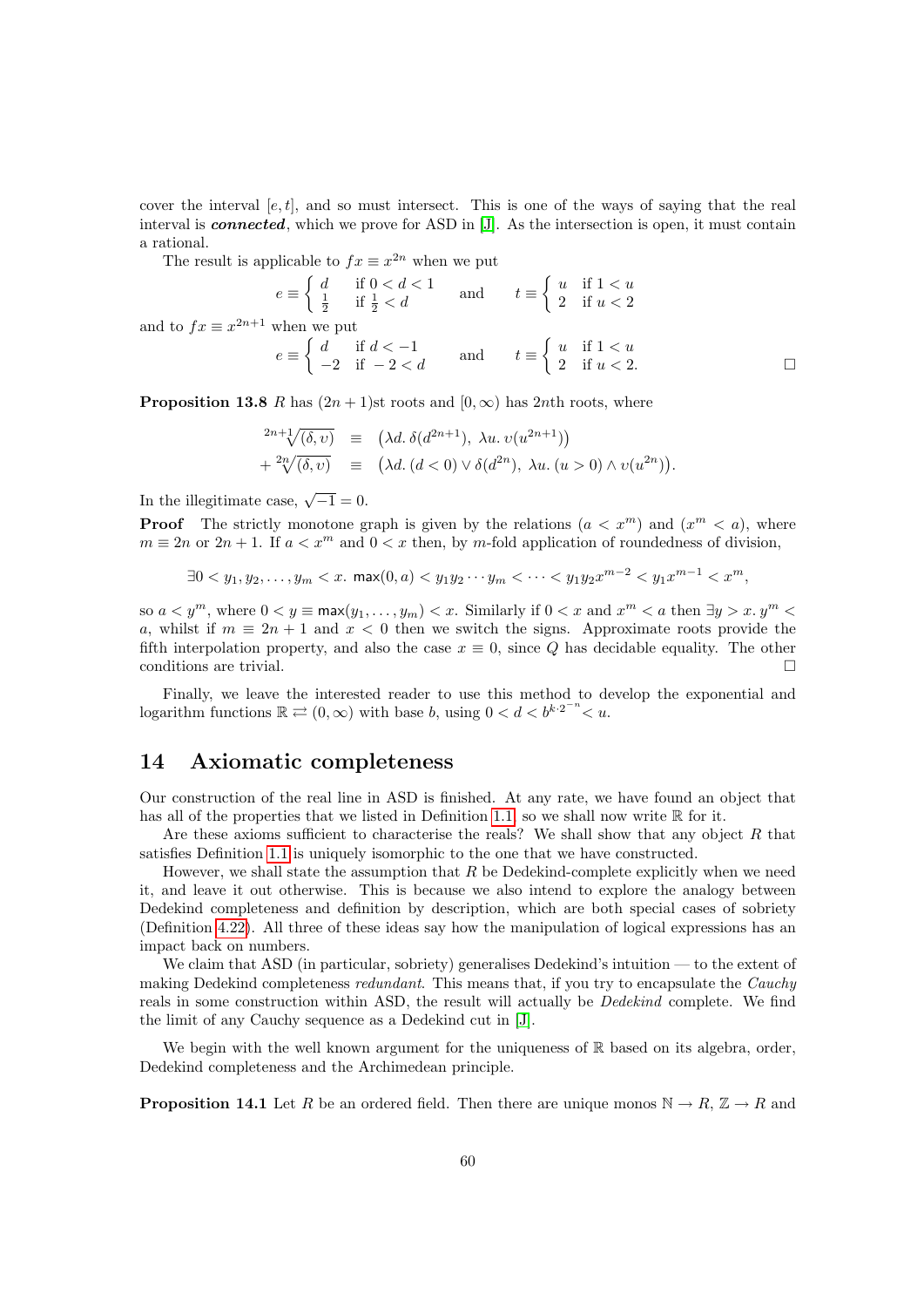cover the interval $[e,t]$, and so must intersect. This is one of the ways of saying that the real interval is ***connected***, which we prove for ASD in [J]. As the intersection is open, it must contain a rational.

The result is applicable to $fx \equiv x^{2n}$ when we put

$$e \equiv \begin{cases} d & \text{if } 0 < d < 1 \\ \frac{1}{2} & \text{if } \frac{1}{2} < d \end{cases} \qquad \text{and} \qquad t \equiv \begin{cases} u & \text{if } 1 < u \\ 2 & \text{if } u < 2 \end{cases}$$

and to $fx \equiv x^{2n+1}$ when we put

$$e \equiv \begin{cases} d & \text{if } d < -1 \\ -2 & \text{if } -2 < d \end{cases} \qquad \text{and} \qquad t \equiv \begin{cases} u & \text{if } 1 < u \\ 2 & \text{if } u < 2. \end{cases}$$

□

**Proposition 13.8** $R$ has $(2n+1)$st roots and $[0,\infty)$ has $2n$th roots, where

$$\begin{aligned} \sqrt[2n+1]{(\delta,\upsilon)} &\equiv \big(\lambda d.\, \delta(d^{2n+1}),\ \lambda u.\, \upsilon(u^{2n+1})\big) \\ +\sqrt[2n]{(\delta,\upsilon)} &\equiv \big(\lambda d.\, (d<0) \vee \delta(d^{2n}),\ \lambda u.\, (u>0) \wedge \upsilon(u^{2n})\big). \end{aligned}$$

In the illegitimate case, $\sqrt{-1} = 0$.

**Proof** The strictly monotone graph is given by the relations $(a < x^m)$ and $(x^m < a)$, where $m \equiv 2n$ or $2n+1$. If $a < x^m$ and $0 < x$ then, by $m$-fold application of roundedness of division,

$$\exists 0 < y_1, y_2, \ldots, y_m < x.\ \mathsf{max}(0,a) < y_1 y_2 \cdots y_m < \cdots < y_1 y_2 x^{m-2} < y_1 x^{m-1} < x^m,$$

so $a < y^m$, where $0 < y \equiv \mathsf{max}(y_1,\ldots,y_m) < x$. Similarly if $0 < x$ and $x^m < a$ then $\exists y > x.\ y^m < a$, whilst if $m \equiv 2n+1$ and $x < 0$ then we switch the signs. Approximate roots provide the fifth interpolation property, and also the case $x \equiv 0$, since $Q$ has decidable equality. The other conditions are trivial. □

Finally, we leave the interested reader to use this method to develop the exponential and logarithm functions $\mathbb{R} \rightleftarrows (0,\infty)$ with base $b$, using $0 < d < b^{k \cdot 2^{-n}} < u$.

## 14 Axiomatic completeness

Our construction of the real line in ASD is finished. At any rate, we have found an object that has all of the properties that we listed in Definition 1.1, so we shall now write $\mathbb{R}$ for it.

Are these axioms sufficient to characterise the reals? We shall show that any object $R$ that satisfies Definition 1.1 is uniquely isomorphic to the one that we have constructed.

However, we shall state the assumption that $R$ be Dedekind-complete explicitly when we need it, and leave it out otherwise. This is because we also intend to explore the analogy between Dedekind completeness and definition by description, which are both special cases of sobriety (Definition 4.22). All three of these ideas say how the manipulation of logical expressions has an impact back on numbers.

We claim that ASD (in particular, sobriety) generalises Dedekind's intuition — to the extent of making Dedekind completeness *redundant*. This means that, if you try to encapsulate the *Cauchy* reals in some construction within ASD, the result will actually be *Dedekind* complete. We find the limit of any Cauchy sequence as a Dedekind cut in [J].

We begin with the well known argument for the uniqueness of $\mathbb{R}$ based on its algebra, order, Dedekind completeness and the Archimedean principle.

**Proposition 14.1** Let $R$ be an ordered field. Then there are unique monos $\mathbb{N} \to R$, $\mathbb{Z} \to R$ and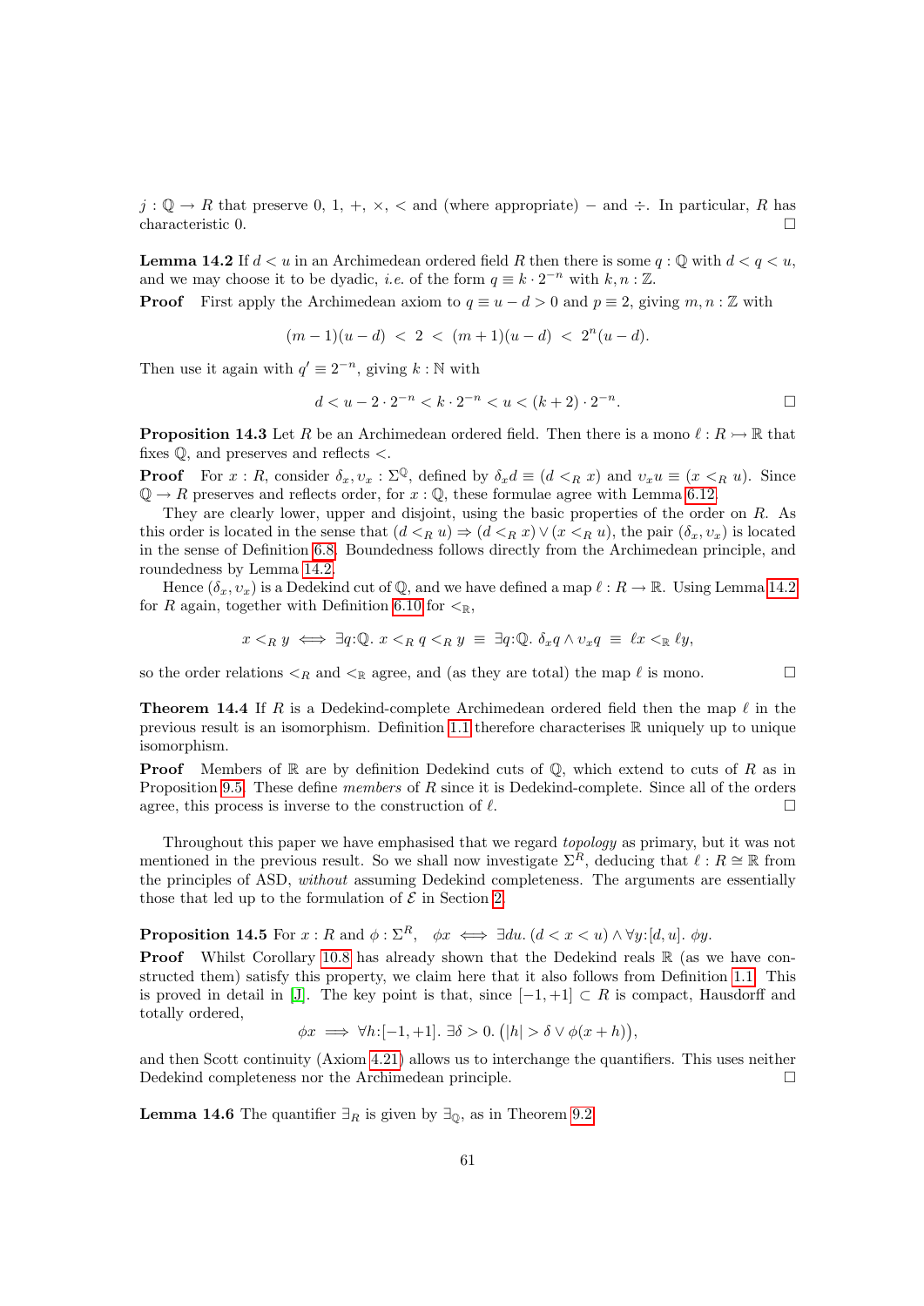$j : \mathbb{Q} \to R$ that preserve 0, 1, +, ×, < and (where appropriate) − and ÷. In particular, $R$ has characteristic 0. ☐

**Lemma 14.2** If $d < u$ in an Archimedean ordered field $R$ then there is some $q : \mathbb{Q}$ with $d < q < u$, and we may choose it to be dyadic, *i.e.* of the form $q \equiv k \cdot 2^{-n}$ with $k, n : \mathbb{Z}$.

**Proof** First apply the Archimedean axiom to $q \equiv u - d > 0$ and $p \equiv 2$, giving $m, n : \mathbb{Z}$ with

$$(m-1)(u-d) \;<\; 2 \;<\; (m+1)(u-d) \;<\; 2^n(u-d).$$

Then use it again with $q' \equiv 2^{-n}$, giving $k : \mathbb{N}$ with

$$d < u - 2 \cdot 2^{-n} < k \cdot 2^{-n} < u < (k+2) \cdot 2^{-n}.$$

☐

**Proposition 14.3** Let $R$ be an Archimedean ordered field. Then there is a mono $\ell : R \rightarrowtail \mathbb{R}$ that fixes $\mathbb{Q}$, and preserves and reflects $<$.

**Proof** For $x : R$, consider $\delta_x, \upsilon_x : \Sigma^{\mathbb{Q}}$, defined by $\delta_x d \equiv (d <_R x)$ and $\upsilon_x u \equiv (x <_R u)$. Since $\mathbb{Q} \to R$ preserves and reflects order, for $x : \mathbb{Q}$, these formulae agree with Lemma 6.12.

They are clearly lower, upper and disjoint, using the basic properties of the order on $R$. As this order is located in the sense that $(d <_R u) \Rightarrow (d <_R x) \vee (x <_R u)$, the pair $(\delta_x, \upsilon_x)$ is located in the sense of Definition 6.8. Boundedness follows directly from the Archimedean principle, and roundedness by Lemma 14.2.

Hence $(\delta_x, \upsilon_x)$ is a Dedekind cut of $\mathbb{Q}$, and we have defined a map $\ell : R \to \mathbb{R}$. Using Lemma 14.2 for $R$ again, together with Definition 6.10 for $<_{\mathbb{R}}$,

$$x <_R y \iff \exists q{:}\mathbb{Q}.\; x <_R q <_R y \;\equiv\; \exists q{:}\mathbb{Q}.\; \delta_x q \wedge \upsilon_x q \;\equiv\; \ell x <_{\mathbb{R}} \ell y,$$

so the order relations $<_R$ and $<_{\mathbb{R}}$ agree, and (as they are total) the map $\ell$ is mono. ☐

**Theorem 14.4** If $R$ is a Dedekind-complete Archimedean ordered field then the map $\ell$ in the previous result is an isomorphism. Definition 1.1 therefore characterises $\mathbb{R}$ uniquely up to unique isomorphism.

**Proof** Members of $\mathbb{R}$ are by definition Dedekind cuts of $\mathbb{Q}$, which extend to cuts of $R$ as in Proposition 9.5. These define *members* of $R$ since it is Dedekind-complete. Since all of the orders agree, this process is inverse to the construction of $\ell$. ☐

Throughout this paper we have emphasised that we regard *topology* as primary, but it was not mentioned in the previous result. So we shall now investigate $\Sigma^R$, deducing that $\ell : R \cong \mathbb{R}$ from the principles of ASD, *without* assuming Dedekind completeness. The arguments are essentially those that led up to the formulation of $\mathcal{E}$ in Section 2.

**Proposition 14.5** For $x : R$ and $\phi : \Sigma^R$, $\quad \phi x \iff \exists du.\, (d < x < u) \wedge \forall y{:}[d, u].\; \phi y$.

**Proof** Whilst Corollary 10.8 has already shown that the Dedekind reals $\mathbb{R}$ (as we have constructed them) satisfy this property, we claim here that it also follows from Definition 1.1. This is proved in detail in [J]. The key point is that, since $[-1, +1] \subset R$ is compact, Hausdorff and totally ordered,

$$\phi x \implies \forall h{:}[-1, +1].\; \exists \delta > 0.\; \big(|h| > \delta \vee \phi(x + h)\big),$$

and then Scott continuity (Axiom 4.21) allows us to interchange the quantifiers. This uses neither Dedekind completeness nor the Archimedean principle. ☐

**Lemma 14.6** The quantifier $\exists_R$ is given by $\exists_{\mathbb{Q}}$, as in Theorem 9.2.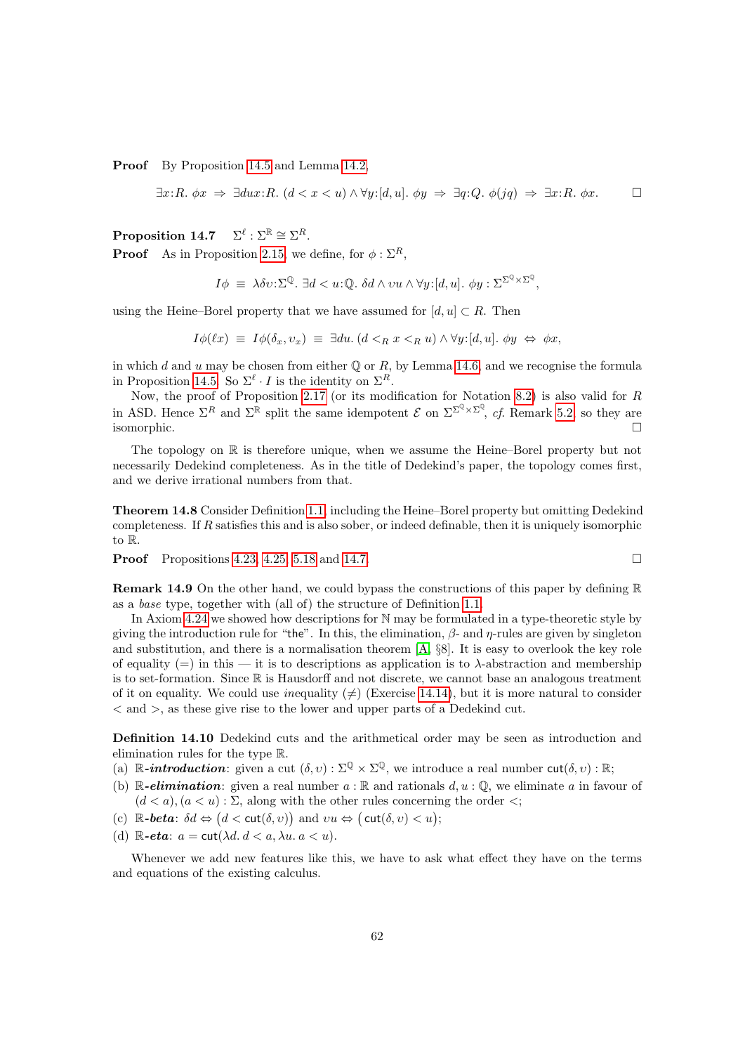**Proof** By Proposition 14.5 and Lemma 14.2,

$$\exists x{:}R.\ \phi x \ \Rightarrow\ \exists dux{:}R.\ (d < x < u) \wedge \forall y{:}[d,u].\ \phi y \ \Rightarrow\ \exists q{:}Q.\ \phi(jq) \ \Rightarrow\ \exists x{:}R.\ \phi x. \qquad \square$$

**Proposition 14.7** $\Sigma^\ell : \Sigma^{\mathbb{R}} \cong \Sigma^R$.

**Proof** As in Proposition 2.15, we define, for $\phi : \Sigma^R$,

$$I\phi \ \equiv\ \lambda\delta\upsilon{:}\Sigma^{\mathbb{Q}}.\ \exists d < u{:}\mathbb{Q}.\ \delta d \wedge \upsilon u \wedge \forall y{:}[d,u].\ \phi y : \Sigma^{\Sigma^{\mathbb{Q}}\times\Sigma^{\mathbb{Q}}},$$

using the Heine–Borel property that we have assumed for $[d,u] \subset R$. Then

$$I\phi(\ell x) \ \equiv\ I\phi(\delta_x, \upsilon_x) \ \equiv\ \exists du.\ (d <_R x <_R u) \wedge \forall y{:}[d,u].\ \phi y \ \Leftrightarrow\ \phi x,$$

in which $d$ and $u$ may be chosen from either $\mathbb{Q}$ or $R$, by Lemma 14.6, and we recognise the formula in Proposition 14.5. So $\Sigma^\ell \cdot I$ is the identity on $\Sigma^R$.

Now, the proof of Proposition 2.17 (or its modification for Notation 8.2) is also valid for $R$ in ASD. Hence $\Sigma^R$ and $\Sigma^{\mathbb{R}}$ split the same idempotent $\mathcal{E}$ on $\Sigma^{\Sigma^{\mathbb{Q}}\times\Sigma^{\mathbb{Q}}}$, *cf.* Remark 5.2, so they are isomorphic. $\square$

The topology on $\mathbb{R}$ is therefore unique, when we assume the Heine–Borel property but not necessarily Dedekind completeness. As in the title of Dedekind's paper, the topology comes first, and we derive irrational numbers from that.

**Theorem 14.8** Consider Definition 1.1, including the Heine–Borel property but omitting Dedekind completeness. If $R$ satisfies this and is also sober, or indeed definable, then it is uniquely isomorphic to $\mathbb{R}$.

**Proof** Propositions 4.23, 4.25, 5.18 and 14.7. $\square$

**Remark 14.9** On the other hand, we could bypass the constructions of this paper by defining $\mathbb{R}$ as a *base* type, together with (all of) the structure of Definition 1.1.

In Axiom 4.24 we showed how descriptions for $\mathbb{N}$ may be formulated in a type-theoretic style by giving the introduction rule for "the". In this, the elimination, $\beta$- and $\eta$-rules are given by singleton and substitution, and there is a normalisation theorem [A, §8]. It is easy to overlook the key role of equality ($=$) in this — it is to descriptions as application is to $\lambda$-abstraction and membership is to set-formation. Since $\mathbb{R}$ is Hausdorff and not discrete, we cannot base an analogous treatment of it on equality. We could use *in*equality ($\neq$) (Exercise 14.14), but it is more natural to consider $<$ and $>$, as these give rise to the lower and upper parts of a Dedekind cut.

**Definition 14.10** Dedekind cuts and the arithmetical order may be seen as introduction and elimination rules for the type $\mathbb{R}$.

(a) $\mathbb{R}$-***introduction***: given a cut $(\delta,\upsilon) : \Sigma^{\mathbb{Q}} \times \Sigma^{\mathbb{Q}}$, we introduce a real number $\mathsf{cut}(\delta,\upsilon) : \mathbb{R}$;

(b) $\mathbb{R}$-***elimination***: given a real number $a : \mathbb{R}$ and rationals $d, u : \mathbb{Q}$, we eliminate $a$ in favour of $(d < a), (a < u) : \Sigma$, along with the other rules concerning the order $<$;

(c) $\mathbb{R}$-***beta***: $\delta d \Leftrightarrow \big(d < \mathsf{cut}(\delta,\upsilon)\big)$ and $\upsilon u \Leftrightarrow \big(\mathsf{cut}(\delta,\upsilon) < u\big)$;

(d) $\mathbb{R}$-***eta***: $a = \mathsf{cut}(\lambda d.\ d < a, \lambda u.\ a < u)$.

Whenever we add new features like this, we have to ask what effect they have on the terms and equations of the existing calculus.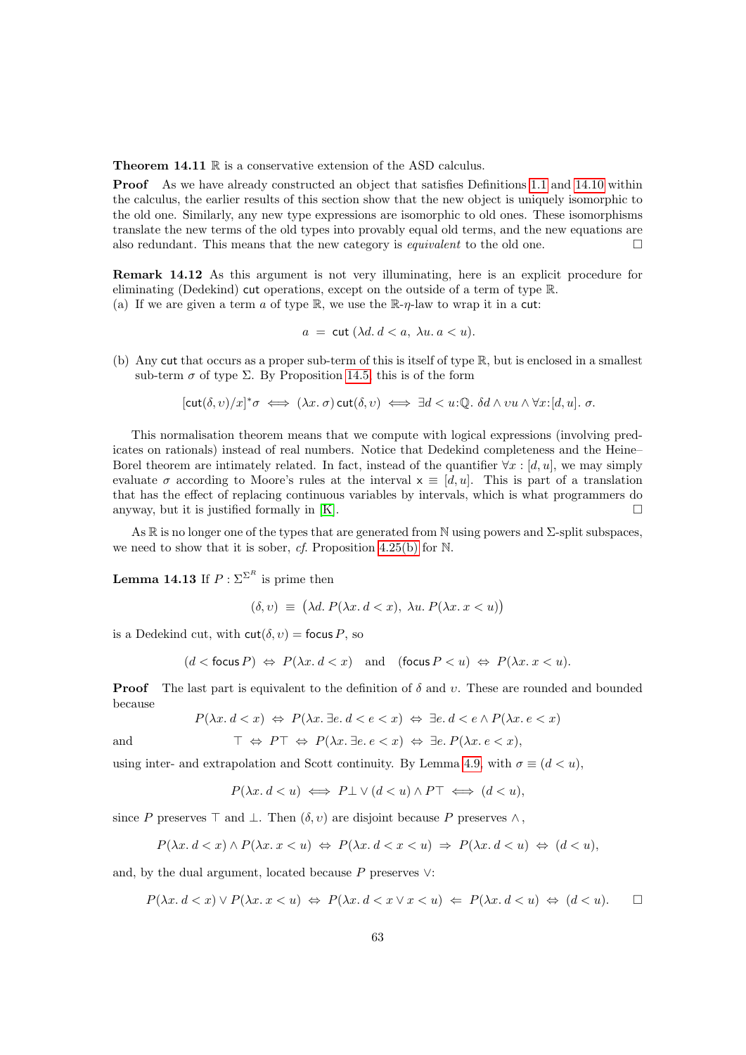**Theorem 14.11** $\mathbb{R}$ is a conservative extension of the ASD calculus.

**Proof** As we have already constructed an object that satisfies Definitions 1.1 and 14.10 within the calculus, the earlier results of this section show that the new object is uniquely isomorphic to the old one. Similarly, any new type expressions are isomorphic to old ones. These isomorphisms translate the new terms of the old types into provably equal old terms, and the new equations are also redundant. This means that the new category is *equivalent* to the old one. □

**Remark 14.12** As this argument is not very illuminating, here is an explicit procedure for eliminating (Dedekind) $\mathsf{cut}$ operations, except on the outside of a term of type $\mathbb{R}$.

(a) If we are given a term $a$ of type $\mathbb{R}$, we use the $\mathbb{R}$-$\eta$-law to wrap it in a $\mathsf{cut}$:

$$a \;=\; \mathsf{cut}\,(\lambda d.\, d < a,\ \lambda u.\, a < u).$$

(b) Any $\mathsf{cut}$ that occurs as a proper sub-term of this is itself of type $\mathbb{R}$, but is enclosed in a smallest sub-term $\sigma$ of type $\Sigma$. By Proposition 14.5, this is of the form

$$[\mathsf{cut}(\delta,\upsilon)/x]^*\sigma \iff (\lambda x.\,\sigma)\,\mathsf{cut}(\delta,\upsilon) \iff \exists d < u{:}\mathbb{Q}.\ \delta d \wedge \upsilon u \wedge \forall x{:}[d,u].\ \sigma.$$

This normalisation theorem means that we compute with logical expressions (involving predicates on rationals) instead of real numbers. Notice that Dedekind completeness and the Heine–Borel theorem are intimately related. In fact, instead of the quantifier $\forall x : [d,u]$, we may simply evaluate $\sigma$ according to Moore's rules at the interval $\mathsf{x} \equiv [d,u]$. This is part of a translation that has the effect of replacing continuous variables by intervals, which is what programmers do anyway, but it is justified formally in [K]. □

As $\mathbb{R}$ is no longer one of the types that are generated from $\mathbb{N}$ using powers and $\Sigma$-split subspaces, we need to show that it is sober, *cf.* Proposition 4.25(b) for $\mathbb{N}$.

**Lemma 14.13** If $P : \Sigma^{\Sigma^R}$ is prime then

$$(\delta,\upsilon) \;\equiv\; \big(\lambda d.\, P(\lambda x.\, d < x),\ \lambda u.\, P(\lambda x.\, x < u)\big)$$

is a Dedekind cut, with $\mathsf{cut}(\delta,\upsilon) = \mathsf{focus}\, P$, so

$$(d < \mathsf{focus}\, P) \;\Leftrightarrow\; P(\lambda x.\, d < x) \quad \text{and} \quad (\mathsf{focus}\, P < u) \;\Leftrightarrow\; P(\lambda x.\, x < u).$$

**Proof** The last part is equivalent to the definition of $\delta$ and $\upsilon$. These are rounded and bounded because

$$P(\lambda x.\, d < x) \;\Leftrightarrow\; P(\lambda x.\, \exists e.\, d < e < x) \;\Leftrightarrow\; \exists e.\, d < e \wedge P(\lambda x.\, e < x)$$

and

$$\top \;\Leftrightarrow\; P\top \;\Leftrightarrow\; P(\lambda x.\, \exists e.\, e < x) \;\Leftrightarrow\; \exists e.\, P(\lambda x.\, e < x),$$

using inter- and extrapolation and Scott continuity. By Lemma 4.9, with $\sigma \equiv (d < u)$,

$$P(\lambda x.\, d < u) \iff P\bot \vee (d < u) \wedge P\top \iff (d < u),$$

since $P$ preserves $\top$ and $\bot$. Then $(\delta,\upsilon)$ are disjoint because $P$ preserves $\wedge$,

$$P(\lambda x.\, d < x) \wedge P(\lambda x.\, x < u) \;\Leftrightarrow\; P(\lambda x.\, d < x < u) \;\Rightarrow\; P(\lambda x.\, d < u) \;\Leftrightarrow\; (d < u),$$

and, by the dual argument, located because $P$ preserves $\vee$:

$$P(\lambda x.\, d < x) \vee P(\lambda x.\, x < u) \;\Leftrightarrow\; P(\lambda x.\, d < x \vee x < u) \;\Leftarrow\; P(\lambda x.\, d < u) \;\Leftrightarrow\; (d < u). \qquad \square$$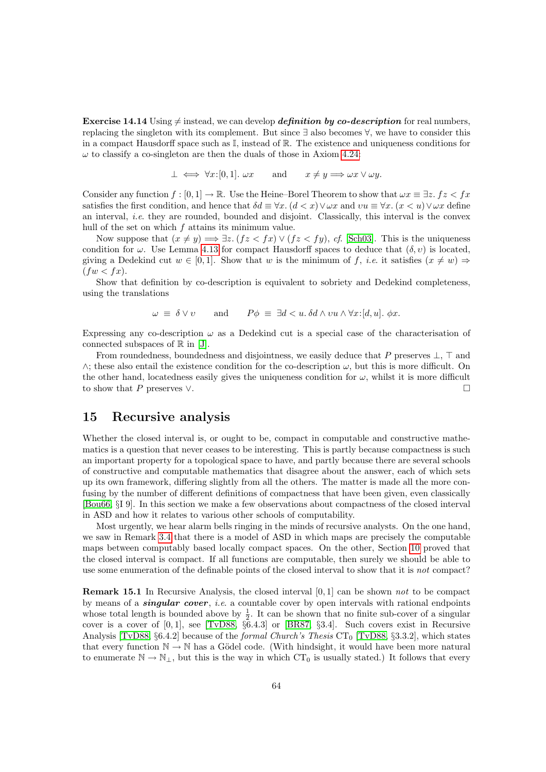**Exercise 14.14** Using $\neq$ instead, we can develop ***definition by co-description*** for real numbers, replacing the singleton with its complement. But since $\exists$ also becomes $\forall$, we have to consider this in a compact Hausdorff space such as $\mathbb{I}$, instead of $\mathbb{R}$. The existence and uniqueness conditions for $\omega$ to classify a co-singleton are then the duals of those in Axiom 4.24:

$$\bot \iff \forall x{:}[0,1].\ \omega x \qquad \text{and} \qquad x \neq y \Longrightarrow \omega x \vee \omega y.$$

Consider any function $f : [0,1] \to \mathbb{R}$. Use the Heine–Borel Theorem to show that $\omega x \equiv \exists z.\ fz < fx$ satisfies the first condition, and hence that $\delta d \equiv \forall x.\ (d < x) \vee \omega x$ and $\upsilon u \equiv \forall x.\ (x < u) \vee \omega x$ define an interval, *i.e.* they are rounded, bounded and disjoint. Classically, this interval is the convex hull of the set on which $f$ attains its minimum value.

Now suppose that $(x \neq y) \Longrightarrow \exists z.\ (fz < fx) \vee (fz < fy)$, *cf.* [Sch03]. This is the uniqueness condition for $\omega$. Use Lemma 4.13 for compact Hausdorff spaces to deduce that $(\delta, \upsilon)$ is located, giving a Dedekind cut $w \in [0,1]$. Show that $w$ is the minimum of $f$, *i.e.* it satisfies $(x \neq w) \Rightarrow (fw < fx)$.

Show that definition by co-description is equivalent to sobriety and Dedekind completeness, using the translations

$$\omega \ \equiv\ \delta \vee \upsilon \qquad \text{and} \qquad P\phi \ \equiv\ \exists d < u.\ \delta d \wedge \upsilon u \wedge \forall x{:}[d,u].\ \phi x.$$

Expressing any co-description $\omega$ as a Dedekind cut is a special case of the characterisation of connected subspaces of $\mathbb{R}$ in [J].

From roundedness, boundedness and disjointness, we easily deduce that $P$ preserves $\bot$, $\top$ and $\wedge$; these also entail the existence condition for the co-description $\omega$, but this is more difficult. On the other hand, locatedness easily gives the uniqueness condition for $\omega$, whilst it is more difficult to show that $P$ preserves $\vee$. □

## 15 Recursive analysis

Whether the closed interval is, or ought to be, compact in computable and constructive mathematics is a question that never ceases to be interesting. This is partly because compactness is such an important property for a topological space to have, and partly because there are several schools of constructive and computable mathematics that disagree about the answer, each of which sets up its own framework, differing slightly from all the others. The matter is made all the more confusing by the number of different definitions of compactness that have been given, even classically [Bou66, §I 9]. In this section we make a few observations about compactness of the closed interval in ASD and how it relates to various other schools of computability.

Most urgently, we hear alarm bells ringing in the minds of recursive analysts. On the one hand, we saw in Remark 3.4 that there is a model of ASD in which maps are precisely the computable maps between computably based locally compact spaces. On the other, Section 10 proved that the closed interval is compact. If all functions are computable, then surely we should be able to use some enumeration of the definable points of the closed interval to show that it is *not* compact?

**Remark 15.1** In Recursive Analysis, the closed interval $[0,1]$ can be shown *not* to be compact by means of a ***singular cover***, *i.e.* a countable cover by open intervals with rational endpoints whose total length is bounded above by $\frac{1}{2}$. It can be shown that no finite sub-cover of a singular cover is a cover of $[0,1]$, see [TvD88, §6.4.3] or [BR87, §3.4]. Such covers exist in Recursive Analysis [TvD88, §6.4.2] because of the *formal Church's Thesis* $\mathrm{CT}_0$ [TvD88, §3.3.2], which states that every function $\mathbb{N} \to \mathbb{N}$ has a Gödel code. (With hindsight, it would have been more natural to enumerate $\mathbb{N} \to \mathbb{N}_\bot$, but this is the way in which $\mathrm{CT}_0$ is usually stated.) It follows that every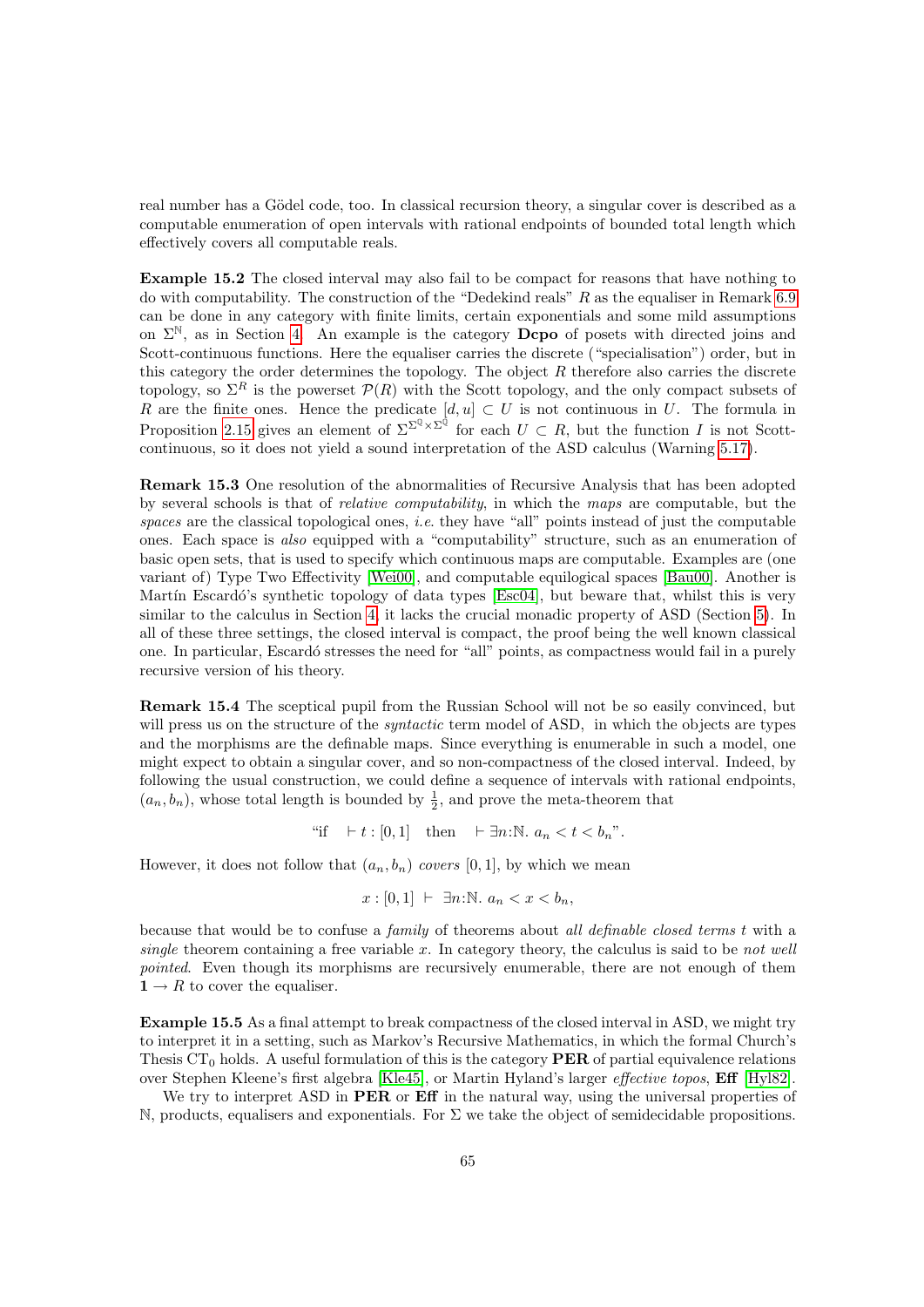real number has a Gödel code, too. In classical recursion theory, a singular cover is described as a computable enumeration of open intervals with rational endpoints of bounded total length which effectively covers all computable reals.

**Example 15.2** The closed interval may also fail to be compact for reasons that have nothing to do with computability. The construction of the "Dedekind reals" $R$ as the equaliser in Remark 6.9 can be done in any category with finite limits, certain exponentials and some mild assumptions on $\Sigma^{\mathbb{N}}$, as in Section 4. An example is the category **Dcpo** of posets with directed joins and Scott-continuous functions. Here the equaliser carries the discrete ("specialisation") order, but in this category the order determines the topology. The object $R$ therefore also carries the discrete topology, so $\Sigma^R$ is the powerset $\mathcal{P}(R)$ with the Scott topology, and the only compact subsets of $R$ are the finite ones. Hence the predicate $[d, u] \subset U$ is not continuous in $U$. The formula in Proposition 2.15 gives an element of $\Sigma^{\Sigma^{\mathbb{Q}} \times \Sigma^{\mathbb{Q}}}$ for each $U \subset R$, but the function $I$ is not Scott-continuous, so it does not yield a sound interpretation of the ASD calculus (Warning 5.17).

**Remark 15.3** One resolution of the abnormalities of Recursive Analysis that has been adopted by several schools is that of *relative computability*, in which the *maps* are computable, but the *spaces* are the classical topological ones, *i.e.* they have "all" points instead of just the computable ones. Each space is *also* equipped with a "computability" structure, such as an enumeration of basic open sets, that is used to specify which continuous maps are computable. Examples are (one variant of) Type Two Effectivity [Wei00], and computable equilogical spaces [Bau00]. Another is Martín Escardó's synthetic topology of data types [Esc04], but beware that, whilst this is very similar to the calculus in Section 4, it lacks the crucial monadic property of ASD (Section 5). In all of these three settings, the closed interval is compact, the proof being the well known classical one. In particular, Escardó stresses the need for "all" points, as compactness would fail in a purely recursive version of his theory.

**Remark 15.4** The sceptical pupil from the Russian School will not be so easily convinced, but will press us on the structure of the *syntactic* term model of ASD, in which the objects are types and the morphisms are the definable maps. Since everything is enumerable in such a model, one might expect to obtain a singular cover, and so non-compactness of the closed interval. Indeed, by following the usual construction, we could define a sequence of intervals with rational endpoints, $(a_n, b_n)$, whose total length is bounded by $\frac{1}{2}$, and prove the meta-theorem that

$$\text{“if} \quad \vdash t : [0,1] \quad \text{then} \quad \vdash \exists n{:}\mathbb{N}.\ a_n < t < b_n\text{”}.$$

However, it does not follow that $(a_n, b_n)$ *covers* $[0, 1]$, by which we mean

$$x : [0,1] \ \vdash\ \exists n{:}\mathbb{N}.\ a_n < x < b_n,$$

because that would be to confuse a *family* of theorems about *all definable closed terms* $t$ with a *single* theorem containing a free variable $x$. In category theory, the calculus is said to be *not well pointed*. Even though its morphisms are recursively enumerable, there are not enough of them $\mathbf{1} \to R$ to cover the equaliser.

**Example 15.5** As a final attempt to break compactness of the closed interval in ASD, we might try to interpret it in a setting, such as Markov's Recursive Mathematics, in which the formal Church's Thesis $\mathrm{CT}_0$ holds. A useful formulation of this is the category **PER** of partial equivalence relations over Stephen Kleene's first algebra [Kle45], or Martin Hyland's larger *effective topos*, **Eff** [Hyl82].

We try to interpret ASD in **PER** or **Eff** in the natural way, using the universal properties of $\mathbb{N}$, products, equalisers and exponentials. For $\Sigma$ we take the object of semidecidable propositions.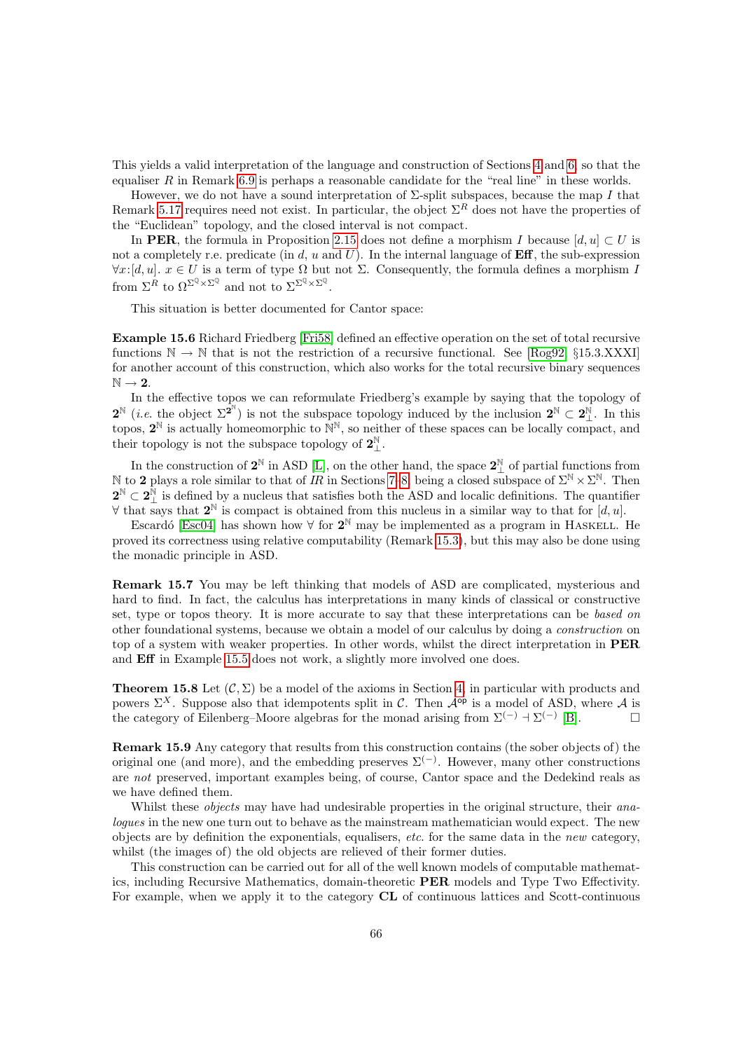This yields a valid interpretation of the language and construction of Sections 4 and 6, so that the equaliser $R$ in Remark 6.9 is perhaps a reasonable candidate for the "real line" in these worlds.

However, we do not have a sound interpretation of $\Sigma$-split subspaces, because the map $I$ that Remark 5.17 requires need not exist. In particular, the object $\Sigma^R$ does not have the properties of the "Euclidean" topology, and the closed interval is not compact.

In **PER**, the formula in Proposition 2.15 does not define a morphism $I$ because $[d, u] \subset U$ is not a completely r.e. predicate (in $d$, $u$ and $U$). In the internal language of **Eff**, the sub-expression $\forall x{:}[d, u].\ x \in U$ is a term of type $\Omega$ but not $\Sigma$. Consequently, the formula defines a morphism $I$ from $\Sigma^R$ to $\Omega^{\Sigma^{\mathbb{Q}} \times \Sigma^{\mathbb{Q}}}$ and not to $\Sigma^{\Sigma^{\mathbb{Q}} \times \Sigma^{\mathbb{Q}}}$.

This situation is better documented for Cantor space:

**Example 15.6** Richard Friedberg [Fri58] defined an effective operation on the set of total recursive functions $\mathbb{N} \to \mathbb{N}$ that is not the restriction of a recursive functional. See [Rog92, §15.3.XXXI] for another account of this construction, which also works for the total recursive binary sequences $\mathbb{N} \to \mathbf{2}$.

In the effective topos we can reformulate Friedberg's example by saying that the topology of $\mathbf{2}^{\mathbb{N}}$ (*i.e.* the object $\Sigma^{\mathbf{2}^{\mathbb{N}}}$) is not the subspace topology induced by the inclusion $\mathbf{2}^{\mathbb{N}} \subset \mathbf{2}_{\perp}^{\mathbb{N}}$. In this topos, $\mathbf{2}^{\mathbb{N}}$ is actually homeomorphic to $\mathbb{N}^{\mathbb{N}}$, so neither of these spaces can be locally compact, and their topology is not the subspace topology of $\mathbf{2}_{\perp}^{\mathbb{N}}$.

In the construction of $\mathbf{2}^{\mathbb{N}}$ in ASD [L], on the other hand, the space $\mathbf{2}_{\perp}^{\mathbb{N}}$ of partial functions from $\mathbb{N}$ to $\mathbf{2}$ plays a role similar to that of $IR$ in Sections 7–8, being a closed subspace of $\Sigma^{\mathbb{N}} \times \Sigma^{\mathbb{N}}$. Then $\mathbf{2}^{\mathbb{N}} \subset \mathbf{2}_{\perp}^{\mathbb{N}}$ is defined by a nucleus that satisfies both the ASD and localic definitions. The quantifier $\forall$ that says that $\mathbf{2}^{\mathbb{N}}$ is compact is obtained from this nucleus in a similar way to that for $[d, u]$.

Escardó [Esc04] has shown how $\forall$ for $\mathbf{2}^{\mathbb{N}}$ may be implemented as a program in HASKELL. He proved its correctness using relative computability (Remark 15.3), but this may also be done using the monadic principle in ASD.

**Remark 15.7** You may be left thinking that models of ASD are complicated, mysterious and hard to find. In fact, the calculus has interpretations in many kinds of classical or constructive set, type or topos theory. It is more accurate to say that these interpretations can be *based on* other foundational systems, because we obtain a model of our calculus by doing a *construction* on top of a system with weaker properties. In other words, whilst the direct interpretation in **PER** and **Eff** in Example 15.5 does not work, a slightly more involved one does.

**Theorem 15.8** Let $(\mathcal{C}, \Sigma)$ be a model of the axioms in Section 4, in particular with products and powers $\Sigma^X$. Suppose also that idempotents split in $\mathcal{C}$. Then $\mathcal{A}^{\mathsf{op}}$ is a model of ASD, where $\mathcal{A}$ is the category of Eilenberg–Moore algebras for the monad arising from $\Sigma^{(-)} \dashv \Sigma^{(-)}$ [B]. □

**Remark 15.9** Any category that results from this construction contains (the sober objects of) the original one (and more), and the embedding preserves $\Sigma^{(-)}$. However, many other constructions are *not* preserved, important examples being, of course, Cantor space and the Dedekind reals as we have defined them.

Whilst these *objects* may have had undesirable properties in the original structure, their *analogues* in the new one turn out to behave as the mainstream mathematician would expect. The new objects are by definition the exponentials, equalisers, *etc.* for the same data in the *new* category, whilst (the images of) the old objects are relieved of their former duties.

This construction can be carried out for all of the well known models of computable mathematics, including Recursive Mathematics, domain-theoretic **PER** models and Type Two Effectivity. For example, when we apply it to the category **CL** of continuous lattices and Scott-continuous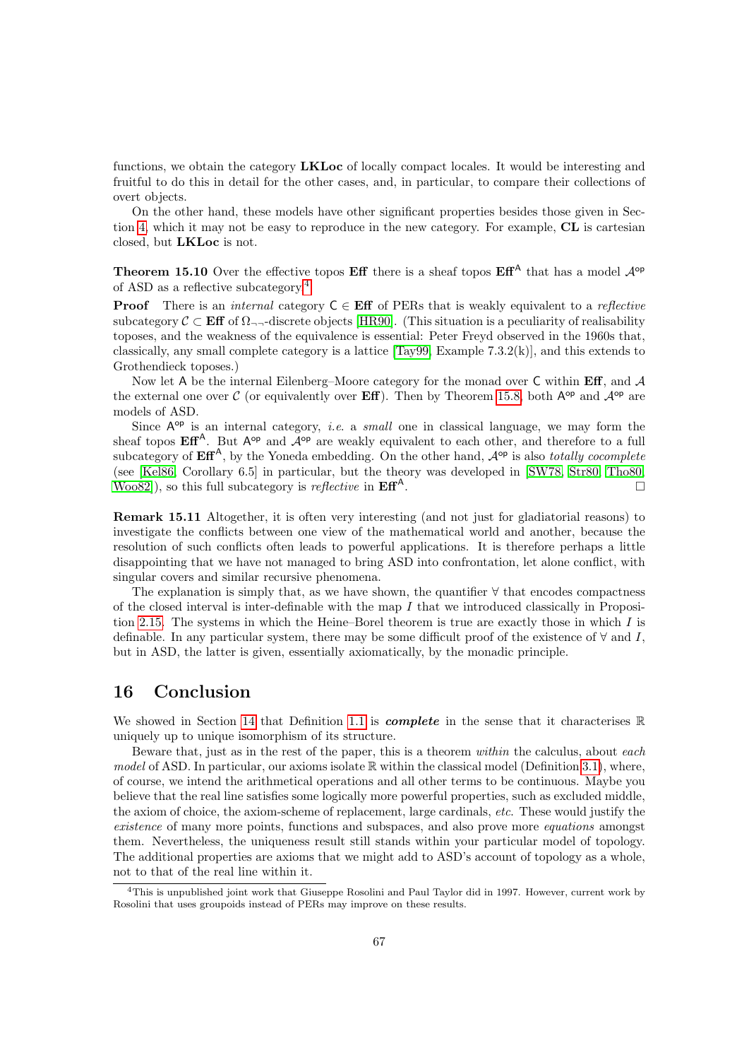functions, we obtain the category **LKLoc** of locally compact locales. It would be interesting and fruitful to do this in detail for the other cases, and, in particular, to compare their collections of overt objects.

On the other hand, these models have other significant properties besides those given in Section 4, which it may not be easy to reproduce in the new category. For example, **CL** is cartesian closed, but **LKLoc** is not.

**Theorem 15.10** Over the effective topos **Eff** there is a sheaf topos $\mathbf{Eff}^{\mathsf{A}}$ that has a model $\mathcal{A}^{\mathsf{op}}$ of ASD as a reflective subcategory.[4]

**Proof** There is an *internal* category $\mathsf{C} \in \mathbf{Eff}$ of PERs that is weakly equivalent to a *reflective* subcategory $\mathcal{C} \subset \mathbf{Eff}$ of $\Omega_{\neg\neg}$-discrete objects [HR90]. (This situation is a peculiarity of realisability toposes, and the weakness of the equivalence is essential: Peter Freyd observed in the 1960s that, classically, any small complete category is a lattice [Tay99, Example 7.3.2(k)], and this extends to Grothendieck toposes.)

Now let $\mathsf{A}$ be the internal Eilenberg–Moore category for the monad over $\mathsf{C}$ within **Eff**, and $\mathcal{A}$ the external one over $\mathcal{C}$ (or equivalently over **Eff**). Then by Theorem 15.8, both $\mathsf{A}^{\mathsf{op}}$ and $\mathcal{A}^{\mathsf{op}}$ are models of ASD.

Since $\mathsf{A}^{\mathsf{op}}$ is an internal category, *i.e.* a *small* one in classical language, we may form the sheaf topos $\mathbf{Eff}^{\mathsf{A}}$. But $\mathsf{A}^{\mathsf{op}}$ and $\mathcal{A}^{\mathsf{op}}$ are weakly equivalent to each other, and therefore to a full subcategory of $\mathbf{Eff}^{\mathsf{A}}$, by the Yoneda embedding. On the other hand, $\mathcal{A}^{\mathsf{op}}$ is also *totally cocomplete* (see [Kel86, Corollary 6.5] in particular, but the theory was developed in [SW78, Str80, Tho80, Woo82]), so this full subcategory is *reflective* in $\mathbf{Eff}^{\mathsf{A}}$. $\square$

**Remark 15.11** Altogether, it is often very interesting (and not just for gladiatorial reasons) to investigate the conflicts between one view of the mathematical world and another, because the resolution of such conflicts often leads to powerful applications. It is therefore perhaps a little disappointing that we have not managed to bring ASD into confrontation, let alone conflict, with singular covers and similar recursive phenomena.

The explanation is simply that, as we have shown, the quantifier $\forall$ that encodes compactness of the closed interval is inter-definable with the map $I$ that we introduced classically in Proposition 2.15. The systems in which the Heine–Borel theorem is true are exactly those in which $I$ is definable. In any particular system, there may be some difficult proof of the existence of $\forall$ and $I$, but in ASD, the latter is given, essentially axiomatically, by the monadic principle.

# 16 Conclusion

We showed in Section 14 that Definition 1.1 is ***complete*** in the sense that it characterises $\mathbb{R}$ uniquely up to unique isomorphism of its structure.

Beware that, just as in the rest of the paper, this is a theorem *within* the calculus, about *each model* of ASD. In particular, our axioms isolate $\mathbb{R}$ within the classical model (Definition 3.1), where, of course, we intend the arithmetical operations and all other terms to be continuous. Maybe you believe that the real line satisfies some logically more powerful properties, such as excluded middle, the axiom of choice, the axiom-scheme of replacement, large cardinals, *etc.* These would justify the *existence* of many more points, functions and subspaces, and also prove more *equations* amongst them. Nevertheless, the uniqueness result still stands within your particular model of topology. The additional properties are axioms that we might add to ASD's account of topology as a whole, not to that of the real line within it.

[4] This is unpublished joint work that Giuseppe Rosolini and Paul Taylor did in 1997. However, current work by Rosolini that uses groupoids instead of PERs may improve on these results.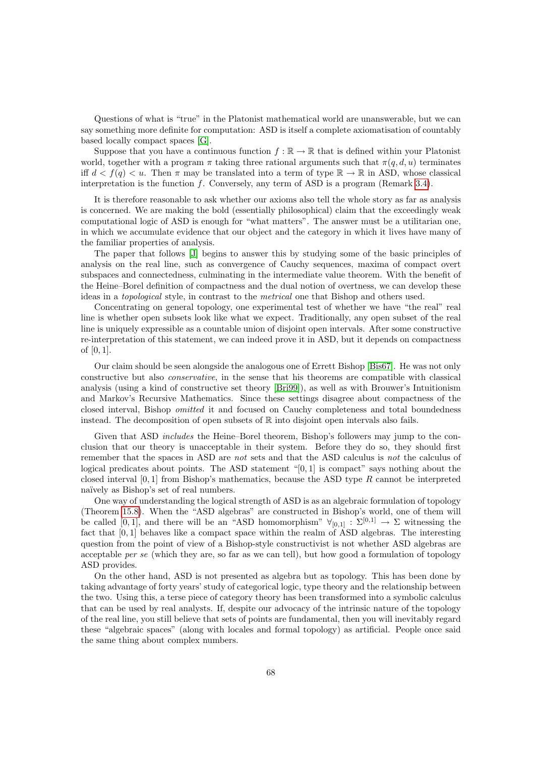Questions of what is "true" in the Platonist mathematical world are unanswerable, but we can say something more definite for computation: ASD is itself a complete axiomatisation of countably based locally compact spaces [G].

Suppose that you have a continuous function $f : \mathbb{R} \to \mathbb{R}$ that is defined within your Platonist world, together with a program $\pi$ taking three rational arguments such that $\pi(q, d, u)$ terminates iff $d < f(q) < u$. Then $\pi$ may be translated into a term of type $\mathbb{R} \to \mathbb{R}$ in ASD, whose classical interpretation is the function $f$. Conversely, any term of ASD is a program (Remark 3.4).

It is therefore reasonable to ask whether our axioms also tell the whole story as far as analysis is concerned. We are making the bold (essentially philosophical) claim that the exceedingly weak computational logic of ASD is enough for "what matters". The answer must be a utilitarian one, in which we accumulate evidence that our object and the category in which it lives have many of the familiar properties of analysis.

The paper that follows [J] begins to answer this by studying some of the basic principles of analysis on the real line, such as convergence of Cauchy sequences, maxima of compact overt subspaces and connectedness, culminating in the intermediate value theorem. With the benefit of the Heine–Borel definition of compactness and the dual notion of overtness, we can develop these ideas in a *topological* style, in contrast to the *metrical* one that Bishop and others used.

Concentrating on general topology, one experimental test of whether we have "the real" real line is whether open subsets look like what we expect. Traditionally, any open subset of the real line is uniquely expressible as a countable union of disjoint open intervals. After some constructive re-interpretation of this statement, we can indeed prove it in ASD, but it depends on compactness of $[0, 1]$.

Our claim should be seen alongside the analogous one of Errett Bishop [Bis67]. He was not only constructive but also *conservative*, in the sense that his theorems are compatible with classical analysis (using a kind of constructive set theory [Bri99]), as well as with Brouwer's Intuitionism and Markov's Recursive Mathematics. Since these settings disagree about compactness of the closed interval, Bishop *omitted* it and focused on Cauchy completeness and total boundedness instead. The decomposition of open subsets of $\mathbb{R}$ into disjoint open intervals also fails.

Given that ASD *includes* the Heine–Borel theorem, Bishop's followers may jump to the conclusion that our theory is unacceptable in their system. Before they do so, they should first remember that the spaces in ASD are *not* sets and that the ASD calculus is *not* the calculus of logical predicates about points. The ASD statement "$[0, 1]$ is compact" says nothing about the closed interval $[0, 1]$ from Bishop's mathematics, because the ASD type $R$ cannot be interpreted naïvely as Bishop's set of real numbers.

One way of understanding the logical strength of ASD is as an algebraic formulation of topology (Theorem 15.8). When the "ASD algebras" are constructed in Bishop's world, one of them will be called $[0, 1]$, and there will be an "ASD homomorphism" $\forall_{[0,1]} : \Sigma^{[0,1]} \to \Sigma$ witnessing the fact that $[0, 1]$ behaves like a compact space within the realm of ASD algebras. The interesting question from the point of view of a Bishop-style constructivist is not whether ASD algebras are acceptable *per se* (which they are, so far as we can tell), but how good a formulation of topology ASD provides.

On the other hand, ASD is not presented as algebra but as topology. This has been done by taking advantage of forty years' study of categorical logic, type theory and the relationship between the two. Using this, a terse piece of category theory has been transformed into a symbolic calculus that can be used by real analysts. If, despite our advocacy of the intrinsic nature of the topology of the real line, you still believe that sets of points are fundamental, then you will inevitably regard these "algebraic spaces" (along with locales and formal topology) as artificial. People once said the same thing about complex numbers.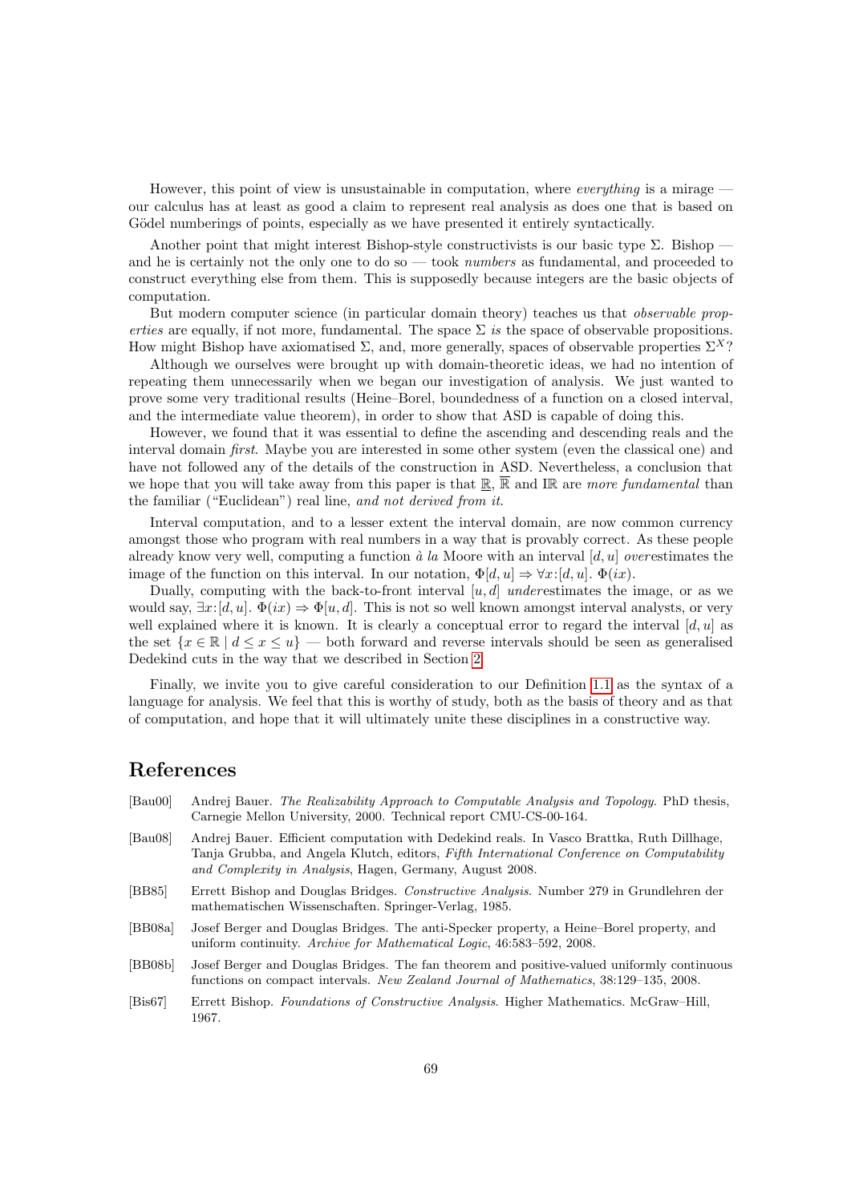However, this point of view is unsustainable in computation, where *everything* is a mirage — our calculus has at least as good a claim to represent real analysis as does one that is based on Gödel numberings of points, especially as we have presented it entirely syntactically.

Another point that might interest Bishop-style constructivists is our basic type $\Sigma$. Bishop — and he is certainly not the only one to do so — took *numbers* as fundamental, and proceeded to construct everything else from them. This is supposedly because integers are the basic objects of computation.

But modern computer science (in particular domain theory) teaches us that *observable properties* are equally, if not more, fundamental. The space $\Sigma$ *is* the space of observable propositions. How might Bishop have axiomatised $\Sigma$, and, more generally, spaces of observable properties $\Sigma^X$?

Although we ourselves were brought up with domain-theoretic ideas, we had no intention of repeating them unnecessarily when we began our investigation of analysis. We just wanted to prove some very traditional results (Heine–Borel, boundedness of a function on a closed interval, and the intermediate value theorem), in order to show that ASD is capable of doing this.

However, we found that it was essential to define the ascending and descending reals and the interval domain *first*. Maybe you are interested in some other system (even the classical one) and have not followed any of the details of the construction in ASD. Nevertheless, a conclusion that we hope that you will take away from this paper is that $\underline{\mathbb{R}}$, $\overline{\mathbb{R}}$ and $\mathrm{I}\mathbb{R}$ are *more fundamental* than the familiar ("Euclidean") real line, *and not derived from it*.

Interval computation, and to a lesser extent the interval domain, are now common currency amongst those who program with real numbers in a way that is provably correct. As these people already know very well, computing a function *à la* Moore with an interval $[d, u]$ *over*estimates the image of the function on this interval. In our notation, $\Phi[d, u] \Rightarrow \forall x{:}[d, u].\ \Phi(ix)$.

Dually, computing with the back-to-front interval $[u, d]$ *under*estimates the image, or as we would say, $\exists x{:}[d, u].\ \Phi(ix) \Rightarrow \Phi[u, d]$. This is not so well known amongst interval analysts, or very well explained where it is known. It is clearly a conceptual error to regard the interval $[d, u]$ as the set $\{x \in \mathbb{R} \mid d \le x \le u\}$ — both forward and reverse intervals should be seen as generalised Dedekind cuts in the way that we described in Section 2.

Finally, we invite you to give careful consideration to our Definition 1.1 as the syntax of a language for analysis. We feel that this is worthy of study, both as the basis of theory and as that of computation, and hope that it will ultimately unite these disciplines in a constructive way.

# References

[Bau00] Andrej Bauer. *The Realizability Approach to Computable Analysis and Topology*. PhD thesis, Carnegie Mellon University, 2000. Technical report CMU-CS-00-164.

[Bau08] Andrej Bauer. Efficient computation with Dedekind reals. In Vasco Brattka, Ruth Dillhage, Tanja Grubba, and Angela Klutch, editors, *Fifth International Conference on Computability and Complexity in Analysis*, Hagen, Germany, August 2008.

[BB85] Errett Bishop and Douglas Bridges. *Constructive Analysis*. Number 279 in Grundlehren der mathematischen Wissenschaften. Springer-Verlag, 1985.

[BB08a] Josef Berger and Douglas Bridges. The anti-Specker property, a Heine–Borel property, and uniform continuity. *Archive for Mathematical Logic*, 46:583–592, 2008.

[BB08b] Josef Berger and Douglas Bridges. The fan theorem and positive-valued uniformly continuous functions on compact intervals. *New Zealand Journal of Mathematics*, 38:129–135, 2008.

[Bis67] Errett Bishop. *Foundations of Constructive Analysis*. Higher Mathematics. McGraw–Hill, 1967.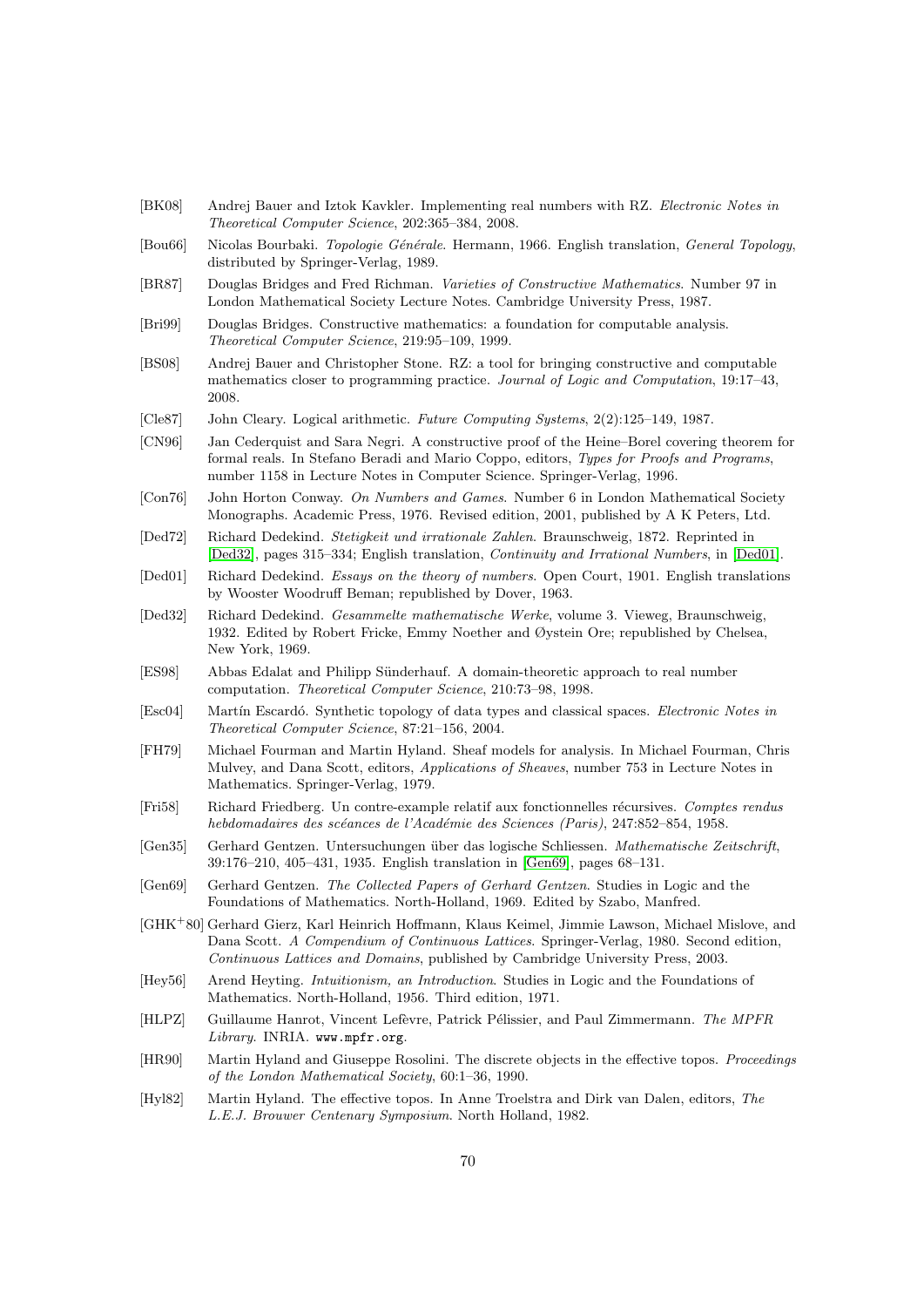[BK08] Andrej Bauer and Iztok Kavkler. Implementing real numbers with RZ. *Electronic Notes in Theoretical Computer Science*, 202:365–384, 2008.

[Bou66] Nicolas Bourbaki. *Topologie Générale*. Hermann, 1966. English translation, *General Topology*, distributed by Springer-Verlag, 1989.

[BR87] Douglas Bridges and Fred Richman. *Varieties of Constructive Mathematics*. Number 97 in London Mathematical Society Lecture Notes. Cambridge University Press, 1987.

[Bri99] Douglas Bridges. Constructive mathematics: a foundation for computable analysis. *Theoretical Computer Science*, 219:95–109, 1999.

[BS08] Andrej Bauer and Christopher Stone. RZ: a tool for bringing constructive and computable mathematics closer to programming practice. *Journal of Logic and Computation*, 19:17–43, 2008.

[Cle87] John Cleary. Logical arithmetic. *Future Computing Systems*, 2(2):125–149, 1987.

[CN96] Jan Cederquist and Sara Negri. A constructive proof of the Heine–Borel covering theorem for formal reals. In Stefano Beradi and Mario Coppo, editors, *Types for Proofs and Programs*, number 1158 in Lecture Notes in Computer Science. Springer-Verlag, 1996.

[Con76] John Horton Conway. *On Numbers and Games*. Number 6 in London Mathematical Society Monographs. Academic Press, 1976. Revised edition, 2001, published by A K Peters, Ltd.

[Ded72] Richard Dedekind. *Stetigkeit und irrationale Zahlen*. Braunschweig, 1872. Reprinted in [Ded32], pages 315–334; English translation, *Continuity and Irrational Numbers*, in [Ded01].

[Ded01] Richard Dedekind. *Essays on the theory of numbers*. Open Court, 1901. English translations by Wooster Woodruff Beman; republished by Dover, 1963.

[Ded32] Richard Dedekind. *Gesammelte mathematische Werke*, volume 3. Vieweg, Braunschweig, 1932. Edited by Robert Fricke, Emmy Noether and Øystein Ore; republished by Chelsea, New York, 1969.

[ES98] Abbas Edalat and Philipp Sünderhauf. A domain-theoretic approach to real number computation. *Theoretical Computer Science*, 210:73–98, 1998.

[Esc04] Martín Escardó. Synthetic topology of data types and classical spaces. *Electronic Notes in Theoretical Computer Science*, 87:21–156, 2004.

[FH79] Michael Fourman and Martin Hyland. Sheaf models for analysis. In Michael Fourman, Chris Mulvey, and Dana Scott, editors, *Applications of Sheaves*, number 753 in Lecture Notes in Mathematics. Springer-Verlag, 1979.

[Fri58] Richard Friedberg. Un contre-example relatif aux fonctionnelles récursives. *Comptes rendus hebdomadaires des scéances de l'Académie des Sciences (Paris)*, 247:852–854, 1958.

[Gen35] Gerhard Gentzen. Untersuchungen über das logische Schliessen. *Mathematische Zeitschrift*, 39:176–210, 405–431, 1935. English translation in [Gen69], pages 68–131.

[Gen69] Gerhard Gentzen. The Collected Papers of Gerhard Gentzen. Studies in Logic and the Foundations of Mathematics. North-Holland, 1969. Edited by Szabo, Manfred.

[GHK+80] Gerhard Gierz, Karl Heinrich Hoffmann, Klaus Keimel, Jimmie Lawson, Michael Mislove, and Dana Scott. *A Compendium of Continuous Lattices*. Springer-Verlag, 1980. Second edition, *Continuous Lattices and Domains*, published by Cambridge University Press, 2003.

[Hey56] Arend Heyting. *Intuitionism, an Introduction*. Studies in Logic and the Foundations of Mathematics. North-Holland, 1956. Third edition, 1971.

[HLPZ] Guillaume Hanrot, Vincent Lefèvre, Patrick Pélissier, and Paul Zimmermann. *The MPFR Library*. INRIA. `www.mpfr.org`.

[HR90] Martin Hyland and Giuseppe Rosolini. The discrete objects in the effective topos. *Proceedings of the London Mathematical Society*, 60:1–36, 1990.

[Hyl82] Martin Hyland. The effective topos. In Anne Troelstra and Dirk van Dalen, editors, *The L.E.J. Brouwer Centenary Symposium*. North Holland, 1982.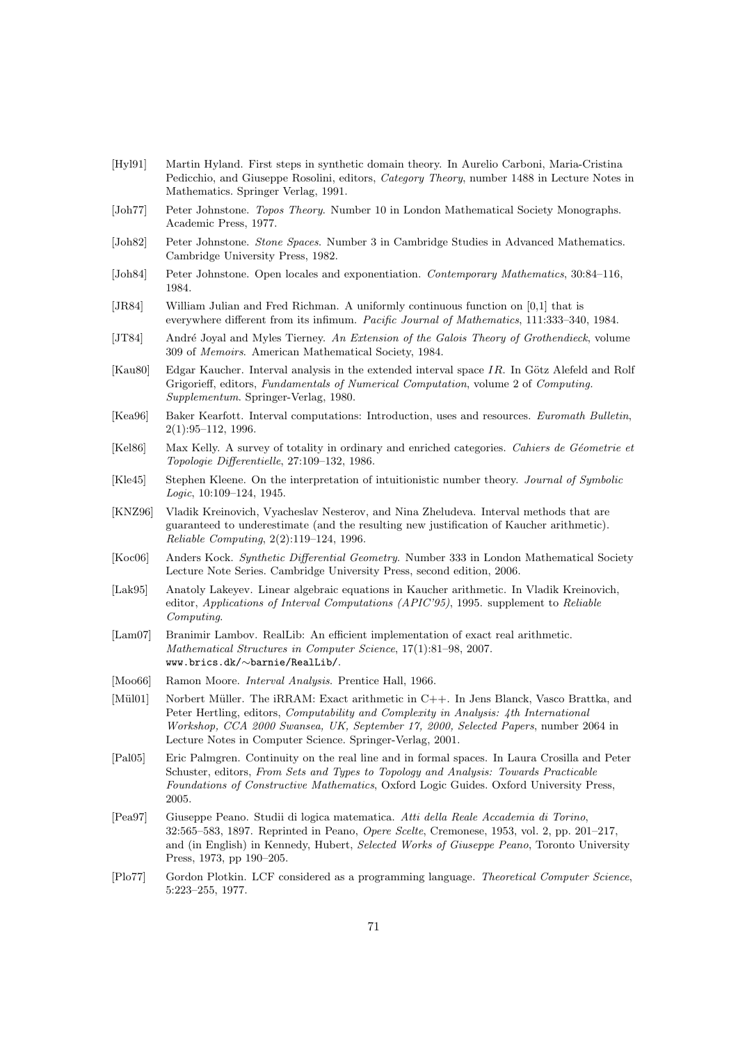[Hyl91] Martin Hyland. First steps in synthetic domain theory. In Aurelio Carboni, Maria-Cristina Pedicchio, and Giuseppe Rosolini, editors, *Category Theory*, number 1488 in Lecture Notes in Mathematics. Springer Verlag, 1991.

[Joh77] Peter Johnstone. *Topos Theory*. Number 10 in London Mathematical Society Monographs. Academic Press, 1977.

[Joh82] Peter Johnstone. *Stone Spaces*. Number 3 in Cambridge Studies in Advanced Mathematics. Cambridge University Press, 1982.

[Joh84] Peter Johnstone. Open locales and exponentiation. *Contemporary Mathematics*, 30:84–116, 1984.

[JR84] William Julian and Fred Richman. A uniformly continuous function on [0,1] that is everywhere different from its infimum. *Pacific Journal of Mathematics*, 111:333–340, 1984.

[JT84] André Joyal and Myles Tierney. *An Extension of the Galois Theory of Grothendieck*, volume 309 of *Memoirs*. American Mathematical Society, 1984.

[Kau80] Edgar Kaucher. Interval analysis in the extended interval space $IR$. In Götz Alefeld and Rolf Grigorieff, editors, *Fundamentals of Numerical Computation*, volume 2 of *Computing. Supplementum*. Springer-Verlag, 1980.

[Kea96] Baker Kearfott. Interval computations: Introduction, uses and resources. *Euromath Bulletin*, 2(1):95–112, 1996.

[Kel86] Max Kelly. A survey of totality in ordinary and enriched categories. *Cahiers de Géometrie et Topologie Differentielle*, 27:109–132, 1986.

[Kle45] Stephen Kleene. On the interpretation of intuitionistic number theory. *Journal of Symbolic Logic*, 10:109–124, 1945.

[KNZ96] Vladik Kreinovich, Vyacheslav Nesterov, and Nina Zheludeva. Interval methods that are guaranteed to underestimate (and the resulting new justification of Kaucher arithmetic). *Reliable Computing*, 2(2):119–124, 1996.

[Koc06] Anders Kock. *Synthetic Differential Geometry*. Number 333 in London Mathematical Society Lecture Note Series. Cambridge University Press, second edition, 2006.

[Lak95] Anatoly Lakeyev. Linear algebraic equations in Kaucher arithmetic. In Vladik Kreinovich, editor, *Applications of Interval Computations (APIC'95)*, 1995. supplement to *Reliable Computing*.

[Lam07] Branimir Lambov. RealLib: An efficient implementation of exact real arithmetic. *Mathematical Structures in Computer Science*, 17(1):81–98, 2007. www.brics.dk/~barnie/RealLib/.

[Moo66] Ramon Moore. *Interval Analysis*. Prentice Hall, 1966.

[Mül01] Norbert Müller. The iRRAM: Exact arithmetic in C++. In Jens Blanck, Vasco Brattka, and Peter Hertling, editors, *Computability and Complexity in Analysis: 4th International Workshop, CCA 2000 Swansea, UK, September 17, 2000, Selected Papers*, number 2064 in Lecture Notes in Computer Science. Springer-Verlag, 2001.

[Pal05] Eric Palmgren. Continuity on the real line and in formal spaces. In Laura Crosilla and Peter Schuster, editors, *From Sets and Types to Topology and Analysis: Towards Practicable Foundations of Constructive Mathematics*, Oxford Logic Guides. Oxford University Press, 2005.

[Pea97] Giuseppe Peano. Studii di logica matematica. *Atti della Reale Accademia di Torino*, 32:565–583, 1897. Reprinted in Peano, *Opere Scelte*, Cremonese, 1953, vol. 2, pp. 201–217, and (in English) in Kennedy, Hubert, *Selected Works of Giuseppe Peano*, Toronto University Press, 1973, pp 190–205.

[Plo77] Gordon Plotkin. LCF considered as a programming language. *Theoretical Computer Science*, 5:223–255, 1977.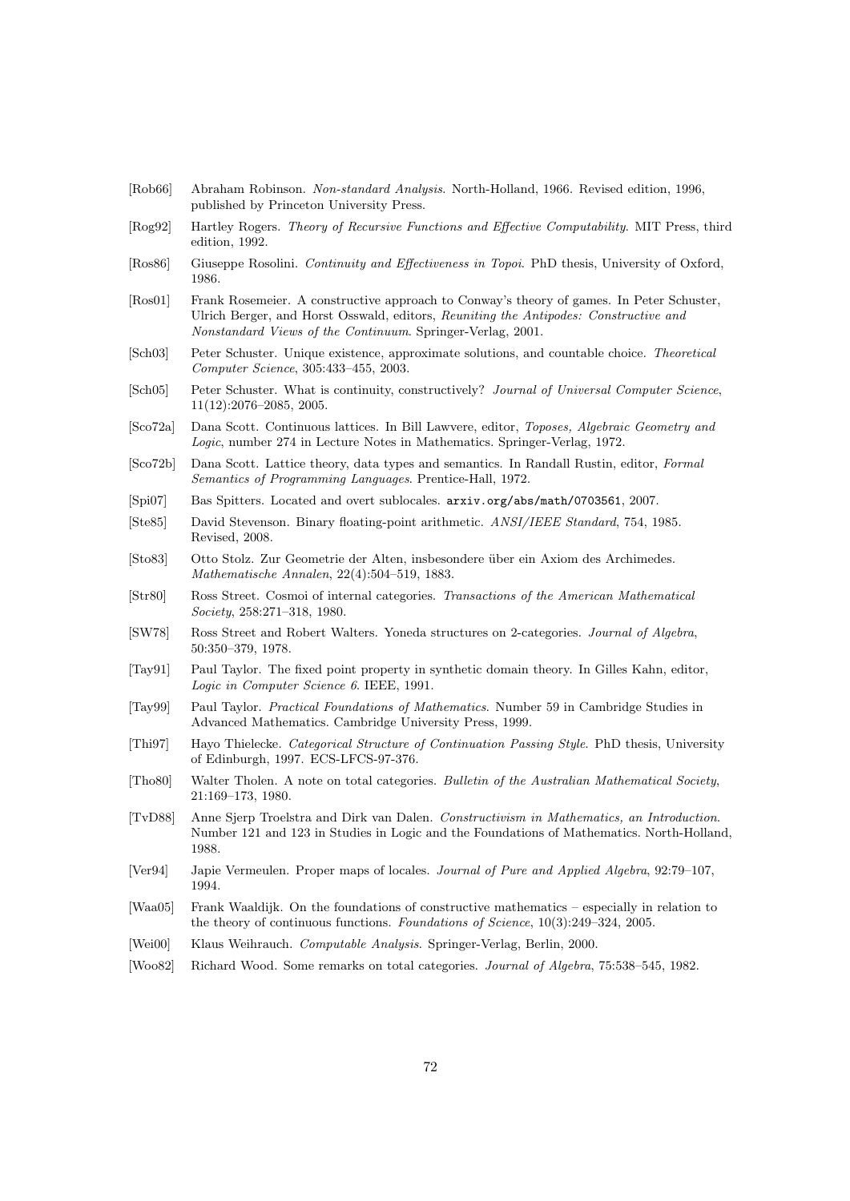[Rob66] Abraham Robinson. *Non-standard Analysis*. North-Holland, 1966. Revised edition, 1996, published by Princeton University Press.

[Rog92] Hartley Rogers. *Theory of Recursive Functions and Effective Computability*. MIT Press, third edition, 1992.

[Ros86] Giuseppe Rosolini. *Continuity and Effectiveness in Topoi*. PhD thesis, University of Oxford, 1986.

[Ros01] Frank Rosemeier. A constructive approach to Conway's theory of games. In Peter Schuster, Ulrich Berger, and Horst Osswald, editors, *Reuniting the Antipodes: Constructive and Nonstandard Views of the Continuum*. Springer-Verlag, 2001.

[Sch03] Peter Schuster. Unique existence, approximate solutions, and countable choice. *Theoretical Computer Science*, 305:433–455, 2003.

[Sch05] Peter Schuster. What is continuity, constructively? *Journal of Universal Computer Science*, 11(12):2076–2085, 2005.

[Sco72a] Dana Scott. Continuous lattices. In Bill Lawvere, editor, *Toposes, Algebraic Geometry and Logic*, number 274 in Lecture Notes in Mathematics. Springer-Verlag, 1972.

[Sco72b] Dana Scott. Lattice theory, data types and semantics. In Randall Rustin, editor, *Formal Semantics of Programming Languages*. Prentice-Hall, 1972.

[Spi07] Bas Spitters. Located and overt sublocales. `arxiv.org/abs/math/0703561`, 2007.

[Ste85] David Stevenson. Binary floating-point arithmetic. *ANSI/IEEE Standard*, 754, 1985. Revised, 2008.

[Sto83] Otto Stolz. Zur Geometrie der Alten, insbesondere über ein Axiom des Archimedes. *Mathematische Annalen*, 22(4):504–519, 1883.

[Str80] Ross Street. Cosmoi of internal categories. *Transactions of the American Mathematical Society*, 258:271–318, 1980.

[SW78] Ross Street and Robert Walters. Yoneda structures on 2-categories. *Journal of Algebra*, 50:350–379, 1978.

[Tay91] Paul Taylor. The fixed point property in synthetic domain theory. In Gilles Kahn, editor, *Logic in Computer Science 6*. IEEE, 1991.

[Tay99] Paul Taylor. *Practical Foundations of Mathematics*. Number 59 in Cambridge Studies in Advanced Mathematics. Cambridge University Press, 1999.

[Thi97] Hayo Thielecke. *Categorical Structure of Continuation Passing Style*. PhD thesis, University of Edinburgh, 1997. ECS-LFCS-97-376.

[Tho80] Walter Tholen. A note on total categories. *Bulletin of the Australian Mathematical Society*, 21:169–173, 1980.

[TvD88] Anne Sjerp Troelstra and Dirk van Dalen. *Constructivism in Mathematics, an Introduction*. Number 121 and 123 in Studies in Logic and the Foundations of Mathematics. North-Holland, 1988.

[Ver94] Japie Vermeulen. Proper maps of locales. *Journal of Pure and Applied Algebra*, 92:79–107, 1994.

[Waa05] Frank Waaldijk. On the foundations of constructive mathematics – especially in relation to the theory of continuous functions. *Foundations of Science*, 10(3):249–324, 2005.

[Wei00] Klaus Weihrauch. *Computable Analysis*. Springer-Verlag, Berlin, 2000.

[Woo82] Richard Wood. Some remarks on total categories. *Journal of Algebra*, 75:538–545, 1982.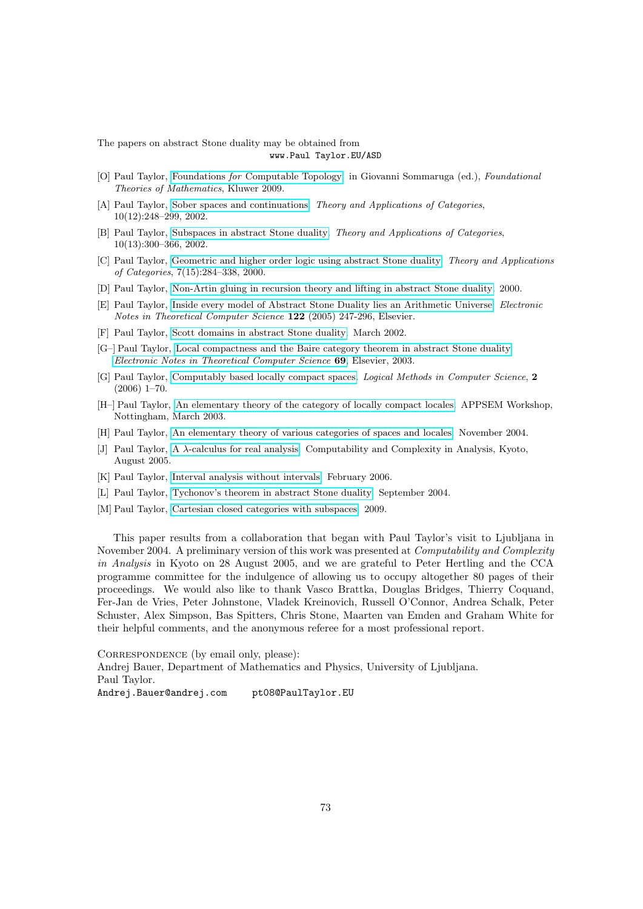The papers on abstract Stone duality may be obtained from
www.Paul Taylor.EU/ASD

[O] Paul Taylor, Foundations *for* Computable Topology. in Giovanni Sommaruga (ed.), *Foundational Theories of Mathematics*, Kluwer 2009.

[A] Paul Taylor, Sober spaces and continuations. *Theory and Applications of Categories*, 10(12):248–299, 2002.

[B] Paul Taylor, Subspaces in abstract Stone duality. *Theory and Applications of Categories*, 10(13):300–366, 2002.

[C] Paul Taylor, Geometric and higher order logic using abstract Stone duality. *Theory and Applications of Categories*, 7(15):284–338, 2000.

[D] Paul Taylor, Non-Artin gluing in recursion theory and lifting in abstract Stone duality. 2000.

[E] Paul Taylor, Inside every model of Abstract Stone Duality lies an Arithmetic Universe. *Electronic Notes in Theoretical Computer Science* **122** (2005) 247-296, Elsevier.

[F] Paul Taylor, Scott domains in abstract Stone duality. March 2002.

[G–] Paul Taylor, Local compactness and the Baire category theorem in abstract Stone duality. *Electronic Notes in Theoretical Computer Science* **69**, Elsevier, 2003.

[G] Paul Taylor, Computably based locally compact spaces. *Logical Methods in Computer Science*, **2** (2006) 1–70.

[H–] Paul Taylor, An elementary theory of the category of locally compact locales. APPSEM Workshop, Nottingham, March 2003.

[H] Paul Taylor, An elementary theory of various categories of spaces and locales. November 2004.

[J] Paul Taylor, A $\lambda$-calculus for real analysis. Computability and Complexity in Analysis, Kyoto, August 2005.

[K] Paul Taylor, Interval analysis without intervals. February 2006.

[L] Paul Taylor, Tychonov's theorem in abstract Stone duality. September 2004.

[M] Paul Taylor, Cartesian closed categories with subspaces. 2009.

This paper results from a collaboration that began with Paul Taylor's visit to Ljubljana in November 2004. A preliminary version of this work was presented at *Computability and Complexity in Analysis* in Kyoto on 28 August 2005, and we are grateful to Peter Hertling and the CCA programme committee for the indulgence of allowing us to occupy altogether 80 pages of their proceedings. We would also like to thank Vasco Brattka, Douglas Bridges, Thierry Coquand, Fer-Jan de Vries, Peter Johnstone, Vladek Kreinovich, Russell O'Connor, Andrea Schalk, Peter Schuster, Alex Simpson, Bas Spitters, Chris Stone, Maarten van Emden and Graham White for their helpful comments, and the anonymous referee for a most professional report.

Correspondence (by email only, please):
Andrej Bauer, Department of Mathematics and Physics, University of Ljubljana.
Paul Taylor.
Andrej.Bauer@andrej.com pt08@PaulTaylor.EU